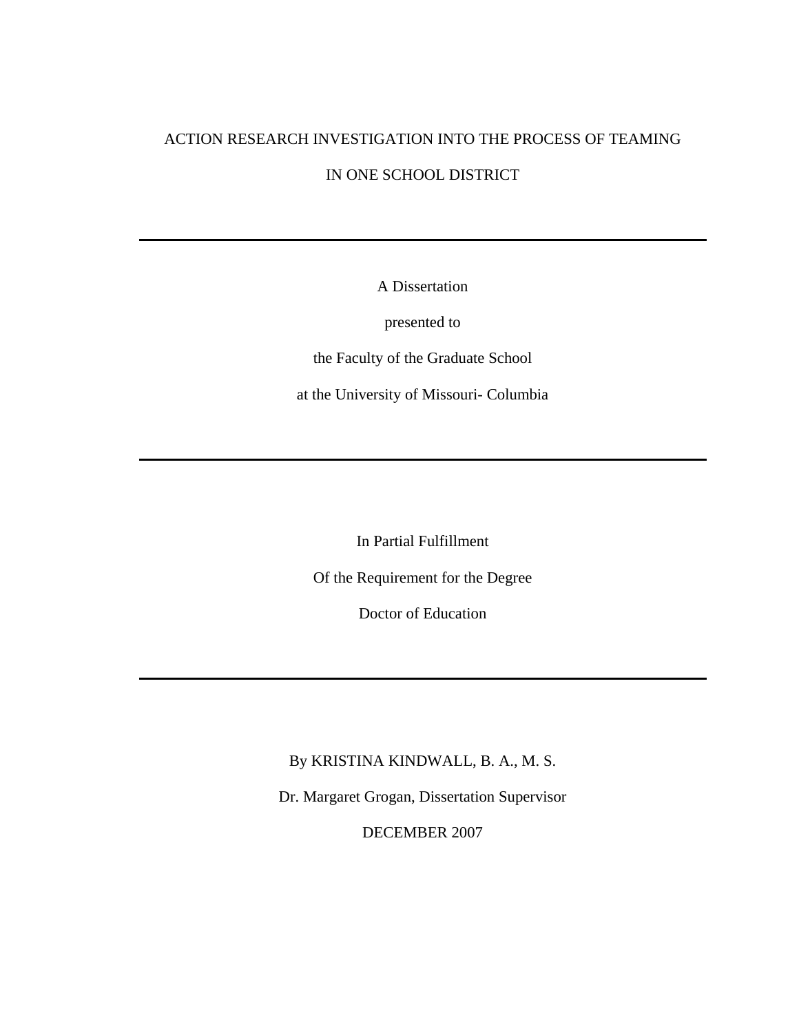# ACTION RESEARCH INVESTIGATION INTO THE PROCESS OF TEAMING IN ONE SCHOOL DISTRICT

---

A Dissertation

presented to

the Faculty of the Graduate School

at the University of Missouri- Columbia

---

In Partial Fulfillment

Of the Requirement for the Degree

Doctor of Education

---

By KRISTINA KINDWALL, B. A., M. S.

Dr. Margaret Grogan, Dissertation Supervisor

DECEMBER 2007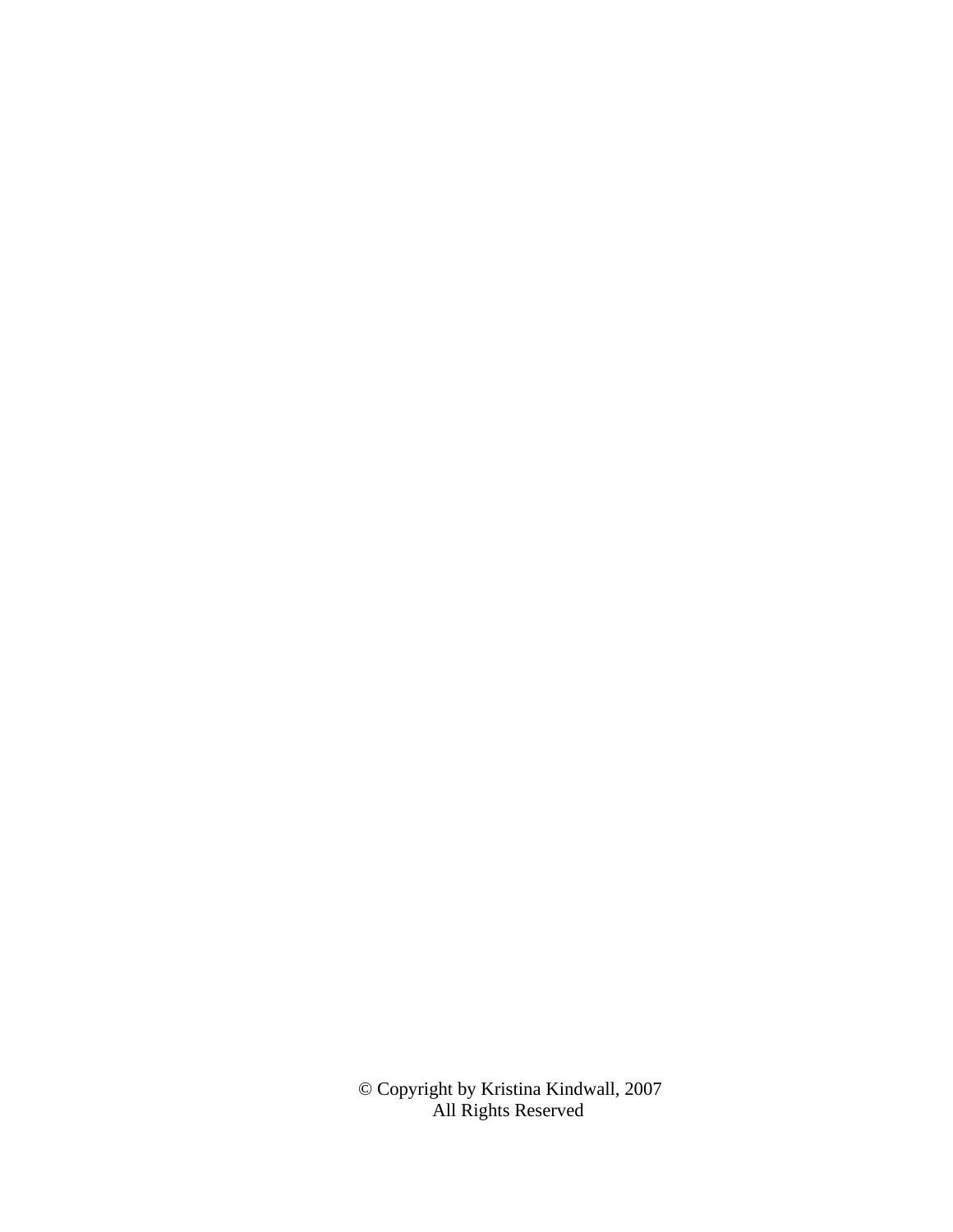© Copyright by Kristina Kindwall, 2007
All Rights Reserved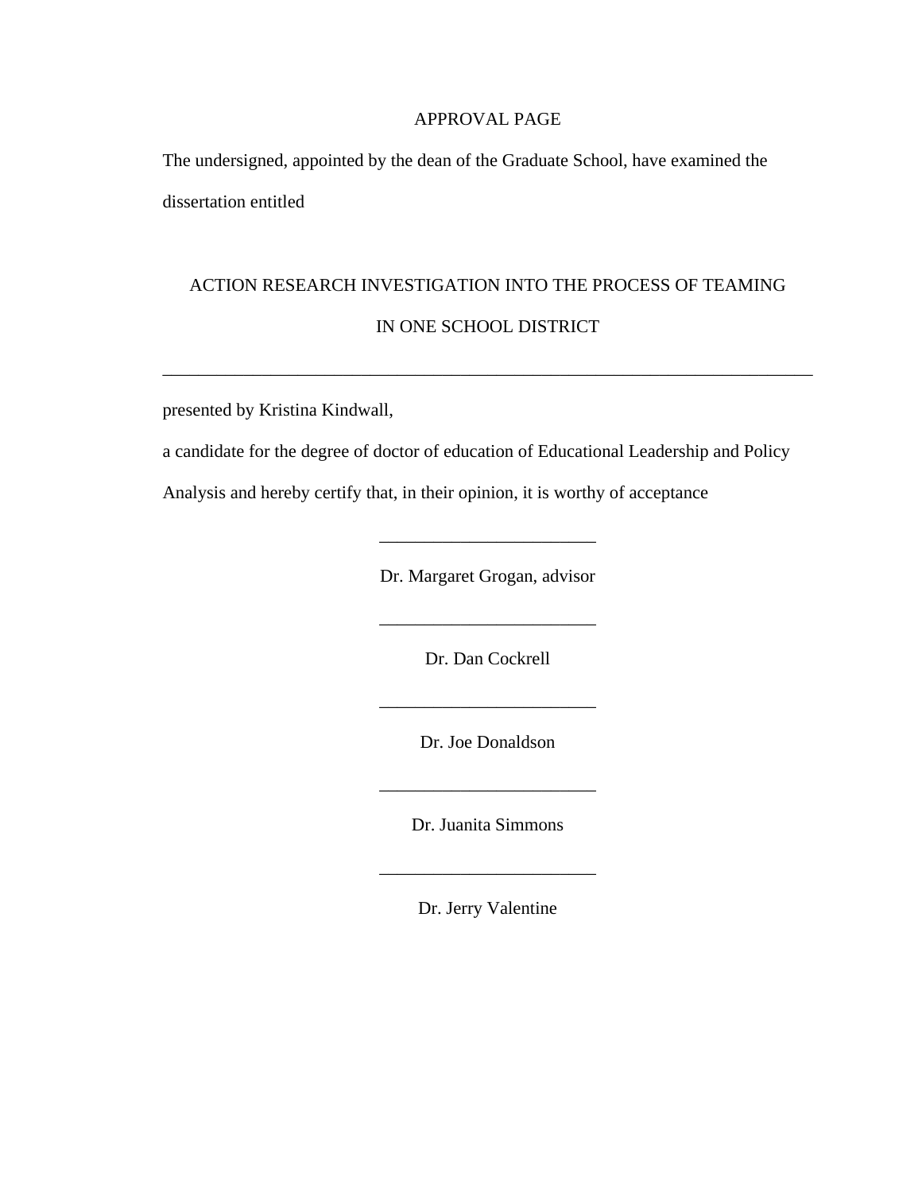# APPROVAL PAGE

The undersigned, appointed by the dean of the Graduate School, have examined the dissertation entitled

ACTION RESEARCH INVESTIGATION INTO THE PROCESS OF TEAMING IN ONE SCHOOL DISTRICT

---

presented by Kristina Kindwall,

a candidate for the degree of doctor of education of Educational Leadership and Policy Analysis and hereby certify that, in their opinion, it is worthy of acceptance

\_\_\_\_\_\_\_\_\_\_\_\_\_\_\_\_\_\_\_\_\_\_\_\_

Dr. Margaret Grogan, advisor

\_\_\_\_\_\_\_\_\_\_\_\_\_\_\_\_\_\_\_\_\_\_\_\_

Dr. Dan Cockrell

\_\_\_\_\_\_\_\_\_\_\_\_\_\_\_\_\_\_\_\_\_\_\_\_

Dr. Joe Donaldson

\_\_\_\_\_\_\_\_\_\_\_\_\_\_\_\_\_\_\_\_\_\_\_\_

Dr. Juanita Simmons

\_\_\_\_\_\_\_\_\_\_\_\_\_\_\_\_\_\_\_\_\_\_\_\_

Dr. Jerry Valentine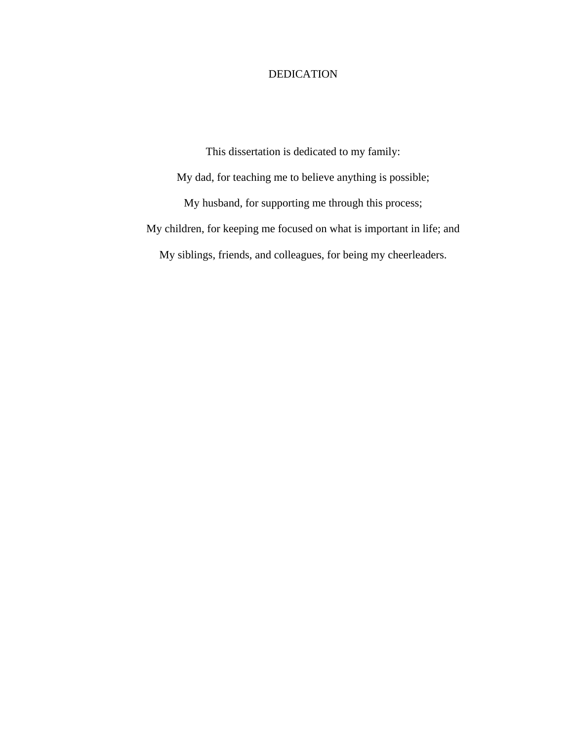# DEDICATION

This dissertation is dedicated to my family:

My dad, for teaching me to believe anything is possible;

My husband, for supporting me through this process;

My children, for keeping me focused on what is important in life; and

My siblings, friends, and colleagues, for being my cheerleaders.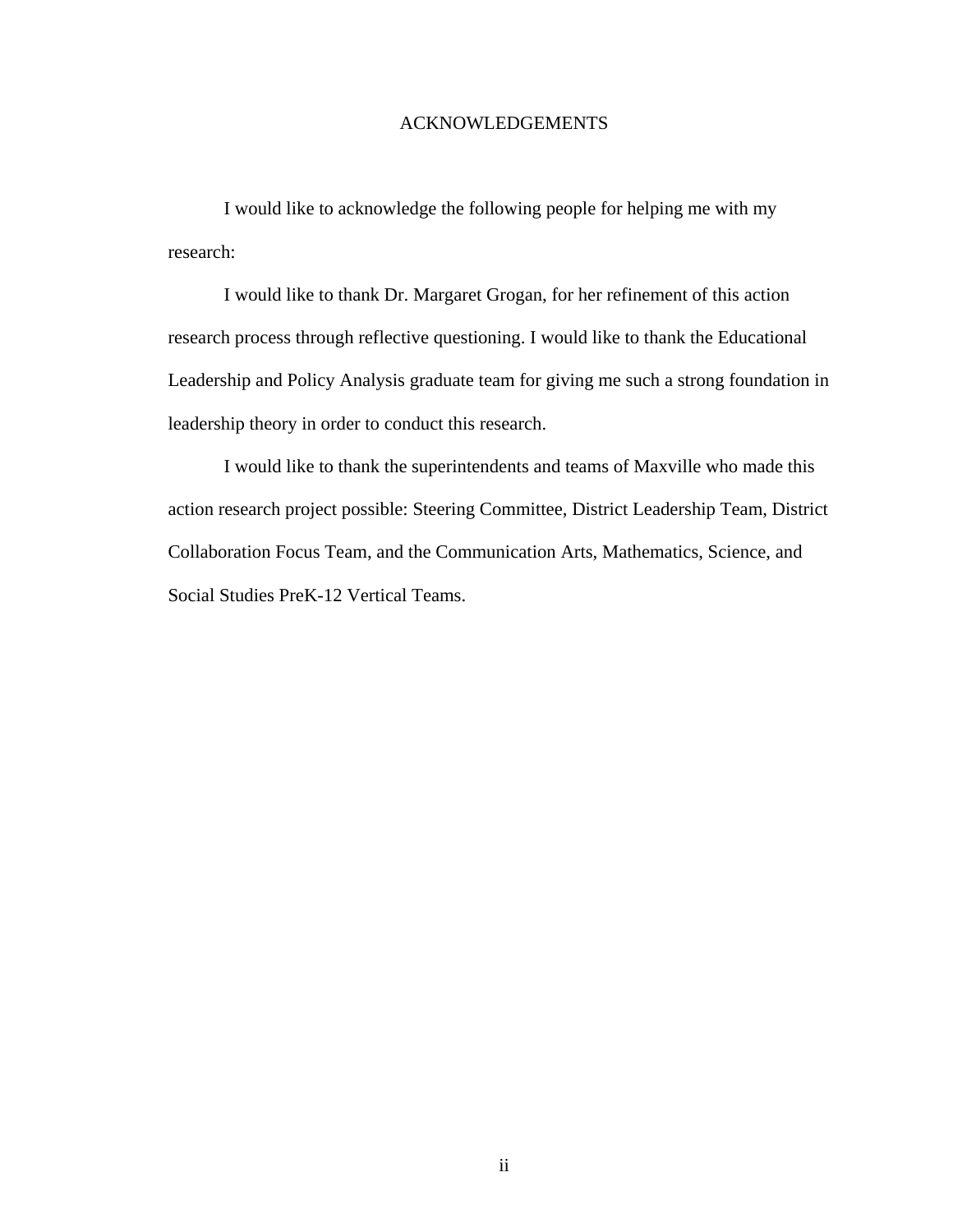# ACKNOWLEDGEMENTS

I would like to acknowledge the following people for helping me with my research:

I would like to thank Dr. Margaret Grogan, for her refinement of this action research process through reflective questioning. I would like to thank the Educational Leadership and Policy Analysis graduate team for giving me such a strong foundation in leadership theory in order to conduct this research.

I would like to thank the superintendents and teams of Maxville who made this action research project possible: Steering Committee, District Leadership Team, District Collaboration Focus Team, and the Communication Arts, Mathematics, Science, and Social Studies PreK-12 Vertical Teams.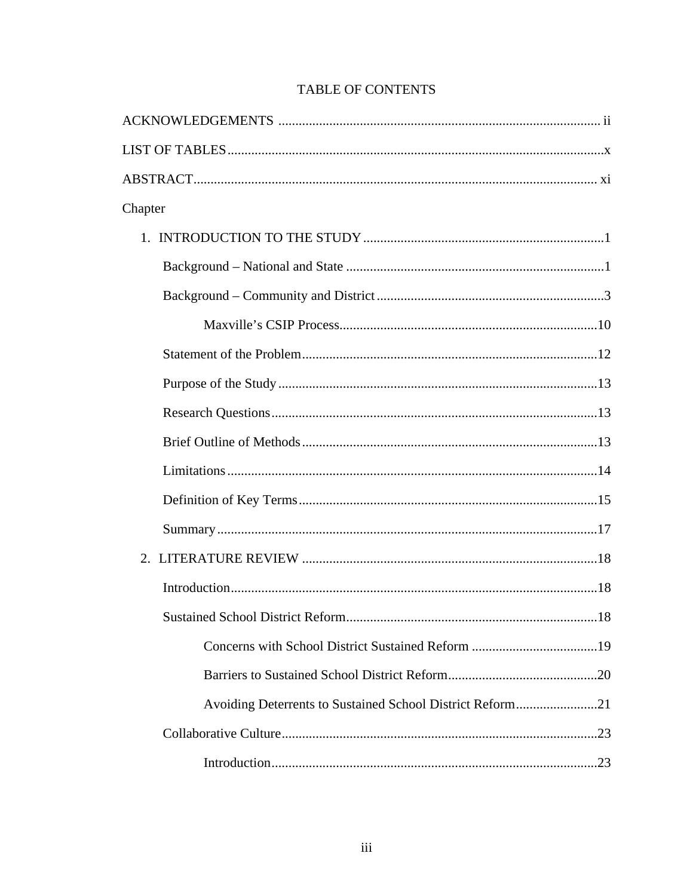# TABLE OF CONTENTS

ACKNOWLEDGEMENTS ..... ii

LIST OF TABLES ..... x

ABSTRACT ..... xi

Chapter

1. INTRODUCTION TO THE STUDY ..... 1
   - Background – National and State ..... 1
   - Background – Community and District ..... 3
     - Maxville's CSIP Process ..... 10
   - Statement of the Problem ..... 12
   - Purpose of the Study ..... 13
   - Research Questions ..... 13
   - Brief Outline of Methods ..... 13
   - Limitations ..... 14
   - Definition of Key Terms ..... 15
   - Summary ..... 17
2. LITERATURE REVIEW ..... 18
   - Introduction ..... 18
   - Sustained School District Reform ..... 18
     - Concerns with School District Sustained Reform ..... 19
     - Barriers to Sustained School District Reform ..... 20
     - Avoiding Deterrents to Sustained School District Reform ..... 21
   - Collaborative Culture ..... 23
     - Introduction ..... 23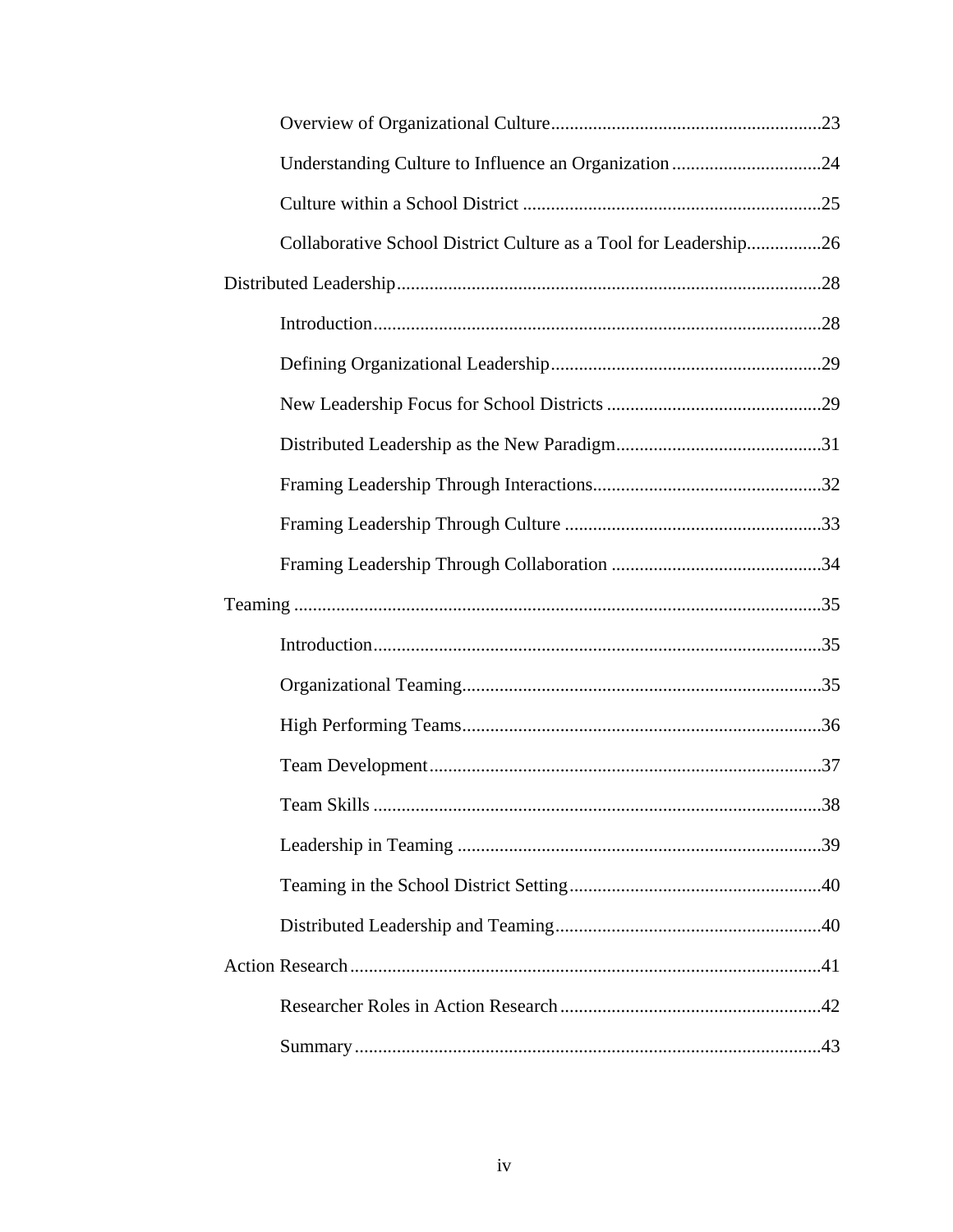Overview of Organizational Culture.........................................................23

Understanding Culture to Influence an Organization................................24

Culture within a School District ...............................................................25

Collaborative School District Culture as a Tool for Leadership................26

Distributed Leadership..........................................................................................28

Introduction...............................................................................................28

Defining Organizational Leadership.........................................................29

New Leadership Focus for School Districts .............................................29

Distributed Leadership as the New Paradigm............................................31

Framing Leadership Through Interactions................................................32

Framing Leadership Through Culture ......................................................33

Framing Leadership Through Collaboration ............................................34

Teaming ................................................................................................................35

Introduction...............................................................................................35

Organizational Teaming............................................................................35

High Performing Teams............................................................................36

Team Development...................................................................................37

Team Skills ...............................................................................................38

Leadership in Teaming .............................................................................39

Teaming in the School District Setting.....................................................40

Distributed Leadership and Teaming........................................................40

Action Research....................................................................................................41

Researcher Roles in Action Research.......................................................42

Summary...................................................................................................43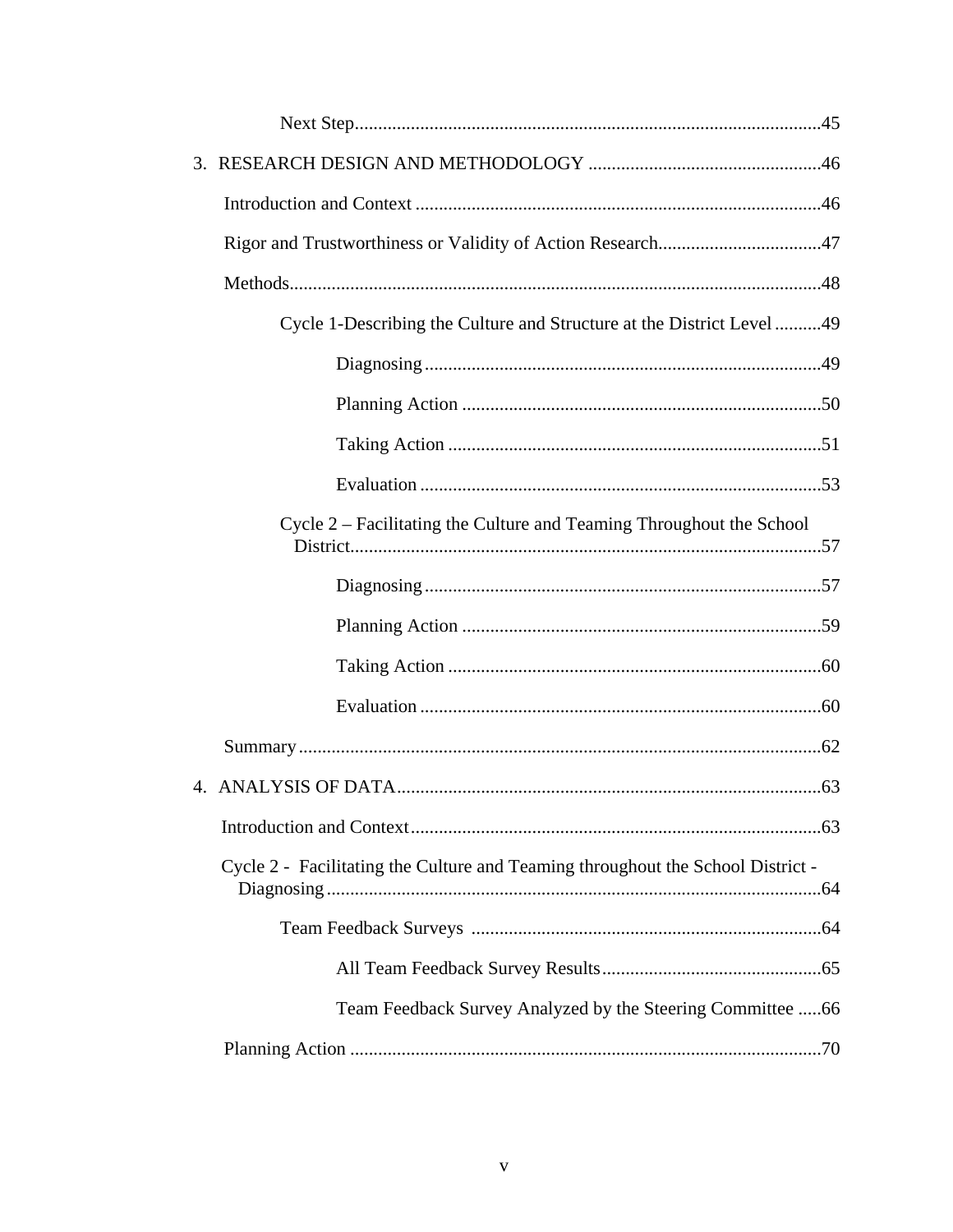Next Step ... 45

3. RESEARCH DESIGN AND METHODOLOGY ... 46

Introduction and Context ... 46

Rigor and Trustworthiness or Validity of Action Research ... 47

Methods ... 48

Cycle 1-Describing the Culture and Structure at the District Level ... 49

Diagnosing ... 49

Planning Action ... 50

Taking Action ... 51

Evaluation ... 53

Cycle 2 – Facilitating the Culture and Teaming Throughout the School District ... 57

Diagnosing ... 57

Planning Action ... 59

Taking Action ... 60

Evaluation ... 60

Summary ... 62

4. ANALYSIS OF DATA ... 63

Introduction and Context ... 63

Cycle 2 - Facilitating the Culture and Teaming throughout the School District - Diagnosing ... 64

Team Feedback Surveys ... 64

All Team Feedback Survey Results ... 65

Team Feedback Survey Analyzed by the Steering Committee ... 66

Planning Action ... 70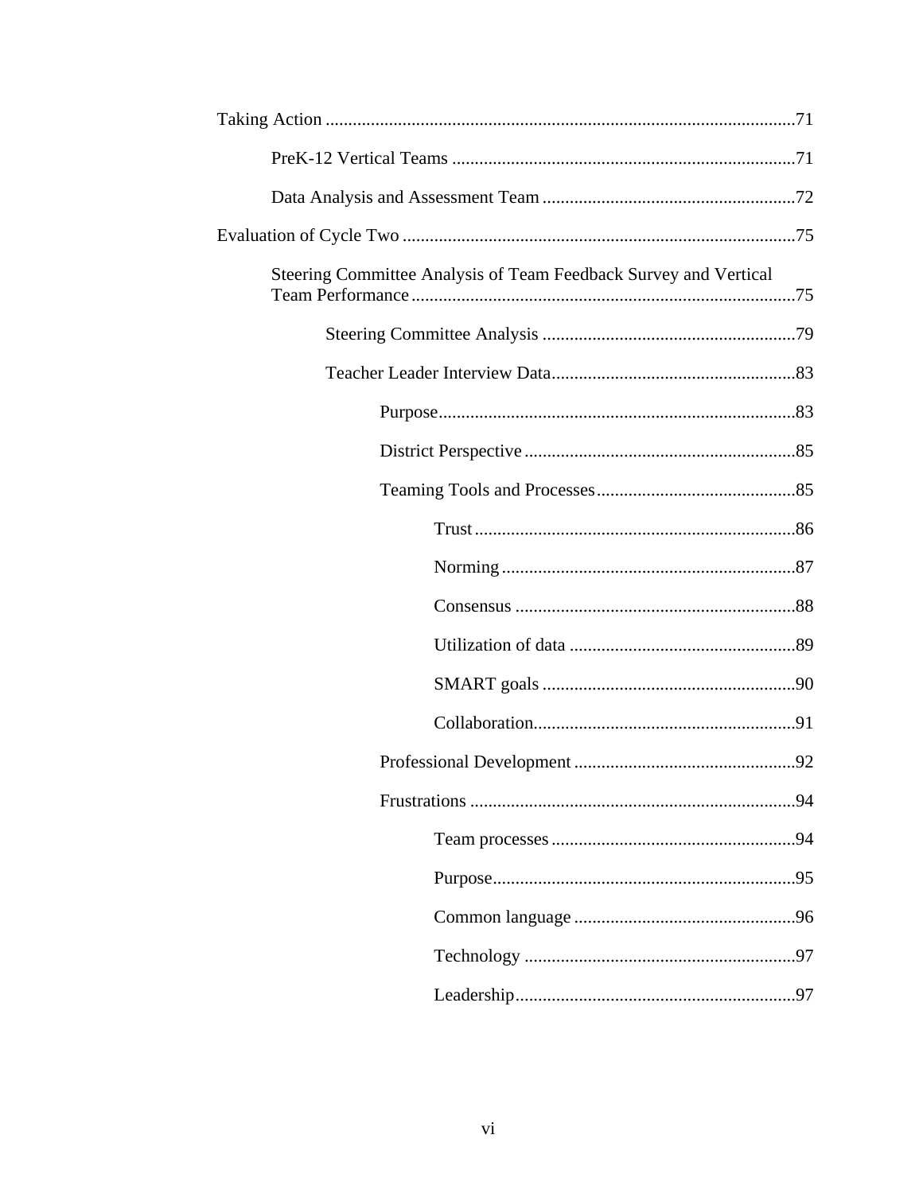Taking Action .......................................................................................................71

PreK-12 Vertical Teams ...........................................................................71

Data Analysis and Assessment Team .......................................................72

Evaluation of Cycle Two ......................................................................................75

Steering Committee Analysis of Team Feedback Survey and Vertical Team Performance ....................................................................................75

Steering Committee Analysis ........................................................79

Teacher Leader Interview Data......................................................83

Purpose..............................................................................83

District Perspective ............................................................85

Teaming Tools and Processes............................................85

Trust ......................................................................86

Norming ................................................................87

Consensus .............................................................88

Utilization of data .................................................89

SMART goals .......................................................90

Collaboration.........................................................91

Professional Development .................................................92

Frustrations ........................................................................94

Team processes ......................................................94

Purpose..................................................................95

Common language ................................................96

Technology ...........................................................97

Leadership.............................................................97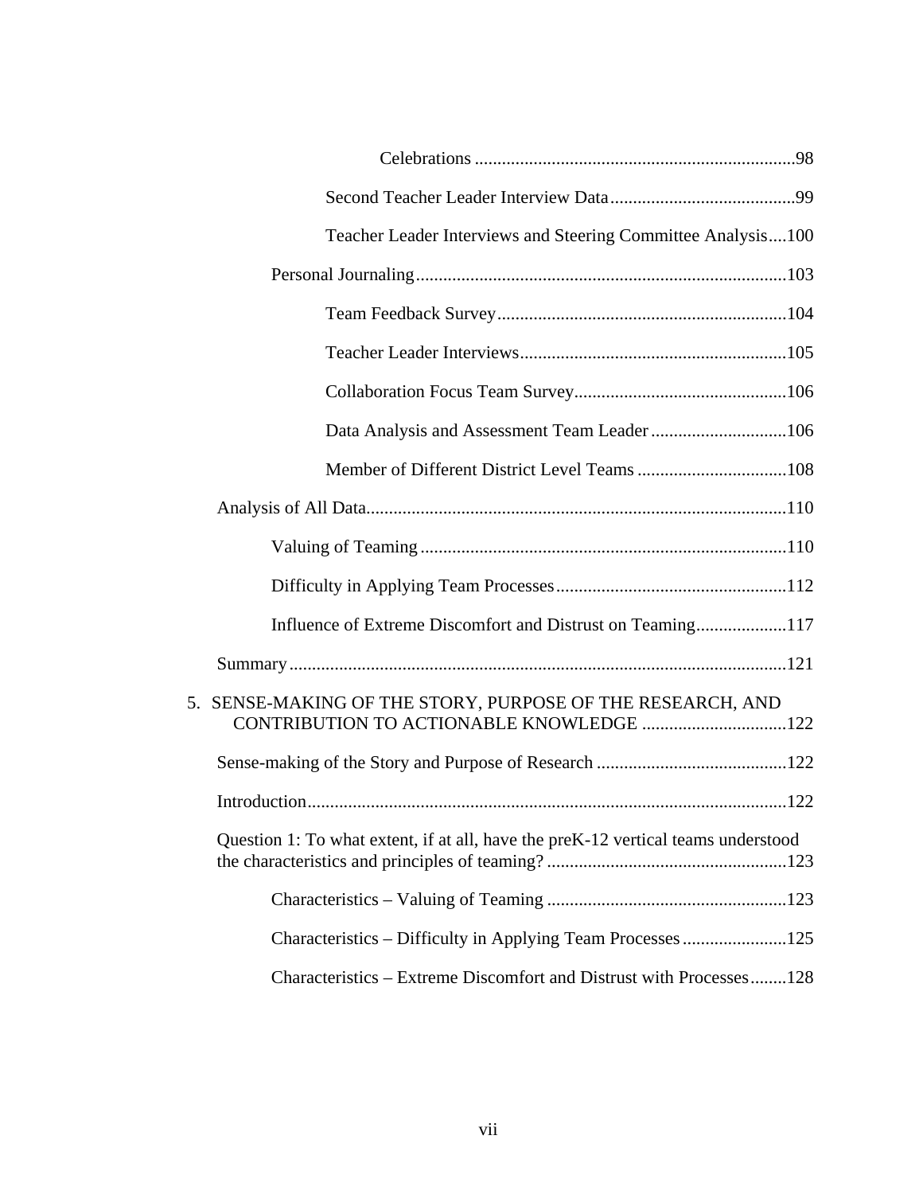Celebrations .......................................................................98

Second Teacher Leader Interview Data .........................................99

Teacher Leader Interviews and Steering Committee Analysis....100

Personal Journaling..................................................................................103

Team Feedback Survey................................................................104

Teacher Leader Interviews...........................................................105

Collaboration Focus Team Survey...............................................106

Data Analysis and Assessment Team Leader ..............................106

Member of Different District Level Teams .................................108

Analysis of All Data..............................................................................................110

Valuing of Teaming .................................................................................110

Difficulty in Applying Team Processes....................................................112

Influence of Extreme Discomfort and Distrust on Teaming....................117

Summary ..............................................................................................................121

5. SENSE-MAKING OF THE STORY, PURPOSE OF THE RESEARCH, AND CONTRIBUTION TO ACTIONABLE KNOWLEDGE ................................122

Sense-making of the Story and Purpose of Research ..........................................122

Introduction...........................................................................................................122

Question 1: To what extent, if at all, have the preK-12 vertical teams understood the characteristics and principles of teaming? .....................................................123

Characteristics – Valuing of Teaming .....................................................123

Characteristics – Difficulty in Applying Team Processes .......................125

Characteristics – Extreme Discomfort and Distrust with Processes........128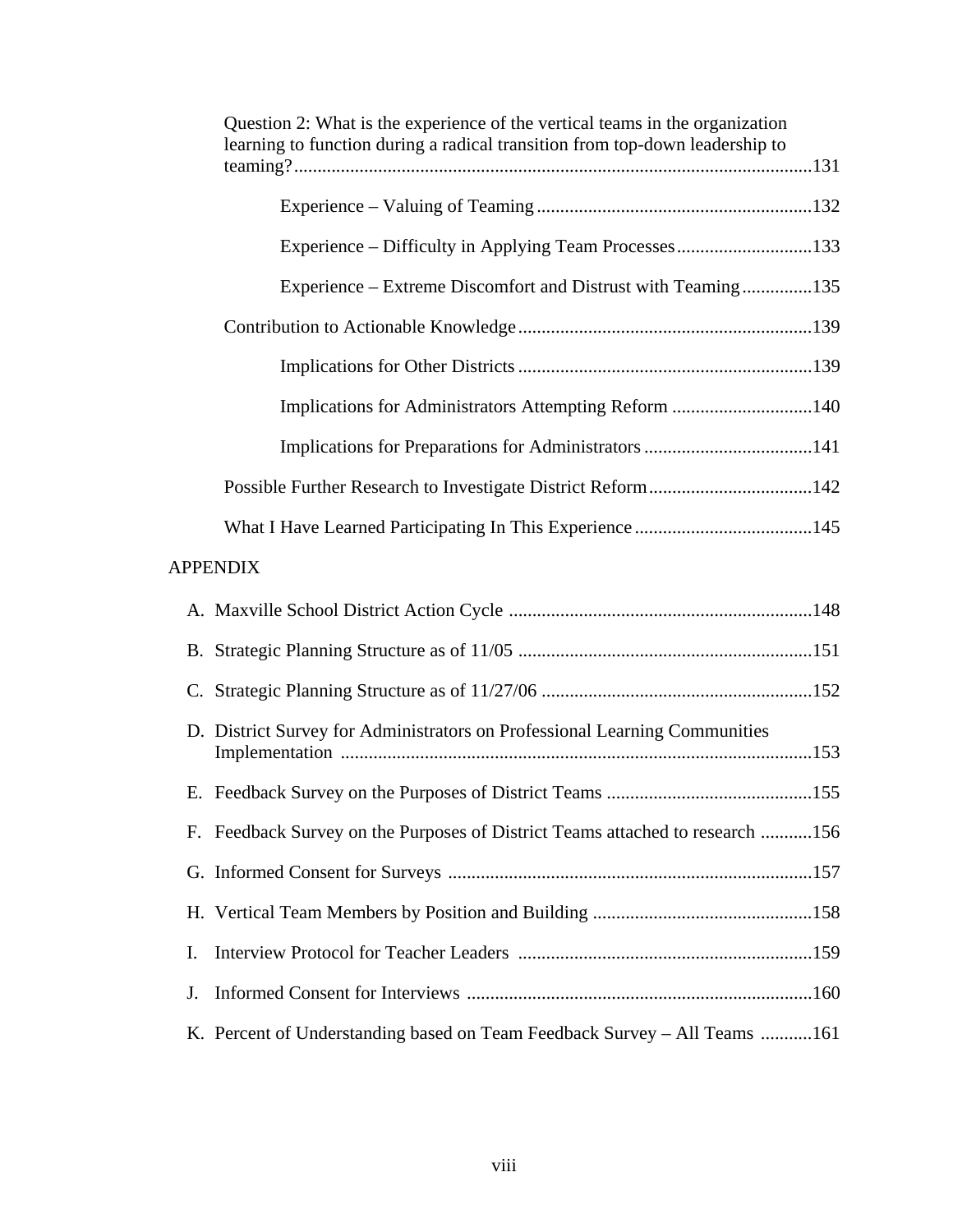Question 2: What is the experience of the vertical teams in the organization learning to function during a radical transition from top-down leadership to teaming? ....131

Experience – Valuing of Teaming ....132

Experience – Difficulty in Applying Team Processes ....133

Experience – Extreme Discomfort and Distrust with Teaming ....135

Contribution to Actionable Knowledge ....139

Implications for Other Districts ....139

Implications for Administrators Attempting Reform ....140

Implications for Preparations for Administrators ....141

Possible Further Research to Investigate District Reform ....142

What I Have Learned Participating In This Experience ....145

APPENDIX

A. Maxville School District Action Cycle ....148

B. Strategic Planning Structure as of 11/05 ....151

C. Strategic Planning Structure as of 11/27/06 ....152

D. District Survey for Administrators on Professional Learning Communities Implementation ....153

E. Feedback Survey on the Purposes of District Teams ....155

F. Feedback Survey on the Purposes of District Teams attached to research ....156

G. Informed Consent for Surveys ....157

H. Vertical Team Members by Position and Building ....158

I. Interview Protocol for Teacher Leaders ....159

J. Informed Consent for Interviews ....160

K. Percent of Understanding based on Team Feedback Survey – All Teams ....161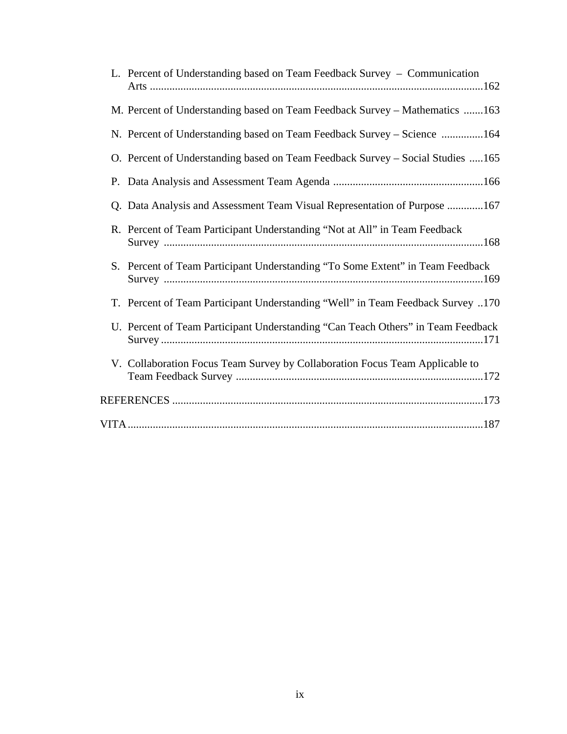L. Percent of Understanding based on Team Feedback Survey – Communication Arts ........................................................................................................................162

M. Percent of Understanding based on Team Feedback Survey – Mathematics .......163

N. Percent of Understanding based on Team Feedback Survey – Science ...............164

O. Percent of Understanding based on Team Feedback Survey – Social Studies .....165

P. Data Analysis and Assessment Team Agenda .....................................................166

Q. Data Analysis and Assessment Team Visual Representation of Purpose .............167

R. Percent of Team Participant Understanding "Not at All" in Team Feedback Survey ..................................................................................................................168

S. Percent of Team Participant Understanding "To Some Extent" in Team Feedback Survey ..................................................................................................................169

T. Percent of Team Participant Understanding "Well" in Team Feedback Survey ..170

U. Percent of Team Participant Understanding "Can Teach Others" in Team Feedback Survey ...................................................................................................................171

V. Collaboration Focus Team Survey by Collaboration Focus Team Applicable to Team Feedback Survey ........................................................................................172

REFERENCES ...............................................................................................................173

VITA ...............................................................................................................................187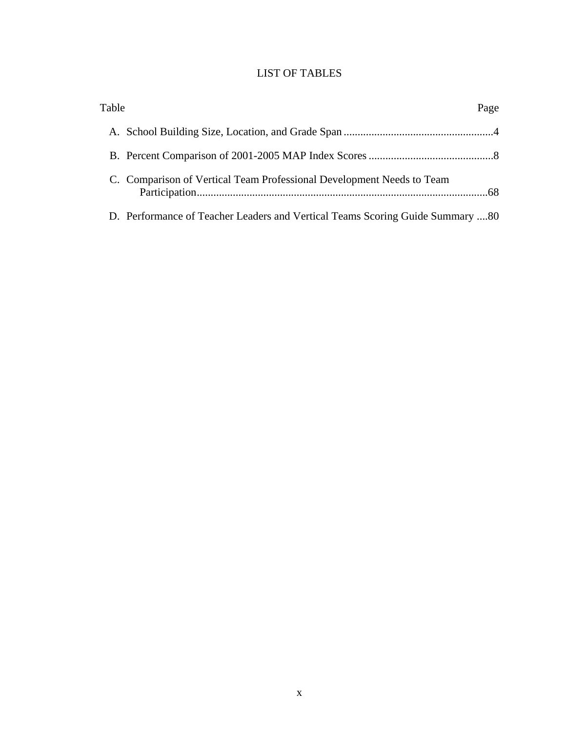# LIST OF TABLES

| Table | Page |
|---|---|
| A. School Building Size, Location, and Grade Span | 4 |
| B. Percent Comparison of 2001-2005 MAP Index Scores | 8 |
| C. Comparison of Vertical Team Professional Development Needs to Team Participation | 68 |
| D. Performance of Teacher Leaders and Vertical Teams Scoring Guide Summary | 80 |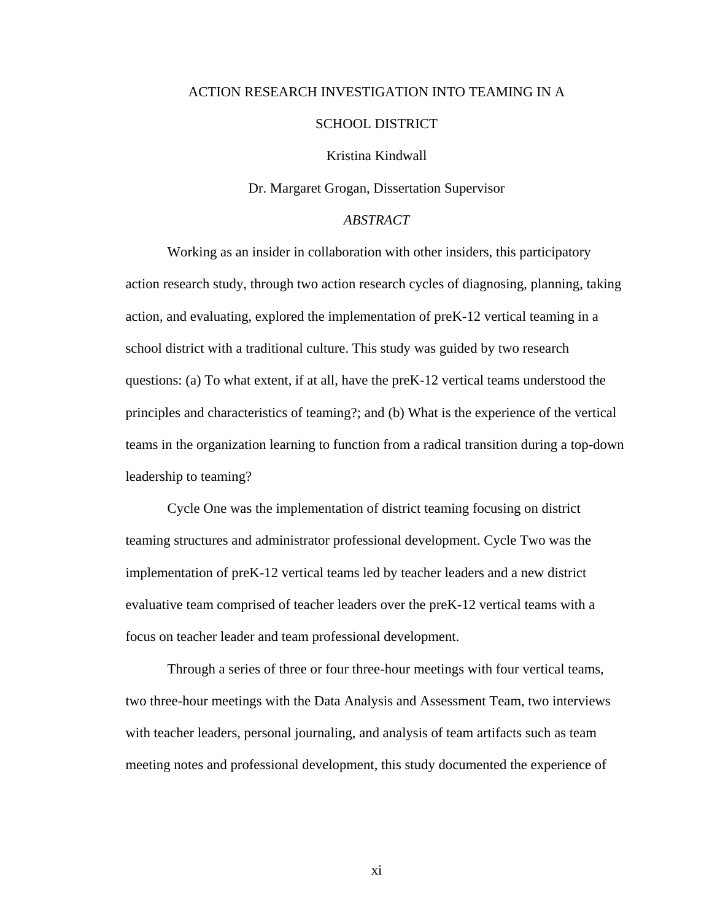ACTION RESEARCH INVESTIGATION INTO TEAMING IN A SCHOOL DISTRICT

Kristina Kindwall

Dr. Margaret Grogan, Dissertation Supervisor

*ABSTRACT*

Working as an insider in collaboration with other insiders, this participatory action research study, through two action research cycles of diagnosing, planning, taking action, and evaluating, explored the implementation of preK-12 vertical teaming in a school district with a traditional culture. This study was guided by two research questions: (a) To what extent, if at all, have the preK-12 vertical teams understood the principles and characteristics of teaming?; and (b) What is the experience of the vertical teams in the organization learning to function from a radical transition during a top-down leadership to teaming?

Cycle One was the implementation of district teaming focusing on district teaming structures and administrator professional development. Cycle Two was the implementation of preK-12 vertical teams led by teacher leaders and a new district evaluative team comprised of teacher leaders over the preK-12 vertical teams with a focus on teacher leader and team professional development.

Through a series of three or four three-hour meetings with four vertical teams, two three-hour meetings with the Data Analysis and Assessment Team, two interviews with teacher leaders, personal journaling, and analysis of team artifacts such as team meeting notes and professional development, this study documented the experience of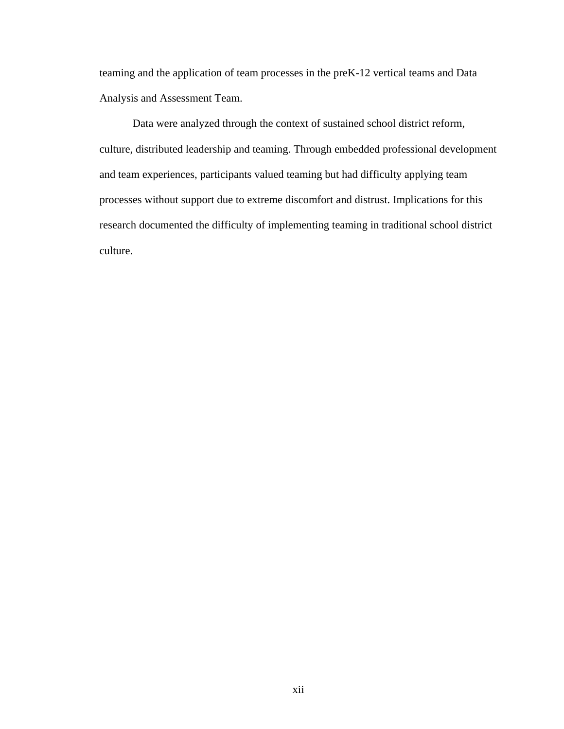teaming and the application of team processes in the preK-12 vertical teams and Data Analysis and Assessment Team.

Data were analyzed through the context of sustained school district reform, culture, distributed leadership and teaming. Through embedded professional development and team experiences, participants valued teaming but had difficulty applying team processes without support due to extreme discomfort and distrust. Implications for this research documented the difficulty of implementing teaming in traditional school district culture.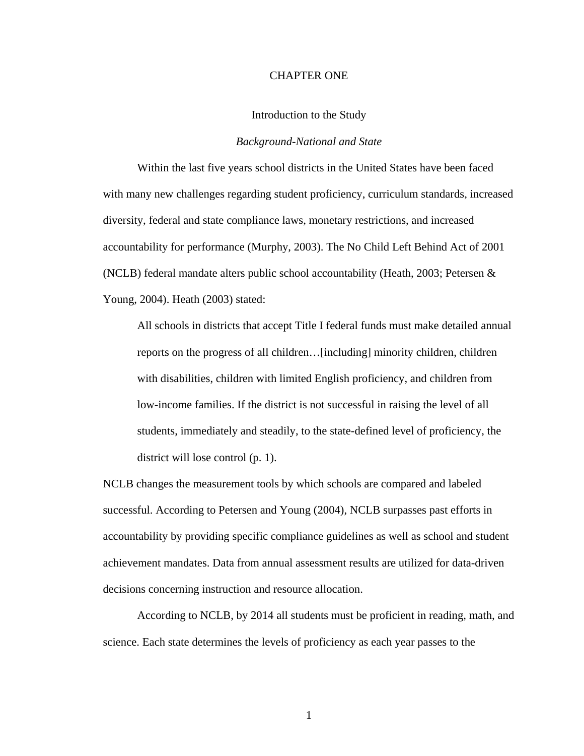# CHAPTER ONE

## Introduction to the Study

### *Background-National and State*

Within the last five years school districts in the United States have been faced with many new challenges regarding student proficiency, curriculum standards, increased diversity, federal and state compliance laws, monetary restrictions, and increased accountability for performance (Murphy, 2003). The No Child Left Behind Act of 2001 (NCLB) federal mandate alters public school accountability (Heath, 2003; Petersen & Young, 2004). Heath (2003) stated:

> All schools in districts that accept Title I federal funds must make detailed annual reports on the progress of all children…[including] minority children, children with disabilities, children with limited English proficiency, and children from low-income families. If the district is not successful in raising the level of all students, immediately and steadily, to the state-defined level of proficiency, the district will lose control (p. 1).

NCLB changes the measurement tools by which schools are compared and labeled successful. According to Petersen and Young (2004), NCLB surpasses past efforts in accountability by providing specific compliance guidelines as well as school and student achievement mandates. Data from annual assessment results are utilized for data-driven decisions concerning instruction and resource allocation.

According to NCLB, by 2014 all students must be proficient in reading, math, and science. Each state determines the levels of proficiency as each year passes to the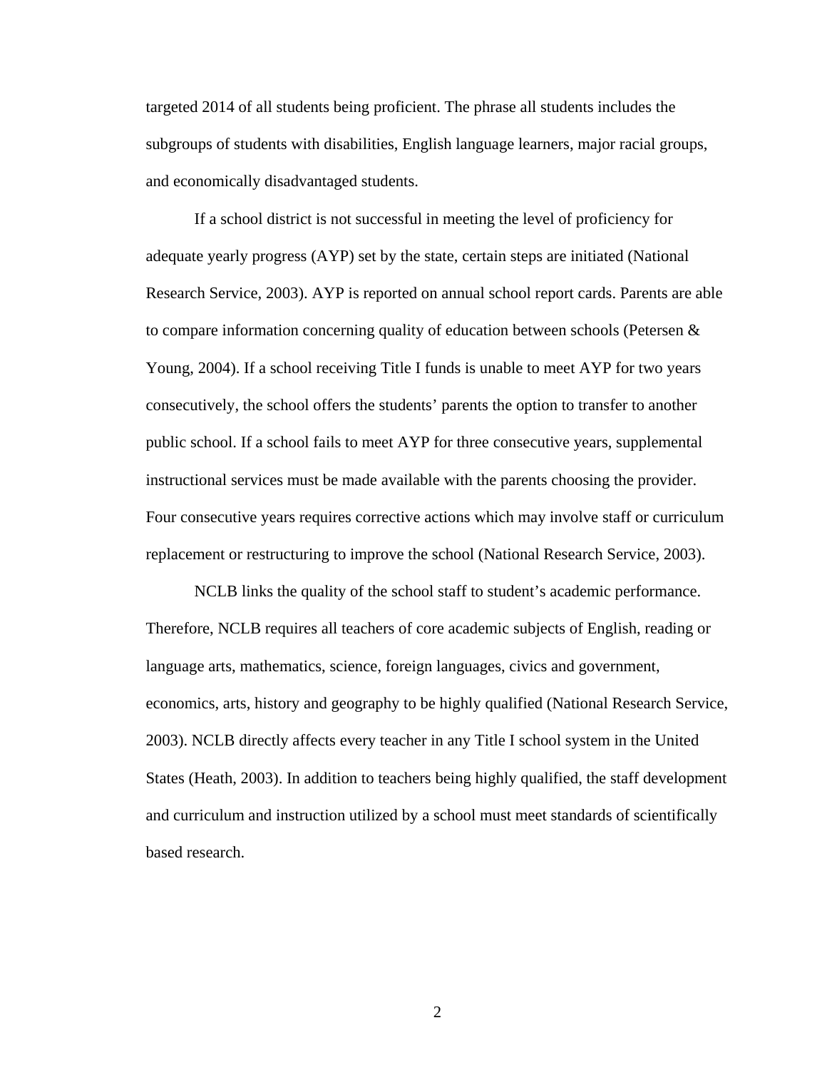targeted 2014 of all students being proficient. The phrase all students includes the subgroups of students with disabilities, English language learners, major racial groups, and economically disadvantaged students.

If a school district is not successful in meeting the level of proficiency for adequate yearly progress (AYP) set by the state, certain steps are initiated (National Research Service, 2003). AYP is reported on annual school report cards. Parents are able to compare information concerning quality of education between schools (Petersen & Young, 2004). If a school receiving Title I funds is unable to meet AYP for two years consecutively, the school offers the students' parents the option to transfer to another public school. If a school fails to meet AYP for three consecutive years, supplemental instructional services must be made available with the parents choosing the provider. Four consecutive years requires corrective actions which may involve staff or curriculum replacement or restructuring to improve the school (National Research Service, 2003).

NCLB links the quality of the school staff to student's academic performance. Therefore, NCLB requires all teachers of core academic subjects of English, reading or language arts, mathematics, science, foreign languages, civics and government, economics, arts, history and geography to be highly qualified (National Research Service, 2003). NCLB directly affects every teacher in any Title I school system in the United States (Heath, 2003). In addition to teachers being highly qualified, the staff development and curriculum and instruction utilized by a school must meet standards of scientifically based research.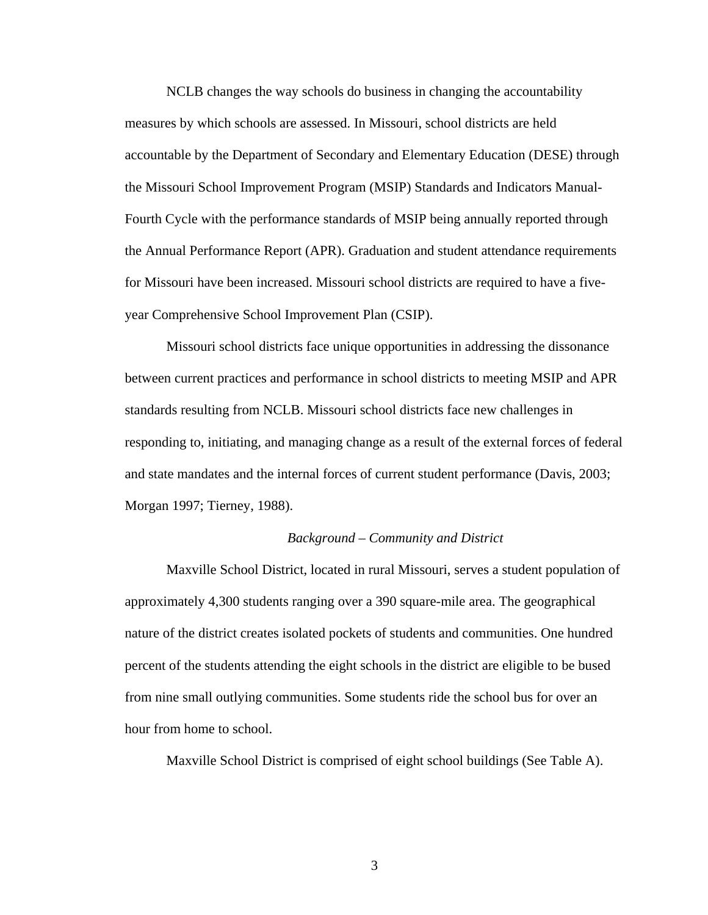NCLB changes the way schools do business in changing the accountability measures by which schools are assessed. In Missouri, school districts are held accountable by the Department of Secondary and Elementary Education (DESE) through the Missouri School Improvement Program (MSIP) Standards and Indicators Manual-Fourth Cycle with the performance standards of MSIP being annually reported through the Annual Performance Report (APR). Graduation and student attendance requirements for Missouri have been increased. Missouri school districts are required to have a five-year Comprehensive School Improvement Plan (CSIP).

Missouri school districts face unique opportunities in addressing the dissonance between current practices and performance in school districts to meeting MSIP and APR standards resulting from NCLB. Missouri school districts face new challenges in responding to, initiating, and managing change as a result of the external forces of federal and state mandates and the internal forces of current student performance (Davis, 2003; Morgan 1997; Tierney, 1988).

### *Background – Community and District*

Maxville School District, located in rural Missouri, serves a student population of approximately 4,300 students ranging over a 390 square-mile area. The geographical nature of the district creates isolated pockets of students and communities. One hundred percent of the students attending the eight schools in the district are eligible to be bused from nine small outlying communities. Some students ride the school bus for over an hour from home to school.

Maxville School District is comprised of eight school buildings (See Table A).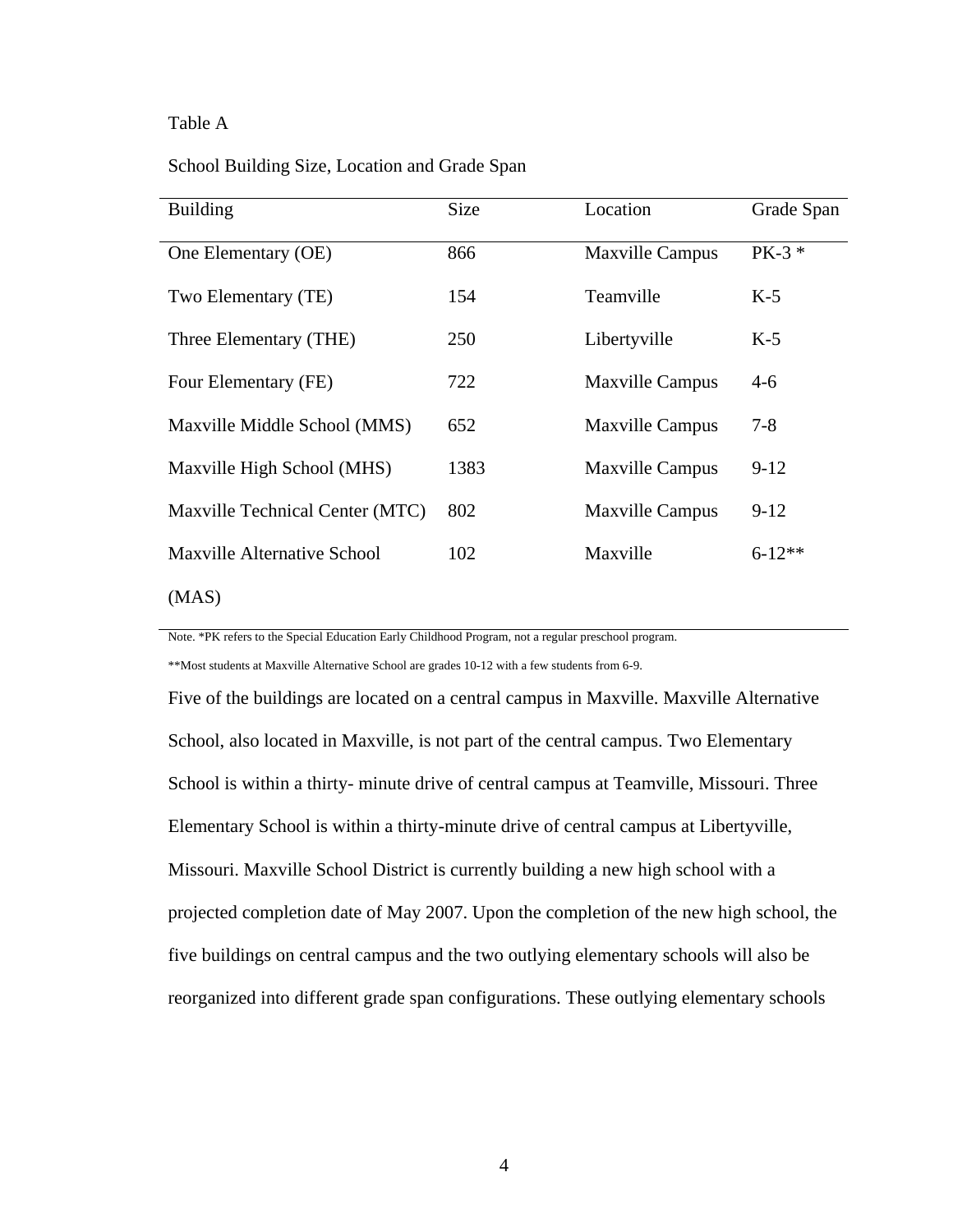Table A

School Building Size, Location and Grade Span

| Building | Size | Location | Grade Span |
|---|---|---|---|
| One Elementary (OE) | 866 | Maxville Campus | PK-3 * |
| Two Elementary (TE) | 154 | Teamville | K-5 |
| Three Elementary (THE) | 250 | Libertyville | K-5 |
| Four Elementary (FE) | 722 | Maxville Campus | 4-6 |
| Maxville Middle School (MMS) | 652 | Maxville Campus | 7-8 |
| Maxville High School (MHS) | 1383 | Maxville Campus | 9-12 |
| Maxville Technical Center (MTC) | 802 | Maxville Campus | 9-12 |
| Maxville Alternative School (MAS) | 102 | Maxville | 6-12** |

Note. *PK refers to the Special Education Early Childhood Program, not a regular preschool program.

**Most students at Maxville Alternative School are grades 10-12 with a few students from 6-9.

Five of the buildings are located on a central campus in Maxville. Maxville Alternative School, also located in Maxville, is not part of the central campus. Two Elementary School is within a thirty- minute drive of central campus at Teamville, Missouri. Three Elementary School is within a thirty-minute drive of central campus at Libertyville, Missouri. Maxville School District is currently building a new high school with a projected completion date of May 2007. Upon the completion of the new high school, the five buildings on central campus and the two outlying elementary schools will also be reorganized into different grade span configurations. These outlying elementary schools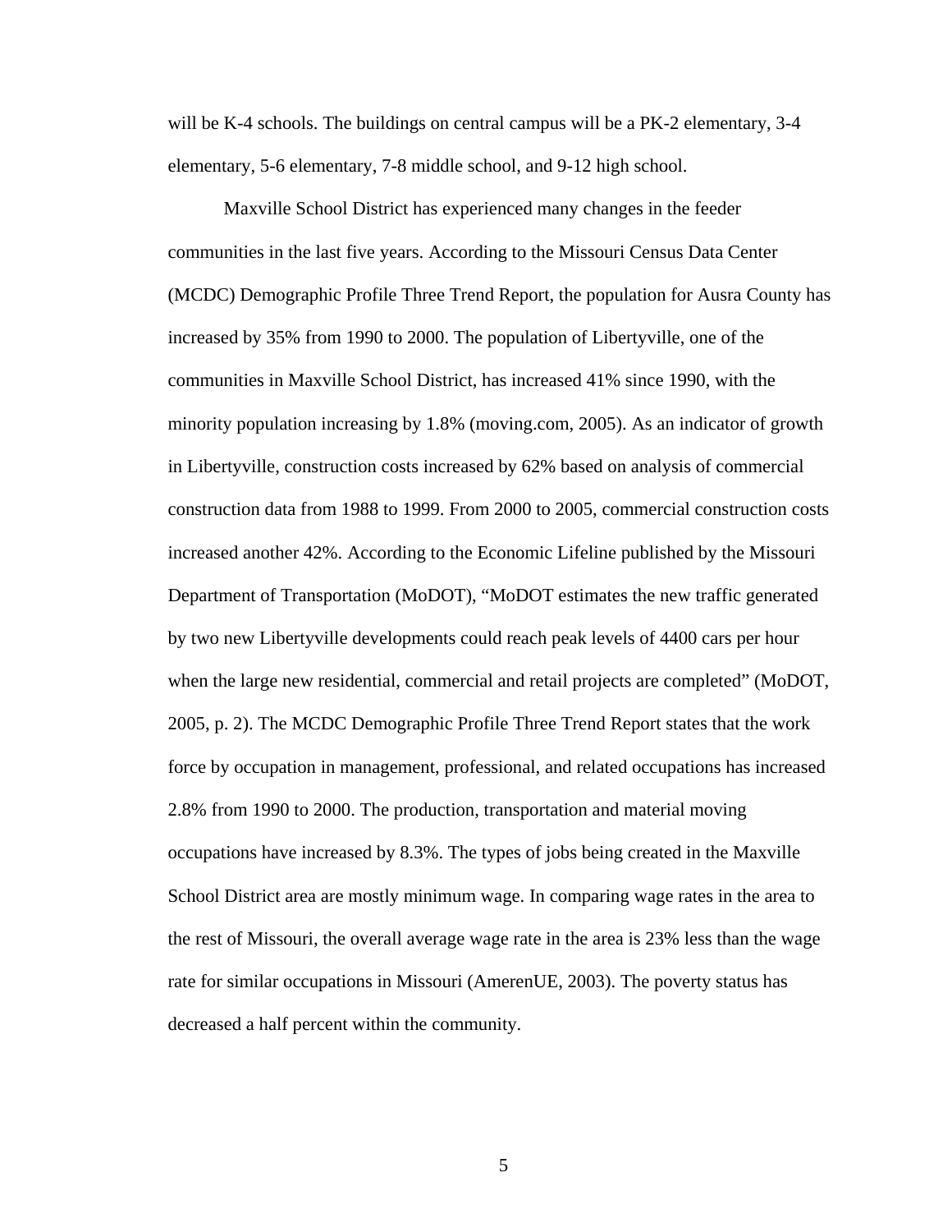will be K-4 schools. The buildings on central campus will be a PK-2 elementary, 3-4 elementary, 5-6 elementary, 7-8 middle school, and 9-12 high school.

Maxville School District has experienced many changes in the feeder communities in the last five years. According to the Missouri Census Data Center (MCDC) Demographic Profile Three Trend Report, the population for Ausra County has increased by 35% from 1990 to 2000. The population of Libertyville, one of the communities in Maxville School District, has increased 41% since 1990, with the minority population increasing by 1.8% (moving.com, 2005). As an indicator of growth in Libertyville, construction costs increased by 62% based on analysis of commercial construction data from 1988 to 1999. From 2000 to 2005, commercial construction costs increased another 42%. According to the Economic Lifeline published by the Missouri Department of Transportation (MoDOT), "MoDOT estimates the new traffic generated by two new Libertyville developments could reach peak levels of 4400 cars per hour when the large new residential, commercial and retail projects are completed" (MoDOT, 2005, p. 2). The MCDC Demographic Profile Three Trend Report states that the work force by occupation in management, professional, and related occupations has increased 2.8% from 1990 to 2000. The production, transportation and material moving occupations have increased by 8.3%. The types of jobs being created in the Maxville School District area are mostly minimum wage. In comparing wage rates in the area to the rest of Missouri, the overall average wage rate in the area is 23% less than the wage rate for similar occupations in Missouri (AmerenUE, 2003). The poverty status has decreased a half percent within the community.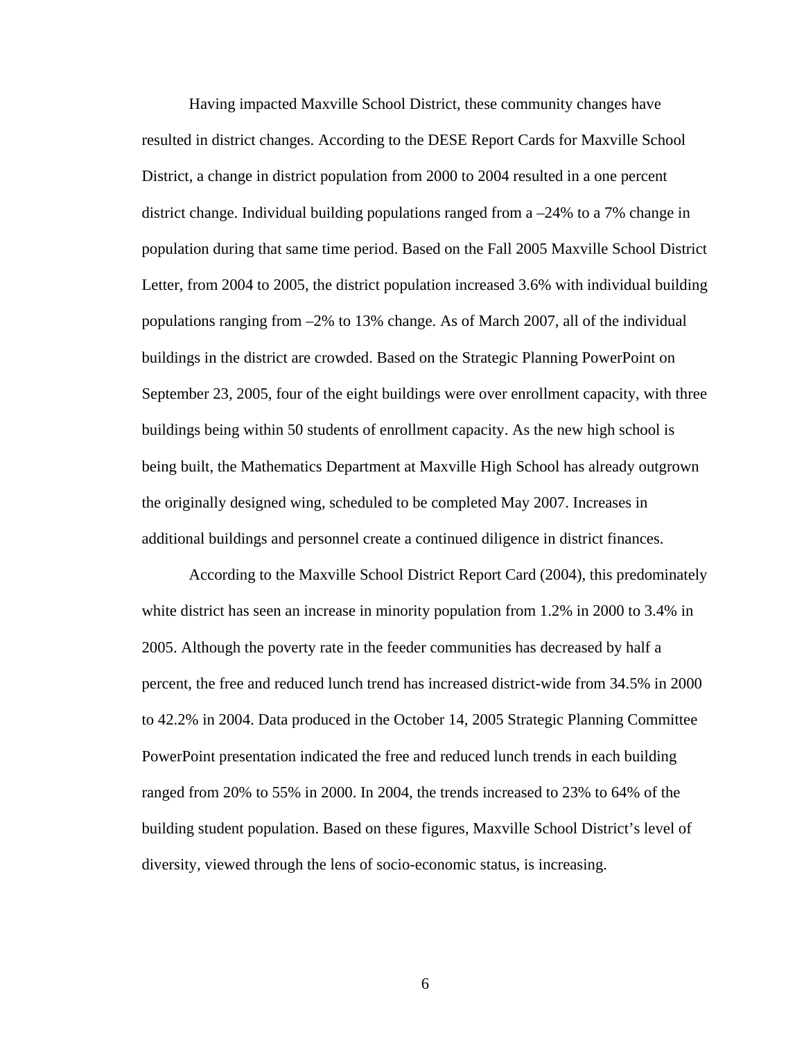Having impacted Maxville School District, these community changes have resulted in district changes. According to the DESE Report Cards for Maxville School District, a change in district population from 2000 to 2004 resulted in a one percent district change. Individual building populations ranged from a –24% to a 7% change in population during that same time period. Based on the Fall 2005 Maxville School District Letter, from 2004 to 2005, the district population increased 3.6% with individual building populations ranging from –2% to 13% change. As of March 2007, all of the individual buildings in the district are crowded. Based on the Strategic Planning PowerPoint on September 23, 2005, four of the eight buildings were over enrollment capacity, with three buildings being within 50 students of enrollment capacity. As the new high school is being built, the Mathematics Department at Maxville High School has already outgrown the originally designed wing, scheduled to be completed May 2007. Increases in additional buildings and personnel create a continued diligence in district finances.

According to the Maxville School District Report Card (2004), this predominately white district has seen an increase in minority population from 1.2% in 2000 to 3.4% in 2005. Although the poverty rate in the feeder communities has decreased by half a percent, the free and reduced lunch trend has increased district-wide from 34.5% in 2000 to 42.2% in 2004. Data produced in the October 14, 2005 Strategic Planning Committee PowerPoint presentation indicated the free and reduced lunch trends in each building ranged from 20% to 55% in 2000. In 2004, the trends increased to 23% to 64% of the building student population. Based on these figures, Maxville School District's level of diversity, viewed through the lens of socio-economic status, is increasing.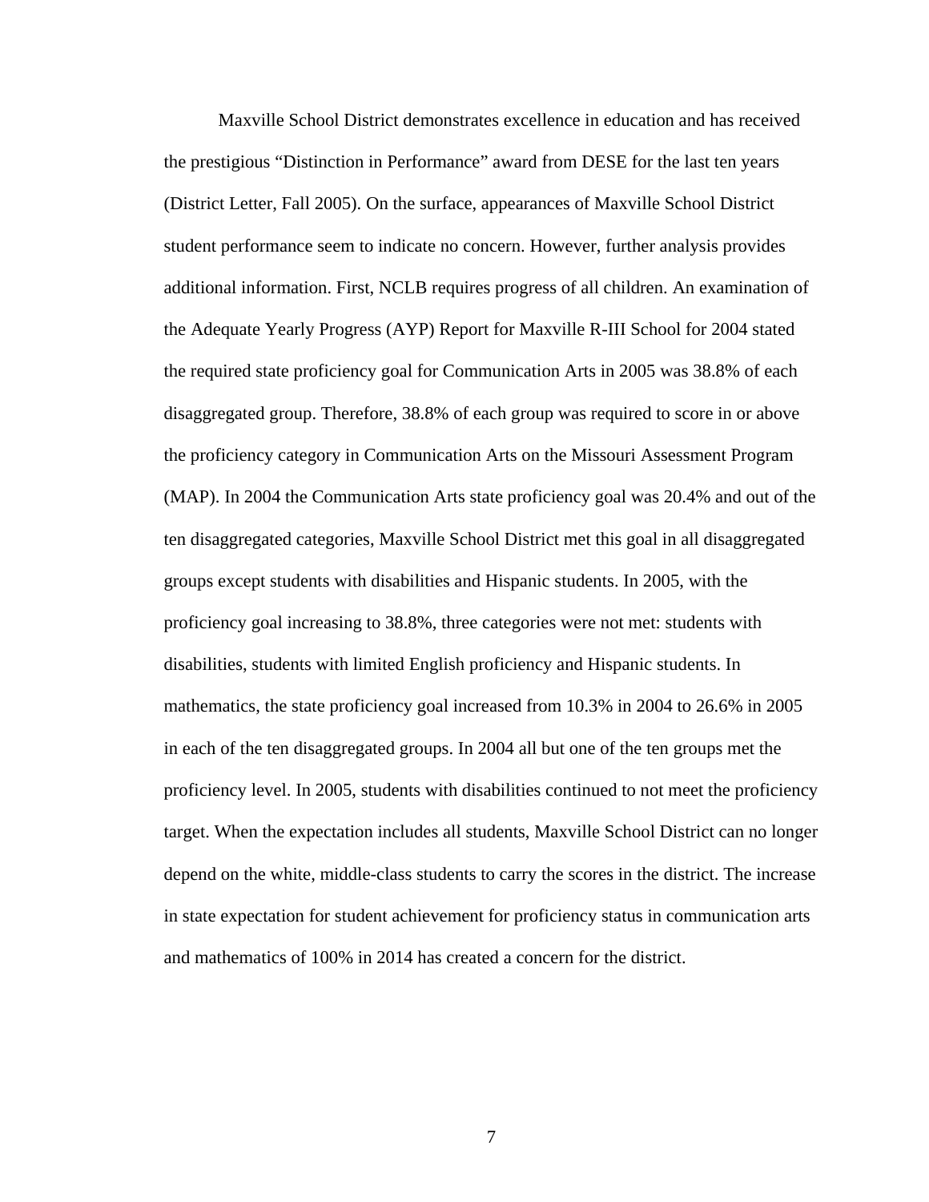Maxville School District demonstrates excellence in education and has received the prestigious "Distinction in Performance" award from DESE for the last ten years (District Letter, Fall 2005). On the surface, appearances of Maxville School District student performance seem to indicate no concern. However, further analysis provides additional information. First, NCLB requires progress of all children. An examination of the Adequate Yearly Progress (AYP) Report for Maxville R-III School for 2004 stated the required state proficiency goal for Communication Arts in 2005 was 38.8% of each disaggregated group. Therefore, 38.8% of each group was required to score in or above the proficiency category in Communication Arts on the Missouri Assessment Program (MAP). In 2004 the Communication Arts state proficiency goal was 20.4% and out of the ten disaggregated categories, Maxville School District met this goal in all disaggregated groups except students with disabilities and Hispanic students. In 2005, with the proficiency goal increasing to 38.8%, three categories were not met: students with disabilities, students with limited English proficiency and Hispanic students. In mathematics, the state proficiency goal increased from 10.3% in 2004 to 26.6% in 2005 in each of the ten disaggregated groups. In 2004 all but one of the ten groups met the proficiency level. In 2005, students with disabilities continued to not meet the proficiency target. When the expectation includes all students, Maxville School District can no longer depend on the white, middle-class students to carry the scores in the district. The increase in state expectation for student achievement for proficiency status in communication arts and mathematics of 100% in 2014 has created a concern for the district.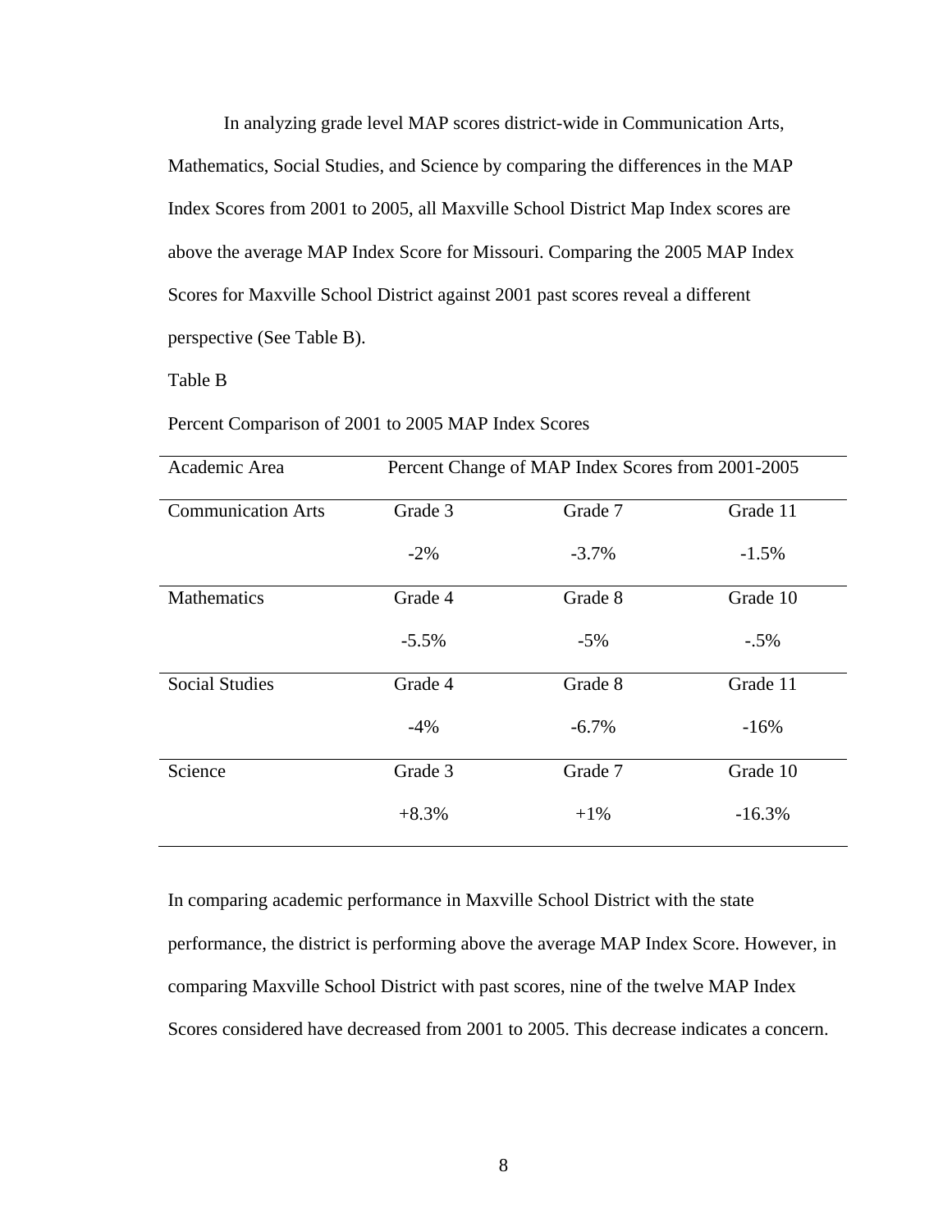In analyzing grade level MAP scores district-wide in Communication Arts, Mathematics, Social Studies, and Science by comparing the differences in the MAP Index Scores from 2001 to 2005, all Maxville School District Map Index scores are above the average MAP Index Score for Missouri. Comparing the 2005 MAP Index Scores for Maxville School District against 2001 past scores reveal a different perspective (See Table B).

Table B

Percent Comparison of 2001 to 2005 MAP Index Scores

| Academic Area | Percent Change of MAP Index Scores from 2001-2005 | | |
|---|---|---|---|
| Communication Arts | Grade 3 | Grade 7 | Grade 11 |
| | -2% | -3.7% | -1.5% |
| Mathematics | Grade 4 | Grade 8 | Grade 10 |
| | -5.5% | -5% | -.5% |
| Social Studies | Grade 4 | Grade 8 | Grade 11 |
| | -4% | -6.7% | -16% |
| Science | Grade 3 | Grade 7 | Grade 10 |
| | +8.3% | +1% | -16.3% |

In comparing academic performance in Maxville School District with the state performance, the district is performing above the average MAP Index Score. However, in comparing Maxville School District with past scores, nine of the twelve MAP Index Scores considered have decreased from 2001 to 2005. This decrease indicates a concern.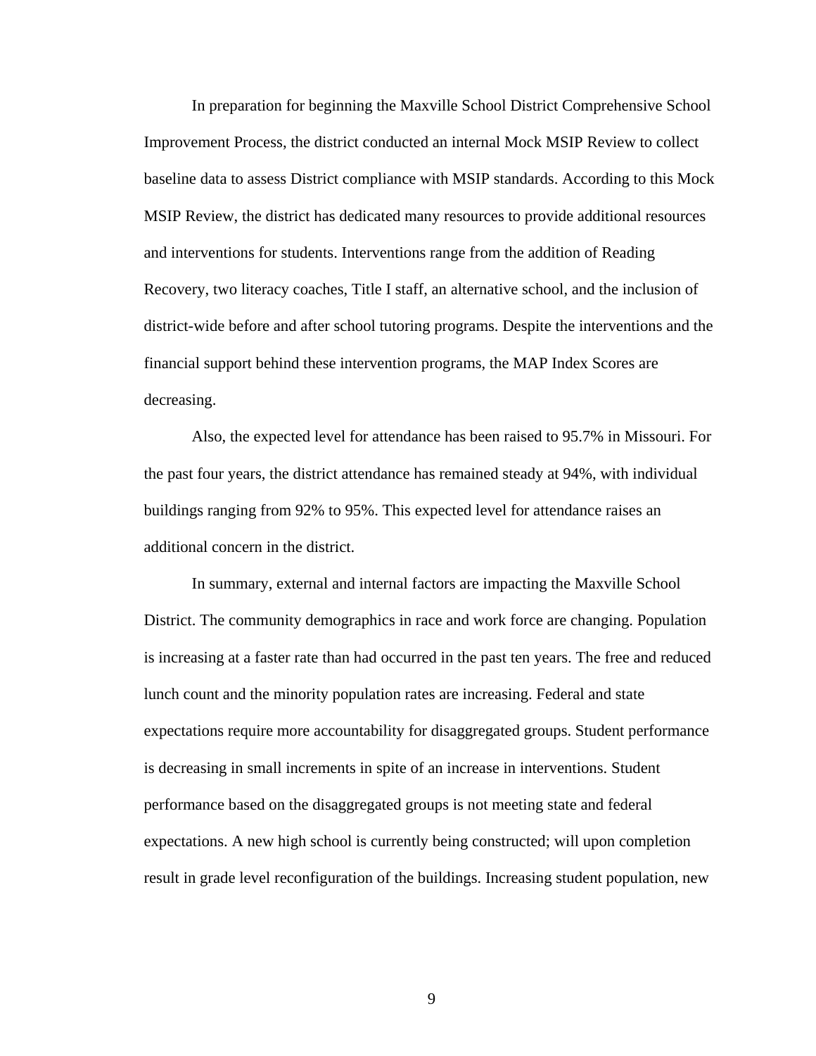In preparation for beginning the Maxville School District Comprehensive School Improvement Process, the district conducted an internal Mock MSIP Review to collect baseline data to assess District compliance with MSIP standards. According to this Mock MSIP Review, the district has dedicated many resources to provide additional resources and interventions for students. Interventions range from the addition of Reading Recovery, two literacy coaches, Title I staff, an alternative school, and the inclusion of district-wide before and after school tutoring programs. Despite the interventions and the financial support behind these intervention programs, the MAP Index Scores are decreasing.

Also, the expected level for attendance has been raised to 95.7% in Missouri. For the past four years, the district attendance has remained steady at 94%, with individual buildings ranging from 92% to 95%. This expected level for attendance raises an additional concern in the district.

In summary, external and internal factors are impacting the Maxville School District. The community demographics in race and work force are changing. Population is increasing at a faster rate than had occurred in the past ten years. The free and reduced lunch count and the minority population rates are increasing. Federal and state expectations require more accountability for disaggregated groups. Student performance is decreasing in small increments in spite of an increase in interventions. Student performance based on the disaggregated groups is not meeting state and federal expectations. A new high school is currently being constructed; will upon completion result in grade level reconfiguration of the buildings. Increasing student population, new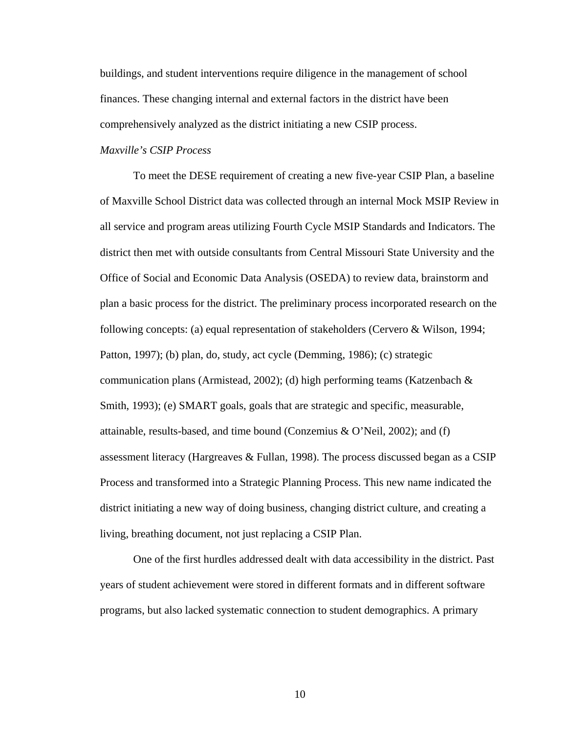buildings, and student interventions require diligence in the management of school finances. These changing internal and external factors in the district have been comprehensively analyzed as the district initiating a new CSIP process.

*Maxville's CSIP Process*

To meet the DESE requirement of creating a new five-year CSIP Plan, a baseline of Maxville School District data was collected through an internal Mock MSIP Review in all service and program areas utilizing Fourth Cycle MSIP Standards and Indicators. The district then met with outside consultants from Central Missouri State University and the Office of Social and Economic Data Analysis (OSEDA) to review data, brainstorm and plan a basic process for the district. The preliminary process incorporated research on the following concepts: (a) equal representation of stakeholders (Cervero & Wilson, 1994; Patton, 1997); (b) plan, do, study, act cycle (Demming, 1986); (c) strategic communication plans (Armistead, 2002); (d) high performing teams (Katzenbach & Smith, 1993); (e) SMART goals, goals that are strategic and specific, measurable, attainable, results-based, and time bound (Conzemius & O'Neil, 2002); and (f) assessment literacy (Hargreaves & Fullan, 1998). The process discussed began as a CSIP Process and transformed into a Strategic Planning Process. This new name indicated the district initiating a new way of doing business, changing district culture, and creating a living, breathing document, not just replacing a CSIP Plan.

One of the first hurdles addressed dealt with data accessibility in the district. Past years of student achievement were stored in different formats and in different software programs, but also lacked systematic connection to student demographics. A primary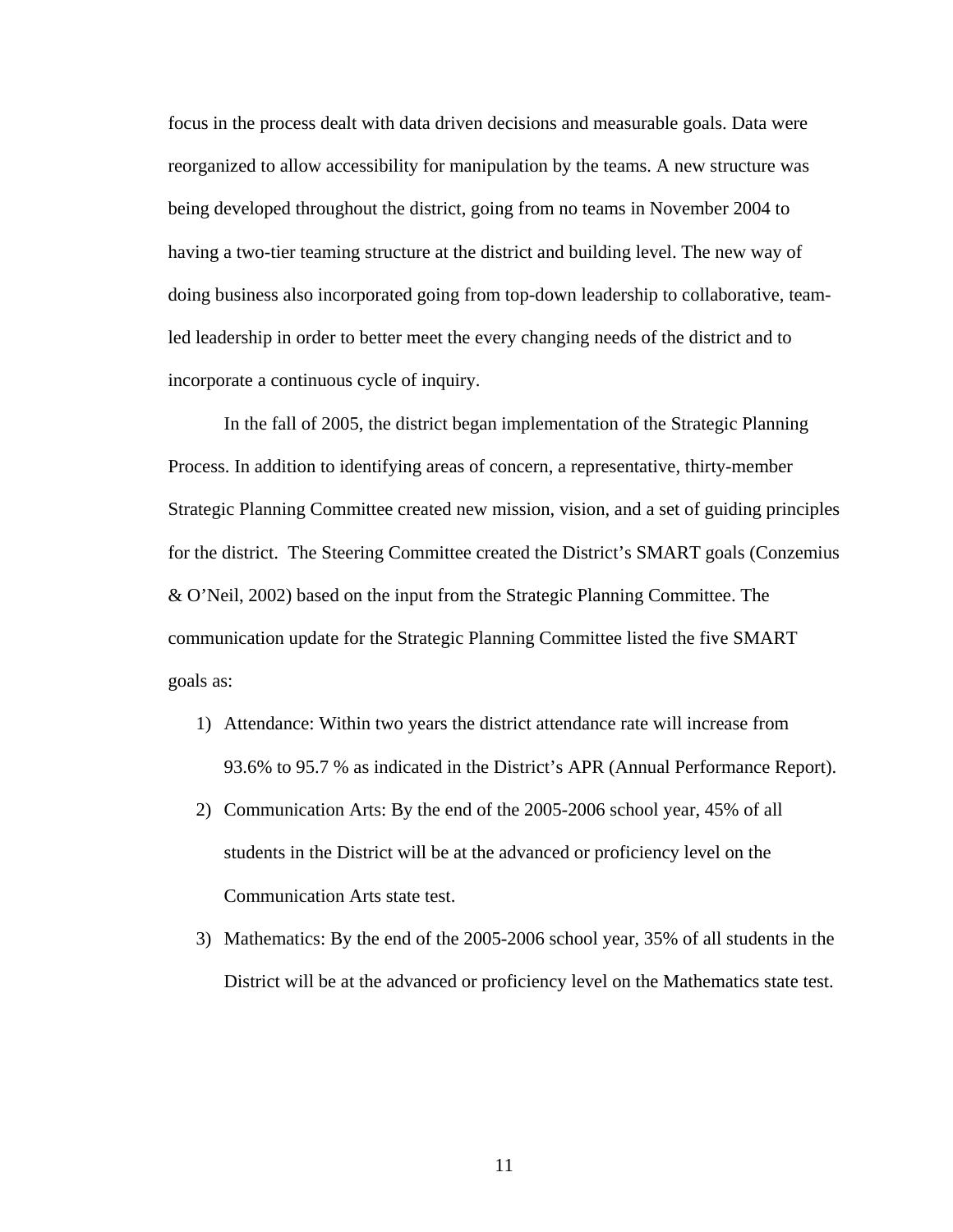focus in the process dealt with data driven decisions and measurable goals. Data were reorganized to allow accessibility for manipulation by the teams. A new structure was being developed throughout the district, going from no teams in November 2004 to having a two-tier teaming structure at the district and building level. The new way of doing business also incorporated going from top-down leadership to collaborative, team-led leadership in order to better meet the every changing needs of the district and to incorporate a continuous cycle of inquiry.

In the fall of 2005, the district began implementation of the Strategic Planning Process. In addition to identifying areas of concern, a representative, thirty-member Strategic Planning Committee created new mission, vision, and a set of guiding principles for the district. The Steering Committee created the District's SMART goals (Conzemius & O'Neil, 2002) based on the input from the Strategic Planning Committee. The communication update for the Strategic Planning Committee listed the five SMART goals as:

1) Attendance: Within two years the district attendance rate will increase from 93.6% to 95.7 % as indicated in the District's APR (Annual Performance Report).
2) Communication Arts: By the end of the 2005-2006 school year, 45% of all students in the District will be at the advanced or proficiency level on the Communication Arts state test.
3) Mathematics: By the end of the 2005-2006 school year, 35% of all students in the District will be at the advanced or proficiency level on the Mathematics state test.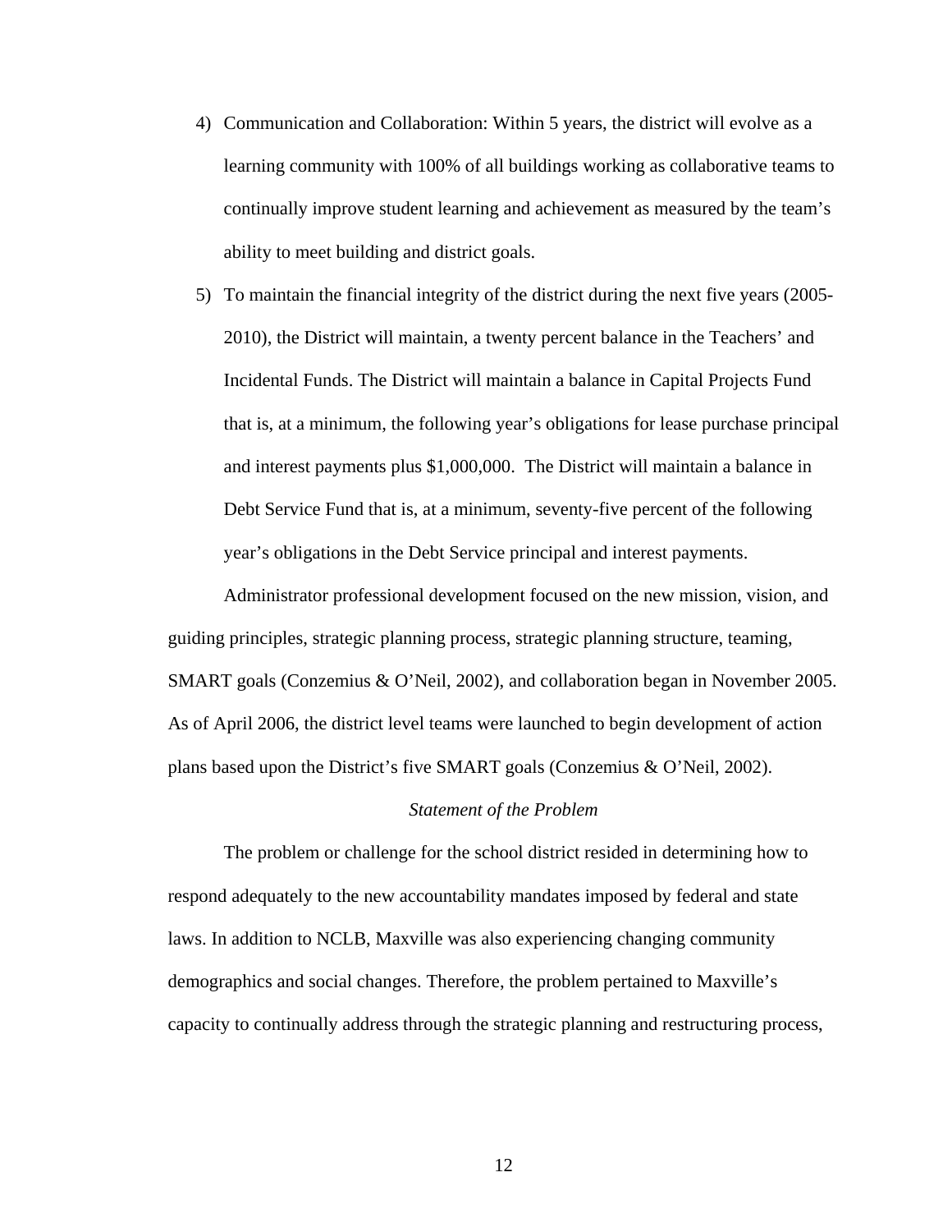4) Communication and Collaboration: Within 5 years, the district will evolve as a learning community with 100% of all buildings working as collaborative teams to continually improve student learning and achievement as measured by the team's ability to meet building and district goals.

5) To maintain the financial integrity of the district during the next five years (2005-2010), the District will maintain, a twenty percent balance in the Teachers' and Incidental Funds. The District will maintain a balance in Capital Projects Fund that is, at a minimum, the following year's obligations for lease purchase principal and interest payments plus $1,000,000. The District will maintain a balance in Debt Service Fund that is, at a minimum, seventy-five percent of the following year's obligations in the Debt Service principal and interest payments.

Administrator professional development focused on the new mission, vision, and guiding principles, strategic planning process, strategic planning structure, teaming, SMART goals (Conzemius & O'Neil, 2002), and collaboration began in November 2005. As of April 2006, the district level teams were launched to begin development of action plans based upon the District's five SMART goals (Conzemius & O'Neil, 2002).

### *Statement of the Problem*

The problem or challenge for the school district resided in determining how to respond adequately to the new accountability mandates imposed by federal and state laws. In addition to NCLB, Maxville was also experiencing changing community demographics and social changes. Therefore, the problem pertained to Maxville's capacity to continually address through the strategic planning and restructuring process,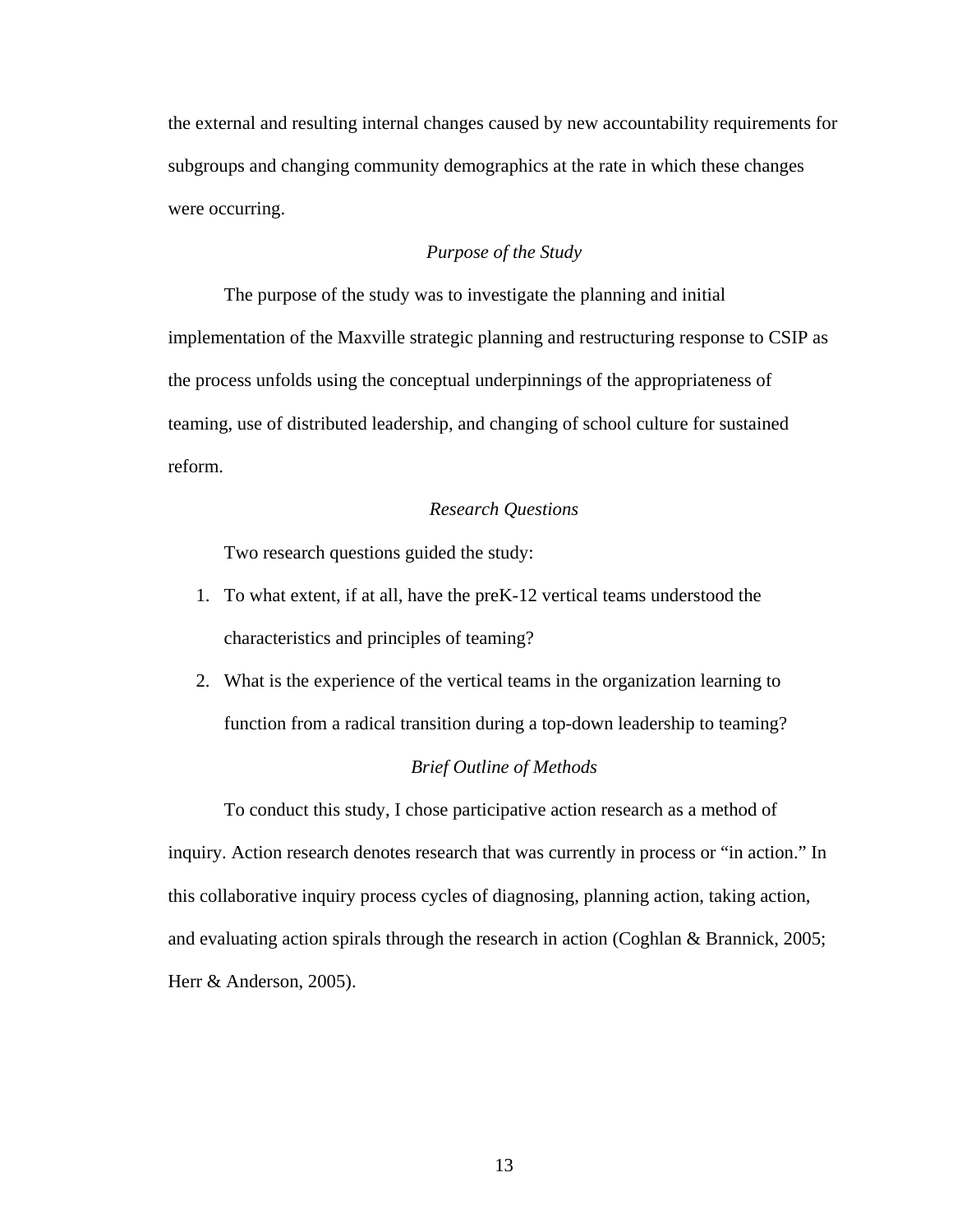the external and resulting internal changes caused by new accountability requirements for subgroups and changing community demographics at the rate in which these changes were occurring.

### *Purpose of the Study*

The purpose of the study was to investigate the planning and initial implementation of the Maxville strategic planning and restructuring response to CSIP as the process unfolds using the conceptual underpinnings of the appropriateness of teaming, use of distributed leadership, and changing of school culture for sustained reform.

### *Research Questions*

Two research questions guided the study:

1. To what extent, if at all, have the preK-12 vertical teams understood the characteristics and principles of teaming?
2. What is the experience of the vertical teams in the organization learning to function from a radical transition during a top-down leadership to teaming?

### *Brief Outline of Methods*

To conduct this study, I chose participative action research as a method of inquiry. Action research denotes research that was currently in process or "in action." In this collaborative inquiry process cycles of diagnosing, planning action, taking action, and evaluating action spirals through the research in action (Coghlan & Brannick, 2005; Herr & Anderson, 2005).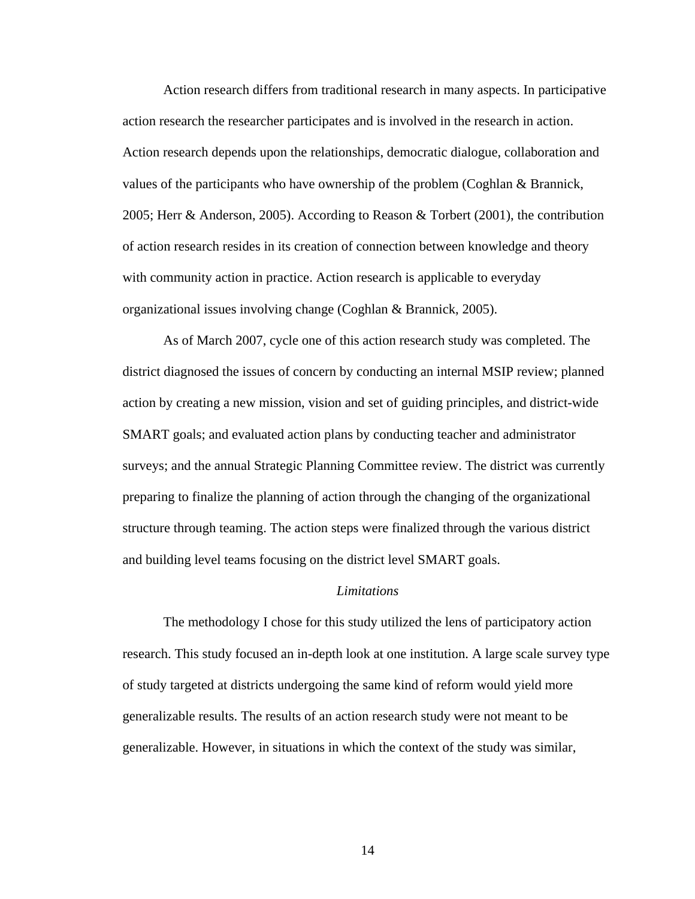Action research differs from traditional research in many aspects. In participative action research the researcher participates and is involved in the research in action. Action research depends upon the relationships, democratic dialogue, collaboration and values of the participants who have ownership of the problem (Coghlan & Brannick, 2005; Herr & Anderson, 2005). According to Reason & Torbert (2001), the contribution of action research resides in its creation of connection between knowledge and theory with community action in practice. Action research is applicable to everyday organizational issues involving change (Coghlan & Brannick, 2005).

As of March 2007, cycle one of this action research study was completed. The district diagnosed the issues of concern by conducting an internal MSIP review; planned action by creating a new mission, vision and set of guiding principles, and district-wide SMART goals; and evaluated action plans by conducting teacher and administrator surveys; and the annual Strategic Planning Committee review. The district was currently preparing to finalize the planning of action through the changing of the organizational structure through teaming. The action steps were finalized through the various district and building level teams focusing on the district level SMART goals.

### *Limitations*

The methodology I chose for this study utilized the lens of participatory action research. This study focused an in-depth look at one institution. A large scale survey type of study targeted at districts undergoing the same kind of reform would yield more generalizable results. The results of an action research study were not meant to be generalizable. However, in situations in which the context of the study was similar,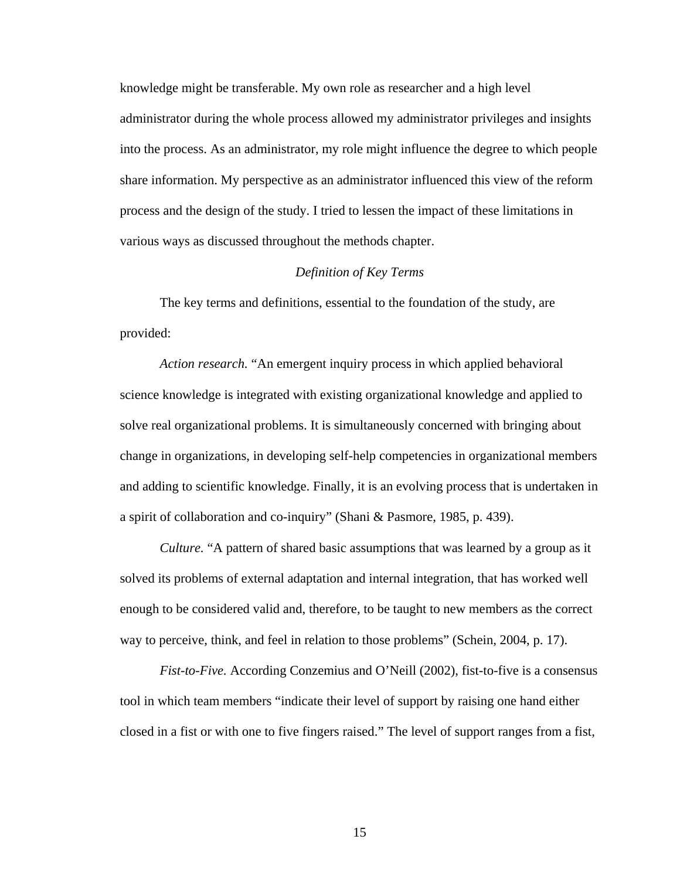knowledge might be transferable. My own role as researcher and a high level administrator during the whole process allowed my administrator privileges and insights into the process. As an administrator, my role might influence the degree to which people share information. My perspective as an administrator influenced this view of the reform process and the design of the study. I tried to lessen the impact of these limitations in various ways as discussed throughout the methods chapter.

### *Definition of Key Terms*

The key terms and definitions, essential to the foundation of the study, are provided:

*Action research.* "An emergent inquiry process in which applied behavioral science knowledge is integrated with existing organizational knowledge and applied to solve real organizational problems. It is simultaneously concerned with bringing about change in organizations, in developing self-help competencies in organizational members and adding to scientific knowledge. Finally, it is an evolving process that is undertaken in a spirit of collaboration and co-inquiry" (Shani & Pasmore, 1985, p. 439).

*Culture.* "A pattern of shared basic assumptions that was learned by a group as it solved its problems of external adaptation and internal integration, that has worked well enough to be considered valid and, therefore, to be taught to new members as the correct way to perceive, think, and feel in relation to those problems" (Schein, 2004, p. 17).

*Fist-to-Five.* According Conzemius and O'Neill (2002), fist-to-five is a consensus tool in which team members "indicate their level of support by raising one hand either closed in a fist or with one to five fingers raised." The level of support ranges from a fist,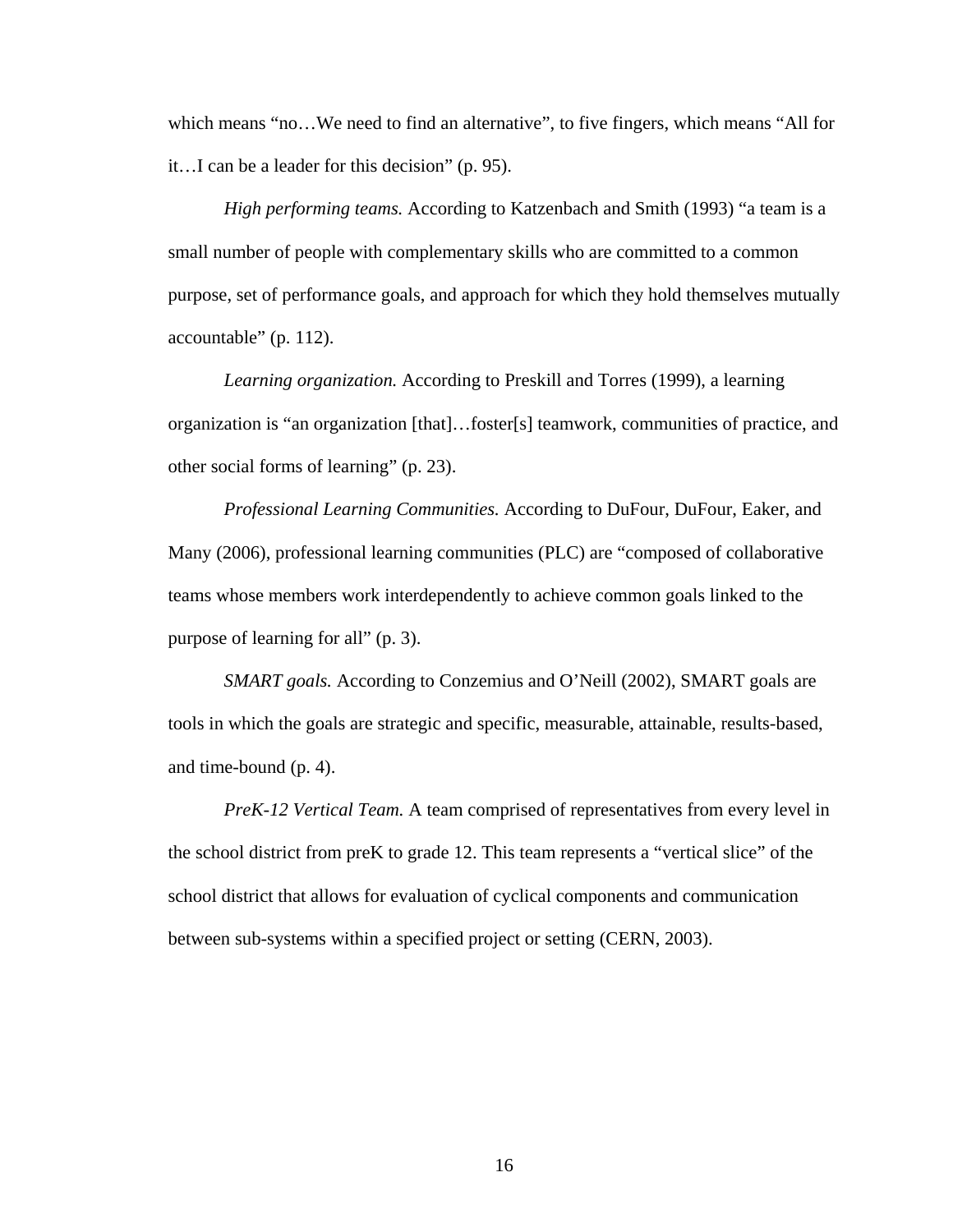which means "no…We need to find an alternative", to five fingers, which means "All for it…I can be a leader for this decision" (p. 95).

*High performing teams.* According to Katzenbach and Smith (1993) "a team is a small number of people with complementary skills who are committed to a common purpose, set of performance goals, and approach for which they hold themselves mutually accountable" (p. 112).

*Learning organization.* According to Preskill and Torres (1999), a learning organization is "an organization [that]…foster[s] teamwork, communities of practice, and other social forms of learning" (p. 23).

*Professional Learning Communities.* According to DuFour, DuFour, Eaker, and Many (2006), professional learning communities (PLC) are "composed of collaborative teams whose members work interdependently to achieve common goals linked to the purpose of learning for all" (p. 3).

*SMART goals.* According to Conzemius and O'Neill (2002), SMART goals are tools in which the goals are strategic and specific, measurable, attainable, results-based, and time-bound (p. 4).

*PreK-12 Vertical Team.* A team comprised of representatives from every level in the school district from preK to grade 12. This team represents a "vertical slice" of the school district that allows for evaluation of cyclical components and communication between sub-systems within a specified project or setting (CERN, 2003).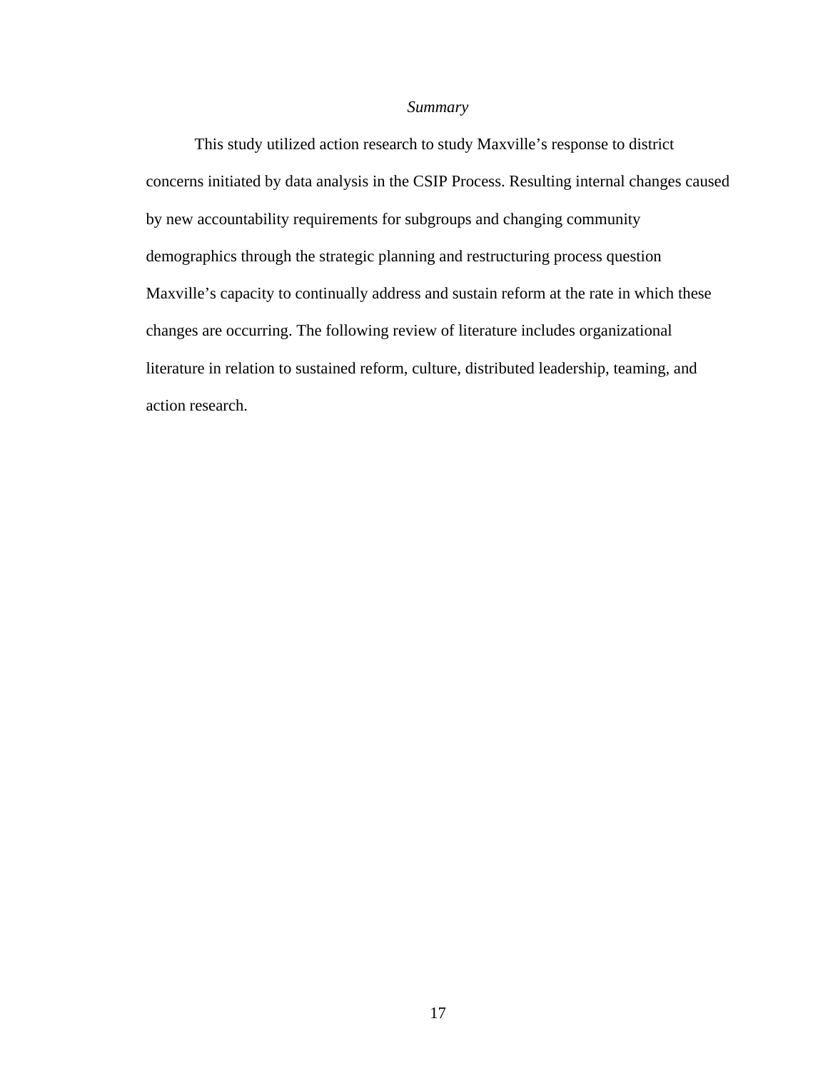### *Summary*

This study utilized action research to study Maxville's response to district concerns initiated by data analysis in the CSIP Process. Resulting internal changes caused by new accountability requirements for subgroups and changing community demographics through the strategic planning and restructuring process question Maxville's capacity to continually address and sustain reform at the rate in which these changes are occurring. The following review of literature includes organizational literature in relation to sustained reform, culture, distributed leadership, teaming, and action research.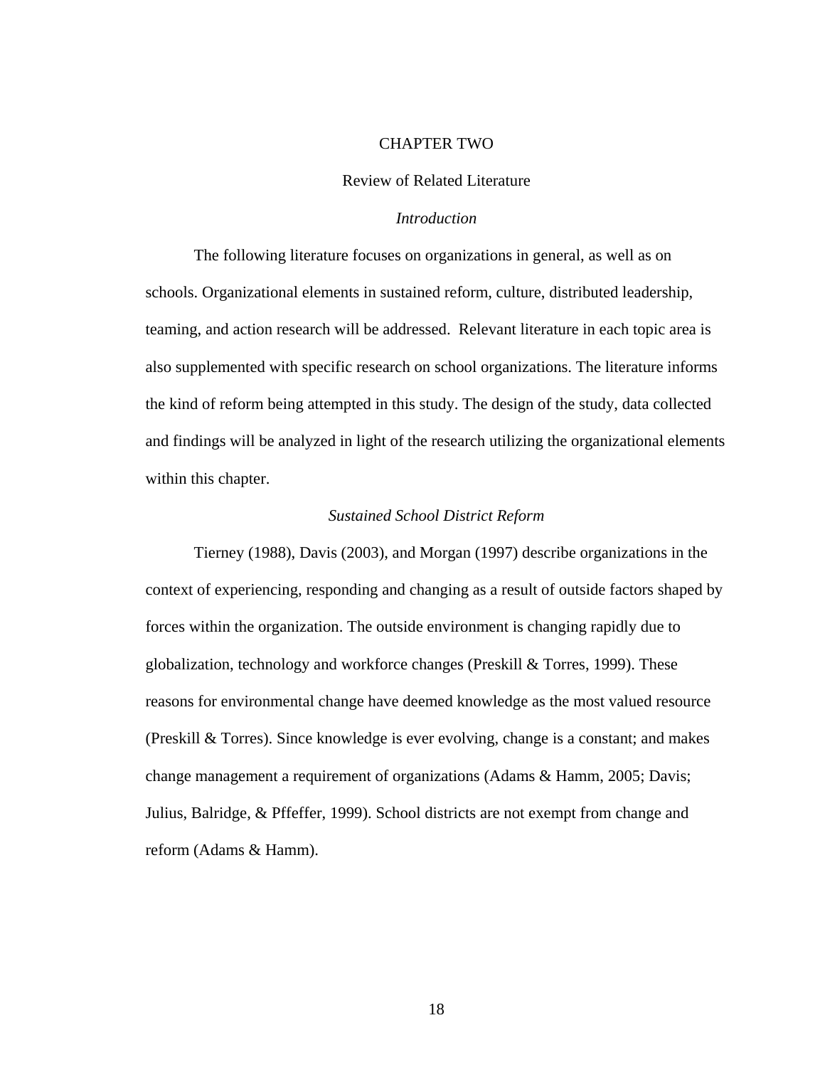# CHAPTER TWO

## Review of Related Literature

### *Introduction*

The following literature focuses on organizations in general, as well as on schools. Organizational elements in sustained reform, culture, distributed leadership, teaming, and action research will be addressed.  Relevant literature in each topic area is also supplemented with specific research on school organizations. The literature informs the kind of reform being attempted in this study. The design of the study, data collected and findings will be analyzed in light of the research utilizing the organizational elements within this chapter.

### *Sustained School District Reform*

Tierney (1988), Davis (2003), and Morgan (1997) describe organizations in the context of experiencing, responding and changing as a result of outside factors shaped by forces within the organization. The outside environment is changing rapidly due to globalization, technology and workforce changes (Preskill & Torres, 1999). These reasons for environmental change have deemed knowledge as the most valued resource (Preskill & Torres). Since knowledge is ever evolving, change is a constant; and makes change management a requirement of organizations (Adams & Hamm, 2005; Davis; Julius, Balridge, & Pffeffer, 1999). School districts are not exempt from change and reform (Adams & Hamm).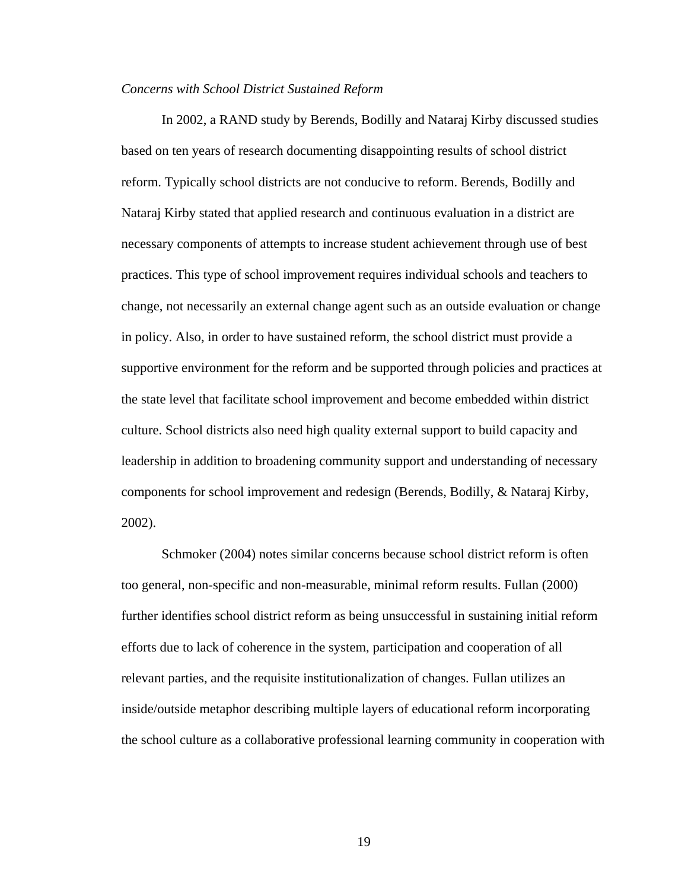*Concerns with School District Sustained Reform*

In 2002, a RAND study by Berends, Bodilly and Nataraj Kirby discussed studies based on ten years of research documenting disappointing results of school district reform. Typically school districts are not conducive to reform. Berends, Bodilly and Nataraj Kirby stated that applied research and continuous evaluation in a district are necessary components of attempts to increase student achievement through use of best practices. This type of school improvement requires individual schools and teachers to change, not necessarily an external change agent such as an outside evaluation or change in policy. Also, in order to have sustained reform, the school district must provide a supportive environment for the reform and be supported through policies and practices at the state level that facilitate school improvement and become embedded within district culture. School districts also need high quality external support to build capacity and leadership in addition to broadening community support and understanding of necessary components for school improvement and redesign (Berends, Bodilly, & Nataraj Kirby, 2002).

Schmoker (2004) notes similar concerns because school district reform is often too general, non-specific and non-measurable, minimal reform results. Fullan (2000) further identifies school district reform as being unsuccessful in sustaining initial reform efforts due to lack of coherence in the system, participation and cooperation of all relevant parties, and the requisite institutionalization of changes. Fullan utilizes an inside/outside metaphor describing multiple layers of educational reform incorporating the school culture as a collaborative professional learning community in cooperation with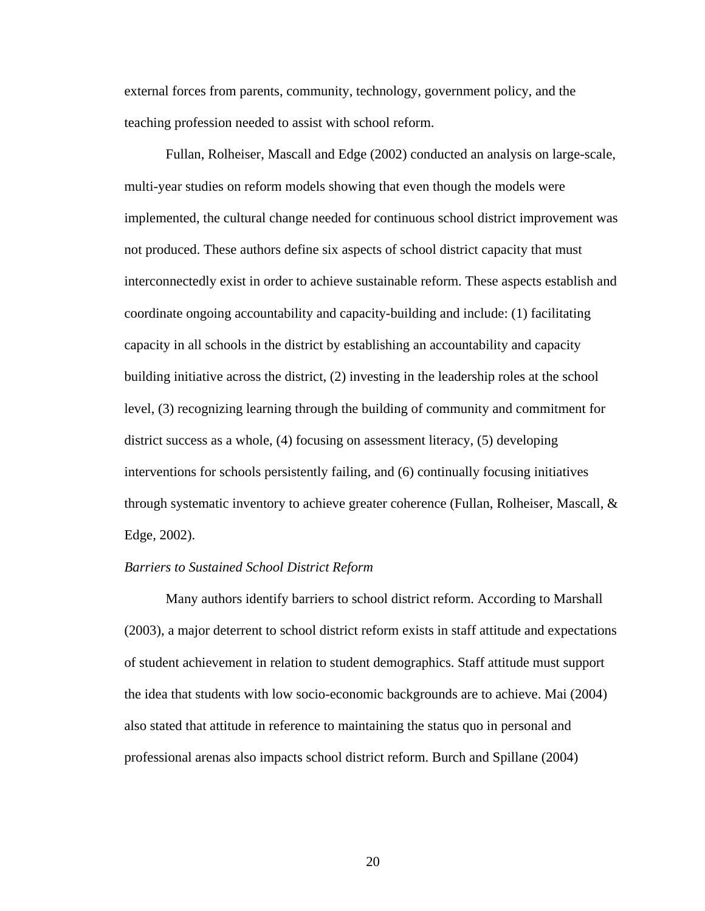external forces from parents, community, technology, government policy, and the teaching profession needed to assist with school reform.

Fullan, Rolheiser, Mascall and Edge (2002) conducted an analysis on large-scale, multi-year studies on reform models showing that even though the models were implemented, the cultural change needed for continuous school district improvement was not produced. These authors define six aspects of school district capacity that must interconnectedly exist in order to achieve sustainable reform. These aspects establish and coordinate ongoing accountability and capacity-building and include: (1) facilitating capacity in all schools in the district by establishing an accountability and capacity building initiative across the district, (2) investing in the leadership roles at the school level, (3) recognizing learning through the building of community and commitment for district success as a whole, (4) focusing on assessment literacy, (5) developing interventions for schools persistently failing, and (6) continually focusing initiatives through systematic inventory to achieve greater coherence (Fullan, Rolheiser, Mascall, & Edge, 2002).

*Barriers to Sustained School District Reform*

Many authors identify barriers to school district reform. According to Marshall (2003), a major deterrent to school district reform exists in staff attitude and expectations of student achievement in relation to student demographics. Staff attitude must support the idea that students with low socio-economic backgrounds are to achieve. Mai (2004) also stated that attitude in reference to maintaining the status quo in personal and professional arenas also impacts school district reform. Burch and Spillane (2004)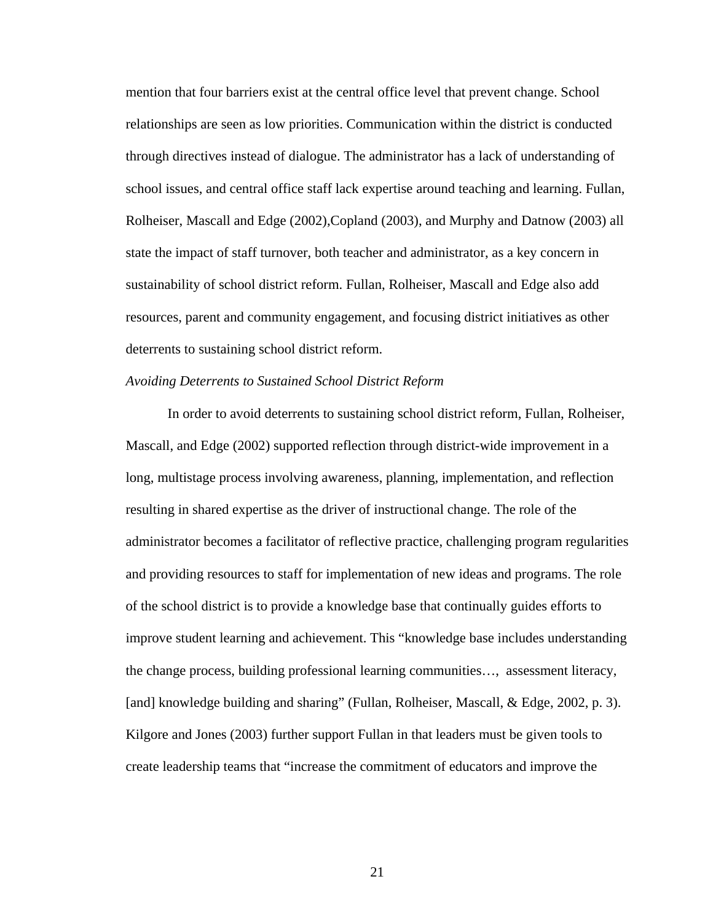mention that four barriers exist at the central office level that prevent change. School relationships are seen as low priorities. Communication within the district is conducted through directives instead of dialogue. The administrator has a lack of understanding of school issues, and central office staff lack expertise around teaching and learning. Fullan, Rolheiser, Mascall and Edge (2002),Copland (2003), and Murphy and Datnow (2003) all state the impact of staff turnover, both teacher and administrator, as a key concern in sustainability of school district reform. Fullan, Rolheiser, Mascall and Edge also add resources, parent and community engagement, and focusing district initiatives as other deterrents to sustaining school district reform.

*Avoiding Deterrents to Sustained School District Reform*

In order to avoid deterrents to sustaining school district reform, Fullan, Rolheiser, Mascall, and Edge (2002) supported reflection through district-wide improvement in a long, multistage process involving awareness, planning, implementation, and reflection resulting in shared expertise as the driver of instructional change. The role of the administrator becomes a facilitator of reflective practice, challenging program regularities and providing resources to staff for implementation of new ideas and programs. The role of the school district is to provide a knowledge base that continually guides efforts to improve student learning and achievement. This "knowledge base includes understanding the change process, building professional learning communities…, assessment literacy, [and] knowledge building and sharing" (Fullan, Rolheiser, Mascall, & Edge, 2002, p. 3). Kilgore and Jones (2003) further support Fullan in that leaders must be given tools to create leadership teams that "increase the commitment of educators and improve the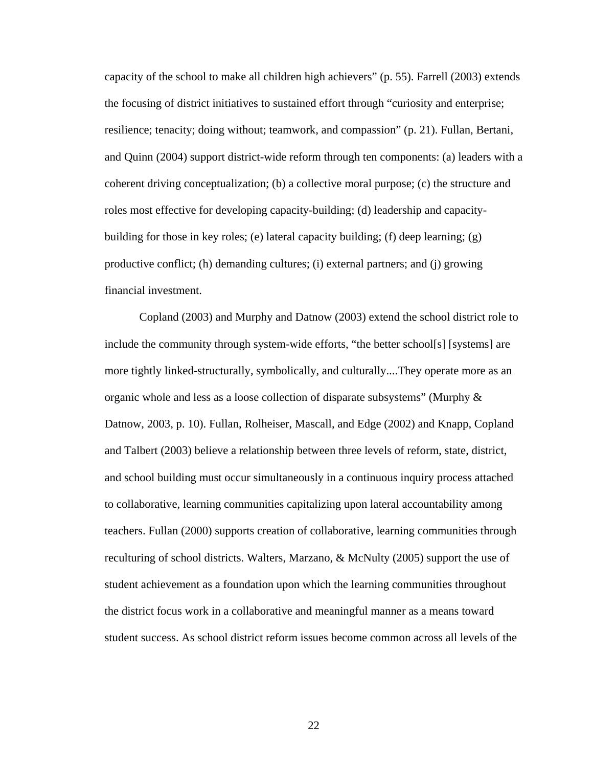capacity of the school to make all children high achievers" (p. 55). Farrell (2003) extends the focusing of district initiatives to sustained effort through "curiosity and enterprise; resilience; tenacity; doing without; teamwork, and compassion" (p. 21). Fullan, Bertani, and Quinn (2004) support district-wide reform through ten components: (a) leaders with a coherent driving conceptualization; (b) a collective moral purpose; (c) the structure and roles most effective for developing capacity-building; (d) leadership and capacity-building for those in key roles; (e) lateral capacity building; (f) deep learning; (g) productive conflict; (h) demanding cultures; (i) external partners; and (j) growing financial investment.

Copland (2003) and Murphy and Datnow (2003) extend the school district role to include the community through system-wide efforts, "the better school[s] [systems] are more tightly linked-structurally, symbolically, and culturally....They operate more as an organic whole and less as a loose collection of disparate subsystems" (Murphy & Datnow, 2003, p. 10). Fullan, Rolheiser, Mascall, and Edge (2002) and Knapp, Copland and Talbert (2003) believe a relationship between three levels of reform, state, district, and school building must occur simultaneously in a continuous inquiry process attached to collaborative, learning communities capitalizing upon lateral accountability among teachers. Fullan (2000) supports creation of collaborative, learning communities through reculturing of school districts. Walters, Marzano, & McNulty (2005) support the use of student achievement as a foundation upon which the learning communities throughout the district focus work in a collaborative and meaningful manner as a means toward student success. As school district reform issues become common across all levels of the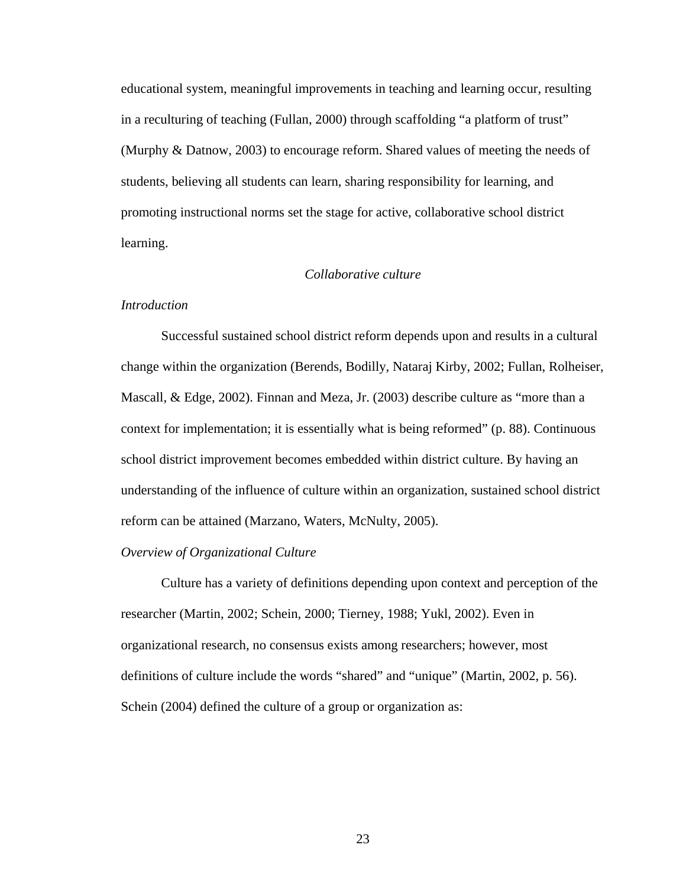educational system, meaningful improvements in teaching and learning occur, resulting in a reculturing of teaching (Fullan, 2000) through scaffolding "a platform of trust" (Murphy & Datnow, 2003) to encourage reform. Shared values of meeting the needs of students, believing all students can learn, sharing responsibility for learning, and promoting instructional norms set the stage for active, collaborative school district learning.

## *Collaborative culture*

### *Introduction*

Successful sustained school district reform depends upon and results in a cultural change within the organization (Berends, Bodilly, Nataraj Kirby, 2002; Fullan, Rolheiser, Mascall, & Edge, 2002). Finnan and Meza, Jr. (2003) describe culture as "more than a context for implementation; it is essentially what is being reformed" (p. 88). Continuous school district improvement becomes embedded within district culture. By having an understanding of the influence of culture within an organization, sustained school district reform can be attained (Marzano, Waters, McNulty, 2005).

### *Overview of Organizational Culture*

Culture has a variety of definitions depending upon context and perception of the researcher (Martin, 2002; Schein, 2000; Tierney, 1988; Yukl, 2002). Even in organizational research, no consensus exists among researchers; however, most definitions of culture include the words "shared" and "unique" (Martin, 2002, p. 56). Schein (2004) defined the culture of a group or organization as: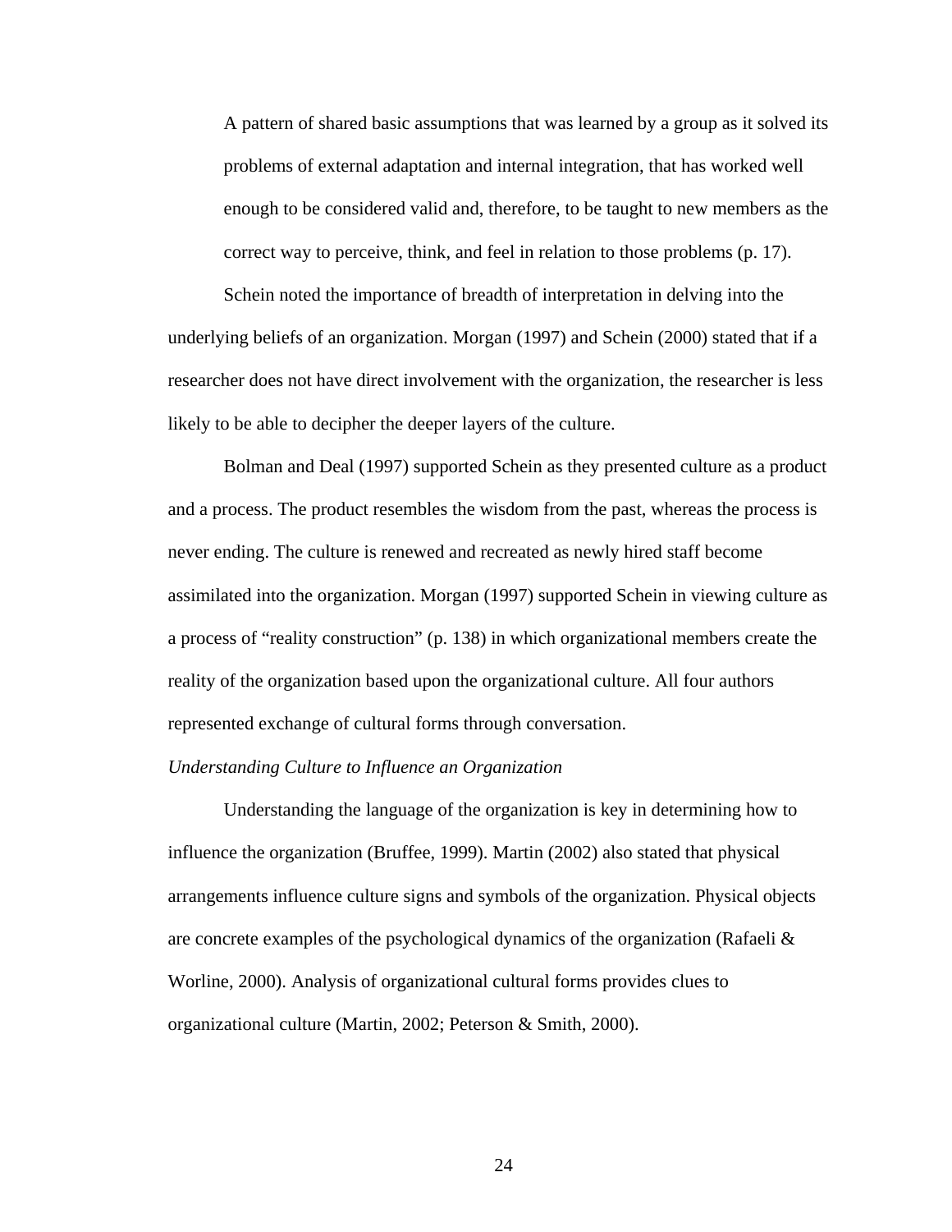> A pattern of shared basic assumptions that was learned by a group as it solved its problems of external adaptation and internal integration, that has worked well enough to be considered valid and, therefore, to be taught to new members as the correct way to perceive, think, and feel in relation to those problems (p. 17).

Schein noted the importance of breadth of interpretation in delving into the underlying beliefs of an organization. Morgan (1997) and Schein (2000) stated that if a researcher does not have direct involvement with the organization, the researcher is less likely to be able to decipher the deeper layers of the culture.

Bolman and Deal (1997) supported Schein as they presented culture as a product and a process. The product resembles the wisdom from the past, whereas the process is never ending. The culture is renewed and recreated as newly hired staff become assimilated into the organization. Morgan (1997) supported Schein in viewing culture as a process of "reality construction" (p. 138) in which organizational members create the reality of the organization based upon the organizational culture. All four authors represented exchange of cultural forms through conversation.

*Understanding Culture to Influence an Organization*

Understanding the language of the organization is key in determining how to influence the organization (Bruffee, 1999). Martin (2002) also stated that physical arrangements influence culture signs and symbols of the organization. Physical objects are concrete examples of the psychological dynamics of the organization (Rafaeli & Worline, 2000). Analysis of organizational cultural forms provides clues to organizational culture (Martin, 2002; Peterson & Smith, 2000).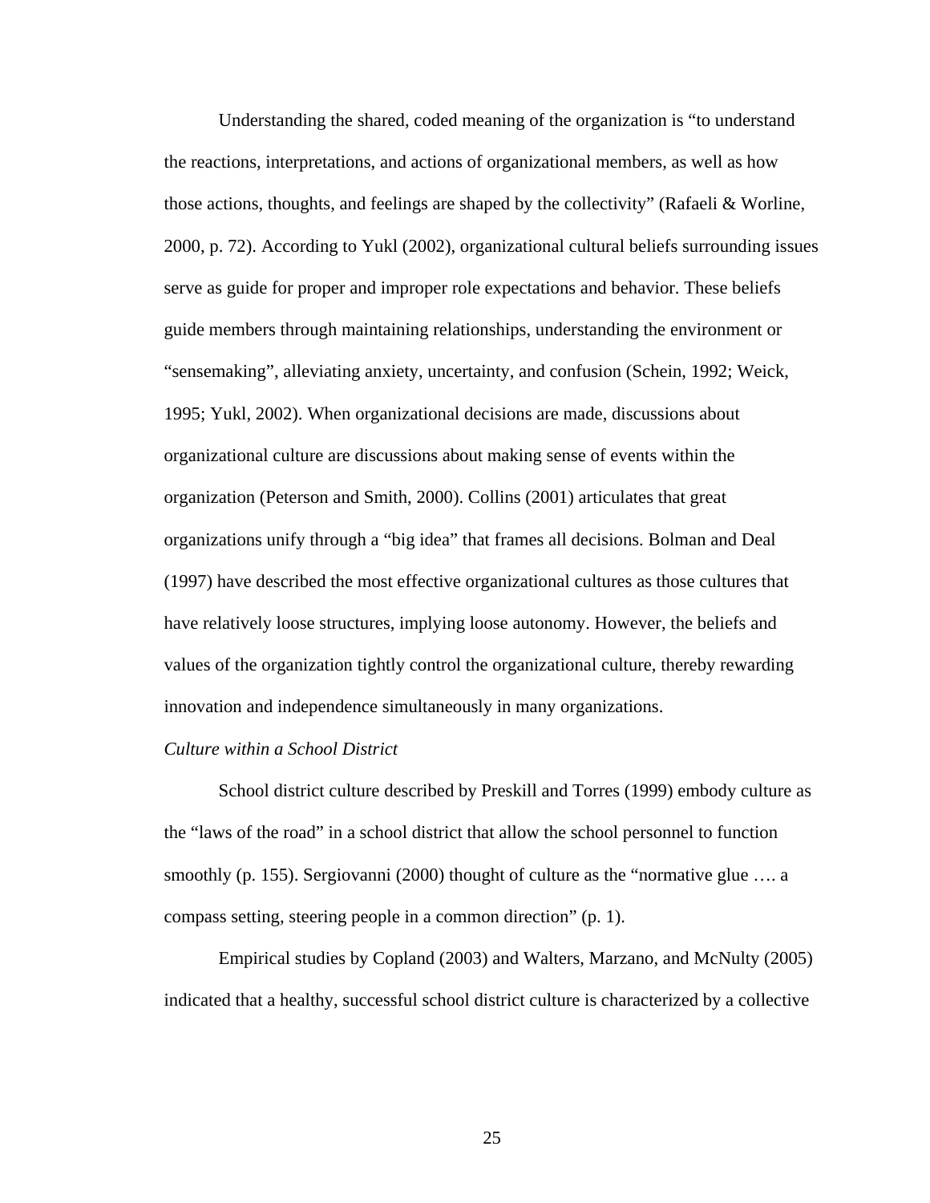Understanding the shared, coded meaning of the organization is "to understand the reactions, interpretations, and actions of organizational members, as well as how those actions, thoughts, and feelings are shaped by the collectivity" (Rafaeli & Worline, 2000, p. 72). According to Yukl (2002), organizational cultural beliefs surrounding issues serve as guide for proper and improper role expectations and behavior. These beliefs guide members through maintaining relationships, understanding the environment or "sensemaking", alleviating anxiety, uncertainty, and confusion (Schein, 1992; Weick, 1995; Yukl, 2002). When organizational decisions are made, discussions about organizational culture are discussions about making sense of events within the organization (Peterson and Smith, 2000). Collins (2001) articulates that great organizations unify through a "big idea" that frames all decisions. Bolman and Deal (1997) have described the most effective organizational cultures as those cultures that have relatively loose structures, implying loose autonomy. However, the beliefs and values of the organization tightly control the organizational culture, thereby rewarding innovation and independence simultaneously in many organizations.

*Culture within a School District*

School district culture described by Preskill and Torres (1999) embody culture as the "laws of the road" in a school district that allow the school personnel to function smoothly (p. 155). Sergiovanni (2000) thought of culture as the "normative glue …. a compass setting, steering people in a common direction" (p. 1).

Empirical studies by Copland (2003) and Walters, Marzano, and McNulty (2005) indicated that a healthy, successful school district culture is characterized by a collective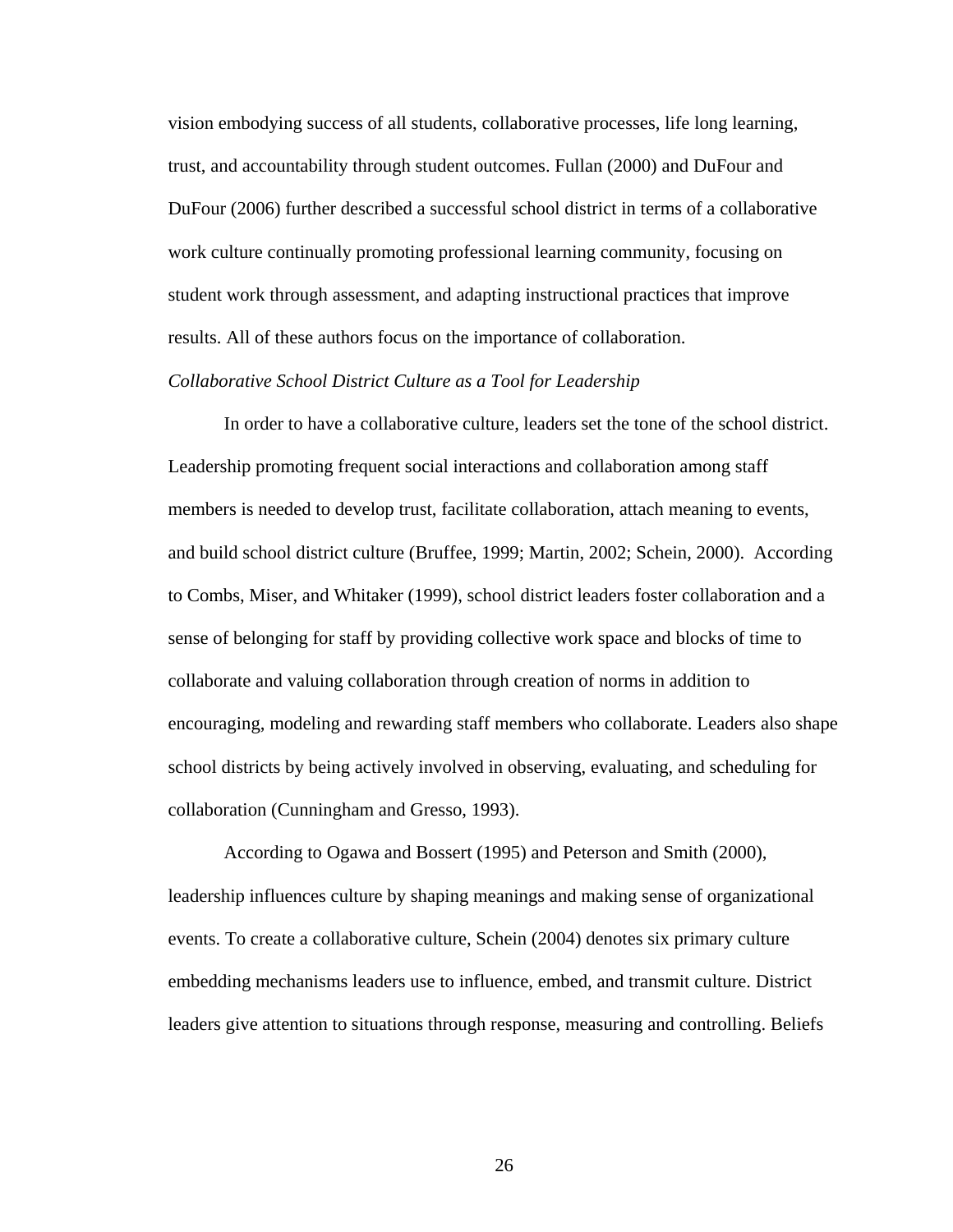vision embodying success of all students, collaborative processes, life long learning, trust, and accountability through student outcomes. Fullan (2000) and DuFour and DuFour (2006) further described a successful school district in terms of a collaborative work culture continually promoting professional learning community, focusing on student work through assessment, and adapting instructional practices that improve results. All of these authors focus on the importance of collaboration.

*Collaborative School District Culture as a Tool for Leadership*

In order to have a collaborative culture, leaders set the tone of the school district. Leadership promoting frequent social interactions and collaboration among staff members is needed to develop trust, facilitate collaboration, attach meaning to events, and build school district culture (Bruffee, 1999; Martin, 2002; Schein, 2000). According to Combs, Miser, and Whitaker (1999), school district leaders foster collaboration and a sense of belonging for staff by providing collective work space and blocks of time to collaborate and valuing collaboration through creation of norms in addition to encouraging, modeling and rewarding staff members who collaborate. Leaders also shape school districts by being actively involved in observing, evaluating, and scheduling for collaboration (Cunningham and Gresso, 1993).

According to Ogawa and Bossert (1995) and Peterson and Smith (2000), leadership influences culture by shaping meanings and making sense of organizational events. To create a collaborative culture, Schein (2004) denotes six primary culture embedding mechanisms leaders use to influence, embed, and transmit culture. District leaders give attention to situations through response, measuring and controlling. Beliefs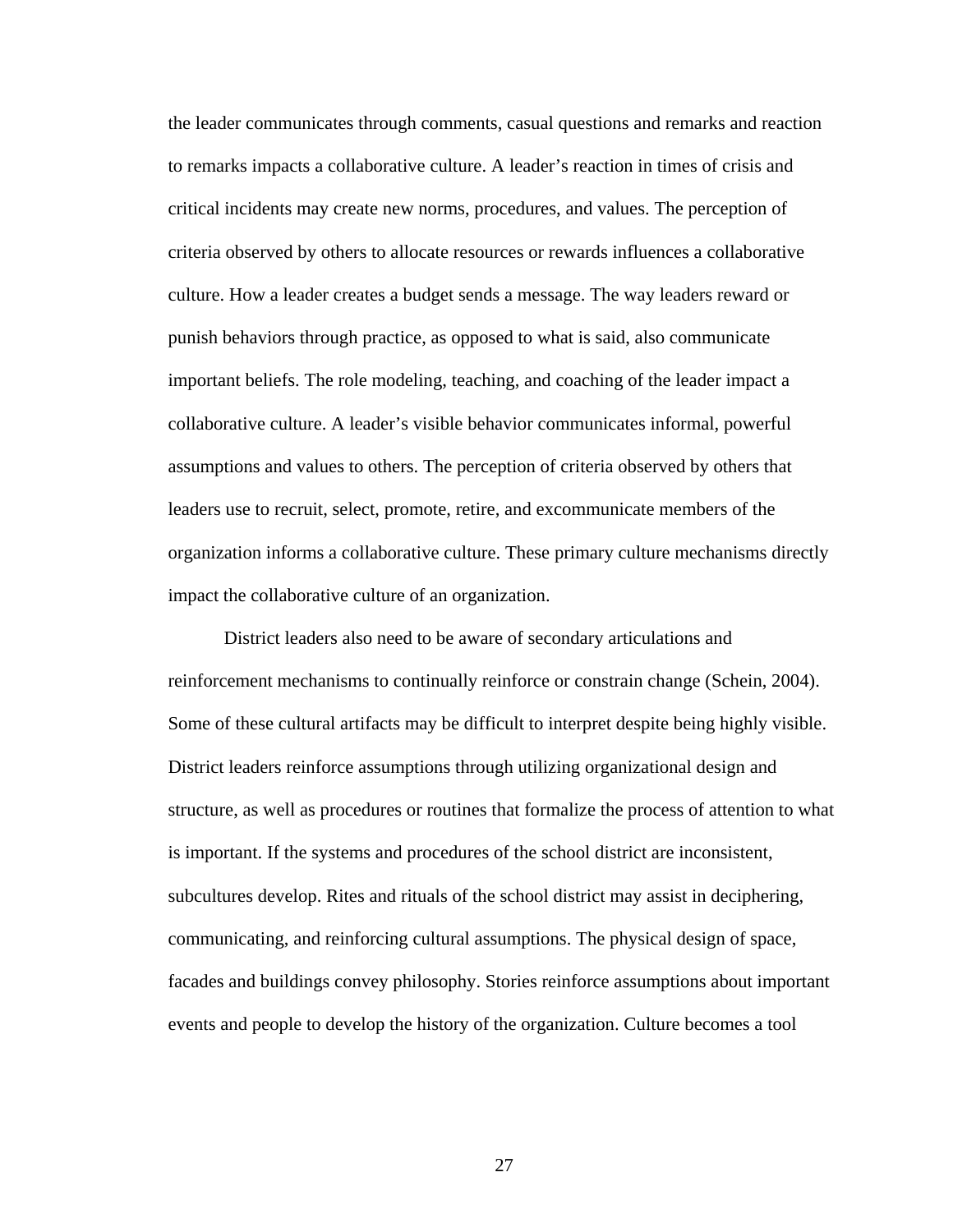the leader communicates through comments, casual questions and remarks and reaction to remarks impacts a collaborative culture. A leader's reaction in times of crisis and critical incidents may create new norms, procedures, and values. The perception of criteria observed by others to allocate resources or rewards influences a collaborative culture. How a leader creates a budget sends a message. The way leaders reward or punish behaviors through practice, as opposed to what is said, also communicate important beliefs. The role modeling, teaching, and coaching of the leader impact a collaborative culture. A leader's visible behavior communicates informal, powerful assumptions and values to others. The perception of criteria observed by others that leaders use to recruit, select, promote, retire, and excommunicate members of the organization informs a collaborative culture. These primary culture mechanisms directly impact the collaborative culture of an organization.

District leaders also need to be aware of secondary articulations and reinforcement mechanisms to continually reinforce or constrain change (Schein, 2004). Some of these cultural artifacts may be difficult to interpret despite being highly visible. District leaders reinforce assumptions through utilizing organizational design and structure, as well as procedures or routines that formalize the process of attention to what is important. If the systems and procedures of the school district are inconsistent, subcultures develop. Rites and rituals of the school district may assist in deciphering, communicating, and reinforcing cultural assumptions. The physical design of space, facades and buildings convey philosophy. Stories reinforce assumptions about important events and people to develop the history of the organization. Culture becomes a tool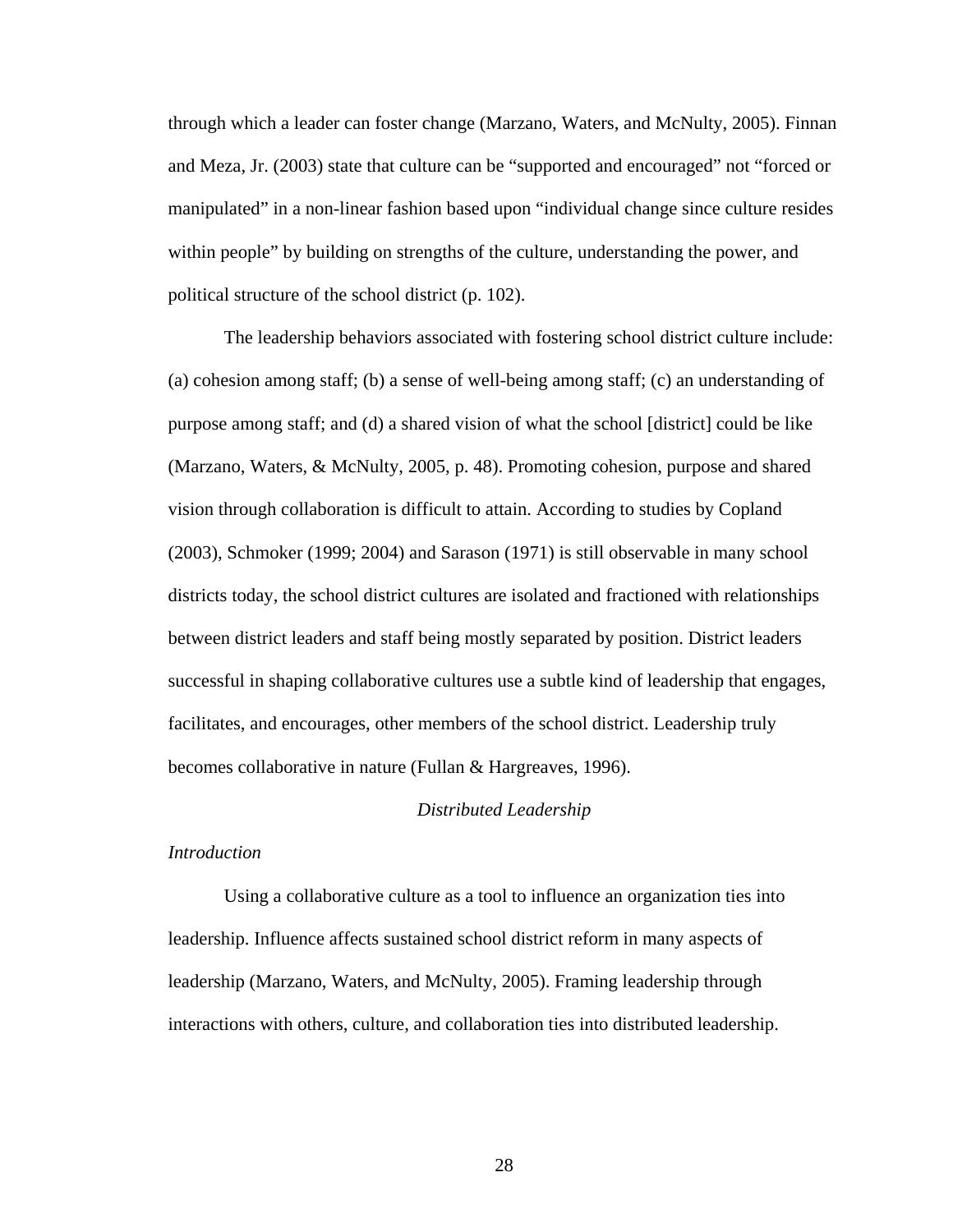through which a leader can foster change (Marzano, Waters, and McNulty, 2005). Finnan and Meza, Jr. (2003) state that culture can be "supported and encouraged" not "forced or manipulated" in a non-linear fashion based upon "individual change since culture resides within people" by building on strengths of the culture, understanding the power, and political structure of the school district (p. 102).

The leadership behaviors associated with fostering school district culture include: (a) cohesion among staff; (b) a sense of well-being among staff; (c) an understanding of purpose among staff; and (d) a shared vision of what the school [district] could be like (Marzano, Waters, & McNulty, 2005, p. 48). Promoting cohesion, purpose and shared vision through collaboration is difficult to attain. According to studies by Copland (2003), Schmoker (1999; 2004) and Sarason (1971) is still observable in many school districts today, the school district cultures are isolated and fractioned with relationships between district leaders and staff being mostly separated by position. District leaders successful in shaping collaborative cultures use a subtle kind of leadership that engages, facilitates, and encourages, other members of the school district. Leadership truly becomes collaborative in nature (Fullan & Hargreaves, 1996).

## *Distributed Leadership*

### *Introduction*

Using a collaborative culture as a tool to influence an organization ties into leadership. Influence affects sustained school district reform in many aspects of leadership (Marzano, Waters, and McNulty, 2005). Framing leadership through interactions with others, culture, and collaboration ties into distributed leadership.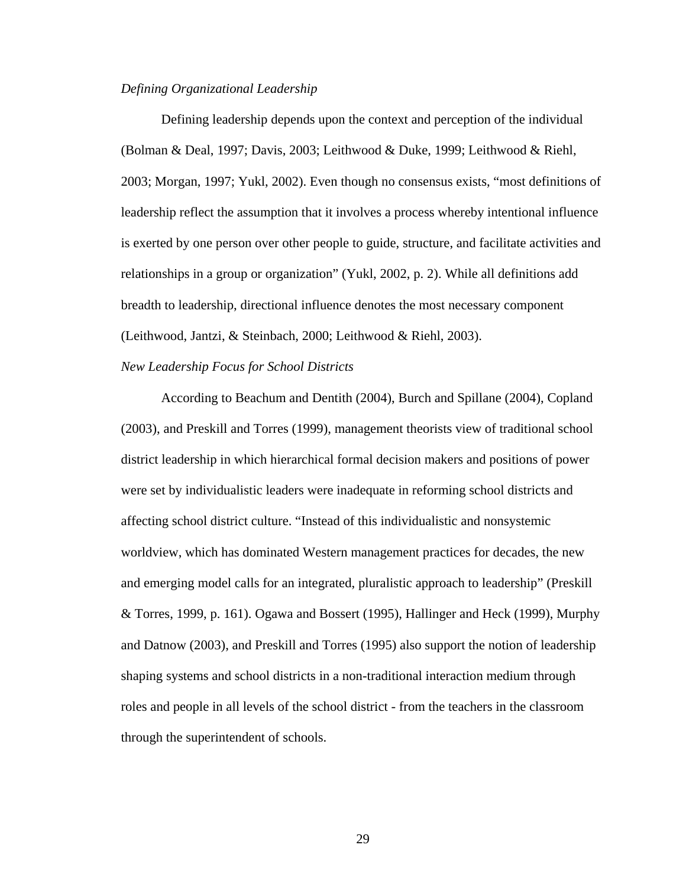*Defining Organizational Leadership*

Defining leadership depends upon the context and perception of the individual (Bolman & Deal, 1997; Davis, 2003; Leithwood & Duke, 1999; Leithwood & Riehl, 2003; Morgan, 1997; Yukl, 2002). Even though no consensus exists, "most definitions of leadership reflect the assumption that it involves a process whereby intentional influence is exerted by one person over other people to guide, structure, and facilitate activities and relationships in a group or organization" (Yukl, 2002, p. 2). While all definitions add breadth to leadership, directional influence denotes the most necessary component (Leithwood, Jantzi, & Steinbach, 2000; Leithwood & Riehl, 2003).

*New Leadership Focus for School Districts*

According to Beachum and Dentith (2004), Burch and Spillane (2004), Copland (2003), and Preskill and Torres (1999), management theorists view of traditional school district leadership in which hierarchical formal decision makers and positions of power were set by individualistic leaders were inadequate in reforming school districts and affecting school district culture. "Instead of this individualistic and nonsystemic worldview, which has dominated Western management practices for decades, the new and emerging model calls for an integrated, pluralistic approach to leadership" (Preskill & Torres, 1999, p. 161). Ogawa and Bossert (1995), Hallinger and Heck (1999), Murphy and Datnow (2003), and Preskill and Torres (1995) also support the notion of leadership shaping systems and school districts in a non-traditional interaction medium through roles and people in all levels of the school district - from the teachers in the classroom through the superintendent of schools.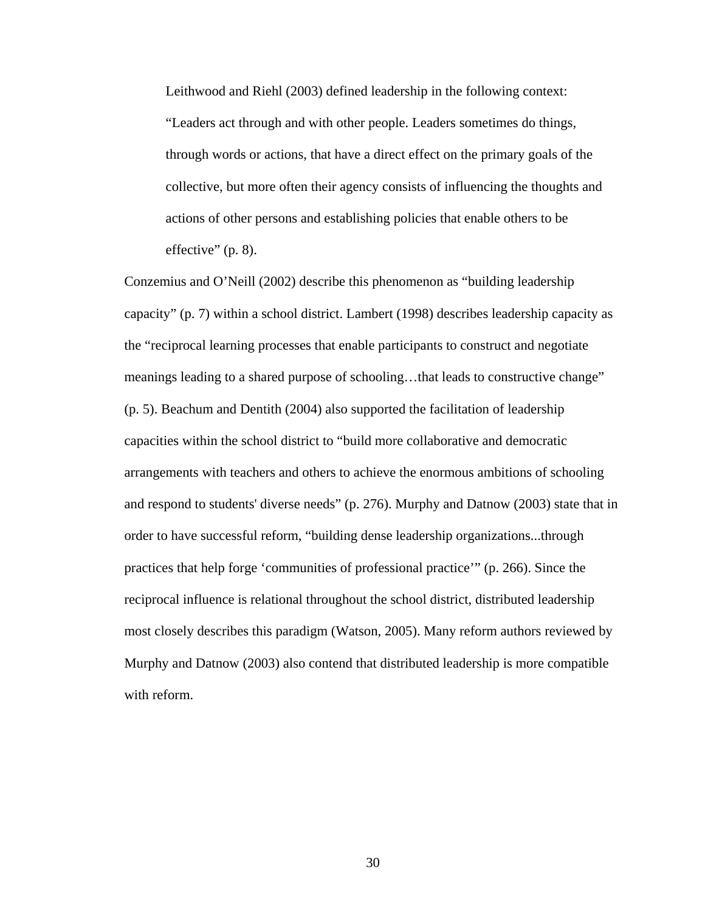Leithwood and Riehl (2003) defined leadership in the following context: "Leaders act through and with other people. Leaders sometimes do things, through words or actions, that have a direct effect on the primary goals of the collective, but more often their agency consists of influencing the thoughts and actions of other persons and establishing policies that enable others to be effective" (p. 8).

Conzemius and O'Neill (2002) describe this phenomenon as "building leadership capacity" (p. 7) within a school district. Lambert (1998) describes leadership capacity as the "reciprocal learning processes that enable participants to construct and negotiate meanings leading to a shared purpose of schooling…that leads to constructive change" (p. 5). Beachum and Dentith (2004) also supported the facilitation of leadership capacities within the school district to "build more collaborative and democratic arrangements with teachers and others to achieve the enormous ambitions of schooling and respond to students' diverse needs" (p. 276). Murphy and Datnow (2003) state that in order to have successful reform, "building dense leadership organizations...through practices that help forge 'communities of professional practice'" (p. 266). Since the reciprocal influence is relational throughout the school district, distributed leadership most closely describes this paradigm (Watson, 2005). Many reform authors reviewed by Murphy and Datnow (2003) also contend that distributed leadership is more compatible with reform.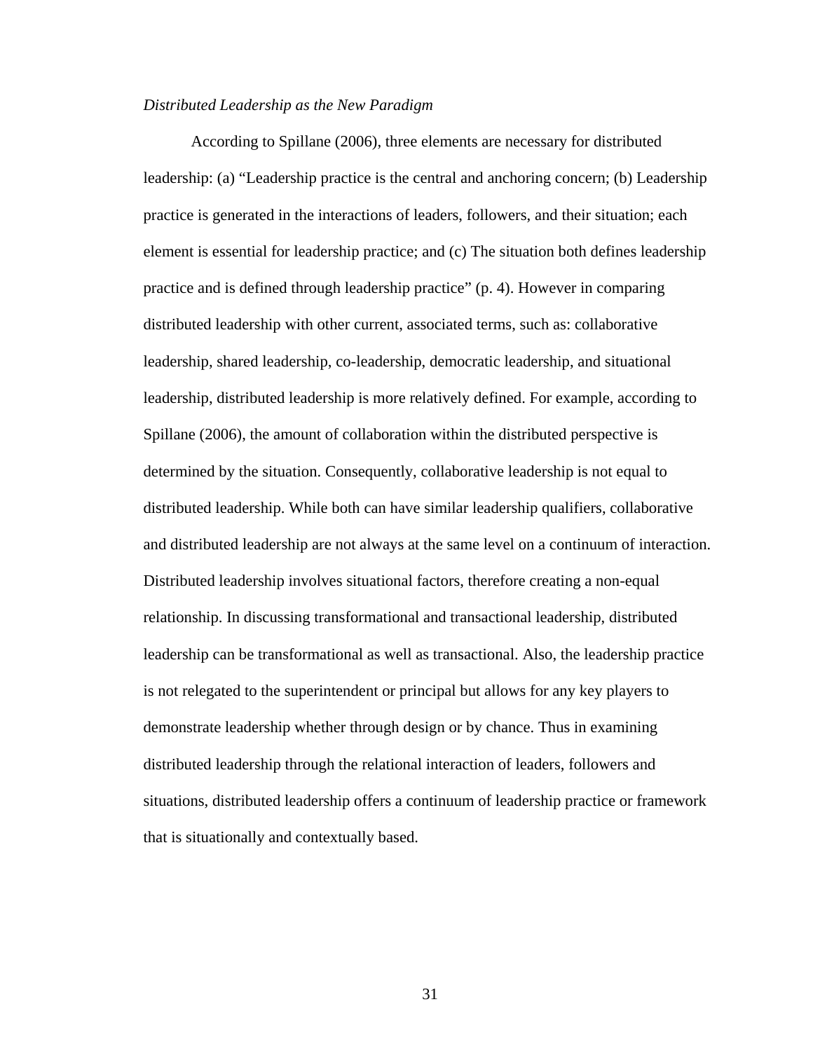*Distributed Leadership as the New Paradigm*

According to Spillane (2006), three elements are necessary for distributed leadership: (a) "Leadership practice is the central and anchoring concern; (b) Leadership practice is generated in the interactions of leaders, followers, and their situation; each element is essential for leadership practice; and (c) The situation both defines leadership practice and is defined through leadership practice" (p. 4). However in comparing distributed leadership with other current, associated terms, such as: collaborative leadership, shared leadership, co-leadership, democratic leadership, and situational leadership, distributed leadership is more relatively defined. For example, according to Spillane (2006), the amount of collaboration within the distributed perspective is determined by the situation. Consequently, collaborative leadership is not equal to distributed leadership. While both can have similar leadership qualifiers, collaborative and distributed leadership are not always at the same level on a continuum of interaction. Distributed leadership involves situational factors, therefore creating a non-equal relationship. In discussing transformational and transactional leadership, distributed leadership can be transformational as well as transactional. Also, the leadership practice is not relegated to the superintendent or principal but allows for any key players to demonstrate leadership whether through design or by chance. Thus in examining distributed leadership through the relational interaction of leaders, followers and situations, distributed leadership offers a continuum of leadership practice or framework that is situationally and contextually based.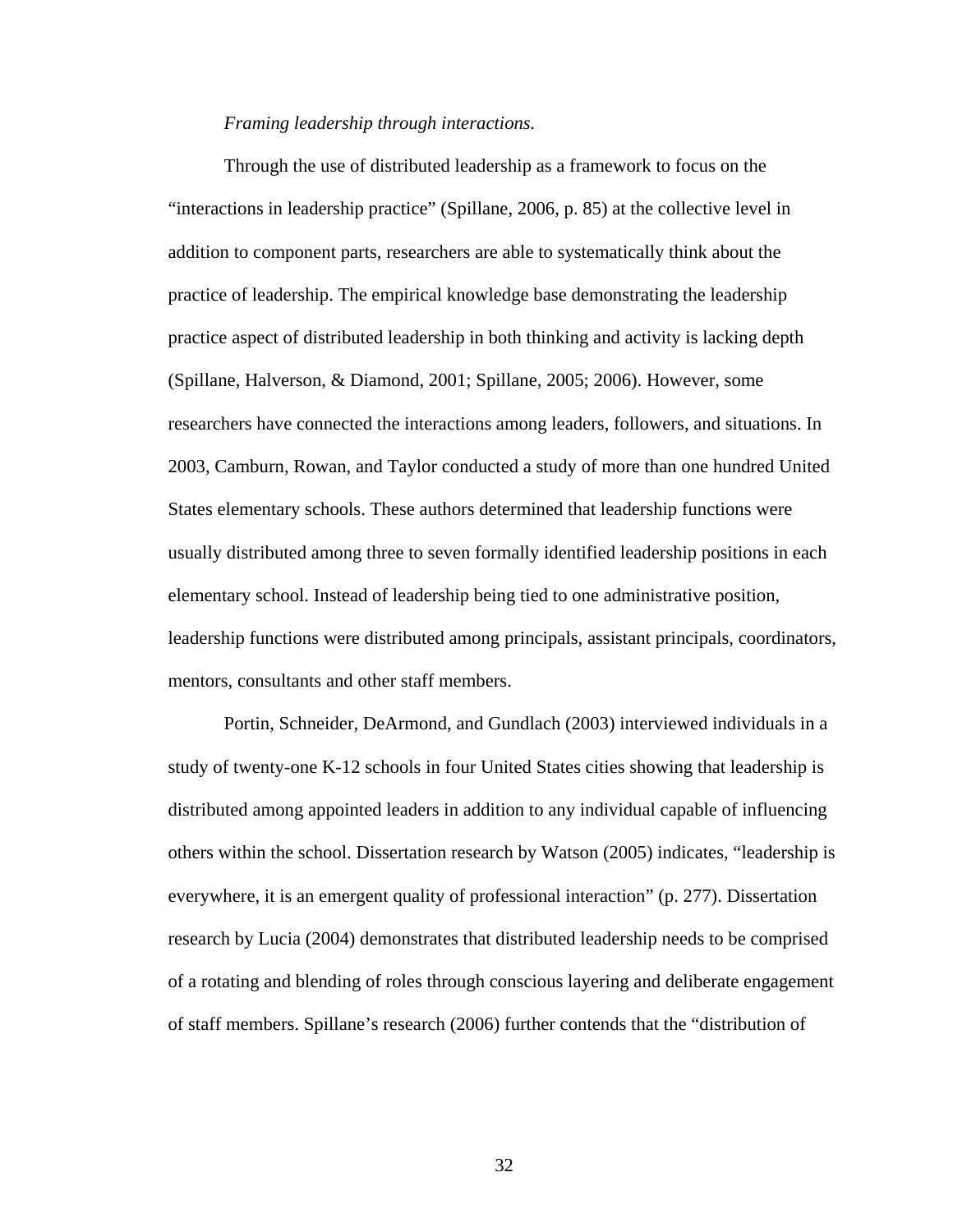*Framing leadership through interactions.*

Through the use of distributed leadership as a framework to focus on the "interactions in leadership practice" (Spillane, 2006, p. 85) at the collective level in addition to component parts, researchers are able to systematically think about the practice of leadership. The empirical knowledge base demonstrating the leadership practice aspect of distributed leadership in both thinking and activity is lacking depth (Spillane, Halverson, & Diamond, 2001; Spillane, 2005; 2006). However, some researchers have connected the interactions among leaders, followers, and situations. In 2003, Camburn, Rowan, and Taylor conducted a study of more than one hundred United States elementary schools. These authors determined that leadership functions were usually distributed among three to seven formally identified leadership positions in each elementary school. Instead of leadership being tied to one administrative position, leadership functions were distributed among principals, assistant principals, coordinators, mentors, consultants and other staff members.

Portin, Schneider, DeArmond, and Gundlach (2003) interviewed individuals in a study of twenty-one K-12 schools in four United States cities showing that leadership is distributed among appointed leaders in addition to any individual capable of influencing others within the school. Dissertation research by Watson (2005) indicates, "leadership is everywhere, it is an emergent quality of professional interaction" (p. 277). Dissertation research by Lucia (2004) demonstrates that distributed leadership needs to be comprised of a rotating and blending of roles through conscious layering and deliberate engagement of staff members. Spillane's research (2006) further contends that the "distribution of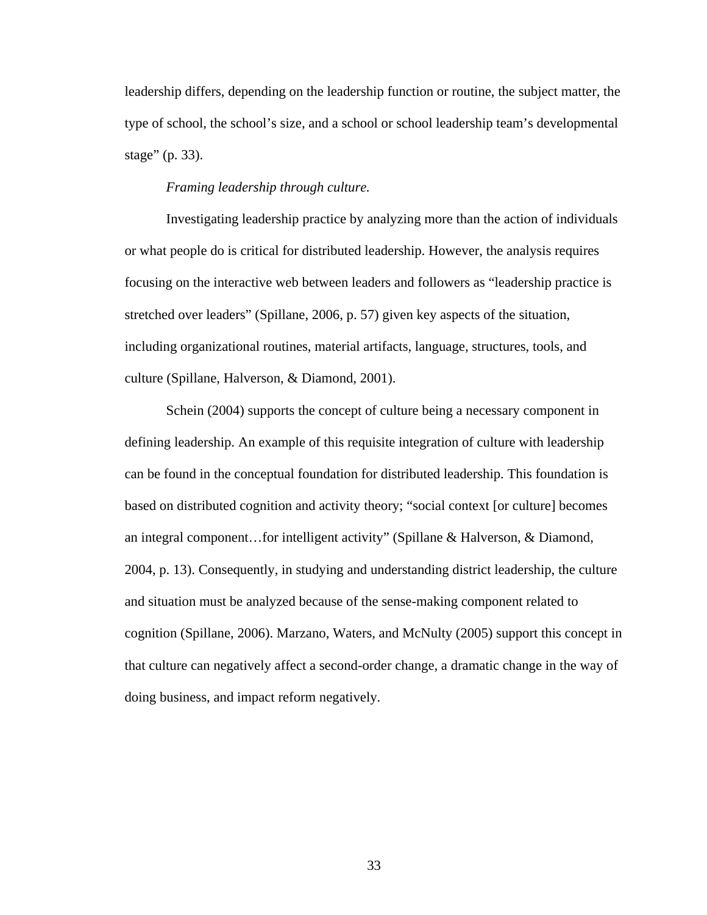leadership differs, depending on the leadership function or routine, the subject matter, the type of school, the school's size, and a school or school leadership team's developmental stage" (p. 33).

*Framing leadership through culture.*

Investigating leadership practice by analyzing more than the action of individuals or what people do is critical for distributed leadership. However, the analysis requires focusing on the interactive web between leaders and followers as "leadership practice is stretched over leaders" (Spillane, 2006, p. 57) given key aspects of the situation, including organizational routines, material artifacts, language, structures, tools, and culture (Spillane, Halverson, & Diamond, 2001).

Schein (2004) supports the concept of culture being a necessary component in defining leadership. An example of this requisite integration of culture with leadership can be found in the conceptual foundation for distributed leadership. This foundation is based on distributed cognition and activity theory; "social context [or culture] becomes an integral component…for intelligent activity" (Spillane & Halverson, & Diamond, 2004, p. 13). Consequently, in studying and understanding district leadership, the culture and situation must be analyzed because of the sense-making component related to cognition (Spillane, 2006). Marzano, Waters, and McNulty (2005) support this concept in that culture can negatively affect a second-order change, a dramatic change in the way of doing business, and impact reform negatively.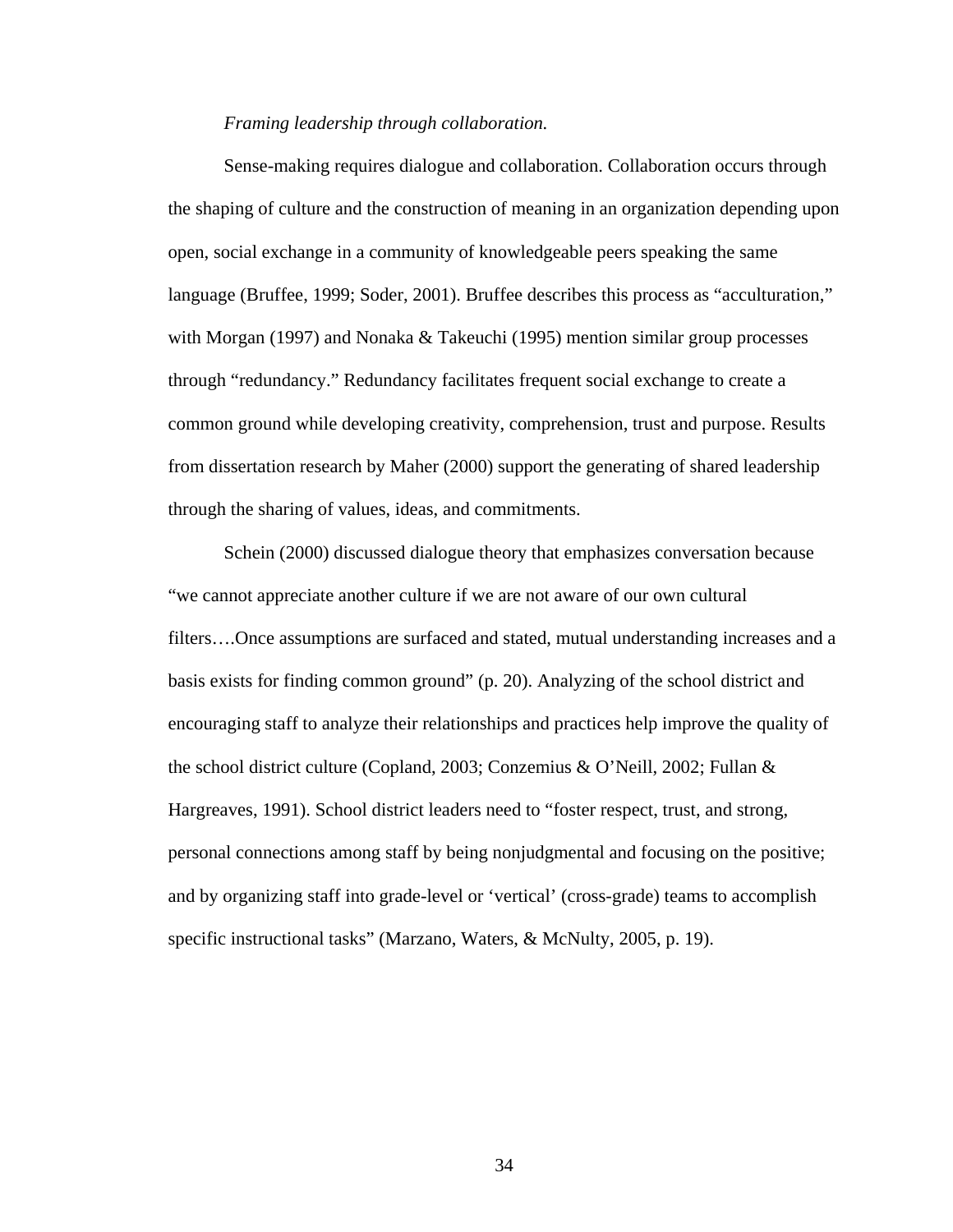*Framing leadership through collaboration.*

Sense-making requires dialogue and collaboration. Collaboration occurs through the shaping of culture and the construction of meaning in an organization depending upon open, social exchange in a community of knowledgeable peers speaking the same language (Bruffee, 1999; Soder, 2001). Bruffee describes this process as "acculturation," with Morgan (1997) and Nonaka & Takeuchi (1995) mention similar group processes through "redundancy." Redundancy facilitates frequent social exchange to create a common ground while developing creativity, comprehension, trust and purpose. Results from dissertation research by Maher (2000) support the generating of shared leadership through the sharing of values, ideas, and commitments.

Schein (2000) discussed dialogue theory that emphasizes conversation because "we cannot appreciate another culture if we are not aware of our own cultural filters….Once assumptions are surfaced and stated, mutual understanding increases and a basis exists for finding common ground" (p. 20). Analyzing of the school district and encouraging staff to analyze their relationships and practices help improve the quality of the school district culture (Copland, 2003; Conzemius & O'Neill, 2002; Fullan & Hargreaves, 1991). School district leaders need to "foster respect, trust, and strong, personal connections among staff by being nonjudgmental and focusing on the positive; and by organizing staff into grade-level or 'vertical' (cross-grade) teams to accomplish specific instructional tasks" (Marzano, Waters, & McNulty, 2005, p. 19).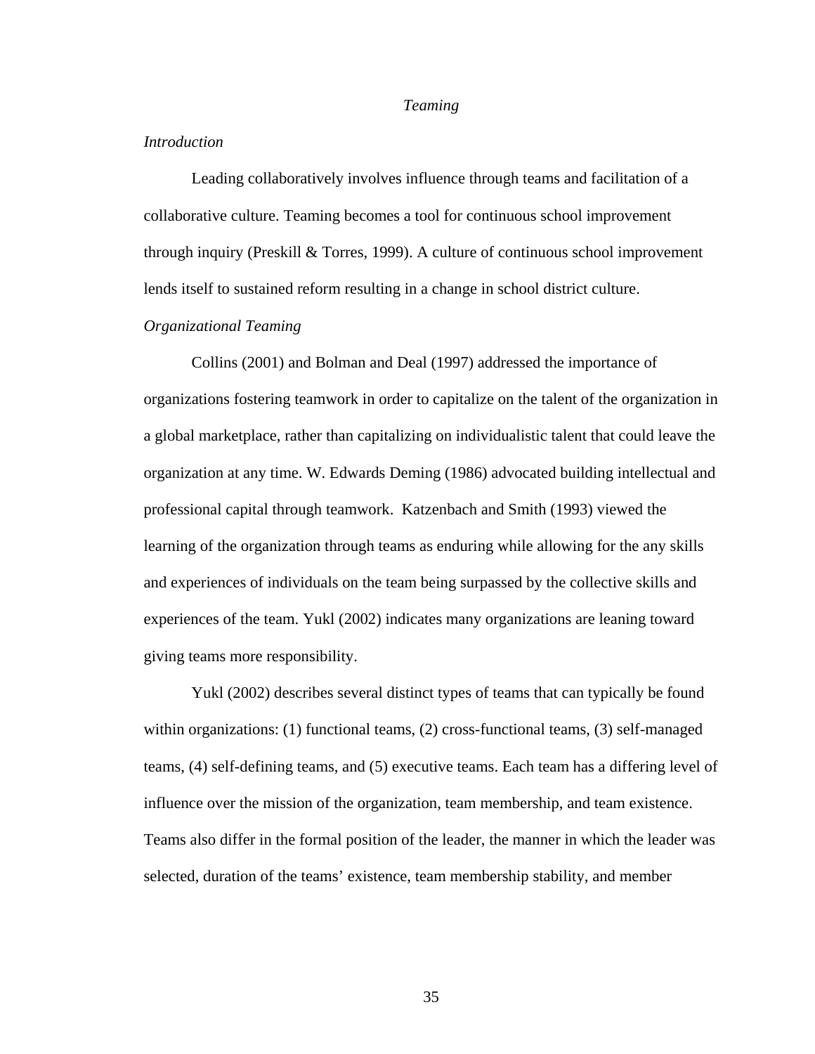## *Teaming*

### *Introduction*

Leading collaboratively involves influence through teams and facilitation of a collaborative culture. Teaming becomes a tool for continuous school improvement through inquiry (Preskill & Torres, 1999). A culture of continuous school improvement lends itself to sustained reform resulting in a change in school district culture.

### *Organizational Teaming*

Collins (2001) and Bolman and Deal (1997) addressed the importance of organizations fostering teamwork in order to capitalize on the talent of the organization in a global marketplace, rather than capitalizing on individualistic talent that could leave the organization at any time. W. Edwards Deming (1986) advocated building intellectual and professional capital through teamwork. Katzenbach and Smith (1993) viewed the learning of the organization through teams as enduring while allowing for the any skills and experiences of individuals on the team being surpassed by the collective skills and experiences of the team. Yukl (2002) indicates many organizations are leaning toward giving teams more responsibility.

Yukl (2002) describes several distinct types of teams that can typically be found within organizations: (1) functional teams, (2) cross-functional teams, (3) self-managed teams, (4) self-defining teams, and (5) executive teams. Each team has a differing level of influence over the mission of the organization, team membership, and team existence. Teams also differ in the formal position of the leader, the manner in which the leader was selected, duration of the teams' existence, team membership stability, and member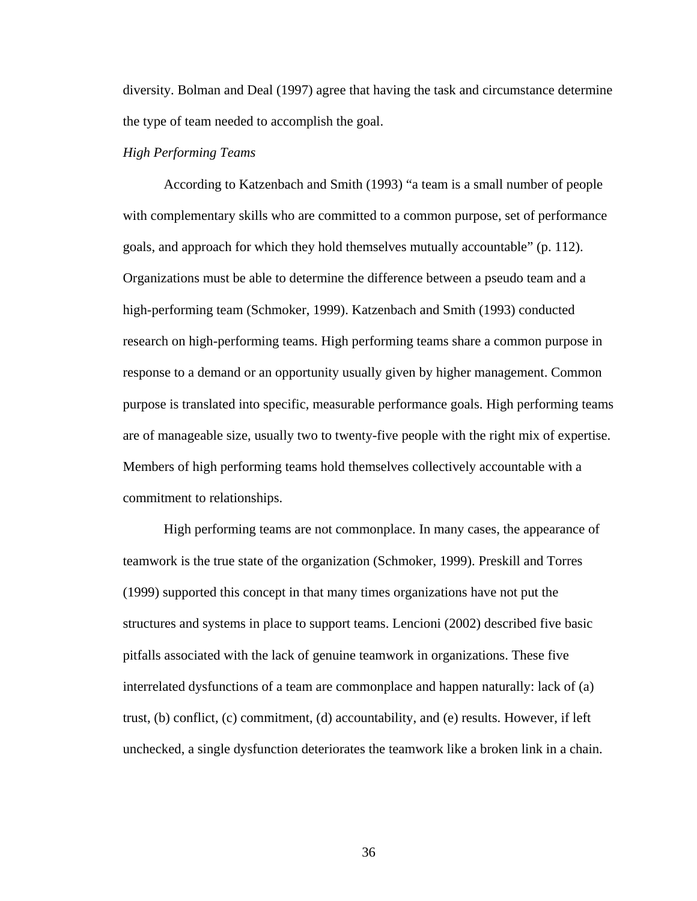diversity. Bolman and Deal (1997) agree that having the task and circumstance determine the type of team needed to accomplish the goal.

*High Performing Teams*

According to Katzenbach and Smith (1993) "a team is a small number of people with complementary skills who are committed to a common purpose, set of performance goals, and approach for which they hold themselves mutually accountable" (p. 112). Organizations must be able to determine the difference between a pseudo team and a high-performing team (Schmoker, 1999). Katzenbach and Smith (1993) conducted research on high-performing teams. High performing teams share a common purpose in response to a demand or an opportunity usually given by higher management. Common purpose is translated into specific, measurable performance goals. High performing teams are of manageable size, usually two to twenty-five people with the right mix of expertise. Members of high performing teams hold themselves collectively accountable with a commitment to relationships.

High performing teams are not commonplace. In many cases, the appearance of teamwork is the true state of the organization (Schmoker, 1999). Preskill and Torres (1999) supported this concept in that many times organizations have not put the structures and systems in place to support teams. Lencioni (2002) described five basic pitfalls associated with the lack of genuine teamwork in organizations. These five interrelated dysfunctions of a team are commonplace and happen naturally: lack of (a) trust, (b) conflict, (c) commitment, (d) accountability, and (e) results. However, if left unchecked, a single dysfunction deteriorates the teamwork like a broken link in a chain.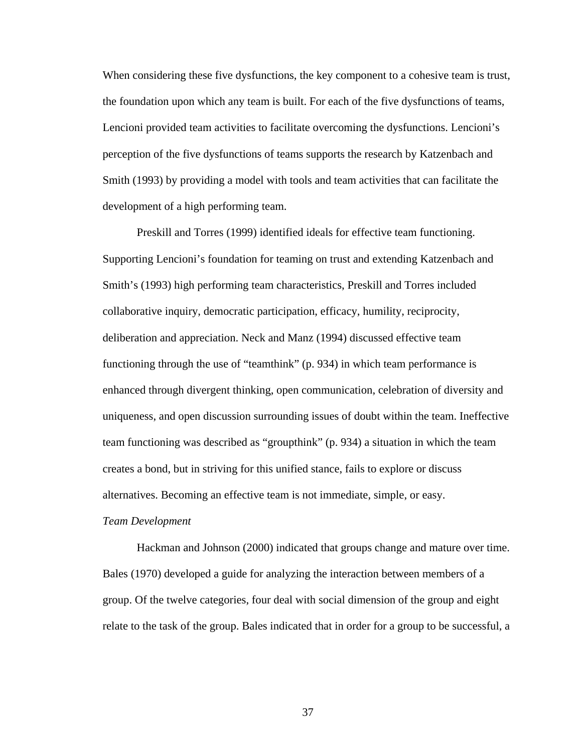When considering these five dysfunctions, the key component to a cohesive team is trust, the foundation upon which any team is built. For each of the five dysfunctions of teams, Lencioni provided team activities to facilitate overcoming the dysfunctions. Lencioni's perception of the five dysfunctions of teams supports the research by Katzenbach and Smith (1993) by providing a model with tools and team activities that can facilitate the development of a high performing team.

Preskill and Torres (1999) identified ideals for effective team functioning. Supporting Lencioni's foundation for teaming on trust and extending Katzenbach and Smith's (1993) high performing team characteristics, Preskill and Torres included collaborative inquiry, democratic participation, efficacy, humility, reciprocity, deliberation and appreciation. Neck and Manz (1994) discussed effective team functioning through the use of "teamthink" (p. 934) in which team performance is enhanced through divergent thinking, open communication, celebration of diversity and uniqueness, and open discussion surrounding issues of doubt within the team. Ineffective team functioning was described as "groupthink" (p. 934) a situation in which the team creates a bond, but in striving for this unified stance, fails to explore or discuss alternatives. Becoming an effective team is not immediate, simple, or easy.

*Team Development*

Hackman and Johnson (2000) indicated that groups change and mature over time. Bales (1970) developed a guide for analyzing the interaction between members of a group. Of the twelve categories, four deal with social dimension of the group and eight relate to the task of the group. Bales indicated that in order for a group to be successful, a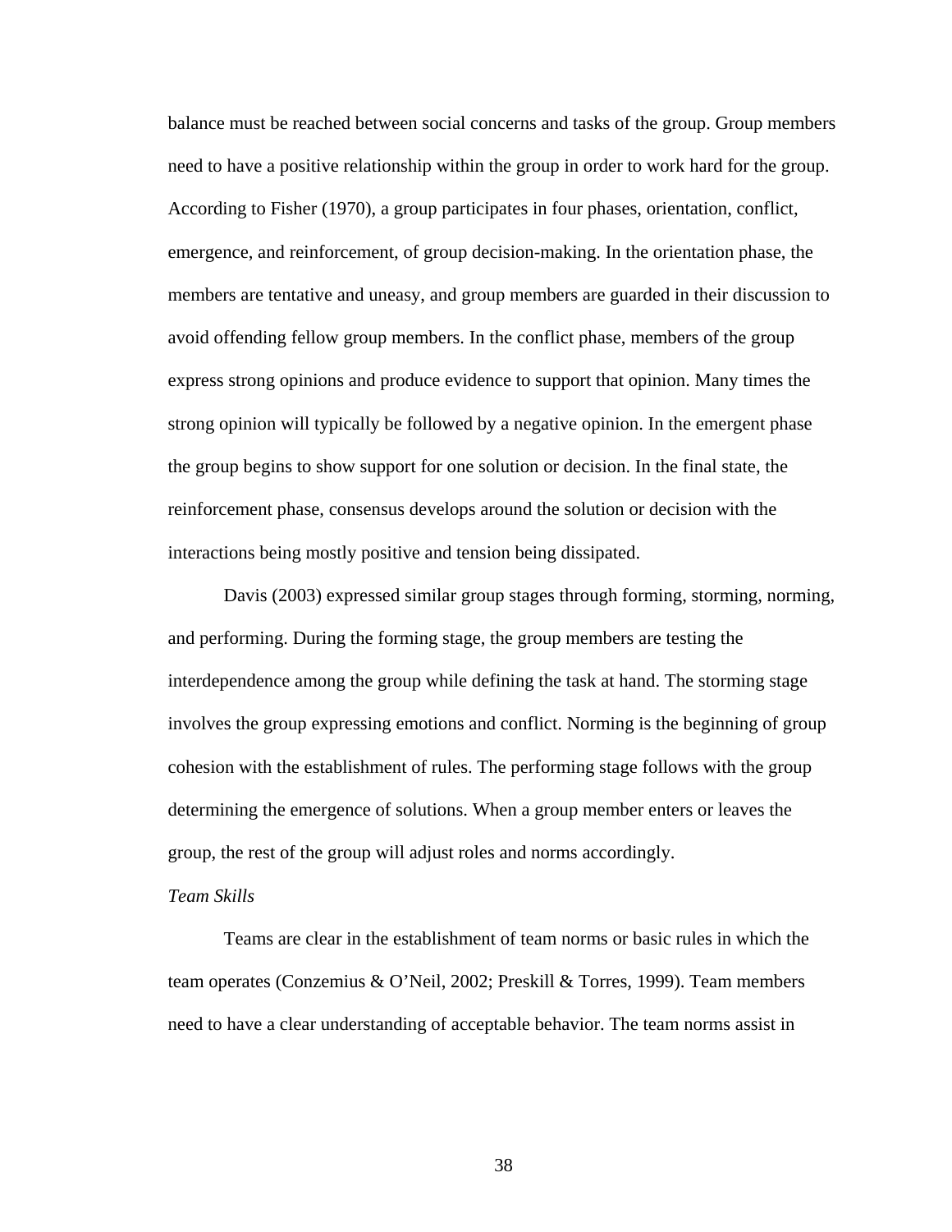balance must be reached between social concerns and tasks of the group. Group members need to have a positive relationship within the group in order to work hard for the group. According to Fisher (1970), a group participates in four phases, orientation, conflict, emergence, and reinforcement, of group decision-making. In the orientation phase, the members are tentative and uneasy, and group members are guarded in their discussion to avoid offending fellow group members. In the conflict phase, members of the group express strong opinions and produce evidence to support that opinion. Many times the strong opinion will typically be followed by a negative opinion. In the emergent phase the group begins to show support for one solution or decision. In the final state, the reinforcement phase, consensus develops around the solution or decision with the interactions being mostly positive and tension being dissipated.

Davis (2003) expressed similar group stages through forming, storming, norming, and performing. During the forming stage, the group members are testing the interdependence among the group while defining the task at hand. The storming stage involves the group expressing emotions and conflict. Norming is the beginning of group cohesion with the establishment of rules. The performing stage follows with the group determining the emergence of solutions. When a group member enters or leaves the group, the rest of the group will adjust roles and norms accordingly.

*Team Skills*

Teams are clear in the establishment of team norms or basic rules in which the team operates (Conzemius & O'Neil, 2002; Preskill & Torres, 1999). Team members need to have a clear understanding of acceptable behavior. The team norms assist in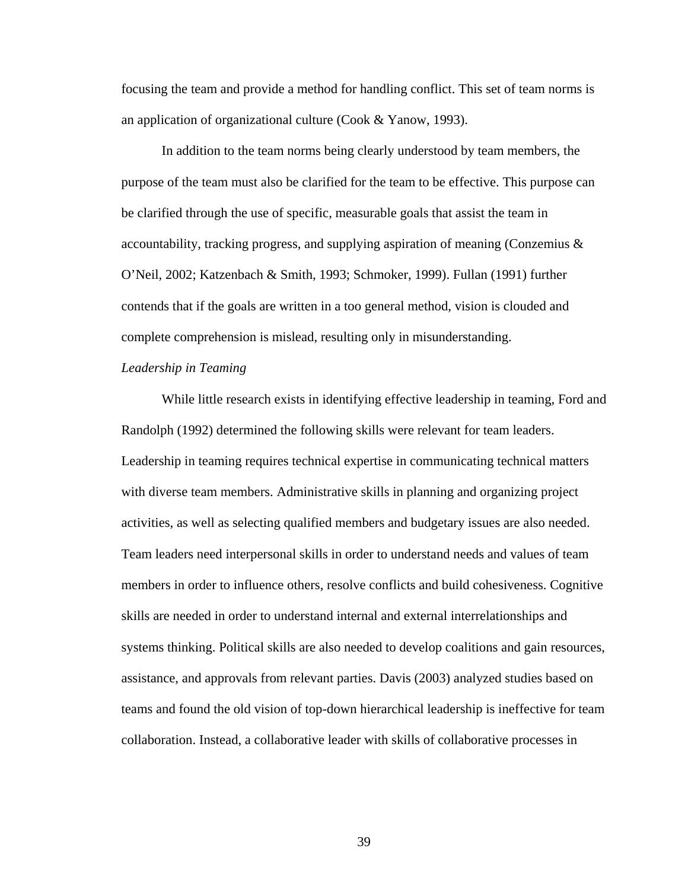focusing the team and provide a method for handling conflict. This set of team norms is an application of organizational culture (Cook & Yanow, 1993).

In addition to the team norms being clearly understood by team members, the purpose of the team must also be clarified for the team to be effective. This purpose can be clarified through the use of specific, measurable goals that assist the team in accountability, tracking progress, and supplying aspiration of meaning (Conzemius & O'Neil, 2002; Katzenbach & Smith, 1993; Schmoker, 1999). Fullan (1991) further contends that if the goals are written in a too general method, vision is clouded and complete comprehension is mislead, resulting only in misunderstanding.

*Leadership in Teaming*

While little research exists in identifying effective leadership in teaming, Ford and Randolph (1992) determined the following skills were relevant for team leaders. Leadership in teaming requires technical expertise in communicating technical matters with diverse team members. Administrative skills in planning and organizing project activities, as well as selecting qualified members and budgetary issues are also needed. Team leaders need interpersonal skills in order to understand needs and values of team members in order to influence others, resolve conflicts and build cohesiveness. Cognitive skills are needed in order to understand internal and external interrelationships and systems thinking. Political skills are also needed to develop coalitions and gain resources, assistance, and approvals from relevant parties. Davis (2003) analyzed studies based on teams and found the old vision of top-down hierarchical leadership is ineffective for team collaboration. Instead, a collaborative leader with skills of collaborative processes in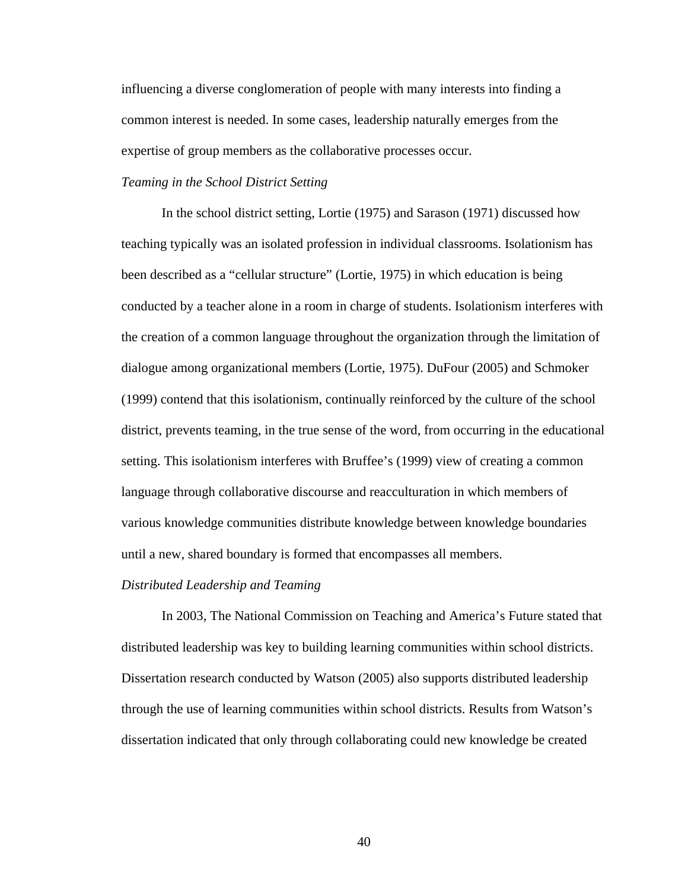influencing a diverse conglomeration of people with many interests into finding a common interest is needed. In some cases, leadership naturally emerges from the expertise of group members as the collaborative processes occur.

*Teaming in the School District Setting*

In the school district setting, Lortie (1975) and Sarason (1971) discussed how teaching typically was an isolated profession in individual classrooms. Isolationism has been described as a "cellular structure" (Lortie, 1975) in which education is being conducted by a teacher alone in a room in charge of students. Isolationism interferes with the creation of a common language throughout the organization through the limitation of dialogue among organizational members (Lortie, 1975). DuFour (2005) and Schmoker (1999) contend that this isolationism, continually reinforced by the culture of the school district, prevents teaming, in the true sense of the word, from occurring in the educational setting. This isolationism interferes with Bruffee's (1999) view of creating a common language through collaborative discourse and reacculturation in which members of various knowledge communities distribute knowledge between knowledge boundaries until a new, shared boundary is formed that encompasses all members.

*Distributed Leadership and Teaming*

In 2003, The National Commission on Teaching and America's Future stated that distributed leadership was key to building learning communities within school districts. Dissertation research conducted by Watson (2005) also supports distributed leadership through the use of learning communities within school districts. Results from Watson's dissertation indicated that only through collaborating could new knowledge be created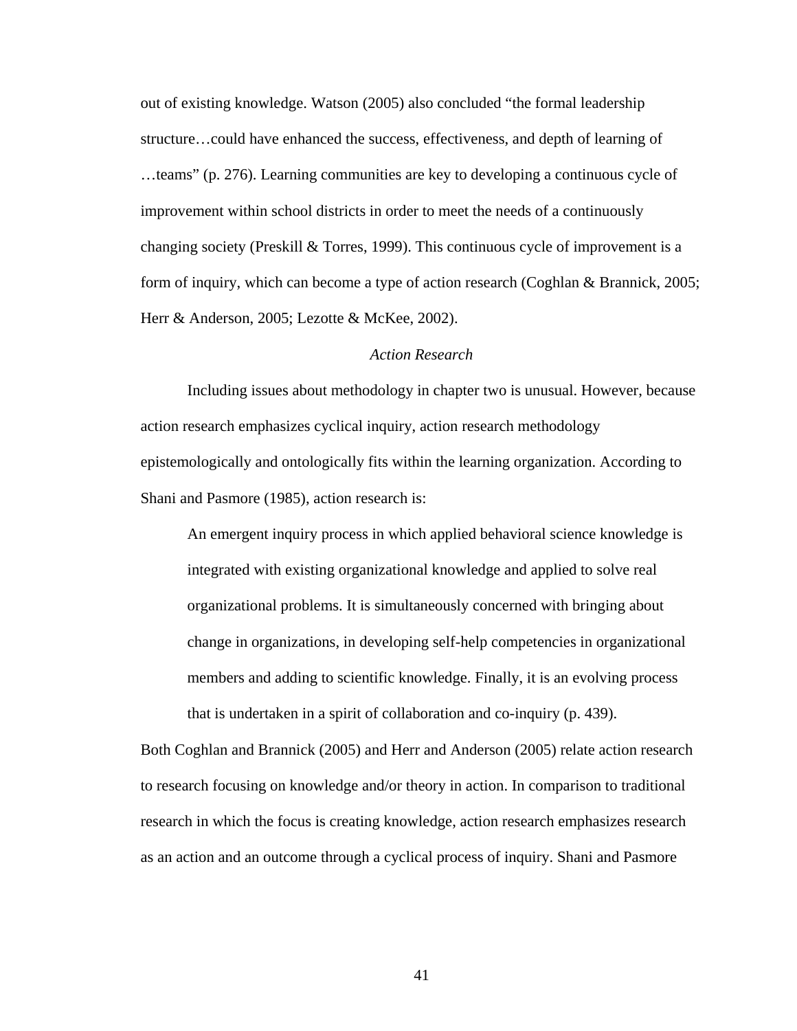out of existing knowledge. Watson (2005) also concluded "the formal leadership structure…could have enhanced the success, effectiveness, and depth of learning of …teams" (p. 276). Learning communities are key to developing a continuous cycle of improvement within school districts in order to meet the needs of a continuously changing society (Preskill & Torres, 1999). This continuous cycle of improvement is a form of inquiry, which can become a type of action research (Coghlan & Brannick, 2005; Herr & Anderson, 2005; Lezotte & McKee, 2002).

### *Action Research*

Including issues about methodology in chapter two is unusual. However, because action research emphasizes cyclical inquiry, action research methodology epistemologically and ontologically fits within the learning organization. According to Shani and Pasmore (1985), action research is:

> An emergent inquiry process in which applied behavioral science knowledge is integrated with existing organizational knowledge and applied to solve real organizational problems. It is simultaneously concerned with bringing about change in organizations, in developing self-help competencies in organizational members and adding to scientific knowledge. Finally, it is an evolving process that is undertaken in a spirit of collaboration and co-inquiry (p. 439).

Both Coghlan and Brannick (2005) and Herr and Anderson (2005) relate action research to research focusing on knowledge and/or theory in action. In comparison to traditional research in which the focus is creating knowledge, action research emphasizes research as an action and an outcome through a cyclical process of inquiry. Shani and Pasmore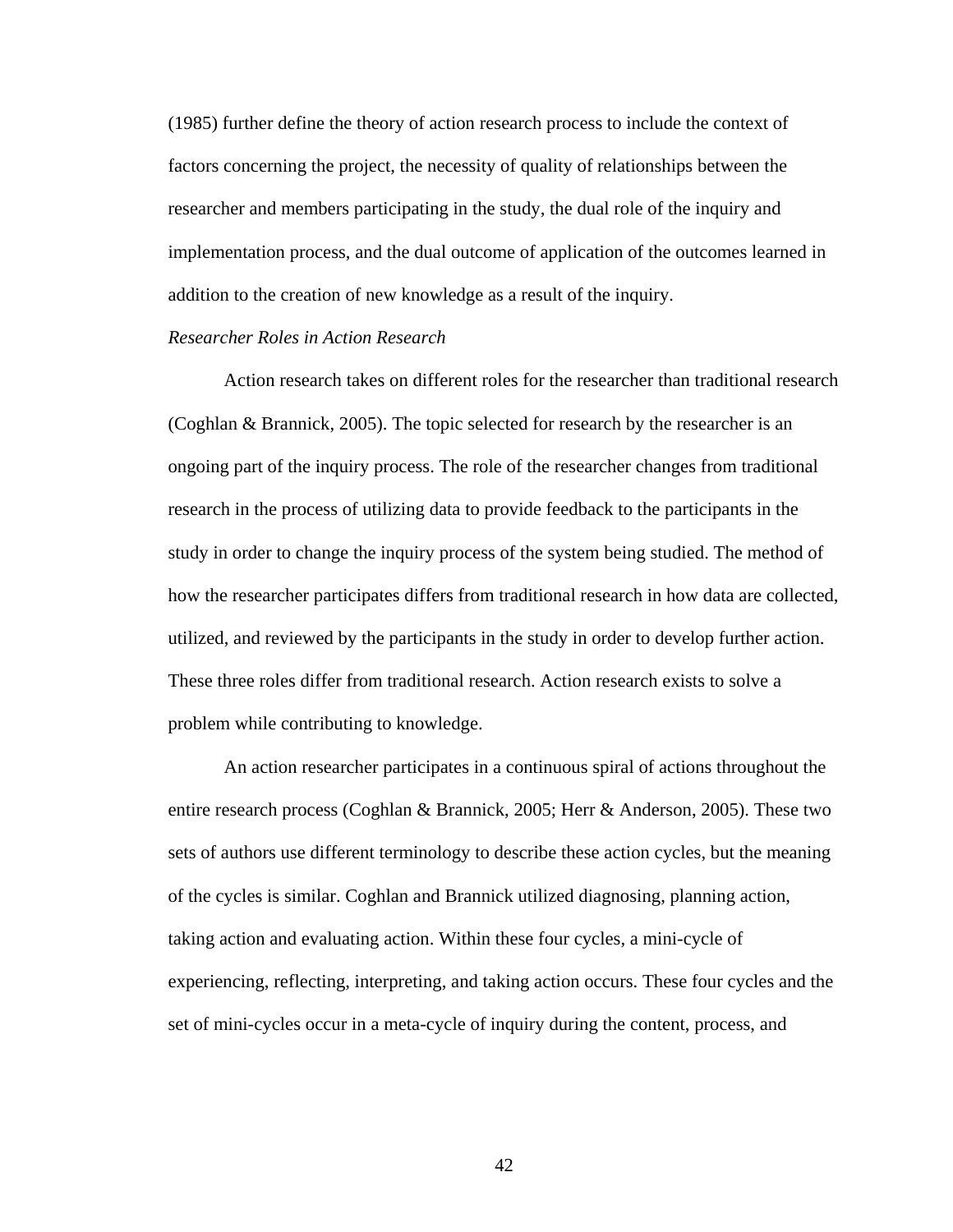(1985) further define the theory of action research process to include the context of factors concerning the project, the necessity of quality of relationships between the researcher and members participating in the study, the dual role of the inquiry and implementation process, and the dual outcome of application of the outcomes learned in addition to the creation of new knowledge as a result of the inquiry.

*Researcher Roles in Action Research*

Action research takes on different roles for the researcher than traditional research (Coghlan & Brannick, 2005). The topic selected for research by the researcher is an ongoing part of the inquiry process. The role of the researcher changes from traditional research in the process of utilizing data to provide feedback to the participants in the study in order to change the inquiry process of the system being studied. The method of how the researcher participates differs from traditional research in how data are collected, utilized, and reviewed by the participants in the study in order to develop further action. These three roles differ from traditional research. Action research exists to solve a problem while contributing to knowledge.

An action researcher participates in a continuous spiral of actions throughout the entire research process (Coghlan & Brannick, 2005; Herr & Anderson, 2005). These two sets of authors use different terminology to describe these action cycles, but the meaning of the cycles is similar. Coghlan and Brannick utilized diagnosing, planning action, taking action and evaluating action. Within these four cycles, a mini-cycle of experiencing, reflecting, interpreting, and taking action occurs. These four cycles and the set of mini-cycles occur in a meta-cycle of inquiry during the content, process, and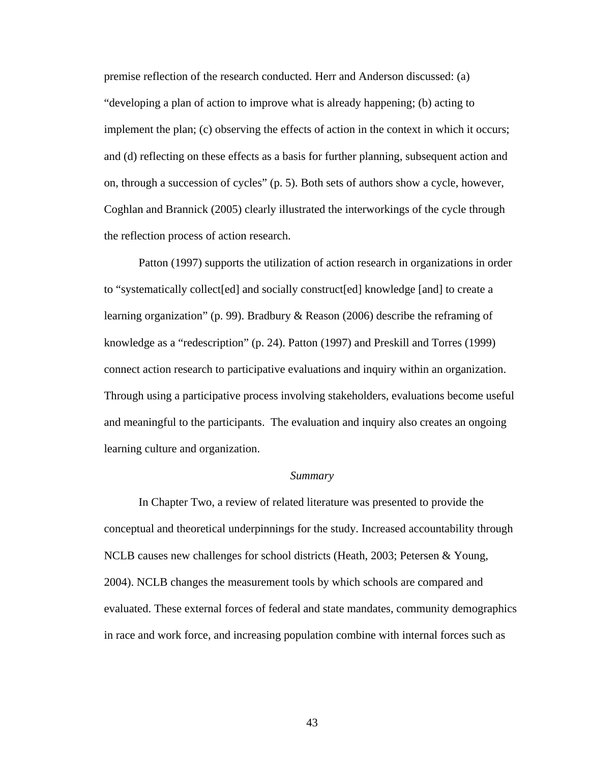premise reflection of the research conducted. Herr and Anderson discussed: (a) "developing a plan of action to improve what is already happening; (b) acting to implement the plan; (c) observing the effects of action in the context in which it occurs; and (d) reflecting on these effects as a basis for further planning, subsequent action and on, through a succession of cycles" (p. 5). Both sets of authors show a cycle, however, Coghlan and Brannick (2005) clearly illustrated the interworkings of the cycle through the reflection process of action research.

Patton (1997) supports the utilization of action research in organizations in order to "systematically collect[ed] and socially construct[ed] knowledge [and] to create a learning organization" (p. 99). Bradbury & Reason (2006) describe the reframing of knowledge as a "redescription" (p. 24). Patton (1997) and Preskill and Torres (1999) connect action research to participative evaluations and inquiry within an organization. Through using a participative process involving stakeholders, evaluations become useful and meaningful to the participants. The evaluation and inquiry also creates an ongoing learning culture and organization.

### *Summary*

In Chapter Two, a review of related literature was presented to provide the conceptual and theoretical underpinnings for the study. Increased accountability through NCLB causes new challenges for school districts (Heath, 2003; Petersen & Young, 2004). NCLB changes the measurement tools by which schools are compared and evaluated. These external forces of federal and state mandates, community demographics in race and work force, and increasing population combine with internal forces such as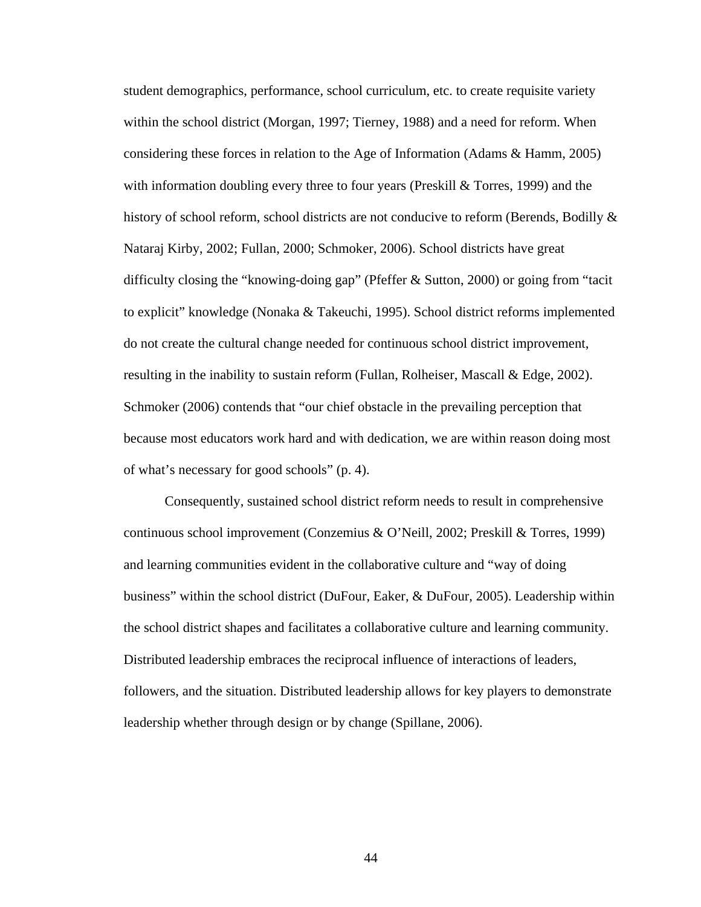student demographics, performance, school curriculum, etc. to create requisite variety within the school district (Morgan, 1997; Tierney, 1988) and a need for reform. When considering these forces in relation to the Age of Information (Adams & Hamm, 2005) with information doubling every three to four years (Preskill & Torres, 1999) and the history of school reform, school districts are not conducive to reform (Berends, Bodilly & Nataraj Kirby, 2002; Fullan, 2000; Schmoker, 2006). School districts have great difficulty closing the "knowing-doing gap" (Pfeffer & Sutton, 2000) or going from "tacit to explicit" knowledge (Nonaka & Takeuchi, 1995). School district reforms implemented do not create the cultural change needed for continuous school district improvement, resulting in the inability to sustain reform (Fullan, Rolheiser, Mascall & Edge, 2002). Schmoker (2006) contends that "our chief obstacle in the prevailing perception that because most educators work hard and with dedication, we are within reason doing most of what's necessary for good schools" (p. 4).

Consequently, sustained school district reform needs to result in comprehensive continuous school improvement (Conzemius & O'Neill, 2002; Preskill & Torres, 1999) and learning communities evident in the collaborative culture and "way of doing business" within the school district (DuFour, Eaker, & DuFour, 2005). Leadership within the school district shapes and facilitates a collaborative culture and learning community. Distributed leadership embraces the reciprocal influence of interactions of leaders, followers, and the situation. Distributed leadership allows for key players to demonstrate leadership whether through design or by change (Spillane, 2006).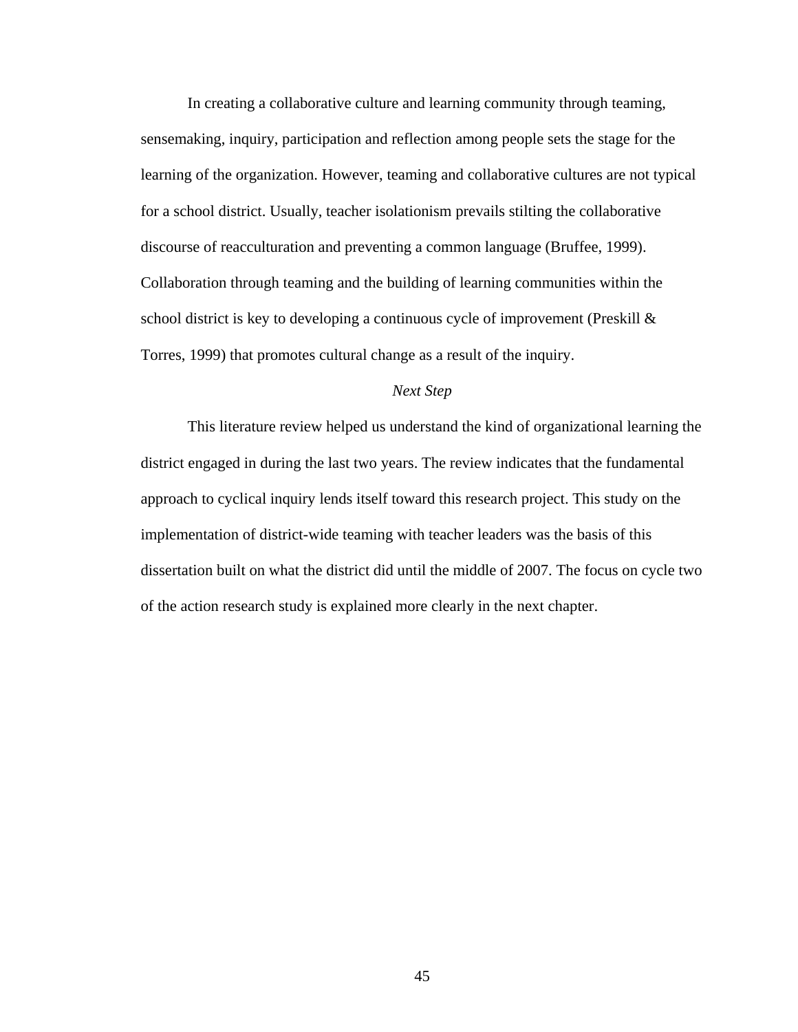In creating a collaborative culture and learning community through teaming, sensemaking, inquiry, participation and reflection among people sets the stage for the learning of the organization. However, teaming and collaborative cultures are not typical for a school district. Usually, teacher isolationism prevails stilting the collaborative discourse of reacculturation and preventing a common language (Bruffee, 1999). Collaboration through teaming and the building of learning communities within the school district is key to developing a continuous cycle of improvement (Preskill & Torres, 1999) that promotes cultural change as a result of the inquiry.

### *Next Step*

This literature review helped us understand the kind of organizational learning the district engaged in during the last two years. The review indicates that the fundamental approach to cyclical inquiry lends itself toward this research project. This study on the implementation of district-wide teaming with teacher leaders was the basis of this dissertation built on what the district did until the middle of 2007. The focus on cycle two of the action research study is explained more clearly in the next chapter.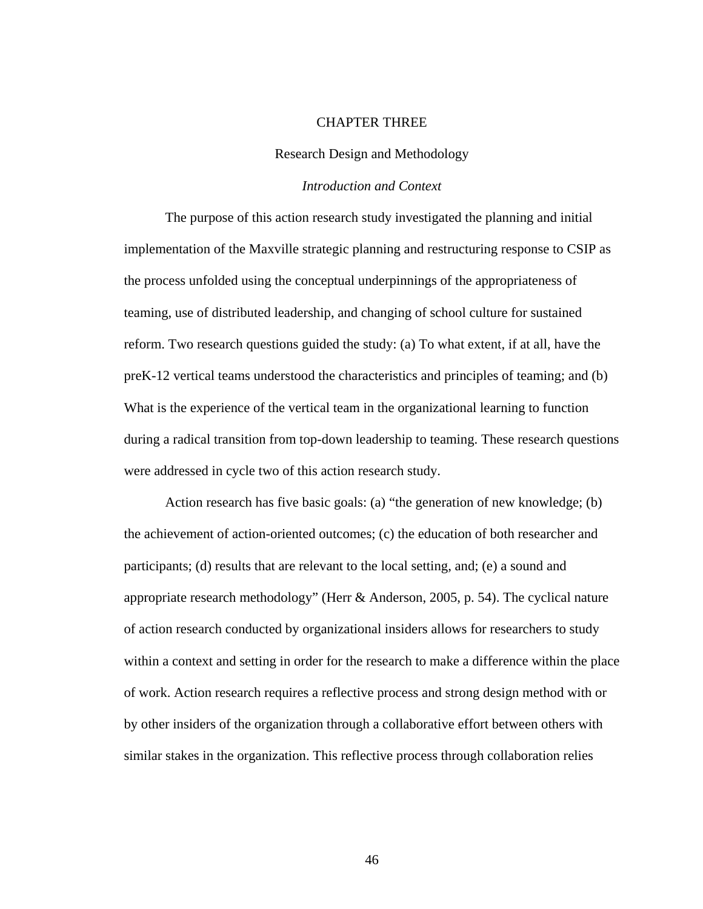# CHAPTER THREE

## Research Design and Methodology

### *Introduction and Context*

The purpose of this action research study investigated the planning and initial implementation of the Maxville strategic planning and restructuring response to CSIP as the process unfolded using the conceptual underpinnings of the appropriateness of teaming, use of distributed leadership, and changing of school culture for sustained reform. Two research questions guided the study: (a) To what extent, if at all, have the preK-12 vertical teams understood the characteristics and principles of teaming; and (b) What is the experience of the vertical team in the organizational learning to function during a radical transition from top-down leadership to teaming. These research questions were addressed in cycle two of this action research study.

Action research has five basic goals: (a) "the generation of new knowledge; (b) the achievement of action-oriented outcomes; (c) the education of both researcher and participants; (d) results that are relevant to the local setting, and; (e) a sound and appropriate research methodology" (Herr & Anderson, 2005, p. 54). The cyclical nature of action research conducted by organizational insiders allows for researchers to study within a context and setting in order for the research to make a difference within the place of work. Action research requires a reflective process and strong design method with or by other insiders of the organization through a collaborative effort between others with similar stakes in the organization. This reflective process through collaboration relies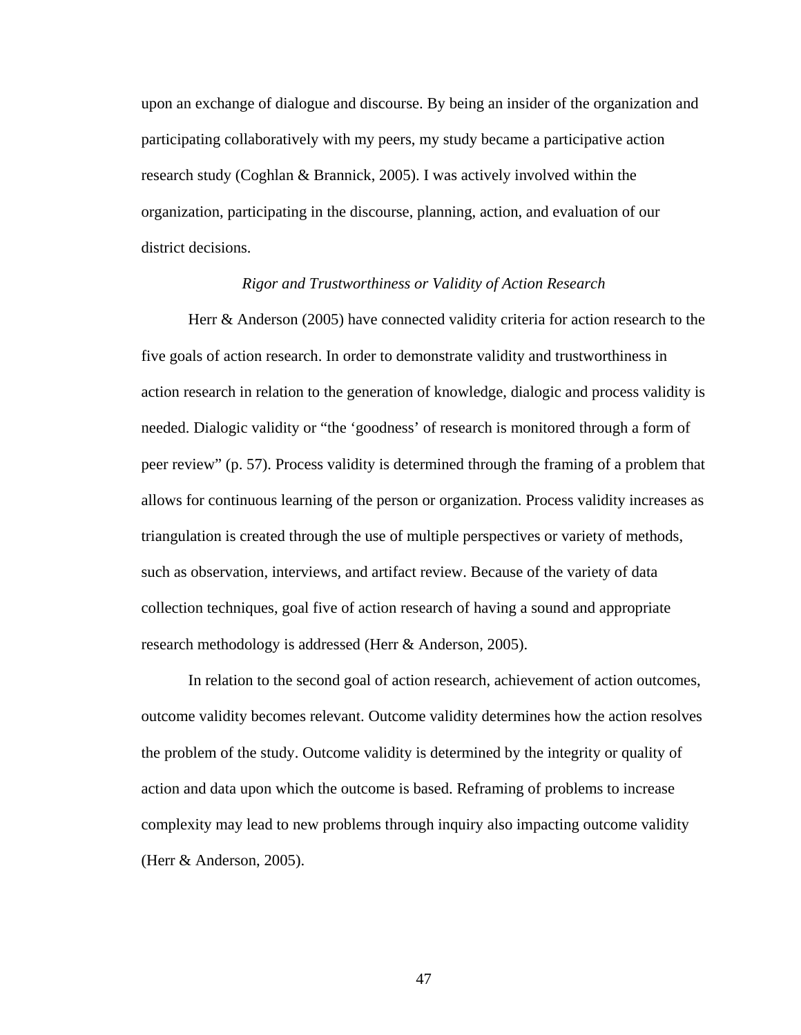upon an exchange of dialogue and discourse. By being an insider of the organization and participating collaboratively with my peers, my study became a participative action research study (Coghlan & Brannick, 2005). I was actively involved within the organization, participating in the discourse, planning, action, and evaluation of our district decisions.

### *Rigor and Trustworthiness or Validity of Action Research*

Herr & Anderson (2005) have connected validity criteria for action research to the five goals of action research. In order to demonstrate validity and trustworthiness in action research in relation to the generation of knowledge, dialogic and process validity is needed. Dialogic validity or "the 'goodness' of research is monitored through a form of peer review" (p. 57). Process validity is determined through the framing of a problem that allows for continuous learning of the person or organization. Process validity increases as triangulation is created through the use of multiple perspectives or variety of methods, such as observation, interviews, and artifact review. Because of the variety of data collection techniques, goal five of action research of having a sound and appropriate research methodology is addressed (Herr & Anderson, 2005).

In relation to the second goal of action research, achievement of action outcomes, outcome validity becomes relevant. Outcome validity determines how the action resolves the problem of the study. Outcome validity is determined by the integrity or quality of action and data upon which the outcome is based. Reframing of problems to increase complexity may lead to new problems through inquiry also impacting outcome validity (Herr & Anderson, 2005).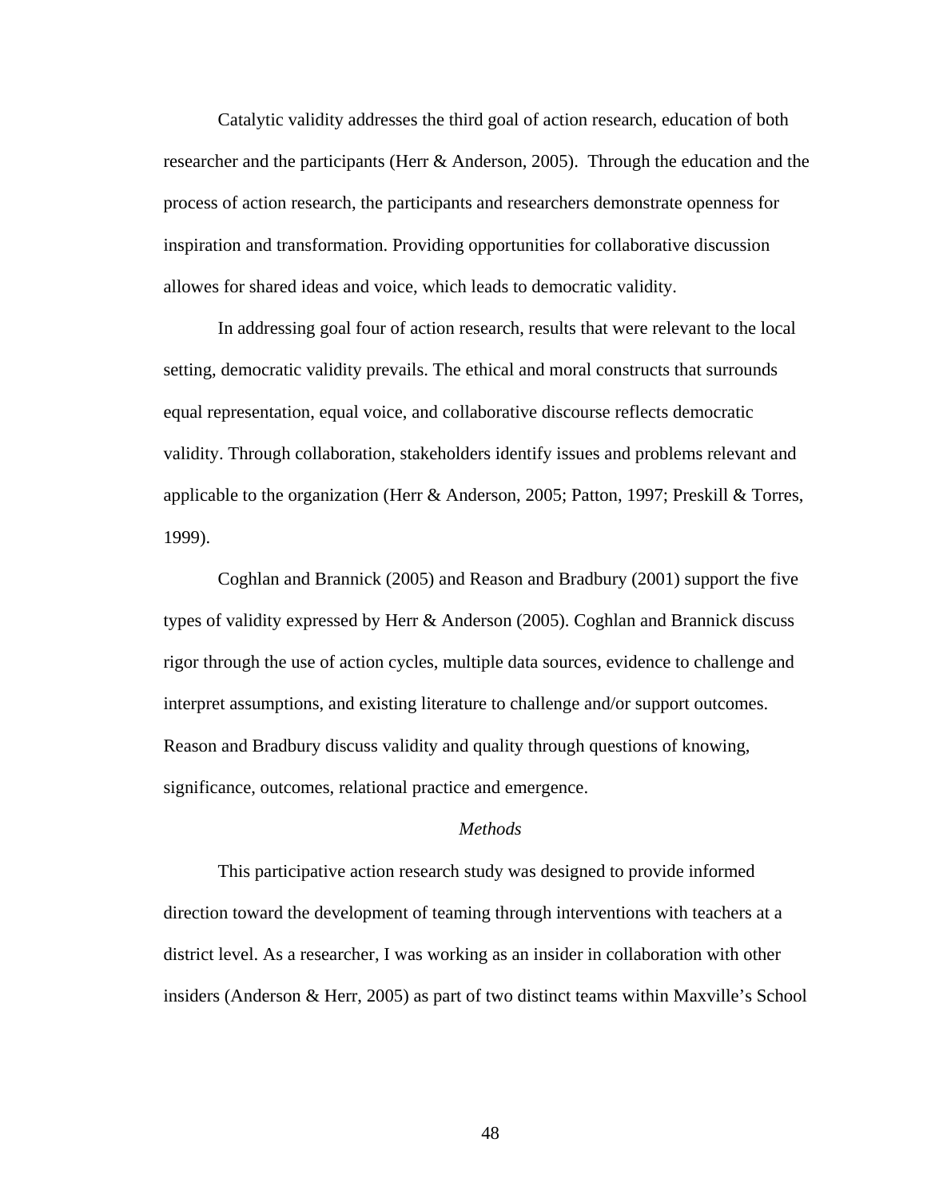Catalytic validity addresses the third goal of action research, education of both researcher and the participants (Herr & Anderson, 2005). Through the education and the process of action research, the participants and researchers demonstrate openness for inspiration and transformation. Providing opportunities for collaborative discussion allowes for shared ideas and voice, which leads to democratic validity.

In addressing goal four of action research, results that were relevant to the local setting, democratic validity prevails. The ethical and moral constructs that surrounds equal representation, equal voice, and collaborative discourse reflects democratic validity. Through collaboration, stakeholders identify issues and problems relevant and applicable to the organization (Herr & Anderson, 2005; Patton, 1997; Preskill & Torres, 1999).

Coghlan and Brannick (2005) and Reason and Bradbury (2001) support the five types of validity expressed by Herr & Anderson (2005). Coghlan and Brannick discuss rigor through the use of action cycles, multiple data sources, evidence to challenge and interpret assumptions, and existing literature to challenge and/or support outcomes. Reason and Bradbury discuss validity and quality through questions of knowing, significance, outcomes, relational practice and emergence.

### *Methods*

This participative action research study was designed to provide informed direction toward the development of teaming through interventions with teachers at a district level. As a researcher, I was working as an insider in collaboration with other insiders (Anderson & Herr, 2005) as part of two distinct teams within Maxville's School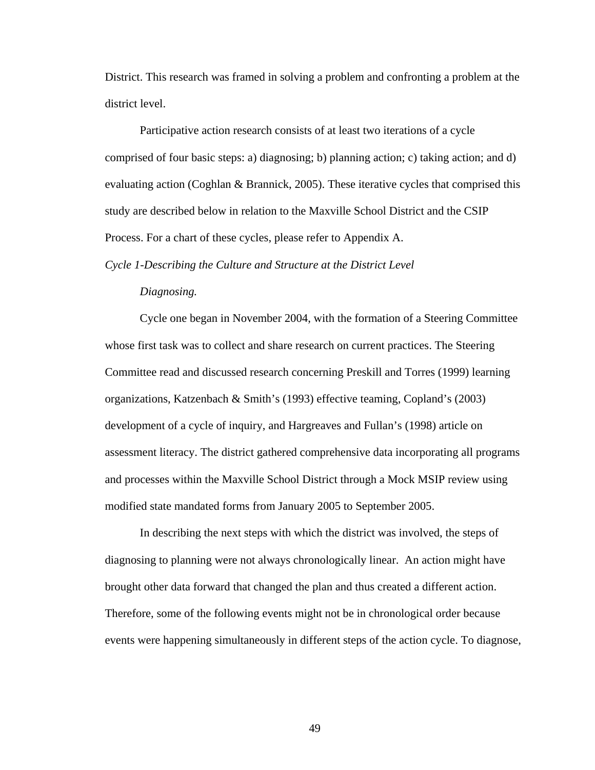District. This research was framed in solving a problem and confronting a problem at the district level.

Participative action research consists of at least two iterations of a cycle comprised of four basic steps: a) diagnosing; b) planning action; c) taking action; and d) evaluating action (Coghlan & Brannick, 2005). These iterative cycles that comprised this study are described below in relation to the Maxville School District and the CSIP Process. For a chart of these cycles, please refer to Appendix A.

*Cycle 1-Describing the Culture and Structure at the District Level*

*Diagnosing.*

Cycle one began in November 2004, with the formation of a Steering Committee whose first task was to collect and share research on current practices. The Steering Committee read and discussed research concerning Preskill and Torres (1999) learning organizations, Katzenbach & Smith's (1993) effective teaming, Copland's (2003) development of a cycle of inquiry, and Hargreaves and Fullan's (1998) article on assessment literacy. The district gathered comprehensive data incorporating all programs and processes within the Maxville School District through a Mock MSIP review using modified state mandated forms from January 2005 to September 2005.

In describing the next steps with which the district was involved, the steps of diagnosing to planning were not always chronologically linear. An action might have brought other data forward that changed the plan and thus created a different action. Therefore, some of the following events might not be in chronological order because events were happening simultaneously in different steps of the action cycle. To diagnose,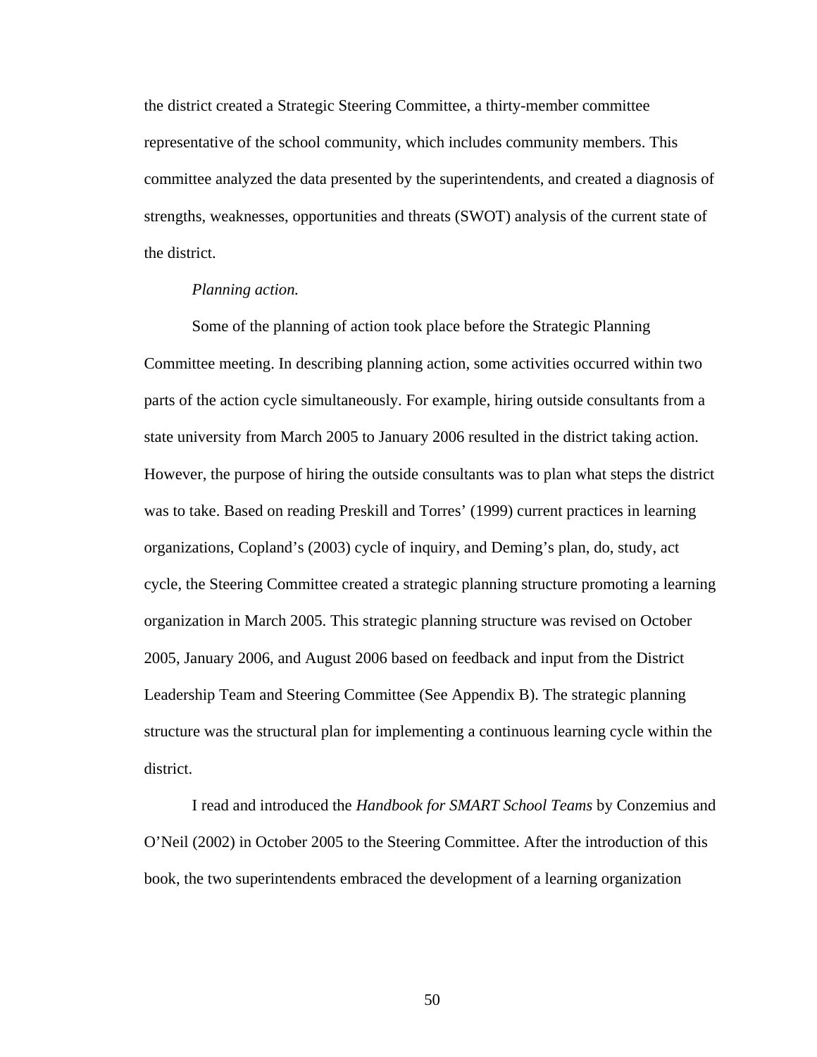the district created a Strategic Steering Committee, a thirty-member committee representative of the school community, which includes community members. This committee analyzed the data presented by the superintendents, and created a diagnosis of strengths, weaknesses, opportunities and threats (SWOT) analysis of the current state of the district.

*Planning action.*

Some of the planning of action took place before the Strategic Planning Committee meeting. In describing planning action, some activities occurred within two parts of the action cycle simultaneously. For example, hiring outside consultants from a state university from March 2005 to January 2006 resulted in the district taking action. However, the purpose of hiring the outside consultants was to plan what steps the district was to take. Based on reading Preskill and Torres' (1999) current practices in learning organizations, Copland's (2003) cycle of inquiry, and Deming's plan, do, study, act cycle, the Steering Committee created a strategic planning structure promoting a learning organization in March 2005. This strategic planning structure was revised on October 2005, January 2006, and August 2006 based on feedback and input from the District Leadership Team and Steering Committee (See Appendix B). The strategic planning structure was the structural plan for implementing a continuous learning cycle within the district.

I read and introduced the *Handbook for SMART School Teams* by Conzemius and O'Neil (2002) in October 2005 to the Steering Committee. After the introduction of this book, the two superintendents embraced the development of a learning organization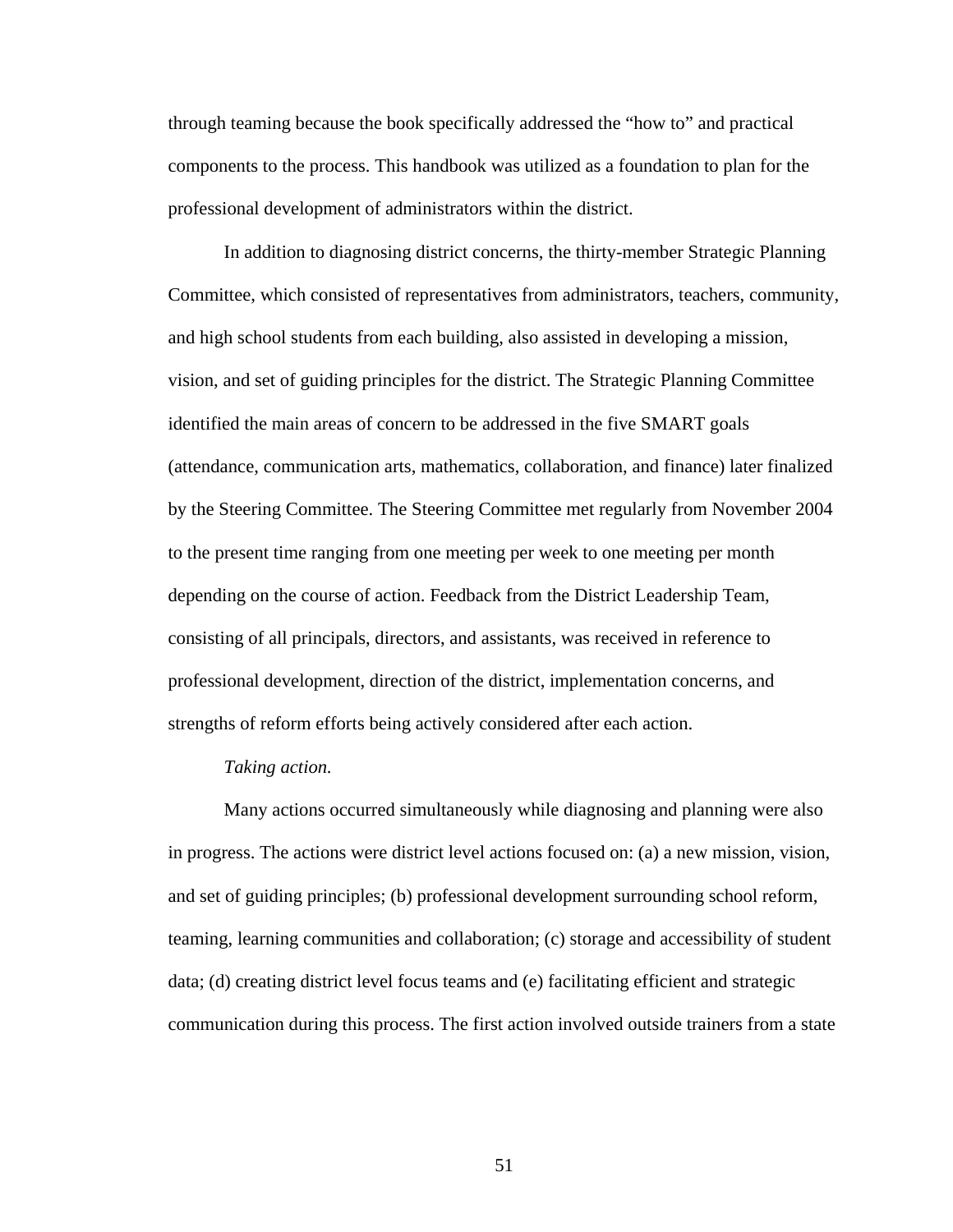through teaming because the book specifically addressed the “how to” and practical components to the process. This handbook was utilized as a foundation to plan for the professional development of administrators within the district.

In addition to diagnosing district concerns, the thirty-member Strategic Planning Committee, which consisted of representatives from administrators, teachers, community, and high school students from each building, also assisted in developing a mission, vision, and set of guiding principles for the district. The Strategic Planning Committee identified the main areas of concern to be addressed in the five SMART goals (attendance, communication arts, mathematics, collaboration, and finance) later finalized by the Steering Committee. The Steering Committee met regularly from November 2004 to the present time ranging from one meeting per week to one meeting per month depending on the course of action. Feedback from the District Leadership Team, consisting of all principals, directors, and assistants, was received in reference to professional development, direction of the district, implementation concerns, and strengths of reform efforts being actively considered after each action.

*Taking action.*

Many actions occurred simultaneously while diagnosing and planning were also in progress. The actions were district level actions focused on: (a) a new mission, vision, and set of guiding principles; (b) professional development surrounding school reform, teaming, learning communities and collaboration; (c) storage and accessibility of student data; (d) creating district level focus teams and (e) facilitating efficient and strategic communication during this process. The first action involved outside trainers from a state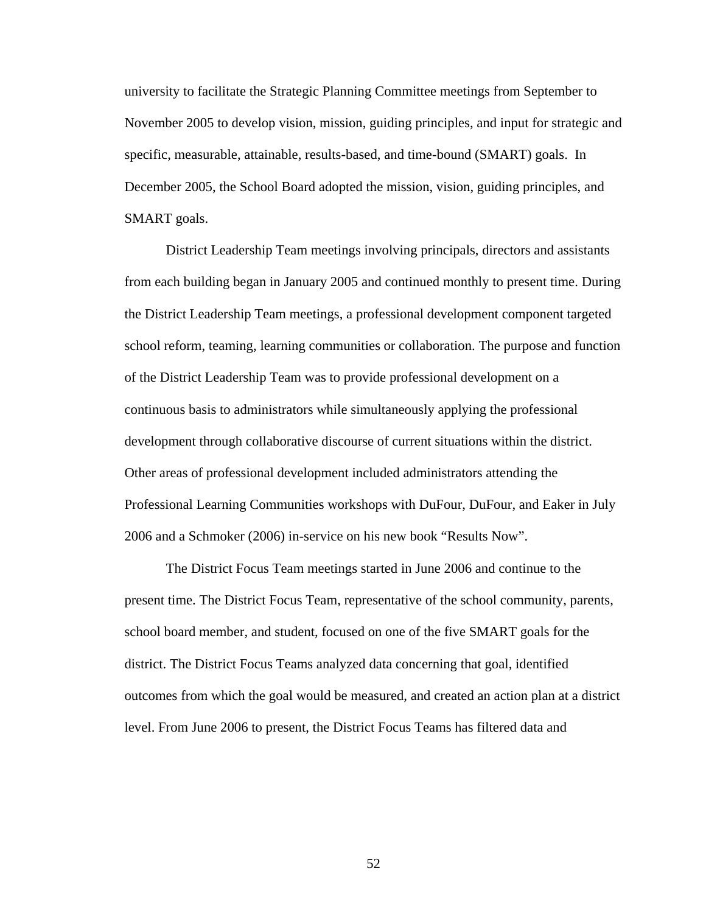university to facilitate the Strategic Planning Committee meetings from September to November 2005 to develop vision, mission, guiding principles, and input for strategic and specific, measurable, attainable, results-based, and time-bound (SMART) goals. In December 2005, the School Board adopted the mission, vision, guiding principles, and SMART goals.

District Leadership Team meetings involving principals, directors and assistants from each building began in January 2005 and continued monthly to present time. During the District Leadership Team meetings, a professional development component targeted school reform, teaming, learning communities or collaboration. The purpose and function of the District Leadership Team was to provide professional development on a continuous basis to administrators while simultaneously applying the professional development through collaborative discourse of current situations within the district. Other areas of professional development included administrators attending the Professional Learning Communities workshops with DuFour, DuFour, and Eaker in July 2006 and a Schmoker (2006) in-service on his new book "Results Now".

The District Focus Team meetings started in June 2006 and continue to the present time. The District Focus Team, representative of the school community, parents, school board member, and student, focused on one of the five SMART goals for the district. The District Focus Teams analyzed data concerning that goal, identified outcomes from which the goal would be measured, and created an action plan at a district level. From June 2006 to present, the District Focus Teams has filtered data and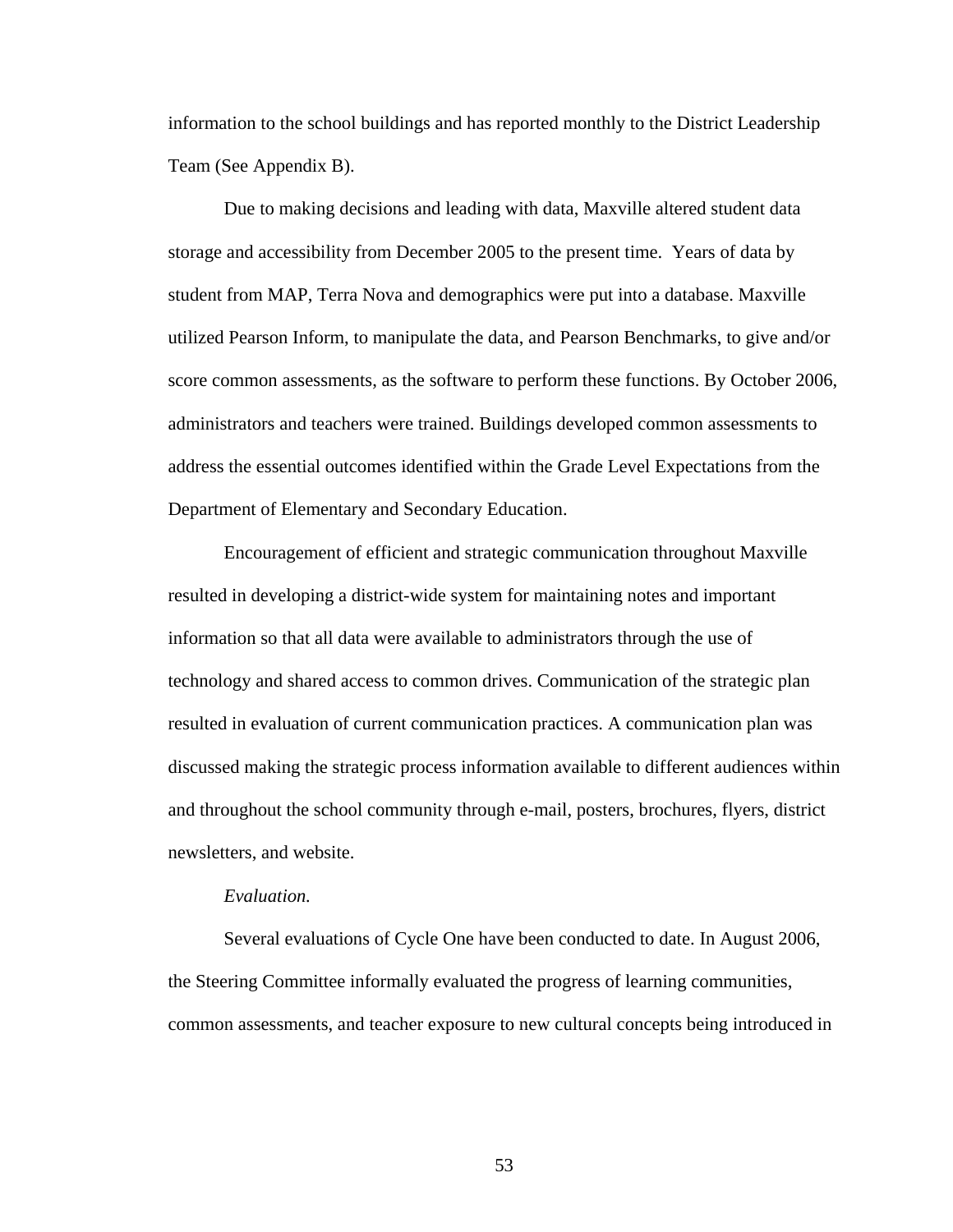information to the school buildings and has reported monthly to the District Leadership Team (See Appendix B).

Due to making decisions and leading with data, Maxville altered student data storage and accessibility from December 2005 to the present time. Years of data by student from MAP, Terra Nova and demographics were put into a database. Maxville utilized Pearson Inform, to manipulate the data, and Pearson Benchmarks, to give and/or score common assessments, as the software to perform these functions. By October 2006, administrators and teachers were trained. Buildings developed common assessments to address the essential outcomes identified within the Grade Level Expectations from the Department of Elementary and Secondary Education.

Encouragement of efficient and strategic communication throughout Maxville resulted in developing a district-wide system for maintaining notes and important information so that all data were available to administrators through the use of technology and shared access to common drives. Communication of the strategic plan resulted in evaluation of current communication practices. A communication plan was discussed making the strategic process information available to different audiences within and throughout the school community through e-mail, posters, brochures, flyers, district newsletters, and website.

*Evaluation.*

Several evaluations of Cycle One have been conducted to date. In August 2006, the Steering Committee informally evaluated the progress of learning communities, common assessments, and teacher exposure to new cultural concepts being introduced in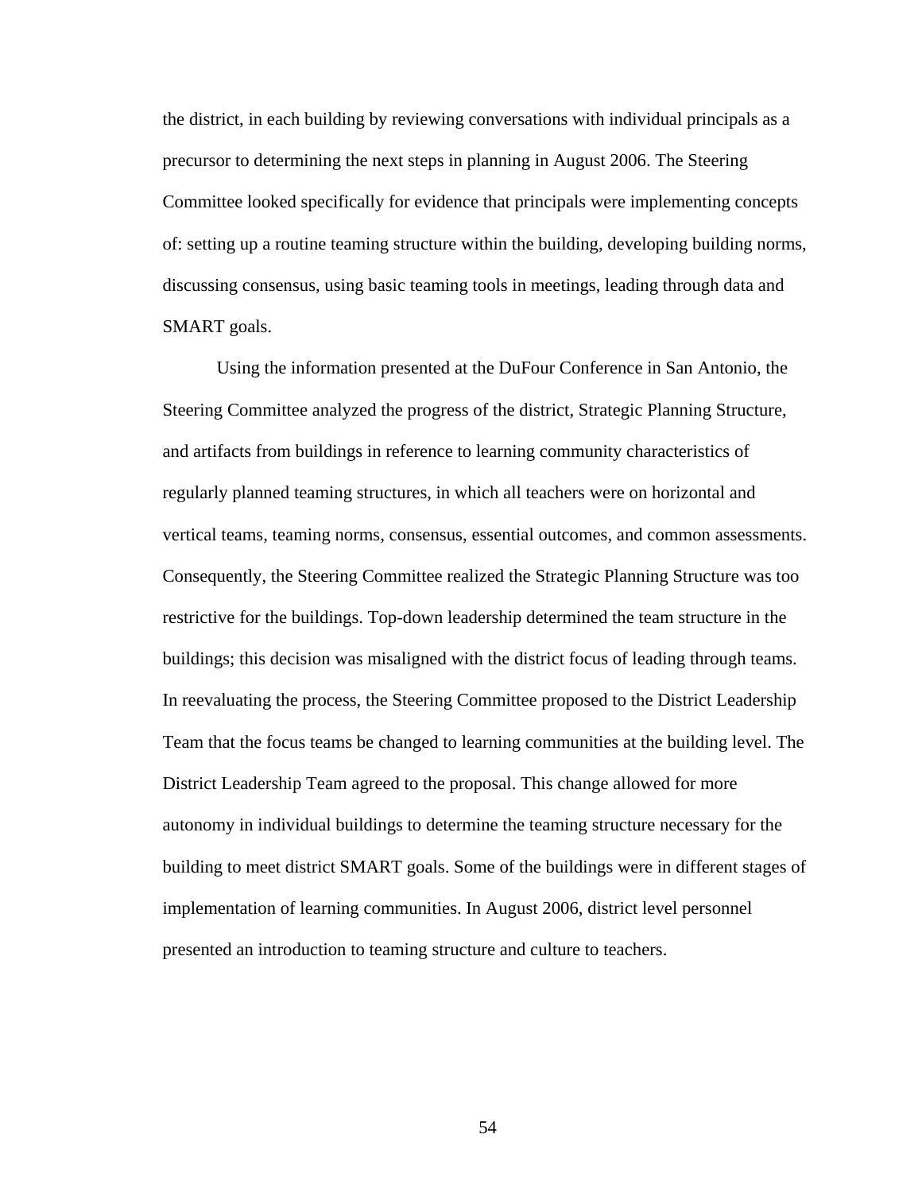the district, in each building by reviewing conversations with individual principals as a precursor to determining the next steps in planning in August 2006. The Steering Committee looked specifically for evidence that principals were implementing concepts of: setting up a routine teaming structure within the building, developing building norms, discussing consensus, using basic teaming tools in meetings, leading through data and SMART goals.

Using the information presented at the DuFour Conference in San Antonio, the Steering Committee analyzed the progress of the district, Strategic Planning Structure, and artifacts from buildings in reference to learning community characteristics of regularly planned teaming structures, in which all teachers were on horizontal and vertical teams, teaming norms, consensus, essential outcomes, and common assessments. Consequently, the Steering Committee realized the Strategic Planning Structure was too restrictive for the buildings. Top-down leadership determined the team structure in the buildings; this decision was misaligned with the district focus of leading through teams. In reevaluating the process, the Steering Committee proposed to the District Leadership Team that the focus teams be changed to learning communities at the building level. The District Leadership Team agreed to the proposal. This change allowed for more autonomy in individual buildings to determine the teaming structure necessary for the building to meet district SMART goals. Some of the buildings were in different stages of implementation of learning communities. In August 2006, district level personnel presented an introduction to teaming structure and culture to teachers.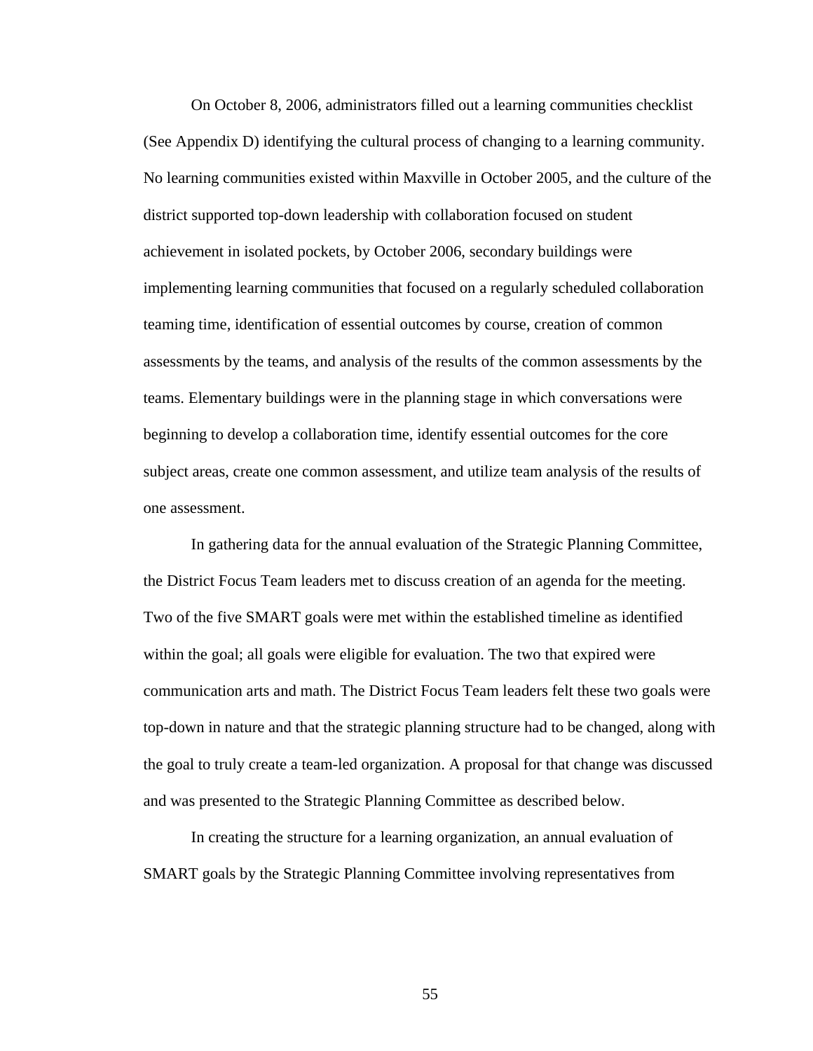On October 8, 2006, administrators filled out a learning communities checklist (See Appendix D) identifying the cultural process of changing to a learning community. No learning communities existed within Maxville in October 2005, and the culture of the district supported top-down leadership with collaboration focused on student achievement in isolated pockets, by October 2006, secondary buildings were implementing learning communities that focused on a regularly scheduled collaboration teaming time, identification of essential outcomes by course, creation of common assessments by the teams, and analysis of the results of the common assessments by the teams. Elementary buildings were in the planning stage in which conversations were beginning to develop a collaboration time, identify essential outcomes for the core subject areas, create one common assessment, and utilize team analysis of the results of one assessment.

In gathering data for the annual evaluation of the Strategic Planning Committee, the District Focus Team leaders met to discuss creation of an agenda for the meeting. Two of the five SMART goals were met within the established timeline as identified within the goal; all goals were eligible for evaluation. The two that expired were communication arts and math. The District Focus Team leaders felt these two goals were top-down in nature and that the strategic planning structure had to be changed, along with the goal to truly create a team-led organization. A proposal for that change was discussed and was presented to the Strategic Planning Committee as described below.

In creating the structure for a learning organization, an annual evaluation of SMART goals by the Strategic Planning Committee involving representatives from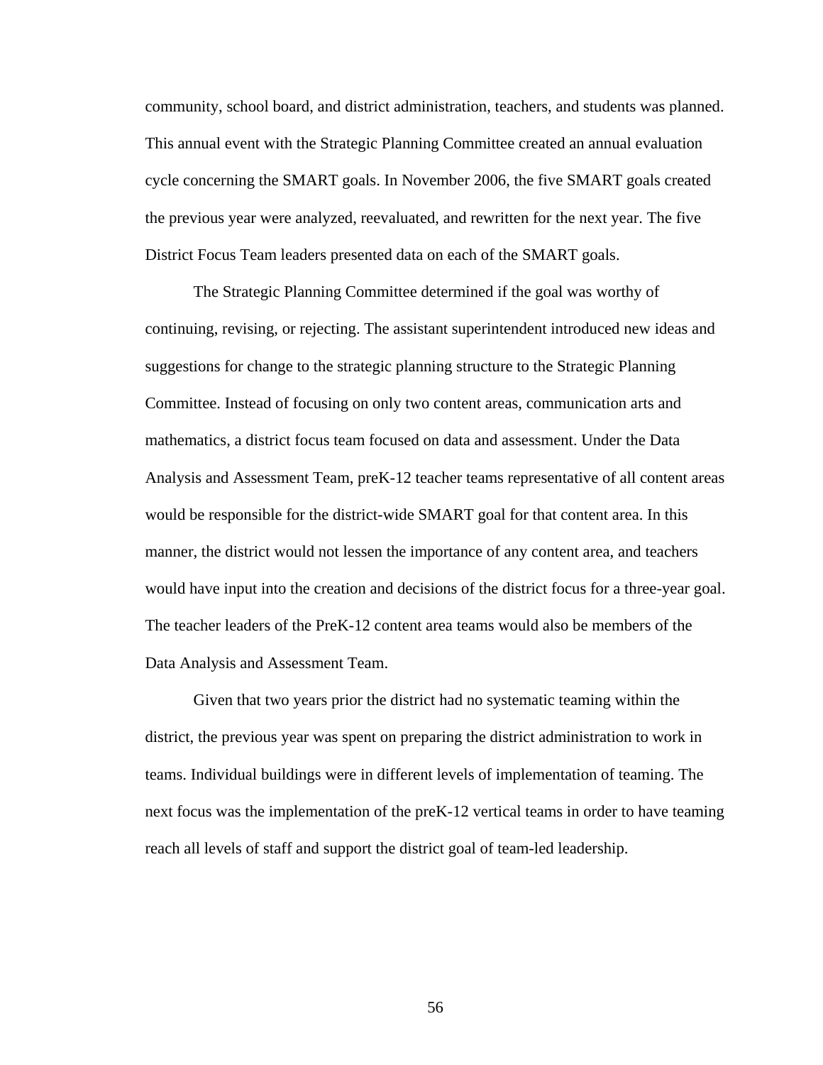community, school board, and district administration, teachers, and students was planned. This annual event with the Strategic Planning Committee created an annual evaluation cycle concerning the SMART goals. In November 2006, the five SMART goals created the previous year were analyzed, reevaluated, and rewritten for the next year. The five District Focus Team leaders presented data on each of the SMART goals.

The Strategic Planning Committee determined if the goal was worthy of continuing, revising, or rejecting. The assistant superintendent introduced new ideas and suggestions for change to the strategic planning structure to the Strategic Planning Committee. Instead of focusing on only two content areas, communication arts and mathematics, a district focus team focused on data and assessment. Under the Data Analysis and Assessment Team, preK-12 teacher teams representative of all content areas would be responsible for the district-wide SMART goal for that content area. In this manner, the district would not lessen the importance of any content area, and teachers would have input into the creation and decisions of the district focus for a three-year goal. The teacher leaders of the PreK-12 content area teams would also be members of the Data Analysis and Assessment Team.

Given that two years prior the district had no systematic teaming within the district, the previous year was spent on preparing the district administration to work in teams. Individual buildings were in different levels of implementation of teaming. The next focus was the implementation of the preK-12 vertical teams in order to have teaming reach all levels of staff and support the district goal of team-led leadership.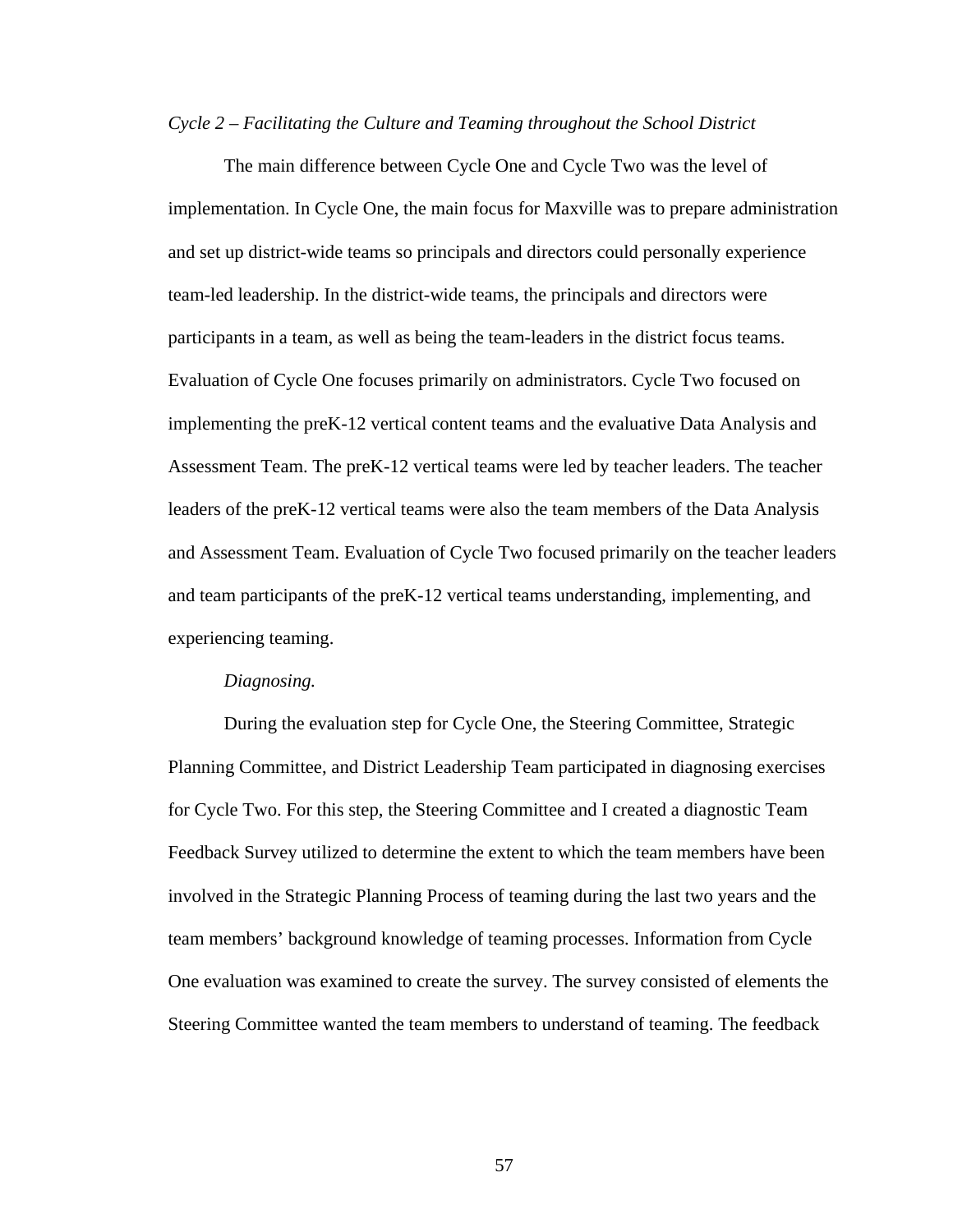*Cycle 2 – Facilitating the Culture and Teaming throughout the School District*

The main difference between Cycle One and Cycle Two was the level of implementation. In Cycle One, the main focus for Maxville was to prepare administration and set up district-wide teams so principals and directors could personally experience team-led leadership. In the district-wide teams, the principals and directors were participants in a team, as well as being the team-leaders in the district focus teams. Evaluation of Cycle One focuses primarily on administrators. Cycle Two focused on implementing the preK-12 vertical content teams and the evaluative Data Analysis and Assessment Team. The preK-12 vertical teams were led by teacher leaders. The teacher leaders of the preK-12 vertical teams were also the team members of the Data Analysis and Assessment Team. Evaluation of Cycle Two focused primarily on the teacher leaders and team participants of the preK-12 vertical teams understanding, implementing, and experiencing teaming.

*Diagnosing.*

During the evaluation step for Cycle One, the Steering Committee, Strategic Planning Committee, and District Leadership Team participated in diagnosing exercises for Cycle Two. For this step, the Steering Committee and I created a diagnostic Team Feedback Survey utilized to determine the extent to which the team members have been involved in the Strategic Planning Process of teaming during the last two years and the team members' background knowledge of teaming processes. Information from Cycle One evaluation was examined to create the survey. The survey consisted of elements the Steering Committee wanted the team members to understand of teaming. The feedback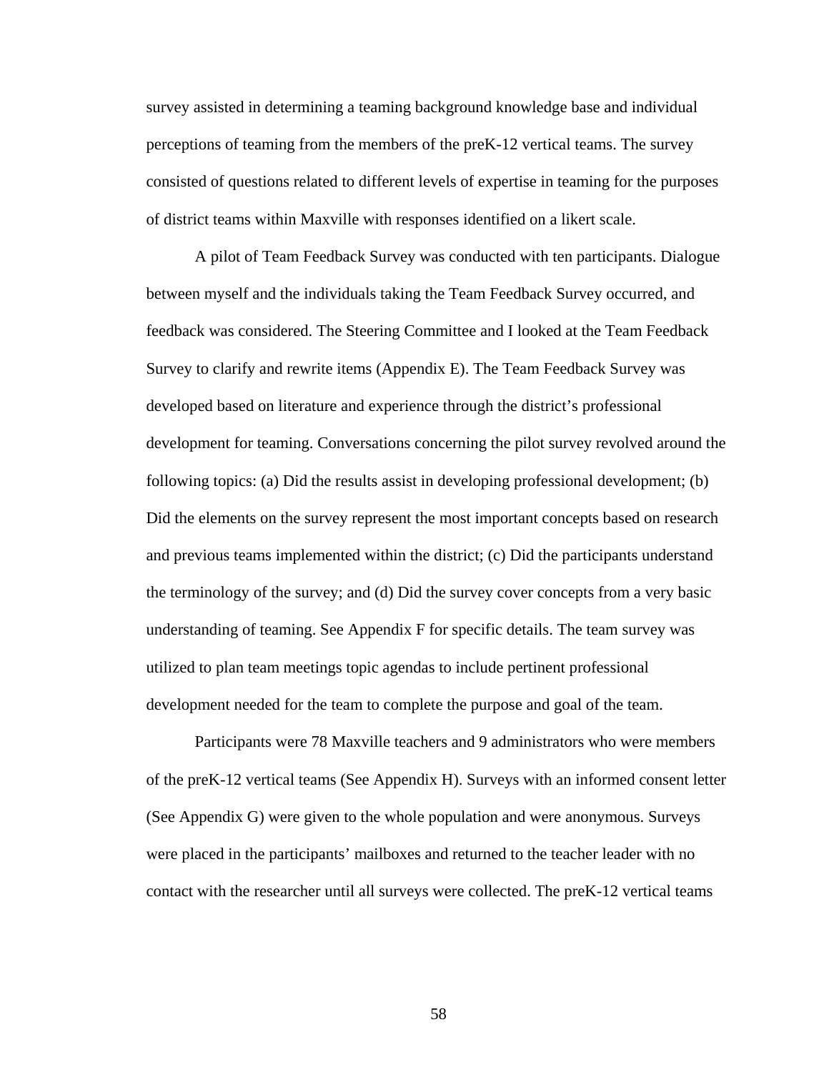survey assisted in determining a teaming background knowledge base and individual perceptions of teaming from the members of the preK-12 vertical teams. The survey consisted of questions related to different levels of expertise in teaming for the purposes of district teams within Maxville with responses identified on a likert scale.

A pilot of Team Feedback Survey was conducted with ten participants. Dialogue between myself and the individuals taking the Team Feedback Survey occurred, and feedback was considered. The Steering Committee and I looked at the Team Feedback Survey to clarify and rewrite items (Appendix E). The Team Feedback Survey was developed based on literature and experience through the district's professional development for teaming. Conversations concerning the pilot survey revolved around the following topics: (a) Did the results assist in developing professional development; (b) Did the elements on the survey represent the most important concepts based on research and previous teams implemented within the district; (c) Did the participants understand the terminology of the survey; and (d) Did the survey cover concepts from a very basic understanding of teaming. See Appendix F for specific details. The team survey was utilized to plan team meetings topic agendas to include pertinent professional development needed for the team to complete the purpose and goal of the team.

Participants were 78 Maxville teachers and 9 administrators who were members of the preK-12 vertical teams (See Appendix H). Surveys with an informed consent letter (See Appendix G) were given to the whole population and were anonymous. Surveys were placed in the participants' mailboxes and returned to the teacher leader with no contact with the researcher until all surveys were collected. The preK-12 vertical teams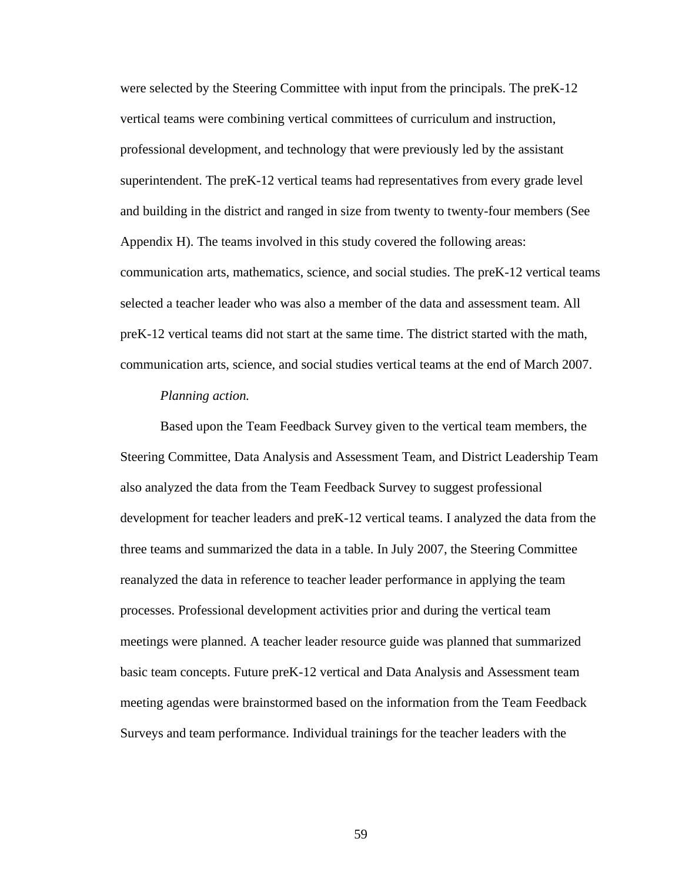were selected by the Steering Committee with input from the principals. The preK-12 vertical teams were combining vertical committees of curriculum and instruction, professional development, and technology that were previously led by the assistant superintendent. The preK-12 vertical teams had representatives from every grade level and building in the district and ranged in size from twenty to twenty-four members (See Appendix H). The teams involved in this study covered the following areas: communication arts, mathematics, science, and social studies. The preK-12 vertical teams selected a teacher leader who was also a member of the data and assessment team. All preK-12 vertical teams did not start at the same time. The district started with the math, communication arts, science, and social studies vertical teams at the end of March 2007.

*Planning action.*

Based upon the Team Feedback Survey given to the vertical team members, the Steering Committee, Data Analysis and Assessment Team, and District Leadership Team also analyzed the data from the Team Feedback Survey to suggest professional development for teacher leaders and preK-12 vertical teams. I analyzed the data from the three teams and summarized the data in a table. In July 2007, the Steering Committee reanalyzed the data in reference to teacher leader performance in applying the team processes. Professional development activities prior and during the vertical team meetings were planned. A teacher leader resource guide was planned that summarized basic team concepts. Future preK-12 vertical and Data Analysis and Assessment team meeting agendas were brainstormed based on the information from the Team Feedback Surveys and team performance. Individual trainings for the teacher leaders with the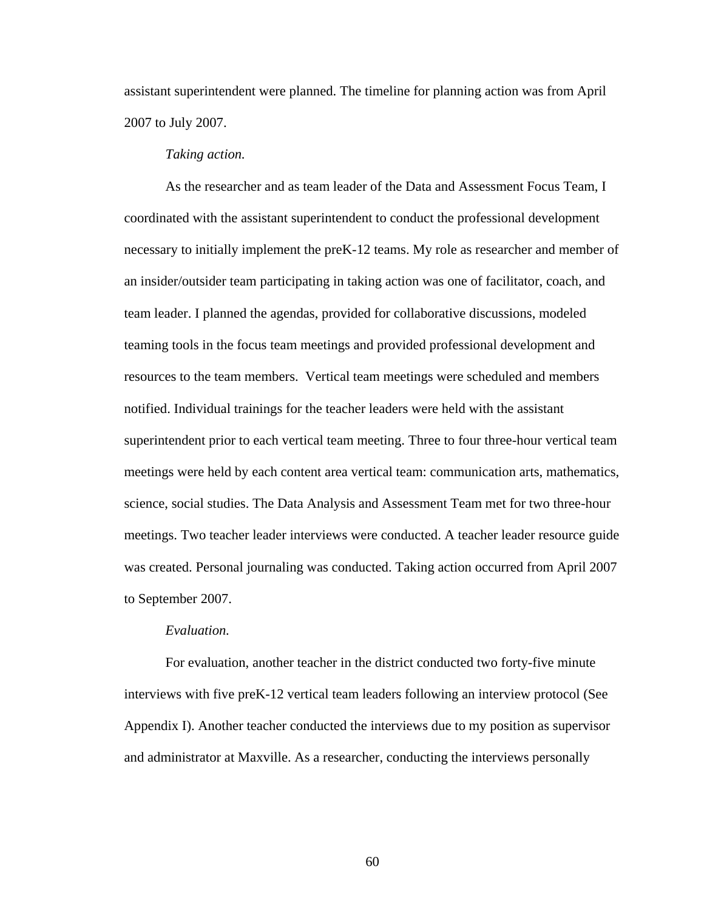assistant superintendent were planned. The timeline for planning action was from April 2007 to July 2007.

*Taking action.*

As the researcher and as team leader of the Data and Assessment Focus Team, I coordinated with the assistant superintendent to conduct the professional development necessary to initially implement the preK-12 teams. My role as researcher and member of an insider/outsider team participating in taking action was one of facilitator, coach, and team leader. I planned the agendas, provided for collaborative discussions, modeled teaming tools in the focus team meetings and provided professional development and resources to the team members. Vertical team meetings were scheduled and members notified. Individual trainings for the teacher leaders were held with the assistant superintendent prior to each vertical team meeting. Three to four three-hour vertical team meetings were held by each content area vertical team: communication arts, mathematics, science, social studies. The Data Analysis and Assessment Team met for two three-hour meetings. Two teacher leader interviews were conducted. A teacher leader resource guide was created. Personal journaling was conducted. Taking action occurred from April 2007 to September 2007.

*Evaluation.*

For evaluation, another teacher in the district conducted two forty-five minute interviews with five preK-12 vertical team leaders following an interview protocol (See Appendix I). Another teacher conducted the interviews due to my position as supervisor and administrator at Maxville. As a researcher, conducting the interviews personally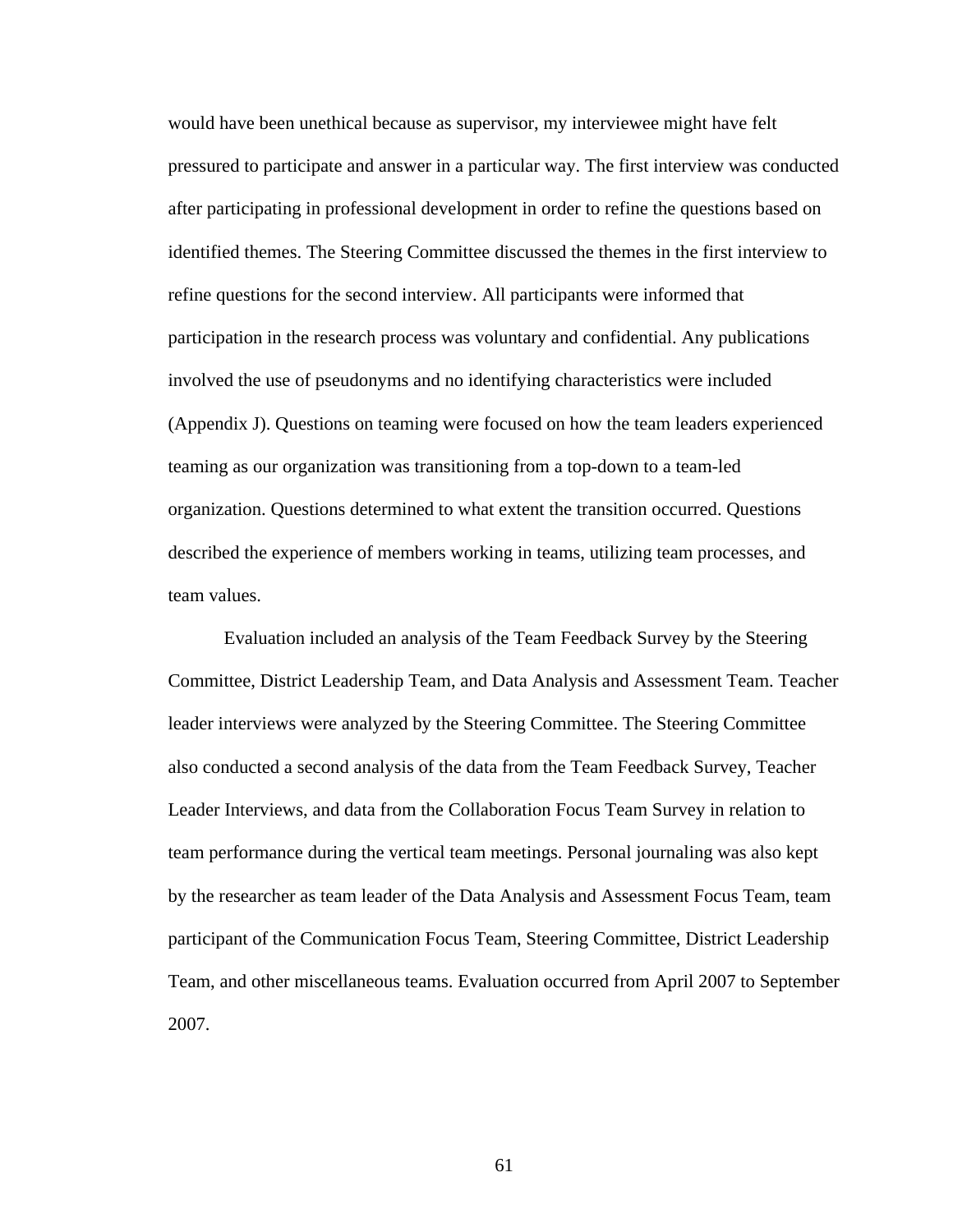would have been unethical because as supervisor, my interviewee might have felt pressured to participate and answer in a particular way. The first interview was conducted after participating in professional development in order to refine the questions based on identified themes. The Steering Committee discussed the themes in the first interview to refine questions for the second interview. All participants were informed that participation in the research process was voluntary and confidential. Any publications involved the use of pseudonyms and no identifying characteristics were included (Appendix J). Questions on teaming were focused on how the team leaders experienced teaming as our organization was transitioning from a top-down to a team-led organization. Questions determined to what extent the transition occurred. Questions described the experience of members working in teams, utilizing team processes, and team values.

Evaluation included an analysis of the Team Feedback Survey by the Steering Committee, District Leadership Team, and Data Analysis and Assessment Team. Teacher leader interviews were analyzed by the Steering Committee. The Steering Committee also conducted a second analysis of the data from the Team Feedback Survey, Teacher Leader Interviews, and data from the Collaboration Focus Team Survey in relation to team performance during the vertical team meetings. Personal journaling was also kept by the researcher as team leader of the Data Analysis and Assessment Focus Team, team participant of the Communication Focus Team, Steering Committee, District Leadership Team, and other miscellaneous teams. Evaluation occurred from April 2007 to September 2007.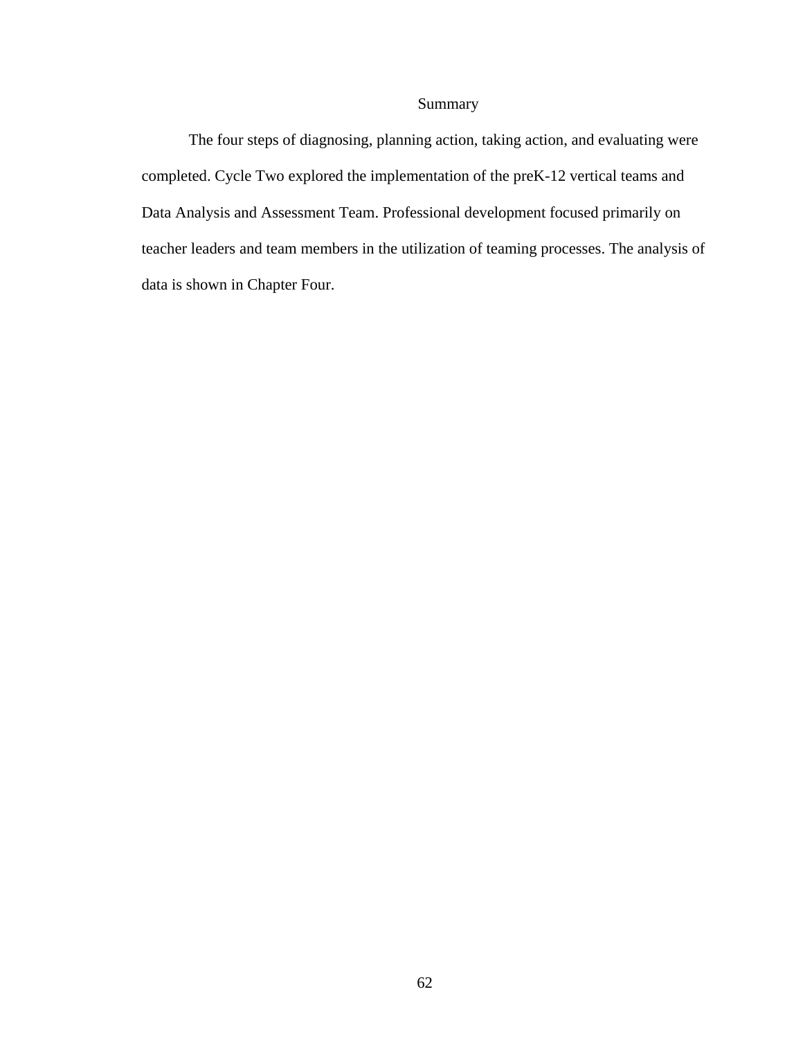## Summary

The four steps of diagnosing, planning action, taking action, and evaluating were completed. Cycle Two explored the implementation of the preK-12 vertical teams and Data Analysis and Assessment Team. Professional development focused primarily on teacher leaders and team members in the utilization of teaming processes. The analysis of data is shown in Chapter Four.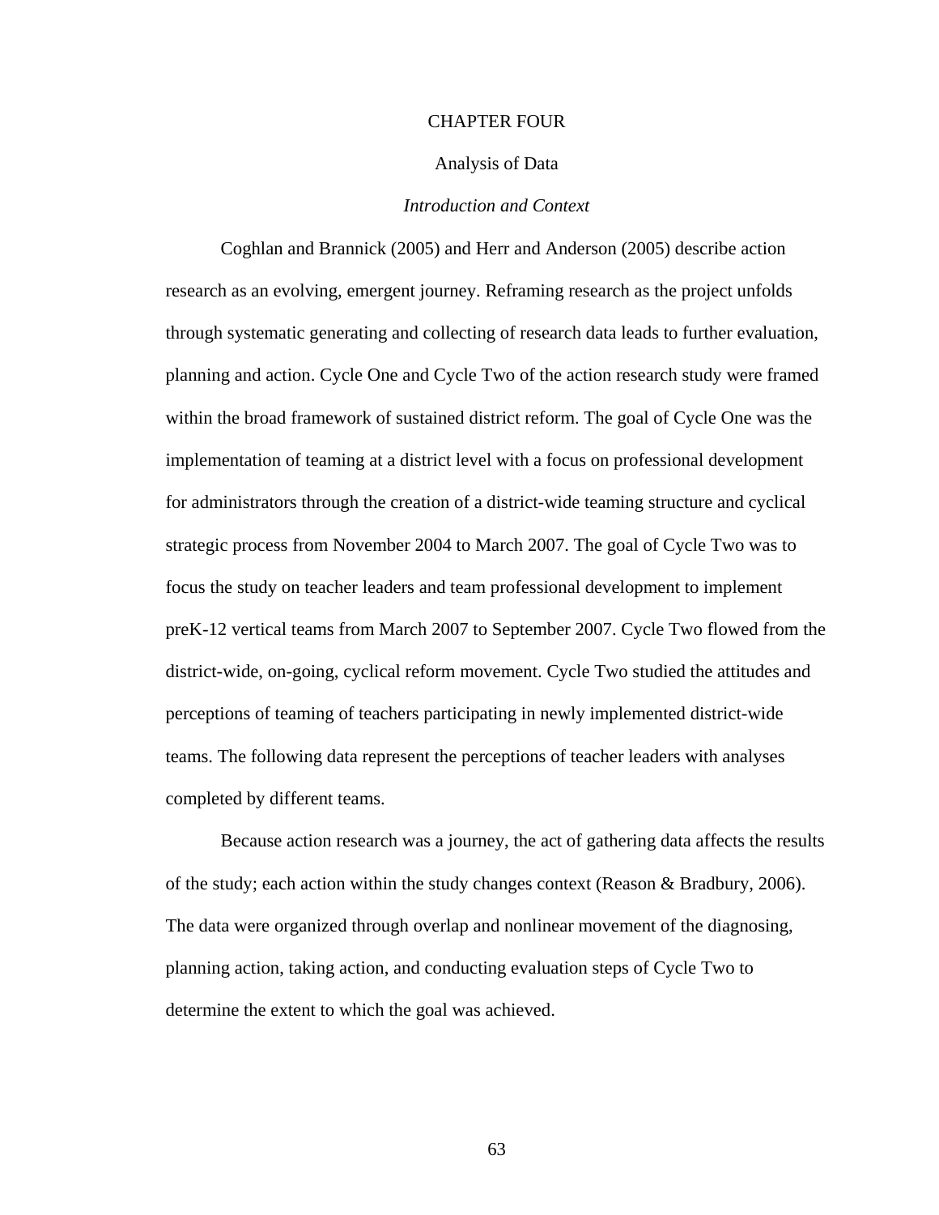# CHAPTER FOUR

## Analysis of Data

### *Introduction and Context*

Coghlan and Brannick (2005) and Herr and Anderson (2005) describe action research as an evolving, emergent journey. Reframing research as the project unfolds through systematic generating and collecting of research data leads to further evaluation, planning and action. Cycle One and Cycle Two of the action research study were framed within the broad framework of sustained district reform. The goal of Cycle One was the implementation of teaming at a district level with a focus on professional development for administrators through the creation of a district-wide teaming structure and cyclical strategic process from November 2004 to March 2007. The goal of Cycle Two was to focus the study on teacher leaders and team professional development to implement preK-12 vertical teams from March 2007 to September 2007. Cycle Two flowed from the district-wide, on-going, cyclical reform movement. Cycle Two studied the attitudes and perceptions of teaming of teachers participating in newly implemented district-wide teams. The following data represent the perceptions of teacher leaders with analyses completed by different teams.

Because action research was a journey, the act of gathering data affects the results of the study; each action within the study changes context (Reason & Bradbury, 2006). The data were organized through overlap and nonlinear movement of the diagnosing, planning action, taking action, and conducting evaluation steps of Cycle Two to determine the extent to which the goal was achieved.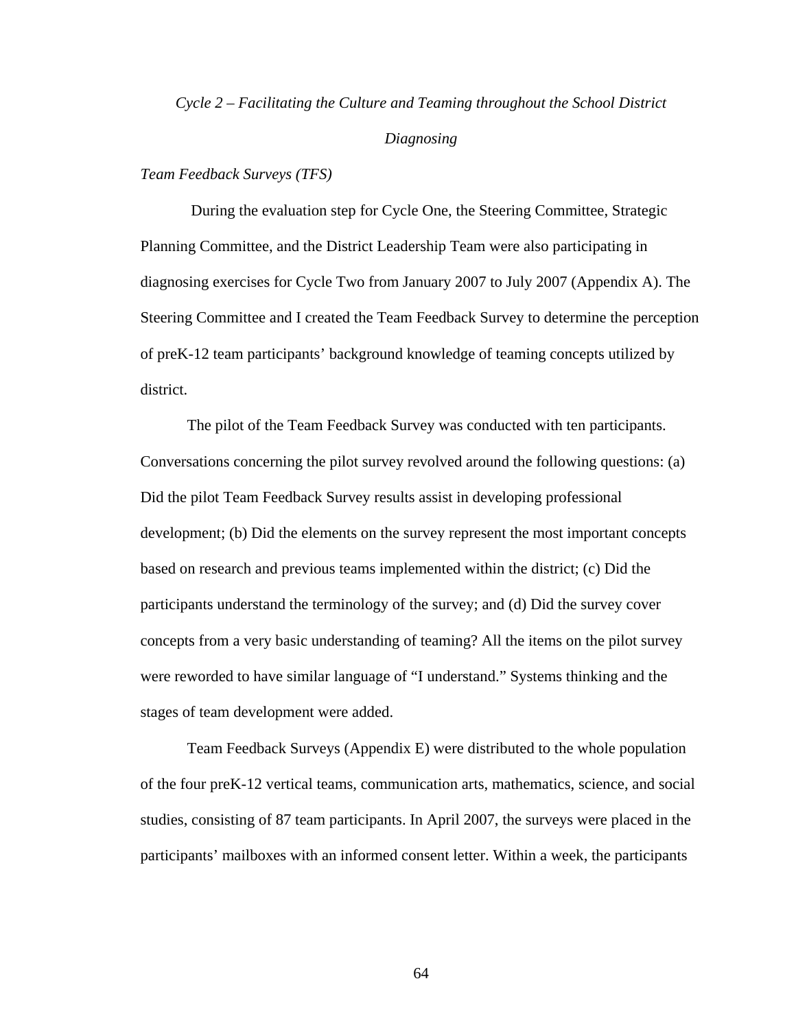## *Cycle 2 – Facilitating the Culture and Teaming throughout the School District*

### *Diagnosing*

*Team Feedback Surveys (TFS)*

During the evaluation step for Cycle One, the Steering Committee, Strategic Planning Committee, and the District Leadership Team were also participating in diagnosing exercises for Cycle Two from January 2007 to July 2007 (Appendix A). The Steering Committee and I created the Team Feedback Survey to determine the perception of preK-12 team participants' background knowledge of teaming concepts utilized by district.

The pilot of the Team Feedback Survey was conducted with ten participants. Conversations concerning the pilot survey revolved around the following questions: (a) Did the pilot Team Feedback Survey results assist in developing professional development; (b) Did the elements on the survey represent the most important concepts based on research and previous teams implemented within the district; (c) Did the participants understand the terminology of the survey; and (d) Did the survey cover concepts from a very basic understanding of teaming? All the items on the pilot survey were reworded to have similar language of "I understand." Systems thinking and the stages of team development were added.

Team Feedback Surveys (Appendix E) were distributed to the whole population of the four preK-12 vertical teams, communication arts, mathematics, science, and social studies, consisting of 87 team participants. In April 2007, the surveys were placed in the participants' mailboxes with an informed consent letter. Within a week, the participants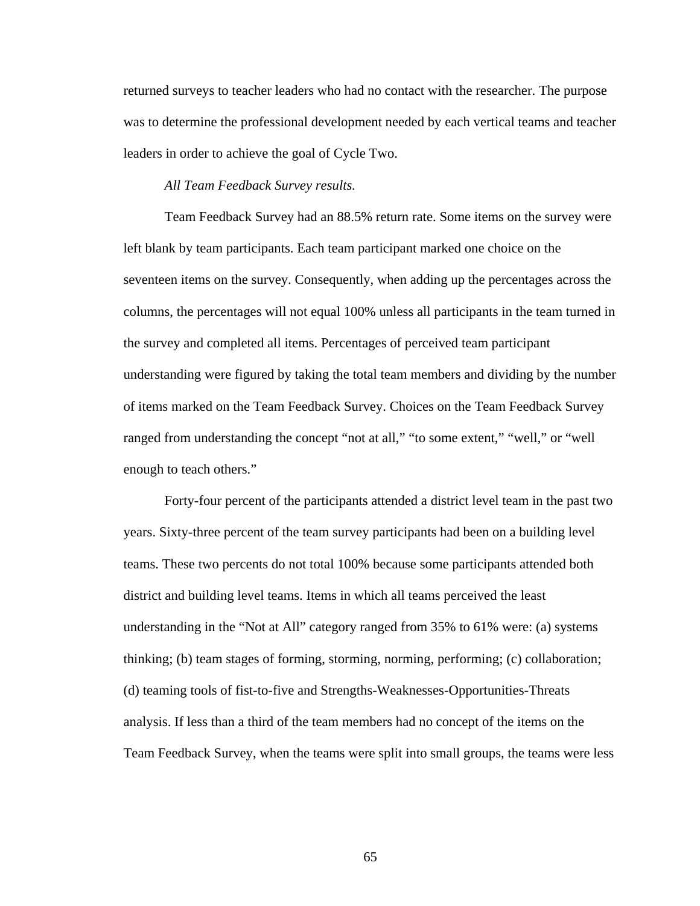returned surveys to teacher leaders who had no contact with the researcher. The purpose was to determine the professional development needed by each vertical teams and teacher leaders in order to achieve the goal of Cycle Two.

*All Team Feedback Survey results.*

Team Feedback Survey had an 88.5% return rate. Some items on the survey were left blank by team participants. Each team participant marked one choice on the seventeen items on the survey. Consequently, when adding up the percentages across the columns, the percentages will not equal 100% unless all participants in the team turned in the survey and completed all items. Percentages of perceived team participant understanding were figured by taking the total team members and dividing by the number of items marked on the Team Feedback Survey. Choices on the Team Feedback Survey ranged from understanding the concept "not at all," "to some extent," "well," or "well enough to teach others."

Forty-four percent of the participants attended a district level team in the past two years. Sixty-three percent of the team survey participants had been on a building level teams. These two percents do not total 100% because some participants attended both district and building level teams. Items in which all teams perceived the least understanding in the "Not at All" category ranged from 35% to 61% were: (a) systems thinking; (b) team stages of forming, storming, norming, performing; (c) collaboration; (d) teaming tools of fist-to-five and Strengths-Weaknesses-Opportunities-Threats analysis. If less than a third of the team members had no concept of the items on the Team Feedback Survey, when the teams were split into small groups, the teams were less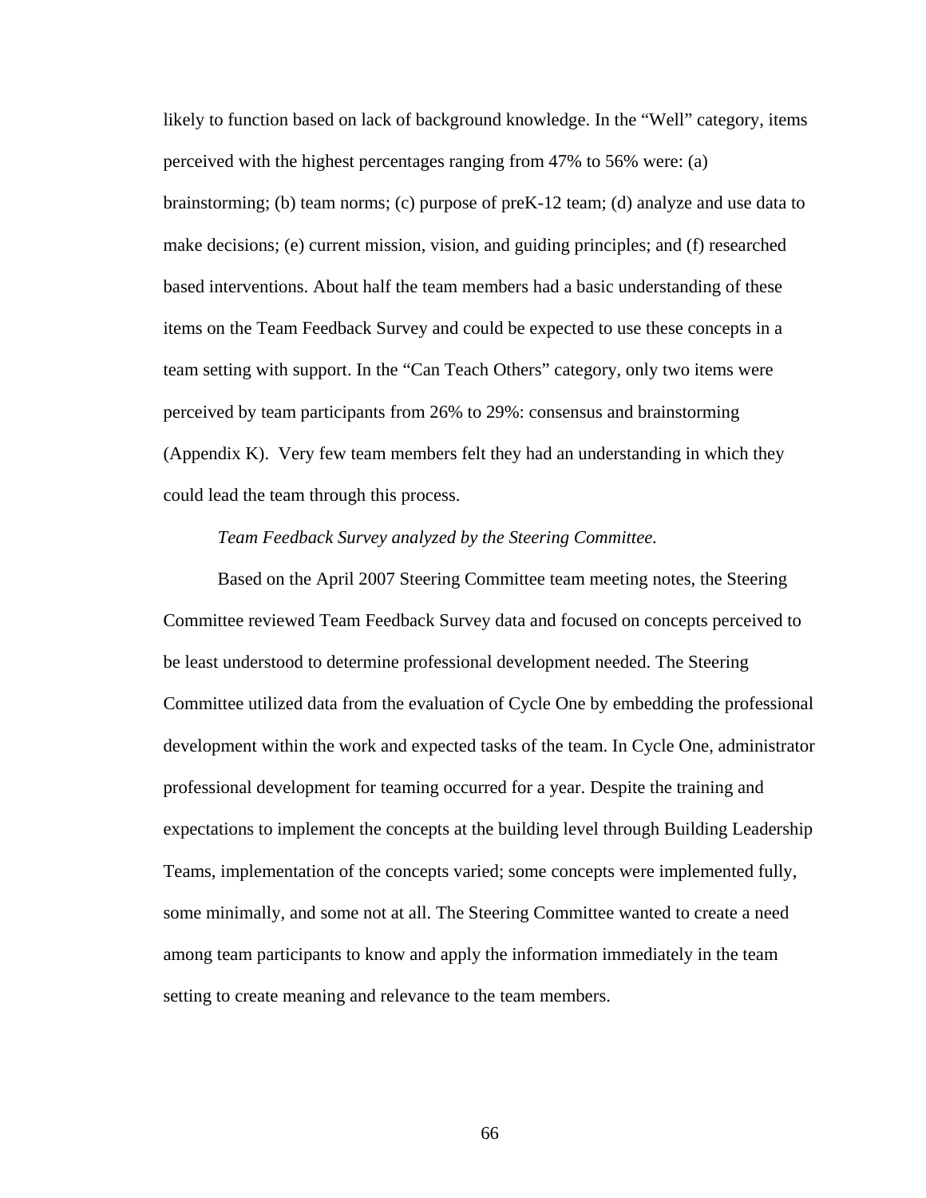likely to function based on lack of background knowledge. In the "Well" category, items perceived with the highest percentages ranging from 47% to 56% were: (a) brainstorming; (b) team norms; (c) purpose of preK-12 team; (d) analyze and use data to make decisions; (e) current mission, vision, and guiding principles; and (f) researched based interventions. About half the team members had a basic understanding of these items on the Team Feedback Survey and could be expected to use these concepts in a team setting with support. In the "Can Teach Others" category, only two items were perceived by team participants from 26% to 29%: consensus and brainstorming (Appendix K). Very few team members felt they had an understanding in which they could lead the team through this process.

*Team Feedback Survey analyzed by the Steering Committee.*

Based on the April 2007 Steering Committee team meeting notes, the Steering Committee reviewed Team Feedback Survey data and focused on concepts perceived to be least understood to determine professional development needed. The Steering Committee utilized data from the evaluation of Cycle One by embedding the professional development within the work and expected tasks of the team. In Cycle One, administrator professional development for teaming occurred for a year. Despite the training and expectations to implement the concepts at the building level through Building Leadership Teams, implementation of the concepts varied; some concepts were implemented fully, some minimally, and some not at all. The Steering Committee wanted to create a need among team participants to know and apply the information immediately in the team setting to create meaning and relevance to the team members.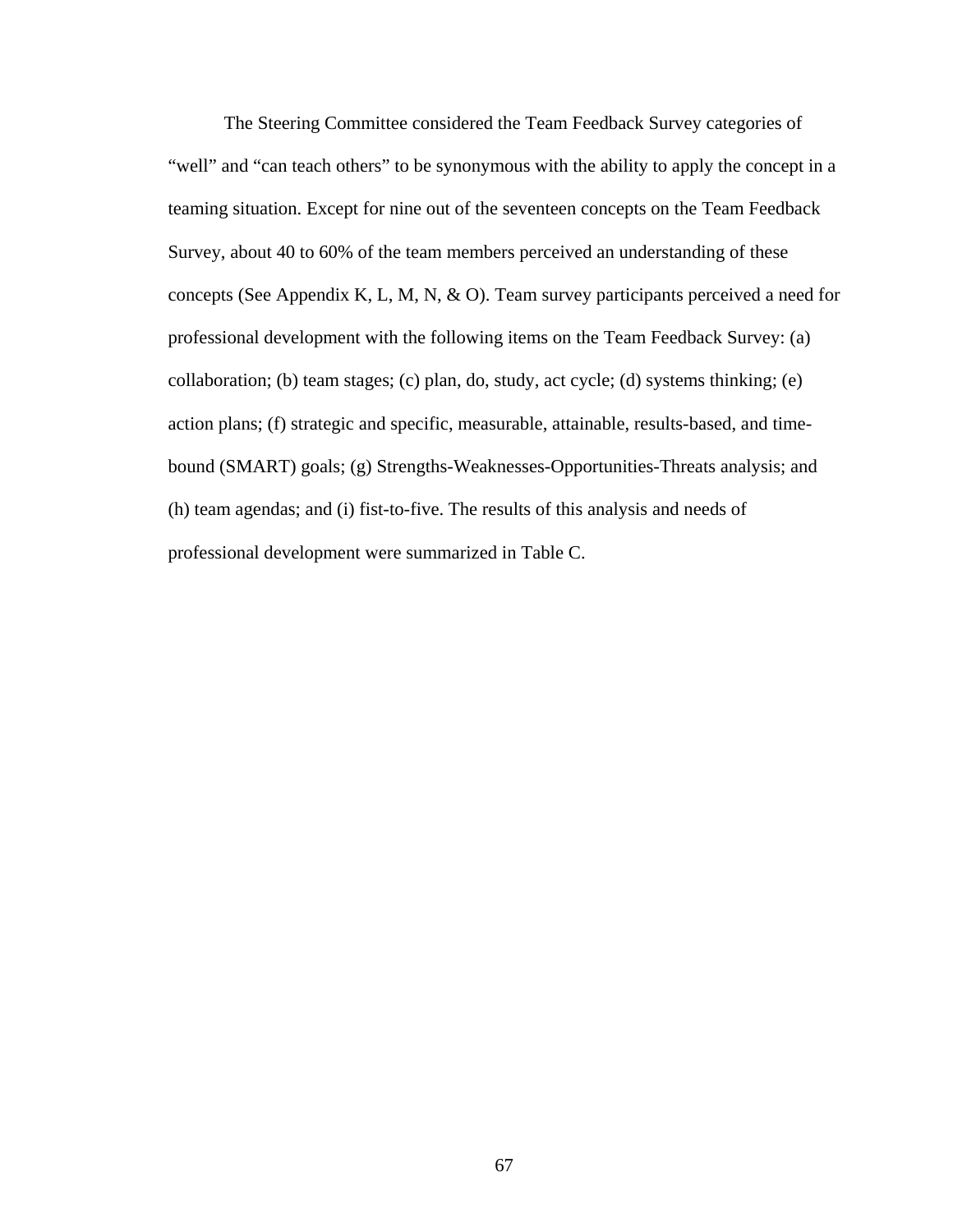The Steering Committee considered the Team Feedback Survey categories of "well" and "can teach others" to be synonymous with the ability to apply the concept in a teaming situation. Except for nine out of the seventeen concepts on the Team Feedback Survey, about 40 to 60% of the team members perceived an understanding of these concepts (See Appendix K, L, M, N, & O). Team survey participants perceived a need for professional development with the following items on the Team Feedback Survey: (a) collaboration; (b) team stages; (c) plan, do, study, act cycle; (d) systems thinking; (e) action plans; (f) strategic and specific, measurable, attainable, results-based, and time-bound (SMART) goals; (g) Strengths-Weaknesses-Opportunities-Threats analysis; and (h) team agendas; and (i) fist-to-five. The results of this analysis and needs of professional development were summarized in Table C.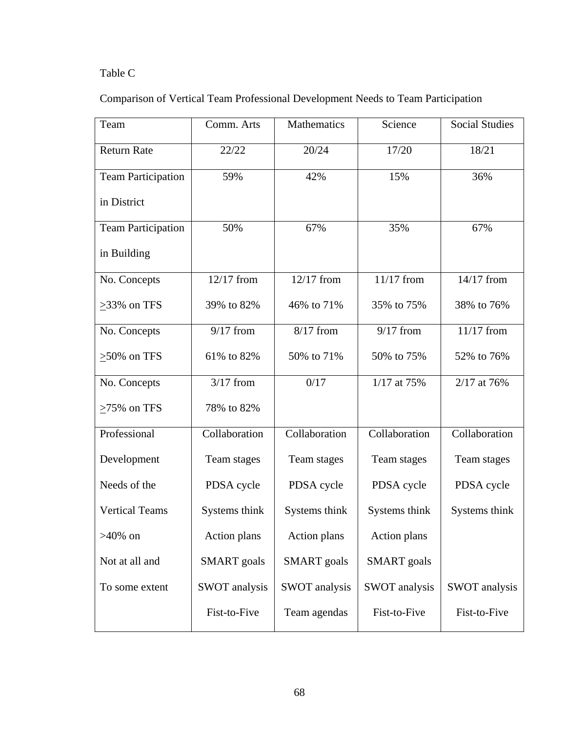Table C

Comparison of Vertical Team Professional Development Needs to Team Participation

| Team | Comm. Arts | Mathematics | Science | Social Studies |
|---|---|---|---|---|
| Return Rate | 22/22 | 20/24 | 17/20 | 18/21 |
| Team Participation in District | 59% | 42% | 15% | 36% |
| Team Participation in Building | 50% | 67% | 35% | 67% |
| No. Concepts ≥33% on TFS | 12/17 from 39% to 82% | 12/17 from 46% to 71% | 11/17 from 35% to 75% | 14/17 from 38% to 76% |
| No. Concepts ≥50% on TFS | 9/17 from 61% to 82% | 8/17 from 50% to 71% | 9/17 from 50% to 75% | 11/17 from 52% to 76% |
| No. Concepts ≥75% on TFS | 3/17 from 78% to 82% | 0/17 | 1/17 at 75% | 2/17 at 76% |
| Professional Development Needs of the Vertical Teams >40% on Not at all and To some extent | Collaboration<br>Team stages<br>PDSA cycle<br>Systems think<br>Action plans<br>SMART goals<br>SWOT analysis<br>Fist-to-Five | Collaboration<br>Team stages<br>PDSA cycle<br>Systems think<br>Action plans<br>SMART goals<br>SWOT analysis<br>Team agendas | Collaboration<br>Team stages<br>PDSA cycle<br>Systems think<br>Action plans<br>SMART goals<br>SWOT analysis<br>Fist-to-Five | Collaboration<br>Team stages<br>PDSA cycle<br>Systems think<br>SWOT analysis<br>Fist-to-Five |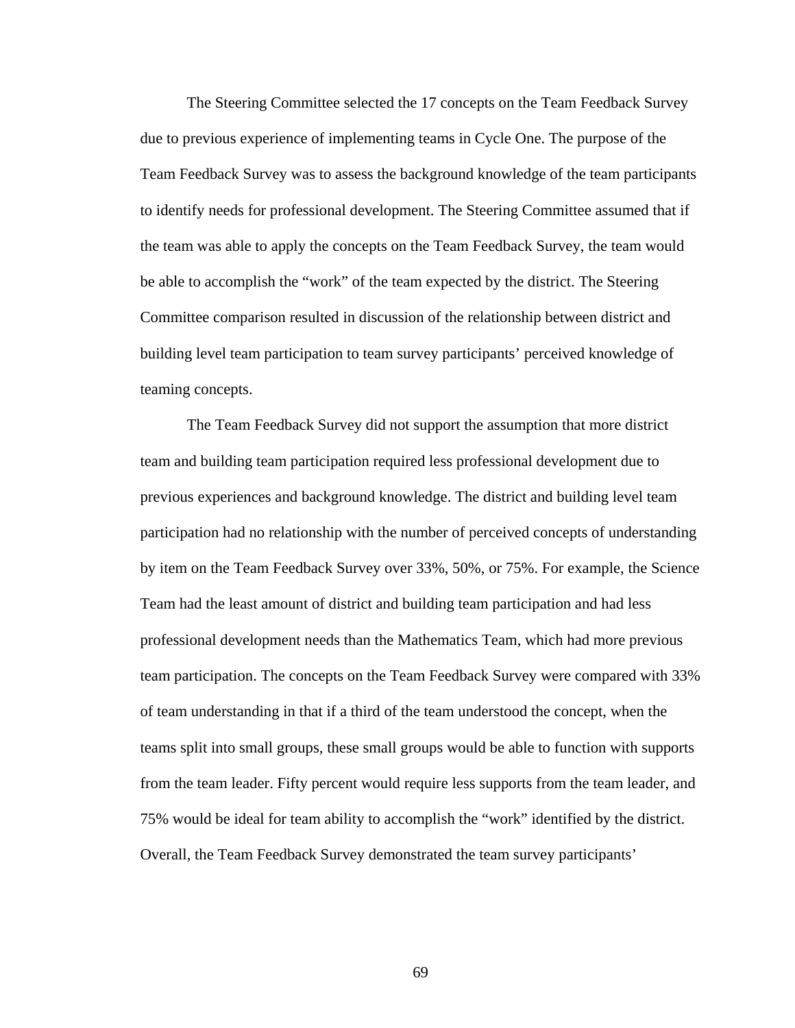The Steering Committee selected the 17 concepts on the Team Feedback Survey due to previous experience of implementing teams in Cycle One. The purpose of the Team Feedback Survey was to assess the background knowledge of the team participants to identify needs for professional development. The Steering Committee assumed that if the team was able to apply the concepts on the Team Feedback Survey, the team would be able to accomplish the "work" of the team expected by the district. The Steering Committee comparison resulted in discussion of the relationship between district and building level team participation to team survey participants' perceived knowledge of teaming concepts.

The Team Feedback Survey did not support the assumption that more district team and building team participation required less professional development due to previous experiences and background knowledge. The district and building level team participation had no relationship with the number of perceived concepts of understanding by item on the Team Feedback Survey over 33%, 50%, or 75%. For example, the Science Team had the least amount of district and building team participation and had less professional development needs than the Mathematics Team, which had more previous team participation. The concepts on the Team Feedback Survey were compared with 33% of team understanding in that if a third of the team understood the concept, when the teams split into small groups, these small groups would be able to function with supports from the team leader. Fifty percent would require less supports from the team leader, and 75% would be ideal for team ability to accomplish the "work" identified by the district. Overall, the Team Feedback Survey demonstrated the team survey participants'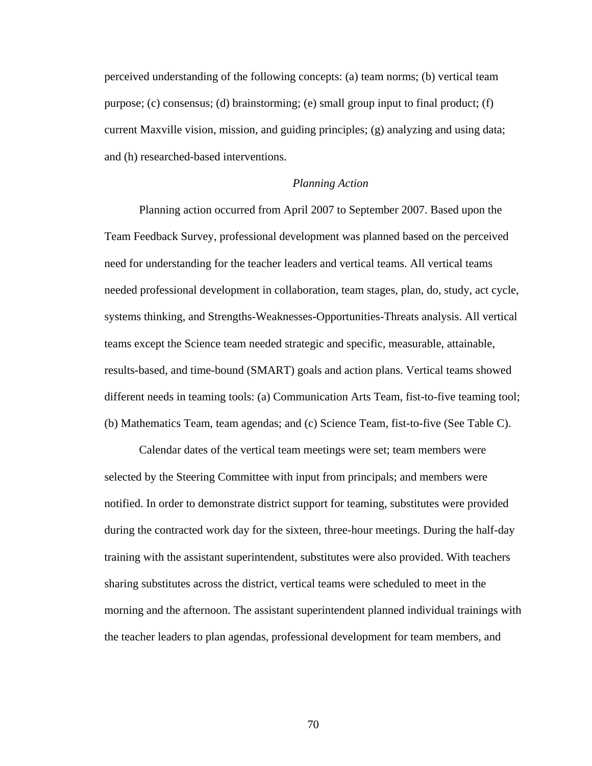perceived understanding of the following concepts: (a) team norms; (b) vertical team purpose; (c) consensus; (d) brainstorming; (e) small group input to final product; (f) current Maxville vision, mission, and guiding principles; (g) analyzing and using data; and (h) researched-based interventions.

### *Planning Action*

Planning action occurred from April 2007 to September 2007. Based upon the Team Feedback Survey, professional development was planned based on the perceived need for understanding for the teacher leaders and vertical teams. All vertical teams needed professional development in collaboration, team stages, plan, do, study, act cycle, systems thinking, and Strengths-Weaknesses-Opportunities-Threats analysis. All vertical teams except the Science team needed strategic and specific, measurable, attainable, results-based, and time-bound (SMART) goals and action plans. Vertical teams showed different needs in teaming tools: (a) Communication Arts Team, fist-to-five teaming tool; (b) Mathematics Team, team agendas; and (c) Science Team, fist-to-five (See Table C).

Calendar dates of the vertical team meetings were set; team members were selected by the Steering Committee with input from principals; and members were notified. In order to demonstrate district support for teaming, substitutes were provided during the contracted work day for the sixteen, three-hour meetings. During the half-day training with the assistant superintendent, substitutes were also provided. With teachers sharing substitutes across the district, vertical teams were scheduled to meet in the morning and the afternoon. The assistant superintendent planned individual trainings with the teacher leaders to plan agendas, professional development for team members, and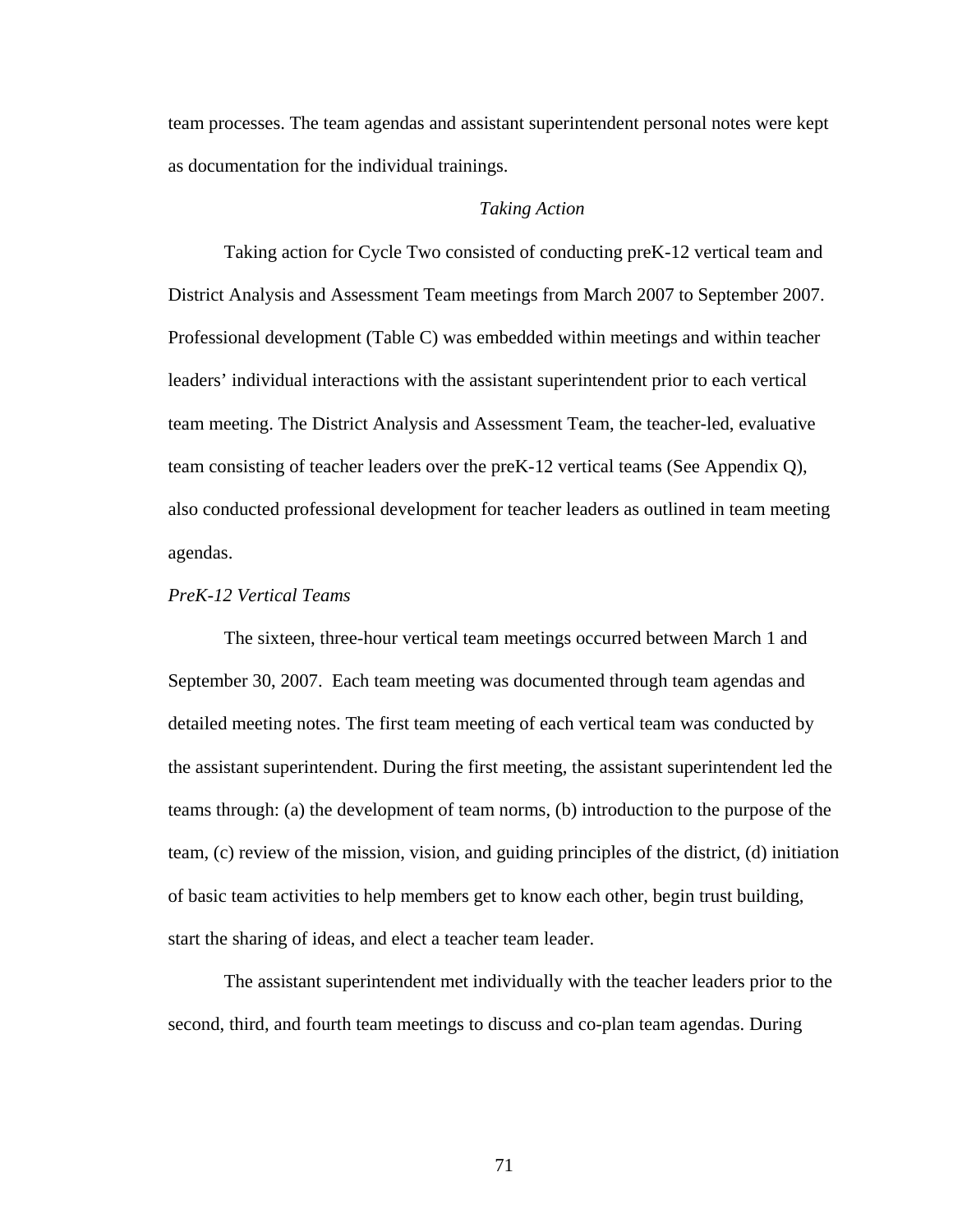team processes. The team agendas and assistant superintendent personal notes were kept as documentation for the individual trainings.

### *Taking Action*

Taking action for Cycle Two consisted of conducting preK-12 vertical team and District Analysis and Assessment Team meetings from March 2007 to September 2007. Professional development (Table C) was embedded within meetings and within teacher leaders' individual interactions with the assistant superintendent prior to each vertical team meeting. The District Analysis and Assessment Team, the teacher-led, evaluative team consisting of teacher leaders over the preK-12 vertical teams (See Appendix Q), also conducted professional development for teacher leaders as outlined in team meeting agendas.

#### *PreK-12 Vertical Teams*

The sixteen, three-hour vertical team meetings occurred between March 1 and September 30, 2007. Each team meeting was documented through team agendas and detailed meeting notes. The first team meeting of each vertical team was conducted by the assistant superintendent. During the first meeting, the assistant superintendent led the teams through: (a) the development of team norms, (b) introduction to the purpose of the team, (c) review of the mission, vision, and guiding principles of the district, (d) initiation of basic team activities to help members get to know each other, begin trust building, start the sharing of ideas, and elect a teacher team leader.

The assistant superintendent met individually with the teacher leaders prior to the second, third, and fourth team meetings to discuss and co-plan team agendas. During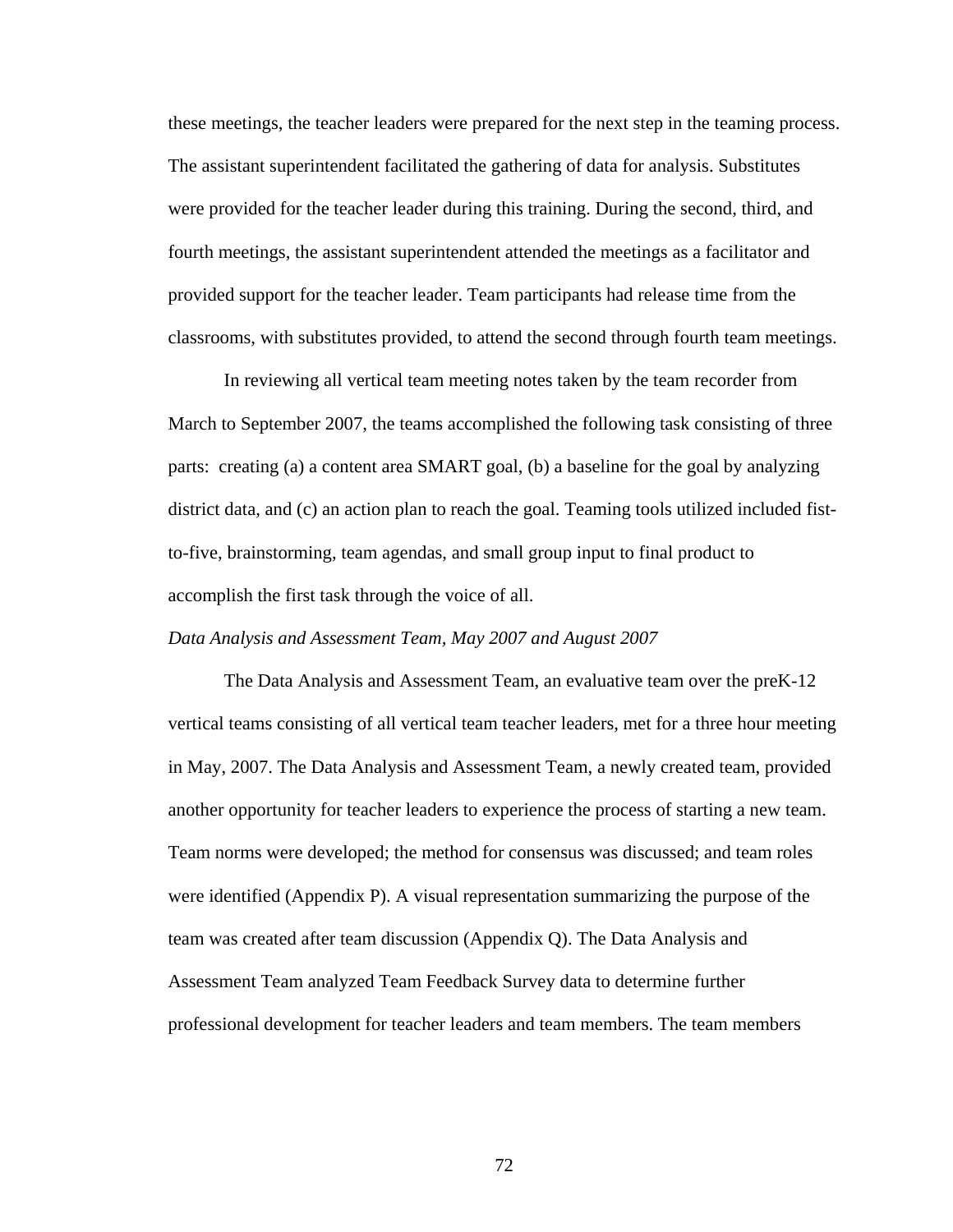these meetings, the teacher leaders were prepared for the next step in the teaming process. The assistant superintendent facilitated the gathering of data for analysis. Substitutes were provided for the teacher leader during this training. During the second, third, and fourth meetings, the assistant superintendent attended the meetings as a facilitator and provided support for the teacher leader. Team participants had release time from the classrooms, with substitutes provided, to attend the second through fourth team meetings.

In reviewing all vertical team meeting notes taken by the team recorder from March to September 2007, the teams accomplished the following task consisting of three parts: creating (a) a content area SMART goal, (b) a baseline for the goal by analyzing district data, and (c) an action plan to reach the goal. Teaming tools utilized included fist-to-five, brainstorming, team agendas, and small group input to final product to accomplish the first task through the voice of all.

*Data Analysis and Assessment Team, May 2007 and August 2007*

The Data Analysis and Assessment Team, an evaluative team over the preK-12 vertical teams consisting of all vertical team teacher leaders, met for a three hour meeting in May, 2007. The Data Analysis and Assessment Team, a newly created team, provided another opportunity for teacher leaders to experience the process of starting a new team. Team norms were developed; the method for consensus was discussed; and team roles were identified (Appendix P). A visual representation summarizing the purpose of the team was created after team discussion (Appendix Q). The Data Analysis and Assessment Team analyzed Team Feedback Survey data to determine further professional development for teacher leaders and team members. The team members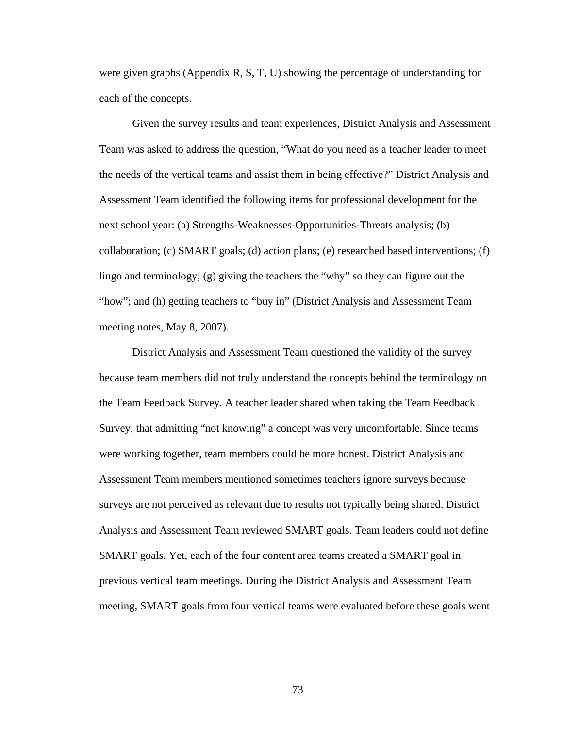were given graphs (Appendix R, S, T, U) showing the percentage of understanding for each of the concepts.

Given the survey results and team experiences, District Analysis and Assessment Team was asked to address the question, "What do you need as a teacher leader to meet the needs of the vertical teams and assist them in being effective?" District Analysis and Assessment Team identified the following items for professional development for the next school year: (a) Strengths-Weaknesses-Opportunities-Threats analysis; (b) collaboration; (c) SMART goals; (d) action plans; (e) researched based interventions; (f) lingo and terminology; (g) giving the teachers the "why" so they can figure out the "how"; and (h) getting teachers to "buy in" (District Analysis and Assessment Team meeting notes, May 8, 2007).

District Analysis and Assessment Team questioned the validity of the survey because team members did not truly understand the concepts behind the terminology on the Team Feedback Survey. A teacher leader shared when taking the Team Feedback Survey, that admitting "not knowing" a concept was very uncomfortable. Since teams were working together, team members could be more honest. District Analysis and Assessment Team members mentioned sometimes teachers ignore surveys because surveys are not perceived as relevant due to results not typically being shared. District Analysis and Assessment Team reviewed SMART goals. Team leaders could not define SMART goals. Yet, each of the four content area teams created a SMART goal in previous vertical team meetings. During the District Analysis and Assessment Team meeting, SMART goals from four vertical teams were evaluated before these goals went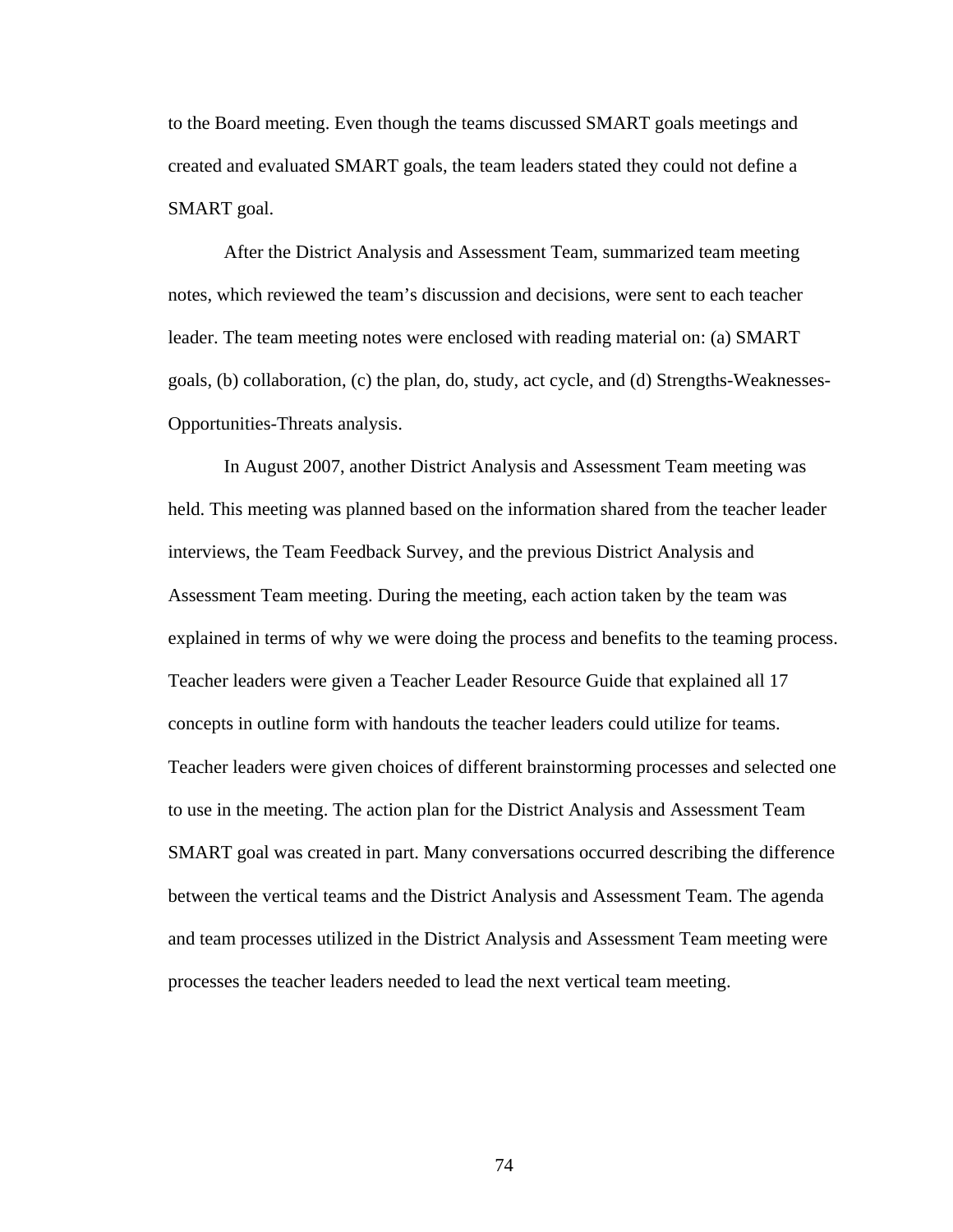to the Board meeting. Even though the teams discussed SMART goals meetings and created and evaluated SMART goals, the team leaders stated they could not define a SMART goal.

After the District Analysis and Assessment Team, summarized team meeting notes, which reviewed the team's discussion and decisions, were sent to each teacher leader. The team meeting notes were enclosed with reading material on: (a) SMART goals, (b) collaboration, (c) the plan, do, study, act cycle, and (d) Strengths-Weaknesses-Opportunities-Threats analysis.

In August 2007, another District Analysis and Assessment Team meeting was held. This meeting was planned based on the information shared from the teacher leader interviews, the Team Feedback Survey, and the previous District Analysis and Assessment Team meeting. During the meeting, each action taken by the team was explained in terms of why we were doing the process and benefits to the teaming process. Teacher leaders were given a Teacher Leader Resource Guide that explained all 17 concepts in outline form with handouts the teacher leaders could utilize for teams. Teacher leaders were given choices of different brainstorming processes and selected one to use in the meeting. The action plan for the District Analysis and Assessment Team SMART goal was created in part. Many conversations occurred describing the difference between the vertical teams and the District Analysis and Assessment Team. The agenda and team processes utilized in the District Analysis and Assessment Team meeting were processes the teacher leaders needed to lead the next vertical team meeting.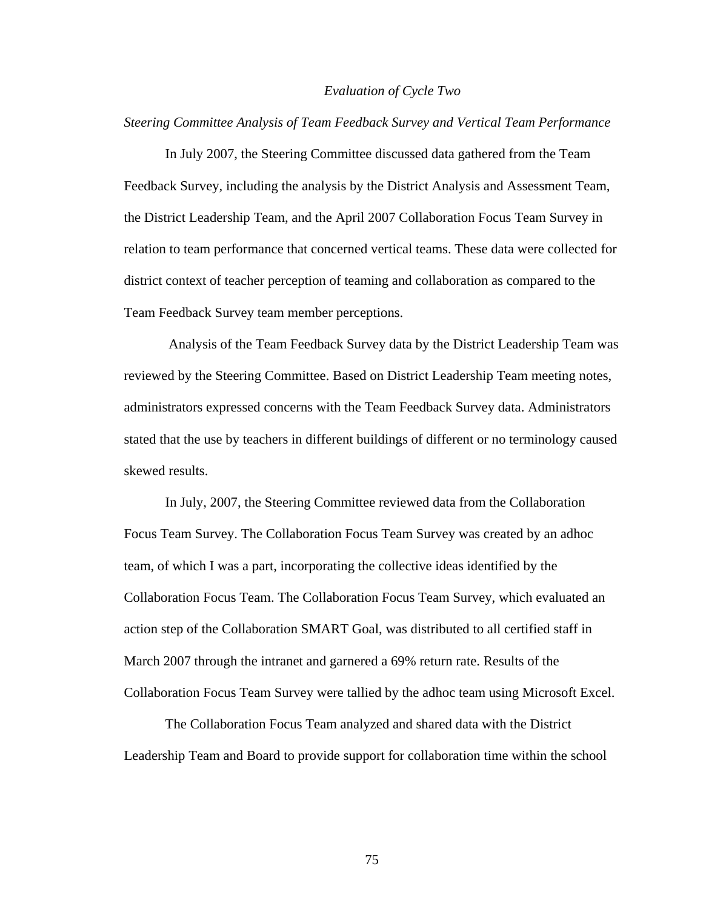## *Evaluation of Cycle Two*

### *Steering Committee Analysis of Team Feedback Survey and Vertical Team Performance*

In July 2007, the Steering Committee discussed data gathered from the Team Feedback Survey, including the analysis by the District Analysis and Assessment Team, the District Leadership Team, and the April 2007 Collaboration Focus Team Survey in relation to team performance that concerned vertical teams. These data were collected for district context of teacher perception of teaming and collaboration as compared to the Team Feedback Survey team member perceptions.

Analysis of the Team Feedback Survey data by the District Leadership Team was reviewed by the Steering Committee. Based on District Leadership Team meeting notes, administrators expressed concerns with the Team Feedback Survey data. Administrators stated that the use by teachers in different buildings of different or no terminology caused skewed results.

In July, 2007, the Steering Committee reviewed data from the Collaboration Focus Team Survey. The Collaboration Focus Team Survey was created by an adhoc team, of which I was a part, incorporating the collective ideas identified by the Collaboration Focus Team. The Collaboration Focus Team Survey, which evaluated an action step of the Collaboration SMART Goal, was distributed to all certified staff in March 2007 through the intranet and garnered a 69% return rate. Results of the Collaboration Focus Team Survey were tallied by the adhoc team using Microsoft Excel.

The Collaboration Focus Team analyzed and shared data with the District Leadership Team and Board to provide support for collaboration time within the school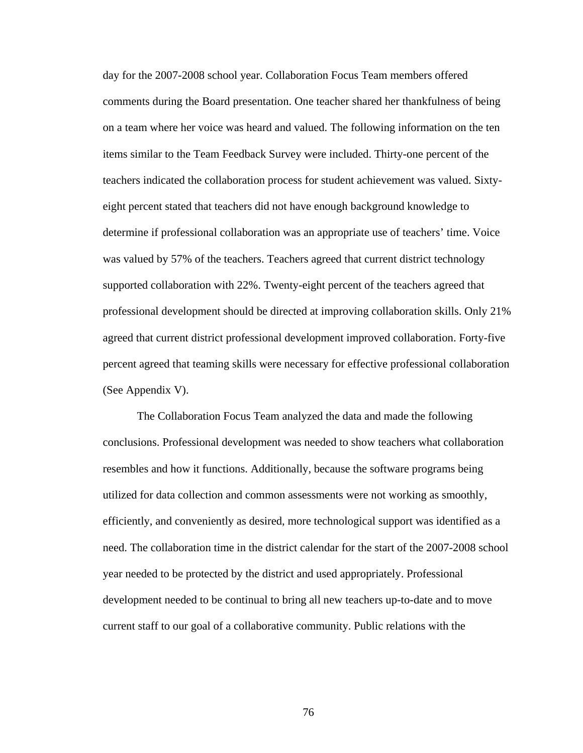day for the 2007-2008 school year. Collaboration Focus Team members offered comments during the Board presentation. One teacher shared her thankfulness of being on a team where her voice was heard and valued. The following information on the ten items similar to the Team Feedback Survey were included. Thirty-one percent of the teachers indicated the collaboration process for student achievement was valued. Sixty-eight percent stated that teachers did not have enough background knowledge to determine if professional collaboration was an appropriate use of teachers' time. Voice was valued by 57% of the teachers. Teachers agreed that current district technology supported collaboration with 22%. Twenty-eight percent of the teachers agreed that professional development should be directed at improving collaboration skills. Only 21% agreed that current district professional development improved collaboration. Forty-five percent agreed that teaming skills were necessary for effective professional collaboration (See Appendix V).

The Collaboration Focus Team analyzed the data and made the following conclusions. Professional development was needed to show teachers what collaboration resembles and how it functions. Additionally, because the software programs being utilized for data collection and common assessments were not working as smoothly, efficiently, and conveniently as desired, more technological support was identified as a need. The collaboration time in the district calendar for the start of the 2007-2008 school year needed to be protected by the district and used appropriately. Professional development needed to be continual to bring all new teachers up-to-date and to move current staff to our goal of a collaborative community. Public relations with the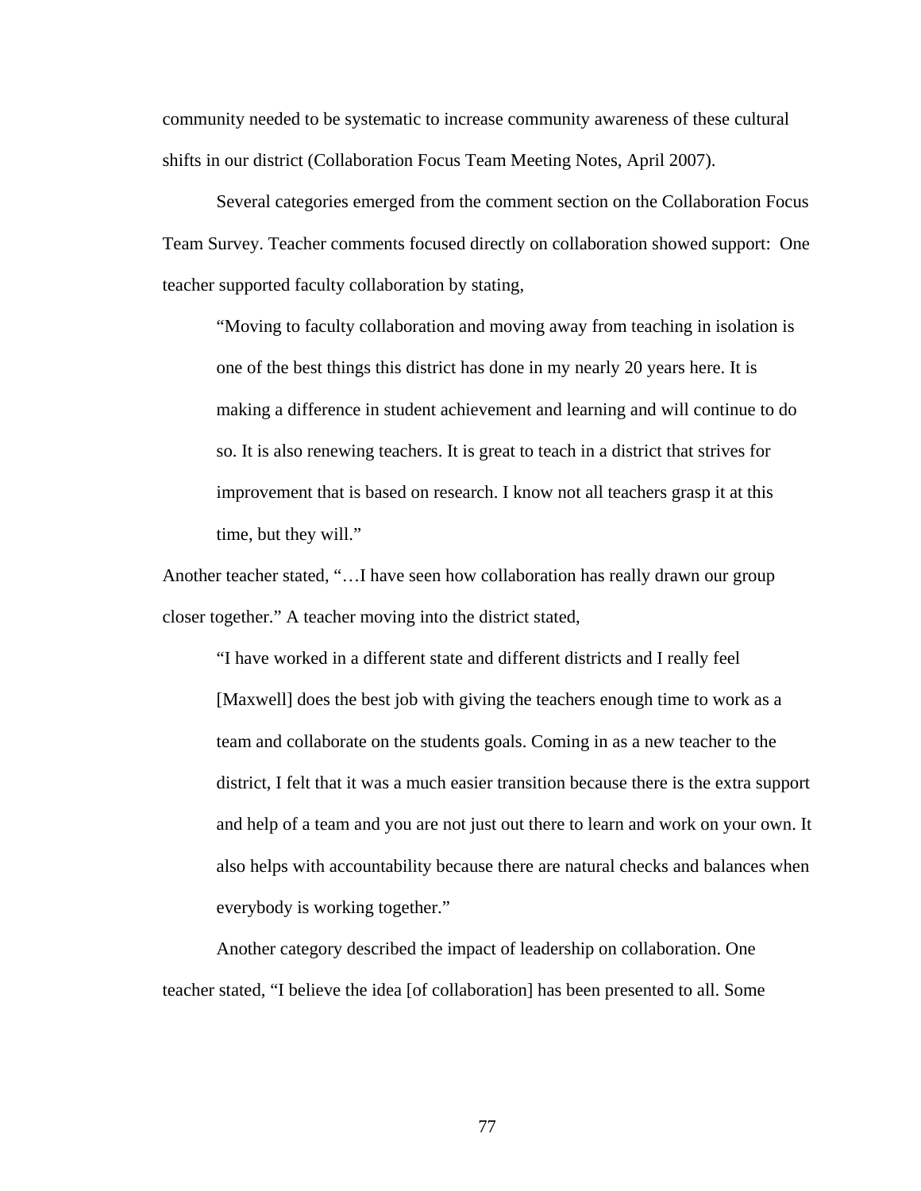community needed to be systematic to increase community awareness of these cultural shifts in our district (Collaboration Focus Team Meeting Notes, April 2007).

Several categories emerged from the comment section on the Collaboration Focus Team Survey. Teacher comments focused directly on collaboration showed support: One teacher supported faculty collaboration by stating,

> "Moving to faculty collaboration and moving away from teaching in isolation is one of the best things this district has done in my nearly 20 years here. It is making a difference in student achievement and learning and will continue to do so. It is also renewing teachers. It is great to teach in a district that strives for improvement that is based on research. I know not all teachers grasp it at this time, but they will."

Another teacher stated, "…I have seen how collaboration has really drawn our group closer together." A teacher moving into the district stated,

> "I have worked in a different state and different districts and I really feel [Maxwell] does the best job with giving the teachers enough time to work as a team and collaborate on the students goals. Coming in as a new teacher to the district, I felt that it was a much easier transition because there is the extra support and help of a team and you are not just out there to learn and work on your own. It also helps with accountability because there are natural checks and balances when everybody is working together."

Another category described the impact of leadership on collaboration. One teacher stated, "I believe the idea [of collaboration] has been presented to all. Some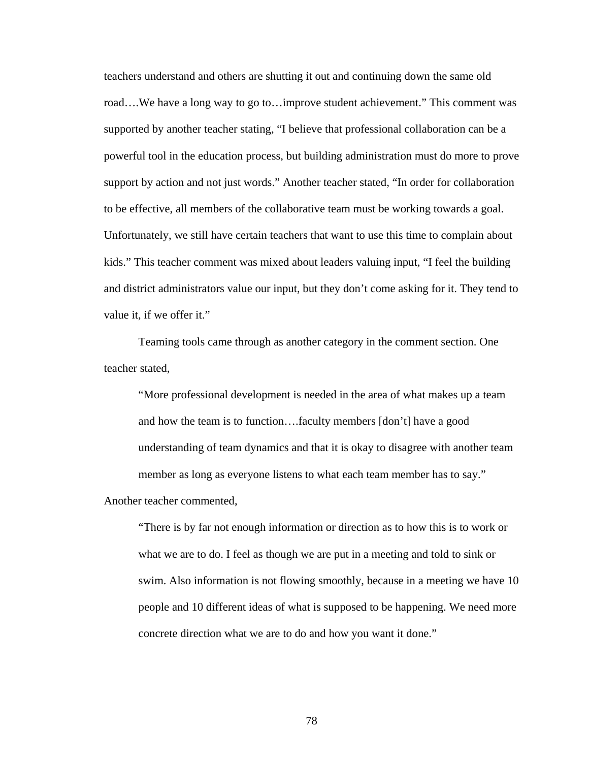teachers understand and others are shutting it out and continuing down the same old road….We have a long way to go to…improve student achievement.” This comment was supported by another teacher stating, “I believe that professional collaboration can be a powerful tool in the education process, but building administration must do more to prove support by action and not just words.” Another teacher stated, “In order for collaboration to be effective, all members of the collaborative team must be working towards a goal. Unfortunately, we still have certain teachers that want to use this time to complain about kids.” This teacher comment was mixed about leaders valuing input, “I feel the building and district administrators value our input, but they don’t come asking for it. They tend to value it, if we offer it.”

Teaming tools came through as another category in the comment section. One teacher stated,

> “More professional development is needed in the area of what makes up a team and how the team is to function….faculty members [don’t] have a good understanding of team dynamics and that it is okay to disagree with another team member as long as everyone listens to what each team member has to say.”

Another teacher commented,

> “There is by far not enough information or direction as to how this is to work or what we are to do. I feel as though we are put in a meeting and told to sink or swim. Also information is not flowing smoothly, because in a meeting we have 10 people and 10 different ideas of what is supposed to be happening. We need more concrete direction what we are to do and how you want it done.”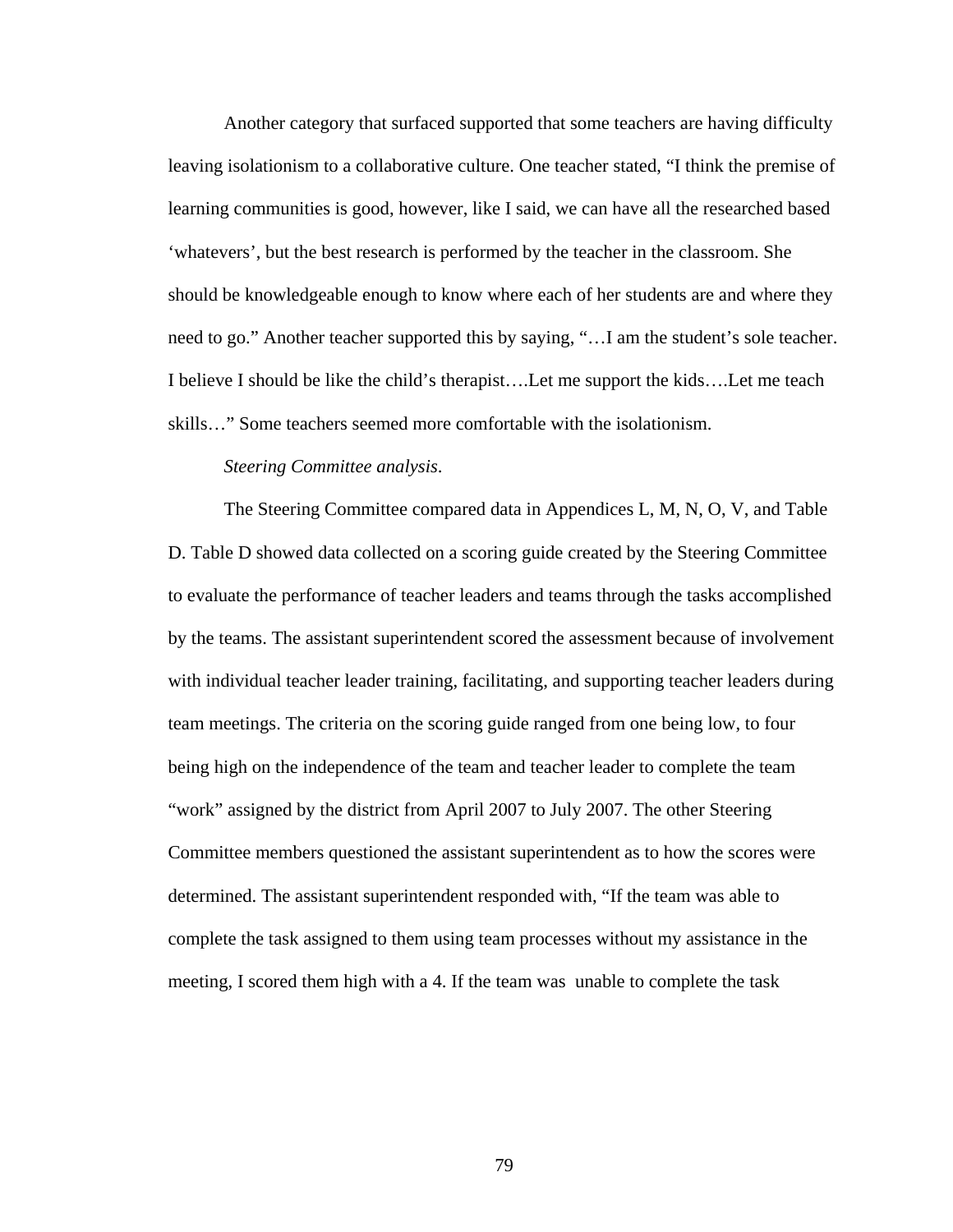Another category that surfaced supported that some teachers are having difficulty leaving isolationism to a collaborative culture. One teacher stated, "I think the premise of learning communities is good, however, like I said, we can have all the researched based 'whatevers', but the best research is performed by the teacher in the classroom. She should be knowledgeable enough to know where each of her students are and where they need to go." Another teacher supported this by saying, "…I am the student's sole teacher. I believe I should be like the child's therapist….Let me support the kids….Let me teach skills…" Some teachers seemed more comfortable with the isolationism.

*Steering Committee analysis.*

The Steering Committee compared data in Appendices L, M, N, O, V, and Table D. Table D showed data collected on a scoring guide created by the Steering Committee to evaluate the performance of teacher leaders and teams through the tasks accomplished by the teams. The assistant superintendent scored the assessment because of involvement with individual teacher leader training, facilitating, and supporting teacher leaders during team meetings. The criteria on the scoring guide ranged from one being low, to four being high on the independence of the team and teacher leader to complete the team "work" assigned by the district from April 2007 to July 2007. The other Steering Committee members questioned the assistant superintendent as to how the scores were determined. The assistant superintendent responded with, "If the team was able to complete the task assigned to them using team processes without my assistance in the meeting, I scored them high with a 4. If the team was unable to complete the task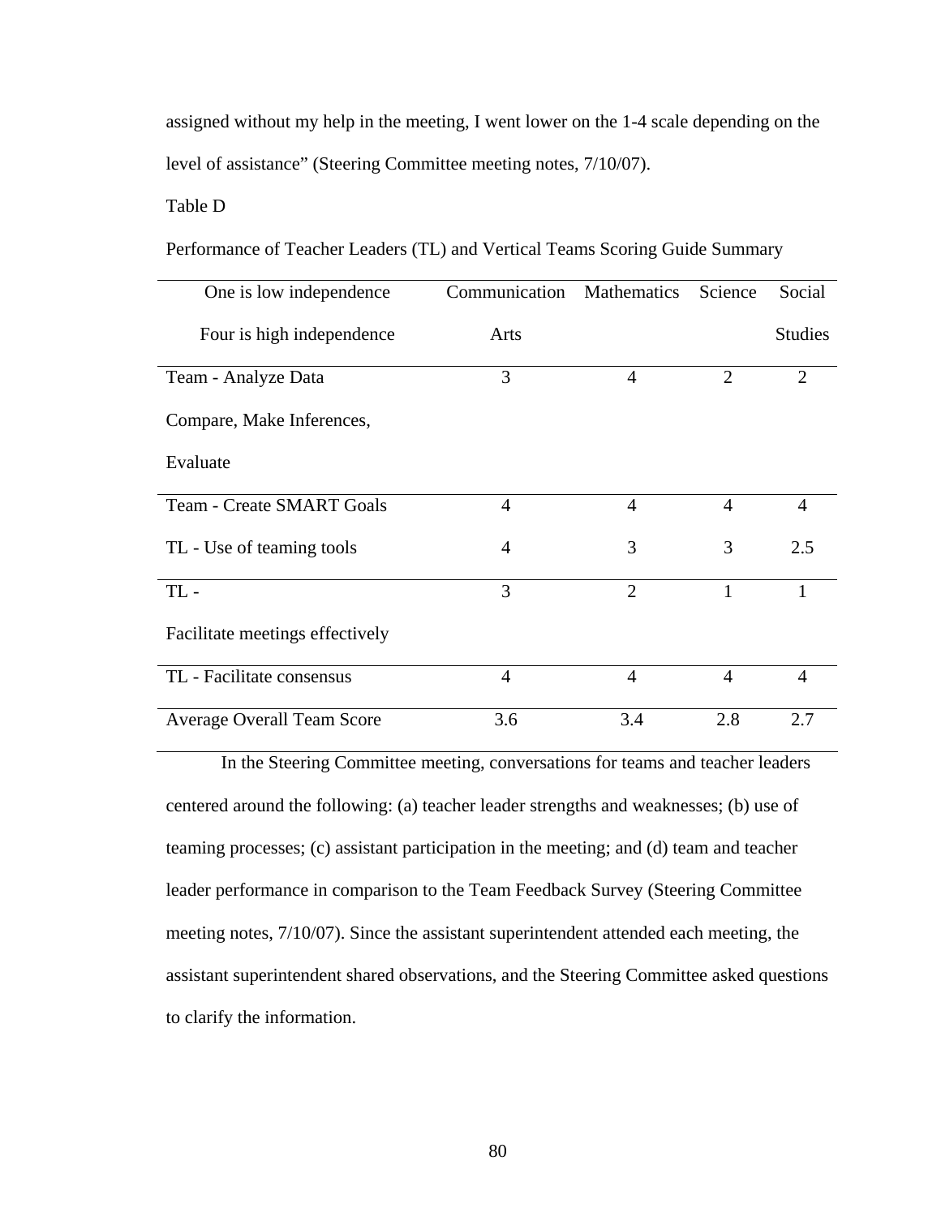assigned without my help in the meeting, I went lower on the 1-4 scale depending on the level of assistance" (Steering Committee meeting notes, 7/10/07).

Table D

Performance of Teacher Leaders (TL) and Vertical Teams Scoring Guide Summary

| One is low independence<br>Four is high independence | Communication Arts | Mathematics | Science | Social Studies |
|---|---|---|---|---|
| Team - Analyze Data Compare, Make Inferences, Evaluate | 3 | 4 | 2 | 2 |
| Team - Create SMART Goals | 4 | 4 | 4 | 4 |
| TL - Use of teaming tools | 4 | 3 | 3 | 2.5 |
| TL - Facilitate meetings effectively | 3 | 2 | 1 | 1 |
| TL - Facilitate consensus | 4 | 4 | 4 | 4 |
| Average Overall Team Score | 3.6 | 3.4 | 2.8 | 2.7 |

In the Steering Committee meeting, conversations for teams and teacher leaders centered around the following: (a) teacher leader strengths and weaknesses; (b) use of teaming processes; (c) assistant participation in the meeting; and (d) team and teacher leader performance in comparison to the Team Feedback Survey (Steering Committee meeting notes, 7/10/07). Since the assistant superintendent attended each meeting, the assistant superintendent shared observations, and the Steering Committee asked questions to clarify the information.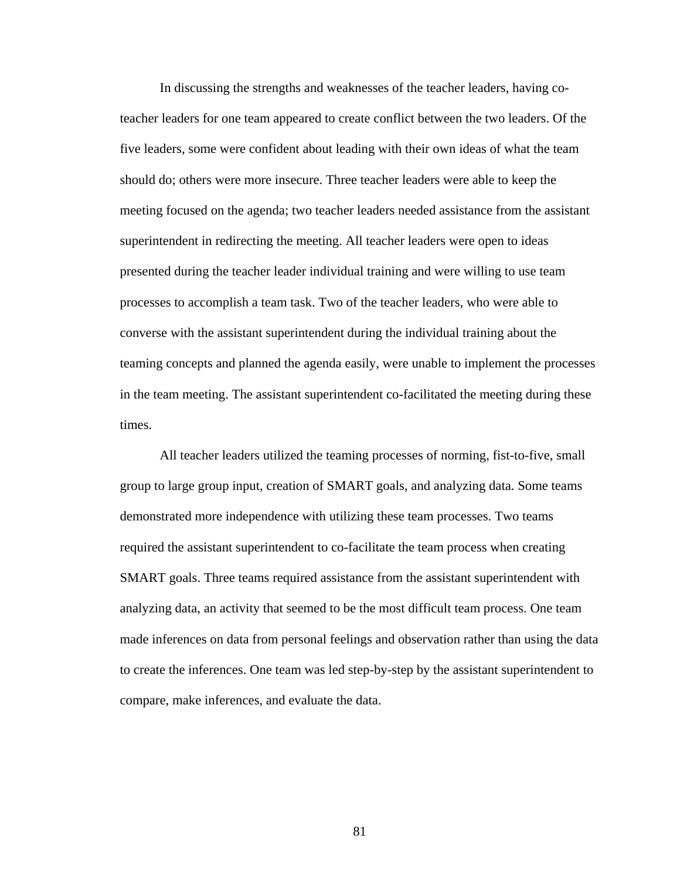In discussing the strengths and weaknesses of the teacher leaders, having co-teacher leaders for one team appeared to create conflict between the two leaders. Of the five leaders, some were confident about leading with their own ideas of what the team should do; others were more insecure. Three teacher leaders were able to keep the meeting focused on the agenda; two teacher leaders needed assistance from the assistant superintendent in redirecting the meeting. All teacher leaders were open to ideas presented during the teacher leader individual training and were willing to use team processes to accomplish a team task. Two of the teacher leaders, who were able to converse with the assistant superintendent during the individual training about the teaming concepts and planned the agenda easily, were unable to implement the processes in the team meeting. The assistant superintendent co-facilitated the meeting during these times.

All teacher leaders utilized the teaming processes of norming, fist-to-five, small group to large group input, creation of SMART goals, and analyzing data. Some teams demonstrated more independence with utilizing these team processes. Two teams required the assistant superintendent to co-facilitate the team process when creating SMART goals. Three teams required assistance from the assistant superintendent with analyzing data, an activity that seemed to be the most difficult team process. One team made inferences on data from personal feelings and observation rather than using the data to create the inferences. One team was led step-by-step by the assistant superintendent to compare, make inferences, and evaluate the data.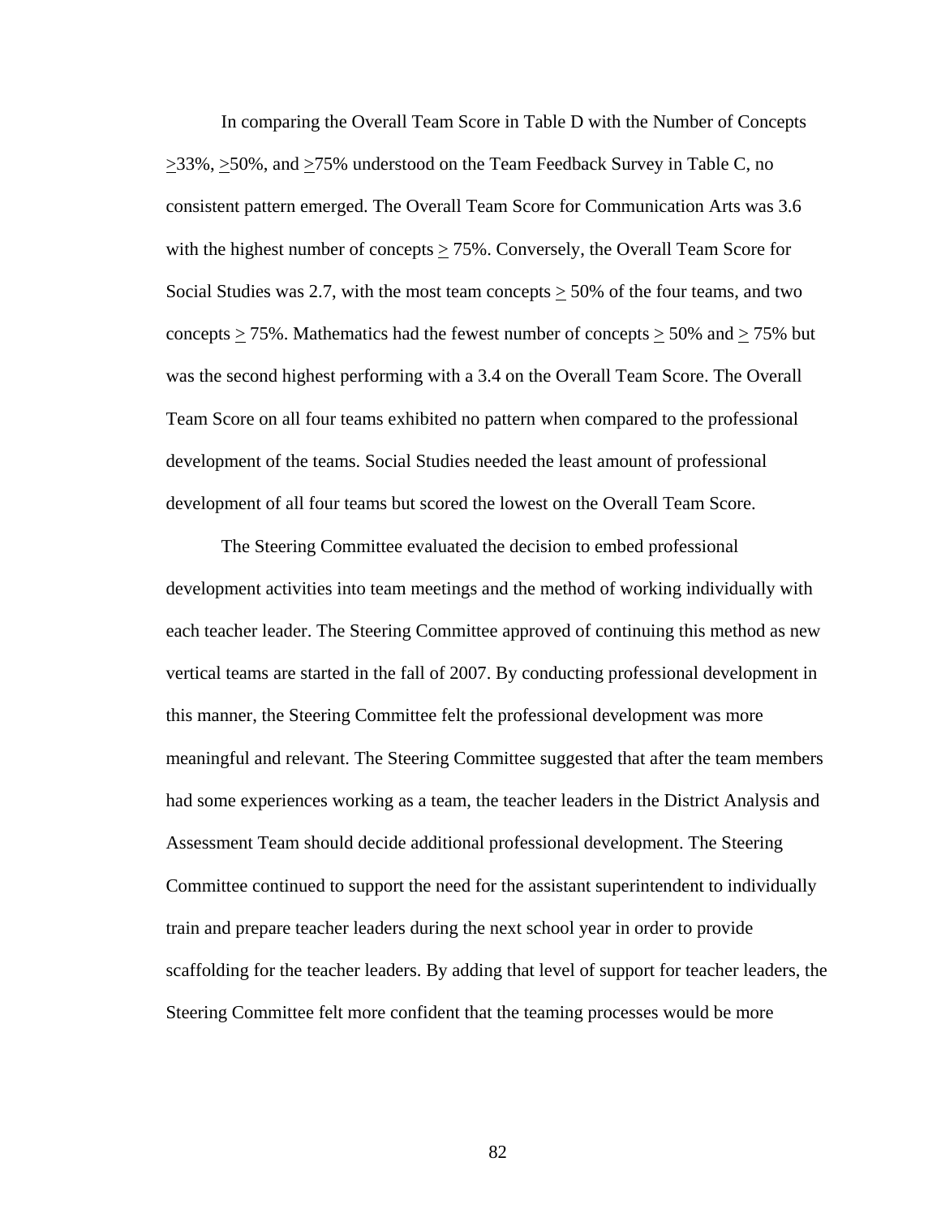In comparing the Overall Team Score in Table D with the Number of Concepts $\geq$33%, $\geq$50%, and $\geq$75% understood on the Team Feedback Survey in Table C, no consistent pattern emerged. The Overall Team Score for Communication Arts was 3.6 with the highest number of concepts $\geq$ 75%. Conversely, the Overall Team Score for Social Studies was 2.7, with the most team concepts $\geq$ 50% of the four teams, and two concepts $\geq$ 75%. Mathematics had the fewest number of concepts $\geq$ 50% and $\geq$ 75% but was the second highest performing with a 3.4 on the Overall Team Score. The Overall Team Score on all four teams exhibited no pattern when compared to the professional development of the teams. Social Studies needed the least amount of professional development of all four teams but scored the lowest on the Overall Team Score.

The Steering Committee evaluated the decision to embed professional development activities into team meetings and the method of working individually with each teacher leader. The Steering Committee approved of continuing this method as new vertical teams are started in the fall of 2007. By conducting professional development in this manner, the Steering Committee felt the professional development was more meaningful and relevant. The Steering Committee suggested that after the team members had some experiences working as a team, the teacher leaders in the District Analysis and Assessment Team should decide additional professional development. The Steering Committee continued to support the need for the assistant superintendent to individually train and prepare teacher leaders during the next school year in order to provide scaffolding for the teacher leaders. By adding that level of support for teacher leaders, the Steering Committee felt more confident that the teaming processes would be more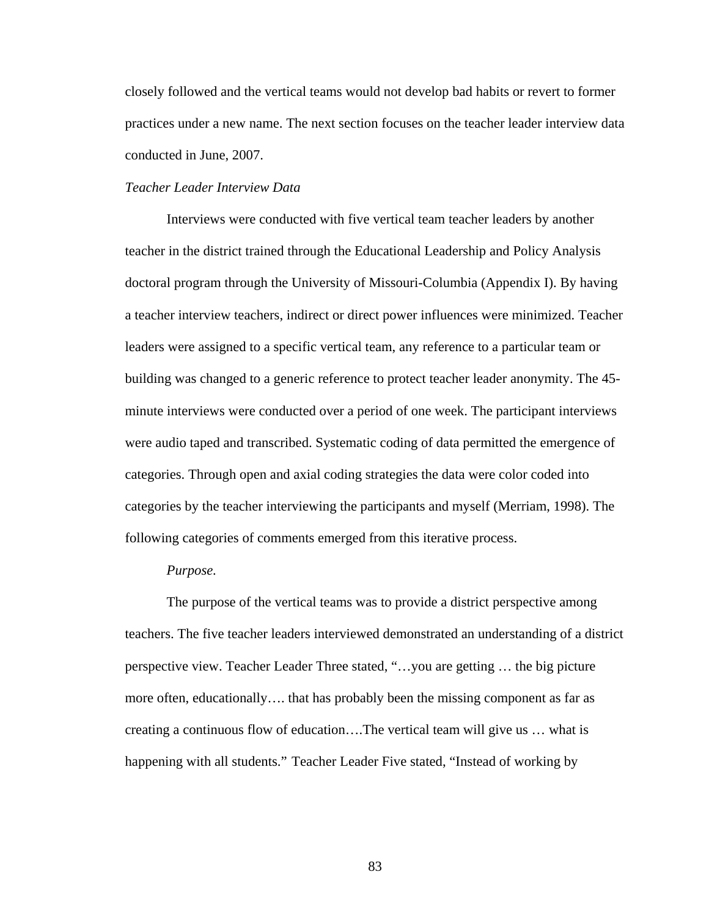closely followed and the vertical teams would not develop bad habits or revert to former practices under a new name. The next section focuses on the teacher leader interview data conducted in June, 2007.

*Teacher Leader Interview Data*

Interviews were conducted with five vertical team teacher leaders by another teacher in the district trained through the Educational Leadership and Policy Analysis doctoral program through the University of Missouri-Columbia (Appendix I). By having a teacher interview teachers, indirect or direct power influences were minimized. Teacher leaders were assigned to a specific vertical team, any reference to a particular team or building was changed to a generic reference to protect teacher leader anonymity. The 45-minute interviews were conducted over a period of one week. The participant interviews were audio taped and transcribed. Systematic coding of data permitted the emergence of categories. Through open and axial coding strategies the data were color coded into categories by the teacher interviewing the participants and myself (Merriam, 1998). The following categories of comments emerged from this iterative process.

*Purpose.*

The purpose of the vertical teams was to provide a district perspective among teachers. The five teacher leaders interviewed demonstrated an understanding of a district perspective view. Teacher Leader Three stated, "…you are getting … the big picture more often, educationally…. that has probably been the missing component as far as creating a continuous flow of education….The vertical team will give us … what is happening with all students." Teacher Leader Five stated, "Instead of working by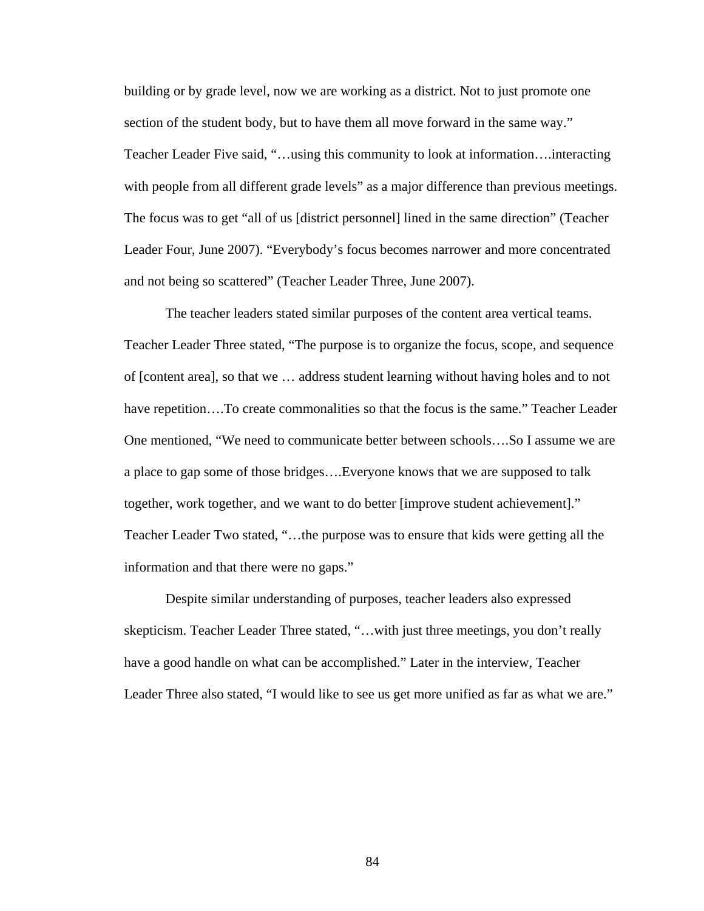building or by grade level, now we are working as a district. Not to just promote one section of the student body, but to have them all move forward in the same way." Teacher Leader Five said, "…using this community to look at information….interacting with people from all different grade levels" as a major difference than previous meetings. The focus was to get "all of us [district personnel] lined in the same direction" (Teacher Leader Four, June 2007). "Everybody's focus becomes narrower and more concentrated and not being so scattered" (Teacher Leader Three, June 2007).

The teacher leaders stated similar purposes of the content area vertical teams. Teacher Leader Three stated, "The purpose is to organize the focus, scope, and sequence of [content area], so that we … address student learning without having holes and to not have repetition….To create commonalities so that the focus is the same." Teacher Leader One mentioned, "We need to communicate better between schools….So I assume we are a place to gap some of those bridges….Everyone knows that we are supposed to talk together, work together, and we want to do better [improve student achievement]." Teacher Leader Two stated, "…the purpose was to ensure that kids were getting all the information and that there were no gaps."

Despite similar understanding of purposes, teacher leaders also expressed skepticism. Teacher Leader Three stated, "…with just three meetings, you don't really have a good handle on what can be accomplished." Later in the interview, Teacher Leader Three also stated, "I would like to see us get more unified as far as what we are."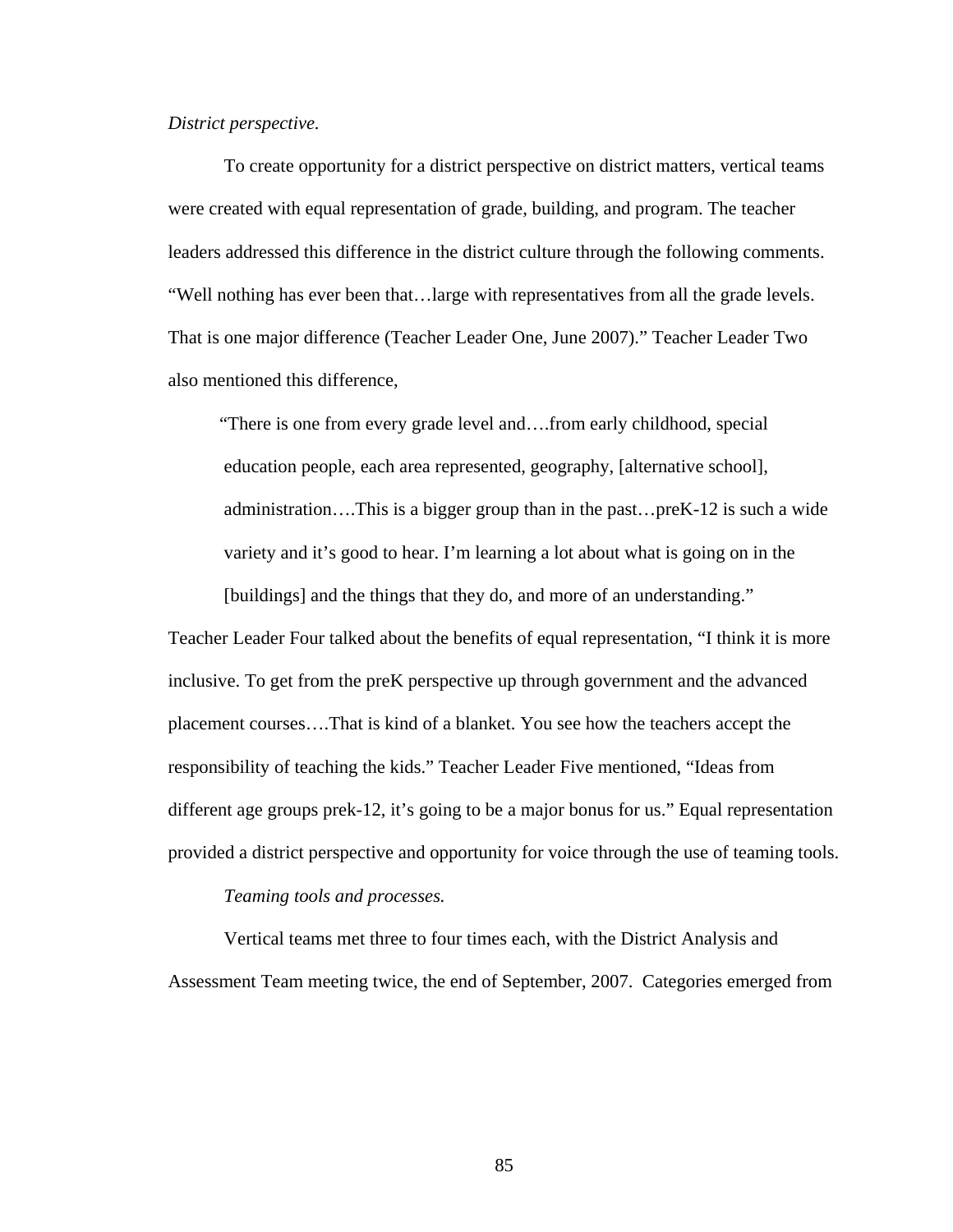*District perspective.*

To create opportunity for a district perspective on district matters, vertical teams were created with equal representation of grade, building, and program. The teacher leaders addressed this difference in the district culture through the following comments. “Well nothing has ever been that…large with representatives from all the grade levels. That is one major difference (Teacher Leader One, June 2007).” Teacher Leader Two also mentioned this difference,

> “There is one from every grade level and….from early childhood, special education people, each area represented, geography, [alternative school], administration….This is a bigger group than in the past…preK-12 is such a wide variety and it’s good to hear. I’m learning a lot about what is going on in the [buildings] and the things that they do, and more of an understanding.”

Teacher Leader Four talked about the benefits of equal representation, “I think it is more inclusive. To get from the preK perspective up through government and the advanced placement courses….That is kind of a blanket. You see how the teachers accept the responsibility of teaching the kids.” Teacher Leader Five mentioned, “Ideas from different age groups prek-12, it’s going to be a major bonus for us.” Equal representation provided a district perspective and opportunity for voice through the use of teaming tools.

*Teaming tools and processes.*

Vertical teams met three to four times each, with the District Analysis and Assessment Team meeting twice, the end of September, 2007. Categories emerged from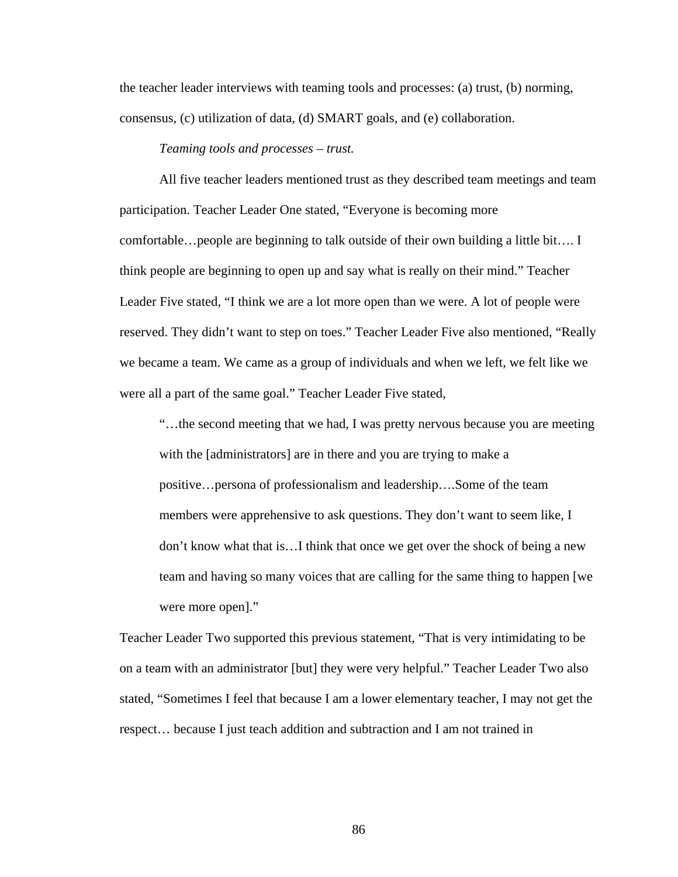the teacher leader interviews with teaming tools and processes: (a) trust, (b) norming, consensus, (c) utilization of data, (d) SMART goals, and (e) collaboration.

*Teaming tools and processes – trust.*

All five teacher leaders mentioned trust as they described team meetings and team participation. Teacher Leader One stated, "Everyone is becoming more comfortable…people are beginning to talk outside of their own building a little bit…. I think people are beginning to open up and say what is really on their mind." Teacher Leader Five stated, "I think we are a lot more open than we were. A lot of people were reserved. They didn't want to step on toes." Teacher Leader Five also mentioned, "Really we became a team. We came as a group of individuals and when we left, we felt like we were all a part of the same goal." Teacher Leader Five stated,

> "…the second meeting that we had, I was pretty nervous because you are meeting with the [administrators] are in there and you are trying to make a positive…persona of professionalism and leadership….Some of the team members were apprehensive to ask questions. They don't want to seem like, I don't know what that is…I think that once we get over the shock of being a new team and having so many voices that are calling for the same thing to happen [we were more open]."

Teacher Leader Two supported this previous statement, "That is very intimidating to be on a team with an administrator [but] they were very helpful." Teacher Leader Two also stated, "Sometimes I feel that because I am a lower elementary teacher, I may not get the respect… because I just teach addition and subtraction and I am not trained in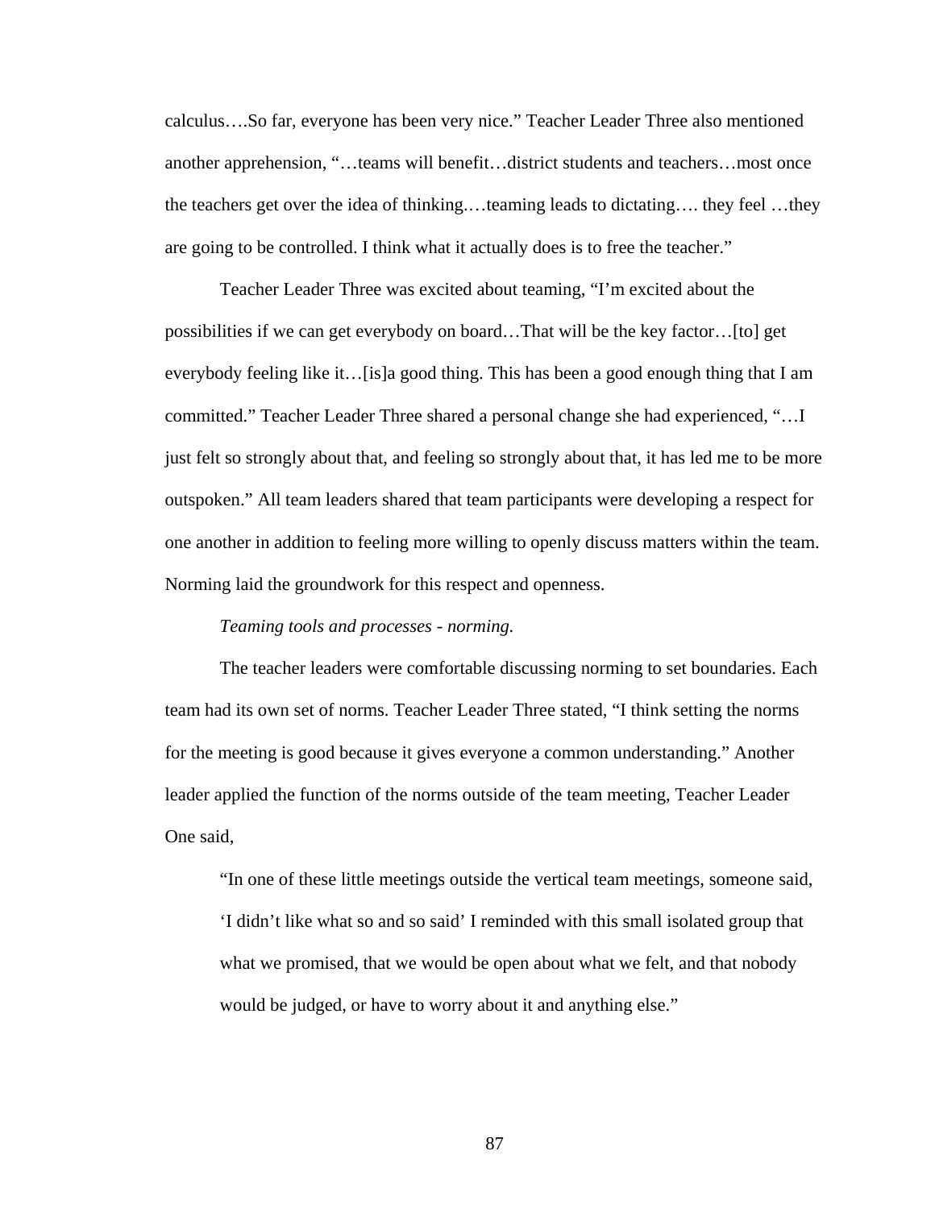calculus….So far, everyone has been very nice." Teacher Leader Three also mentioned another apprehension, "…teams will benefit…district students and teachers…most once the teachers get over the idea of thinking.…teaming leads to dictating…. they feel …they are going to be controlled. I think what it actually does is to free the teacher."

Teacher Leader Three was excited about teaming, "I'm excited about the possibilities if we can get everybody on board…That will be the key factor…[to] get everybody feeling like it…[is]a good thing. This has been a good enough thing that I am committed." Teacher Leader Three shared a personal change she had experienced, "…I just felt so strongly about that, and feeling so strongly about that, it has led me to be more outspoken." All team leaders shared that team participants were developing a respect for one another in addition to feeling more willing to openly discuss matters within the team. Norming laid the groundwork for this respect and openness.

*Teaming tools and processes - norming.*

The teacher leaders were comfortable discussing norming to set boundaries. Each team had its own set of norms. Teacher Leader Three stated, "I think setting the norms for the meeting is good because it gives everyone a common understanding." Another leader applied the function of the norms outside of the team meeting, Teacher Leader One said,

> "In one of these little meetings outside the vertical team meetings, someone said, 'I didn't like what so and so said' I reminded with this small isolated group that what we promised, that we would be open about what we felt, and that nobody would be judged, or have to worry about it and anything else."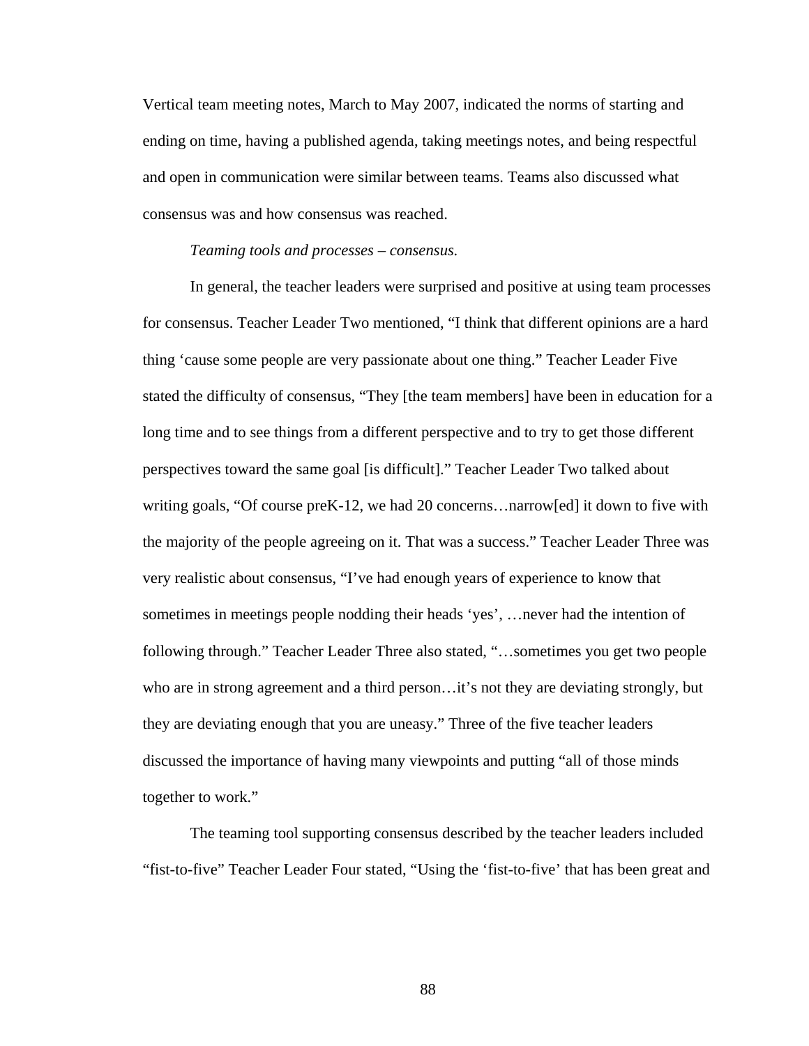Vertical team meeting notes, March to May 2007, indicated the norms of starting and ending on time, having a published agenda, taking meetings notes, and being respectful and open in communication were similar between teams. Teams also discussed what consensus was and how consensus was reached.

*Teaming tools and processes – consensus.*

In general, the teacher leaders were surprised and positive at using team processes for consensus. Teacher Leader Two mentioned, "I think that different opinions are a hard thing 'cause some people are very passionate about one thing." Teacher Leader Five stated the difficulty of consensus, "They [the team members] have been in education for a long time and to see things from a different perspective and to try to get those different perspectives toward the same goal [is difficult]." Teacher Leader Two talked about writing goals, "Of course preK-12, we had 20 concerns…narrow[ed] it down to five with the majority of the people agreeing on it. That was a success." Teacher Leader Three was very realistic about consensus, "I've had enough years of experience to know that sometimes in meetings people nodding their heads 'yes', …never had the intention of following through." Teacher Leader Three also stated, "…sometimes you get two people who are in strong agreement and a third person…it's not they are deviating strongly, but they are deviating enough that you are uneasy." Three of the five teacher leaders discussed the importance of having many viewpoints and putting "all of those minds together to work."

The teaming tool supporting consensus described by the teacher leaders included "fist-to-five" Teacher Leader Four stated, "Using the 'fist-to-five' that has been great and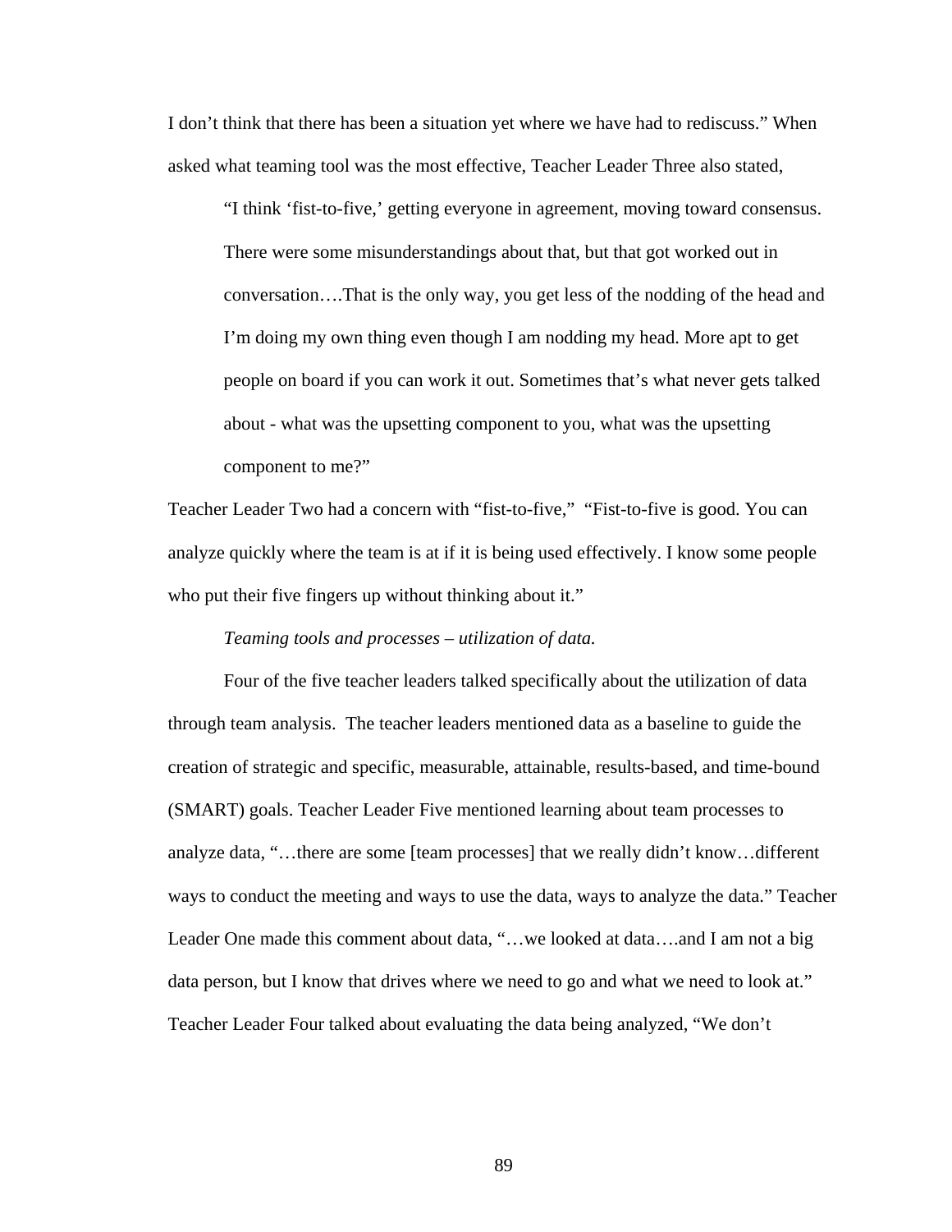I don’t think that there has been a situation yet where we have had to rediscuss.” When asked what teaming tool was the most effective, Teacher Leader Three also stated,

> “I think ‘fist-to-five,’ getting everyone in agreement, moving toward consensus. There were some misunderstandings about that, but that got worked out in conversation….That is the only way, you get less of the nodding of the head and I’m doing my own thing even though I am nodding my head. More apt to get people on board if you can work it out. Sometimes that’s what never gets talked about - what was the upsetting component to you, what was the upsetting component to me?”

Teacher Leader Two had a concern with “fist-to-five,” “Fist-to-five is good. You can analyze quickly where the team is at if it is being used effectively. I know some people who put their five fingers up without thinking about it.”

*Teaming tools and processes – utilization of data.*

Four of the five teacher leaders talked specifically about the utilization of data through team analysis. The teacher leaders mentioned data as a baseline to guide the creation of strategic and specific, measurable, attainable, results-based, and time-bound (SMART) goals. Teacher Leader Five mentioned learning about team processes to analyze data, “…there are some [team processes] that we really didn’t know…different ways to conduct the meeting and ways to use the data, ways to analyze the data.” Teacher Leader One made this comment about data, “…we looked at data….and I am not a big data person, but I know that drives where we need to go and what we need to look at.” Teacher Leader Four talked about evaluating the data being analyzed, “We don’t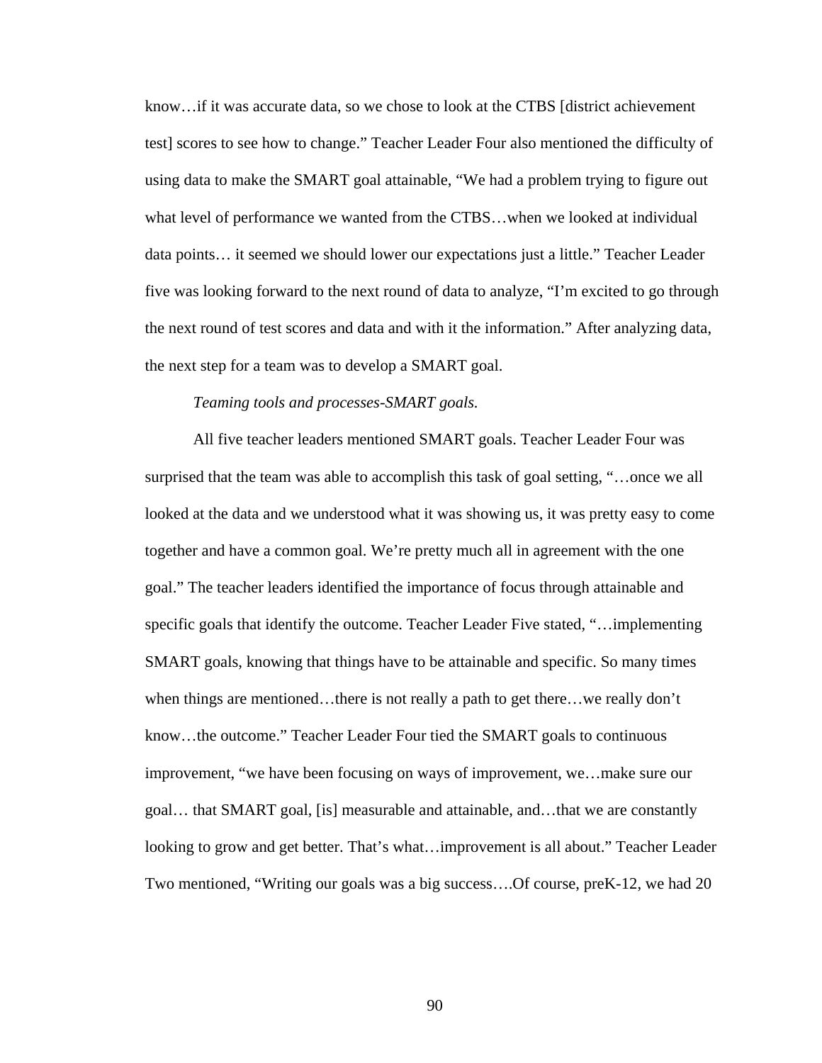know…if it was accurate data, so we chose to look at the CTBS [district achievement test] scores to see how to change." Teacher Leader Four also mentioned the difficulty of using data to make the SMART goal attainable, "We had a problem trying to figure out what level of performance we wanted from the CTBS…when we looked at individual data points… it seemed we should lower our expectations just a little." Teacher Leader five was looking forward to the next round of data to analyze, "I'm excited to go through the next round of test scores and data and with it the information." After analyzing data, the next step for a team was to develop a SMART goal.

*Teaming tools and processes-SMART goals.*

All five teacher leaders mentioned SMART goals. Teacher Leader Four was surprised that the team was able to accomplish this task of goal setting, "…once we all looked at the data and we understood what it was showing us, it was pretty easy to come together and have a common goal. We're pretty much all in agreement with the one goal." The teacher leaders identified the importance of focus through attainable and specific goals that identify the outcome. Teacher Leader Five stated, "…implementing SMART goals, knowing that things have to be attainable and specific. So many times when things are mentioned…there is not really a path to get there…we really don't know…the outcome." Teacher Leader Four tied the SMART goals to continuous improvement, "we have been focusing on ways of improvement, we…make sure our goal… that SMART goal, [is] measurable and attainable, and…that we are constantly looking to grow and get better. That's what…improvement is all about." Teacher Leader Two mentioned, "Writing our goals was a big success….Of course, preK-12, we had 20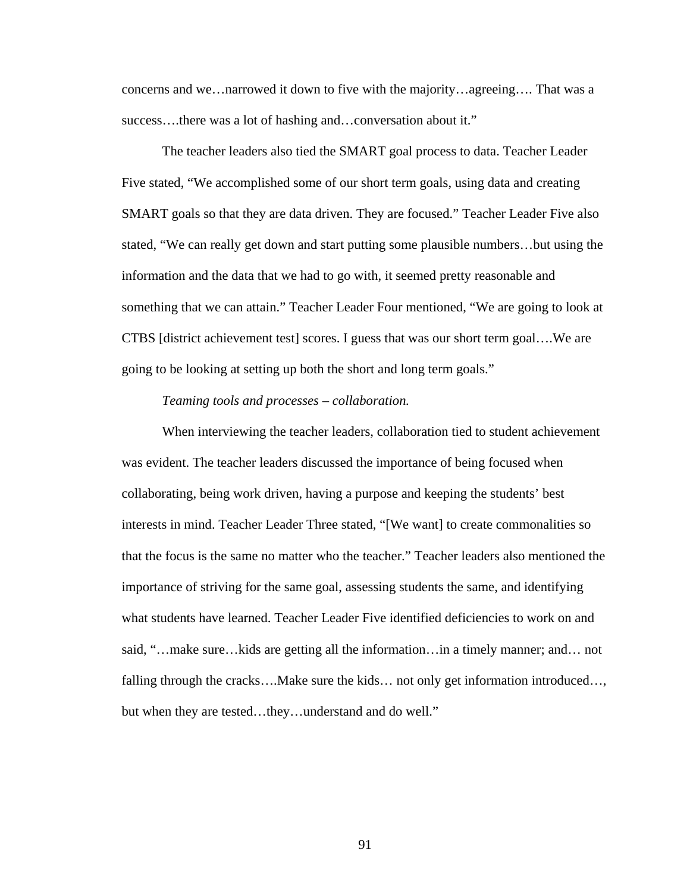concerns and we…narrowed it down to five with the majority…agreeing…. That was a success….there was a lot of hashing and…conversation about it."

The teacher leaders also tied the SMART goal process to data. Teacher Leader Five stated, "We accomplished some of our short term goals, using data and creating SMART goals so that they are data driven. They are focused." Teacher Leader Five also stated, "We can really get down and start putting some plausible numbers…but using the information and the data that we had to go with, it seemed pretty reasonable and something that we can attain." Teacher Leader Four mentioned, "We are going to look at CTBS [district achievement test] scores. I guess that was our short term goal….We are going to be looking at setting up both the short and long term goals."

*Teaming tools and processes – collaboration.*

When interviewing the teacher leaders, collaboration tied to student achievement was evident. The teacher leaders discussed the importance of being focused when collaborating, being work driven, having a purpose and keeping the students' best interests in mind. Teacher Leader Three stated, "[We want] to create commonalities so that the focus is the same no matter who the teacher." Teacher leaders also mentioned the importance of striving for the same goal, assessing students the same, and identifying what students have learned. Teacher Leader Five identified deficiencies to work on and said, "…make sure…kids are getting all the information…in a timely manner; and… not falling through the cracks….Make sure the kids… not only get information introduced…, but when they are tested…they…understand and do well."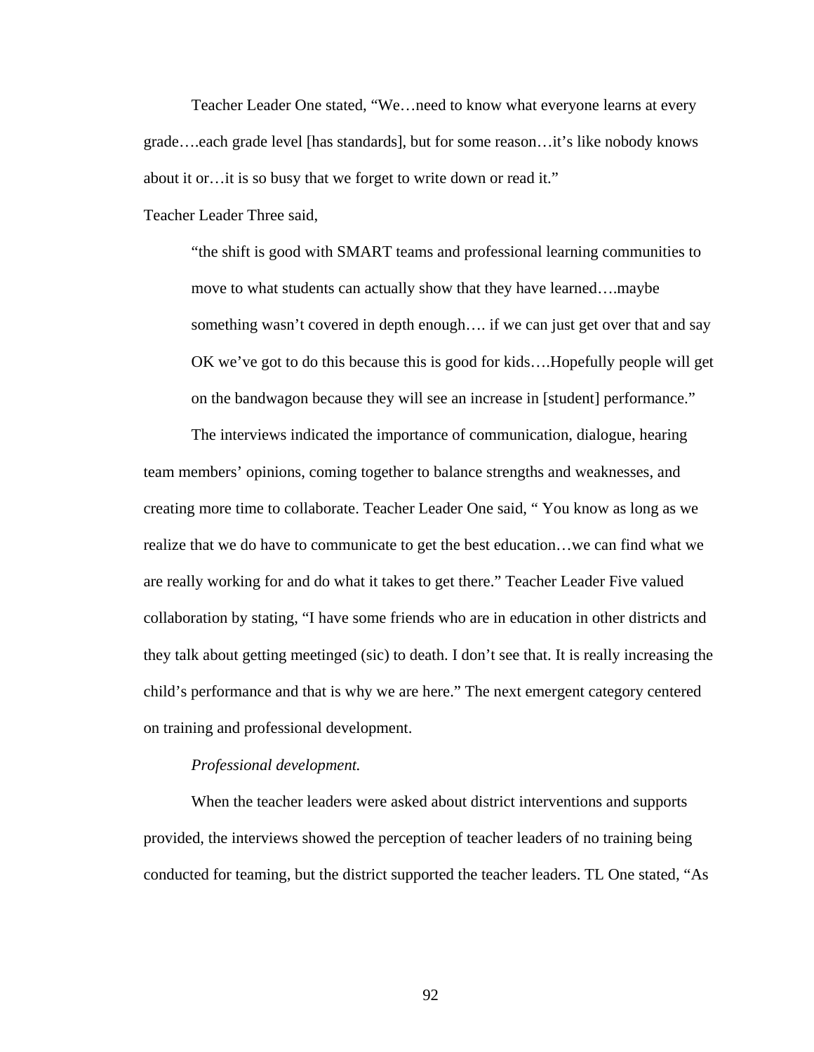Teacher Leader One stated, “We…need to know what everyone learns at every grade….each grade level [has standards], but for some reason…it’s like nobody knows about it or…it is so busy that we forget to write down or read it.”

Teacher Leader Three said,

> “the shift is good with SMART teams and professional learning communities to move to what students can actually show that they have learned….maybe something wasn’t covered in depth enough…. if we can just get over that and say OK we’ve got to do this because this is good for kids….Hopefully people will get on the bandwagon because they will see an increase in [student] performance.”

The interviews indicated the importance of communication, dialogue, hearing team members’ opinions, coming together to balance strengths and weaknesses, and creating more time to collaborate. Teacher Leader One said, “ You know as long as we realize that we do have to communicate to get the best education…we can find what we are really working for and do what it takes to get there.” Teacher Leader Five valued collaboration by stating, “I have some friends who are in education in other districts and they talk about getting meetinged (sic) to death. I don’t see that. It is really increasing the child’s performance and that is why we are here.” The next emergent category centered on training and professional development.

*Professional development.*

When the teacher leaders were asked about district interventions and supports provided, the interviews showed the perception of teacher leaders of no training being conducted for teaming, but the district supported the teacher leaders. TL One stated, “As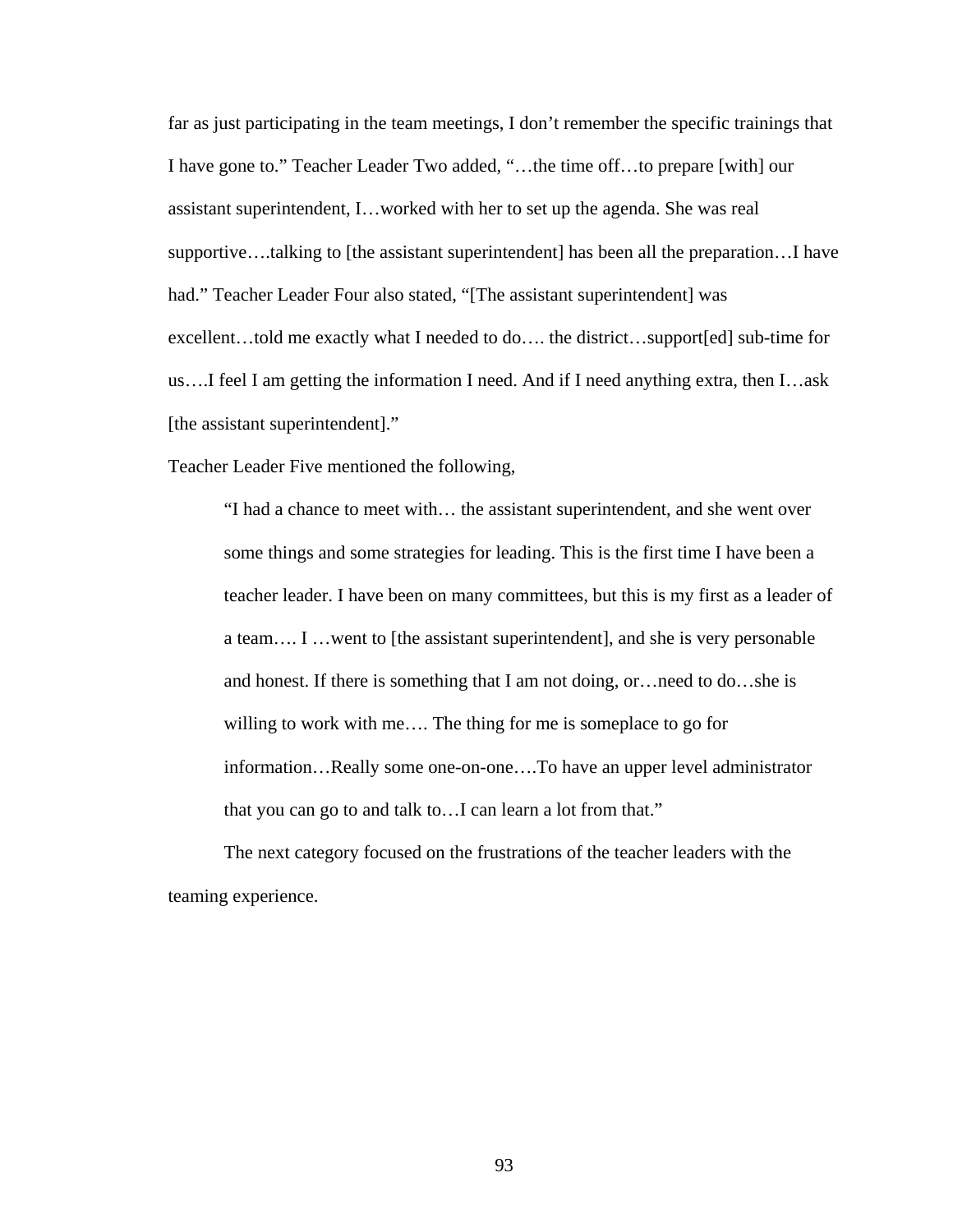far as just participating in the team meetings, I don't remember the specific trainings that I have gone to." Teacher Leader Two added, "…the time off…to prepare [with] our assistant superintendent, I…worked with her to set up the agenda. She was real supportive….talking to [the assistant superintendent] has been all the preparation…I have had." Teacher Leader Four also stated, "[The assistant superintendent] was excellent…told me exactly what I needed to do…. the district…support[ed] sub-time for us….I feel I am getting the information I need. And if I need anything extra, then I…ask [the assistant superintendent]."

Teacher Leader Five mentioned the following,

> "I had a chance to meet with… the assistant superintendent, and she went over some things and some strategies for leading. This is the first time I have been a teacher leader. I have been on many committees, but this is my first as a leader of a team…. I …went to [the assistant superintendent], and she is very personable and honest. If there is something that I am not doing, or…need to do…she is willing to work with me…. The thing for me is someplace to go for information…Really some one-on-one….To have an upper level administrator that you can go to and talk to…I can learn a lot from that."

The next category focused on the frustrations of the teacher leaders with the teaming experience.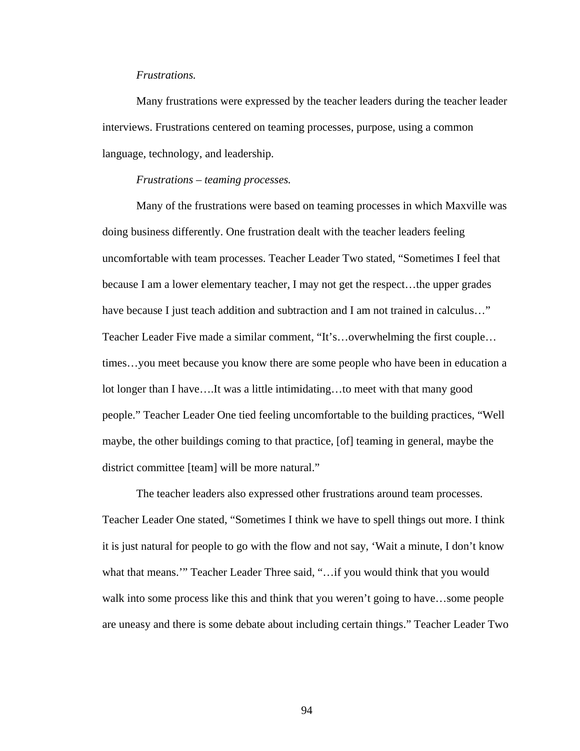*Frustrations.*

Many frustrations were expressed by the teacher leaders during the teacher leader interviews. Frustrations centered on teaming processes, purpose, using a common language, technology, and leadership.

*Frustrations – teaming processes.*

Many of the frustrations were based on teaming processes in which Maxville was doing business differently. One frustration dealt with the teacher leaders feeling uncomfortable with team processes. Teacher Leader Two stated, “Sometimes I feel that because I am a lower elementary teacher, I may not get the respect…the upper grades have because I just teach addition and subtraction and I am not trained in calculus…” Teacher Leader Five made a similar comment, “It’s…overwhelming the first couple…times…you meet because you know there are some people who have been in education a lot longer than I have….It was a little intimidating…to meet with that many good people.” Teacher Leader One tied feeling uncomfortable to the building practices, “Well maybe, the other buildings coming to that practice, [of] teaming in general, maybe the district committee [team] will be more natural.”

The teacher leaders also expressed other frustrations around team processes. Teacher Leader One stated, “Sometimes I think we have to spell things out more. I think it is just natural for people to go with the flow and not say, ‘Wait a minute, I don’t know what that means.’” Teacher Leader Three said, “…if you would think that you would walk into some process like this and think that you weren’t going to have…some people are uneasy and there is some debate about including certain things.” Teacher Leader Two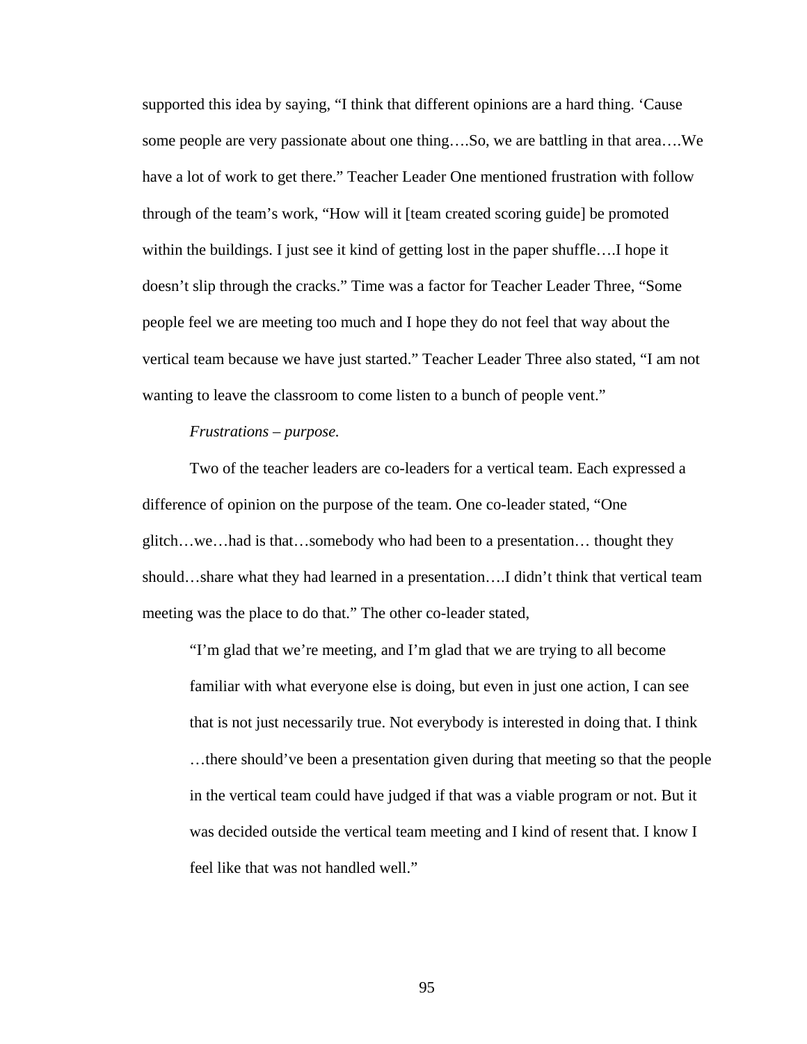supported this idea by saying, “I think that different opinions are a hard thing. ‘Cause some people are very passionate about one thing….So, we are battling in that area….We have a lot of work to get there.” Teacher Leader One mentioned frustration with follow through of the team’s work, “How will it [team created scoring guide] be promoted within the buildings. I just see it kind of getting lost in the paper shuffle….I hope it doesn’t slip through the cracks.” Time was a factor for Teacher Leader Three, “Some people feel we are meeting too much and I hope they do not feel that way about the vertical team because we have just started.” Teacher Leader Three also stated, “I am not wanting to leave the classroom to come listen to a bunch of people vent.”

*Frustrations – purpose.*

Two of the teacher leaders are co-leaders for a vertical team. Each expressed a difference of opinion on the purpose of the team. One co-leader stated, “One glitch…we…had is that…somebody who had been to a presentation… thought they should…share what they had learned in a presentation….I didn’t think that vertical team meeting was the place to do that.” The other co-leader stated,

> “I’m glad that we’re meeting, and I’m glad that we are trying to all become familiar with what everyone else is doing, but even in just one action, I can see that is not just necessarily true. Not everybody is interested in doing that. I think …there should’ve been a presentation given during that meeting so that the people in the vertical team could have judged if that was a viable program or not. But it was decided outside the vertical team meeting and I kind of resent that. I know I feel like that was not handled well.”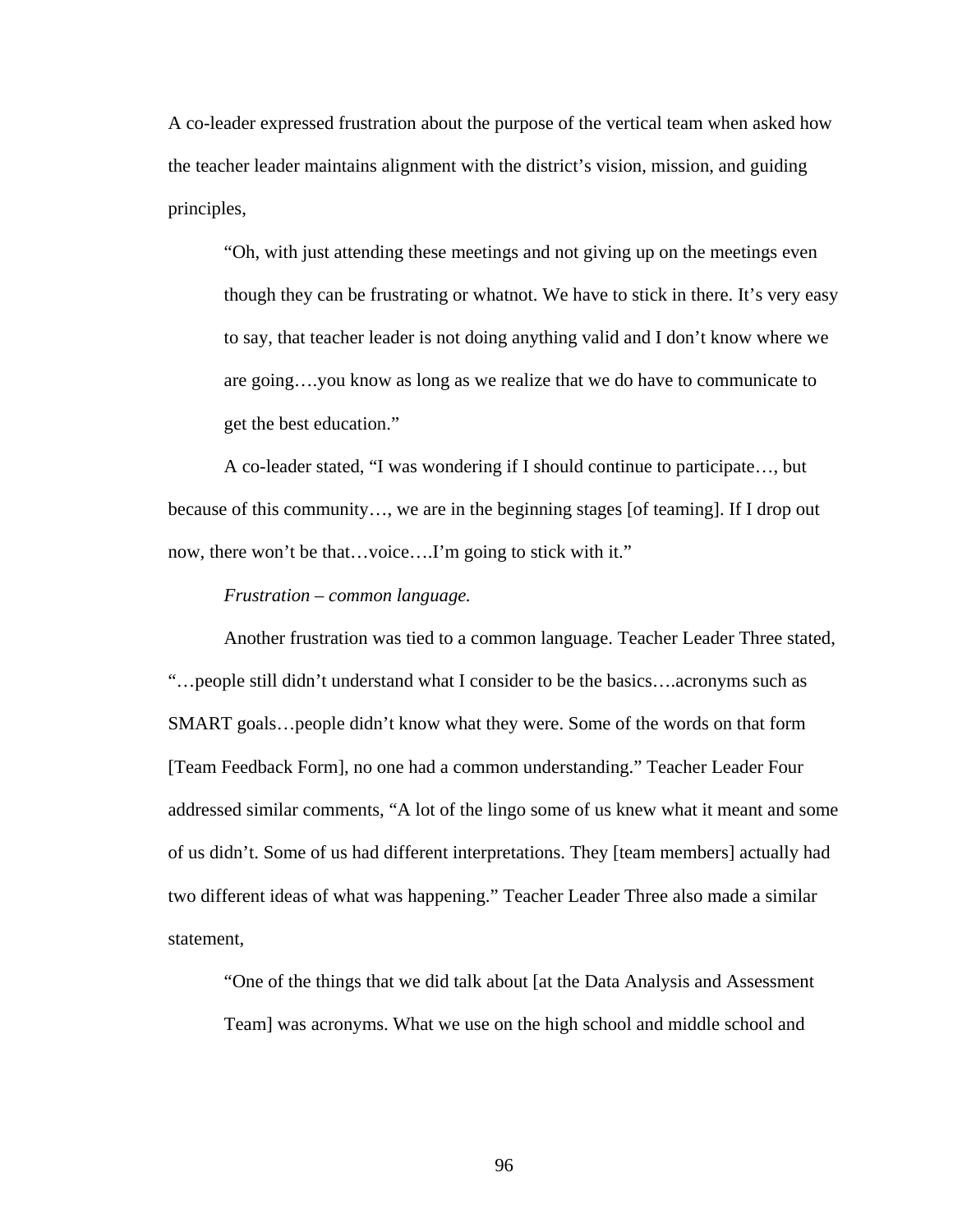A co-leader expressed frustration about the purpose of the vertical team when asked how the teacher leader maintains alignment with the district's vision, mission, and guiding principles,

> "Oh, with just attending these meetings and not giving up on the meetings even though they can be frustrating or whatnot. We have to stick in there. It's very easy to say, that teacher leader is not doing anything valid and I don't know where we are going….you know as long as we realize that we do have to communicate to get the best education."

A co-leader stated, "I was wondering if I should continue to participate…, but because of this community…, we are in the beginning stages [of teaming]. If I drop out now, there won't be that…voice….I'm going to stick with it."

*Frustration – common language.*

Another frustration was tied to a common language. Teacher Leader Three stated, "…people still didn't understand what I consider to be the basics….acronyms such as SMART goals…people didn't know what they were. Some of the words on that form [Team Feedback Form], no one had a common understanding." Teacher Leader Four addressed similar comments, "A lot of the lingo some of us knew what it meant and some of us didn't. Some of us had different interpretations. They [team members] actually had two different ideas of what was happening." Teacher Leader Three also made a similar statement,

> "One of the things that we did talk about [at the Data Analysis and Assessment Team] was acronyms. What we use on the high school and middle school and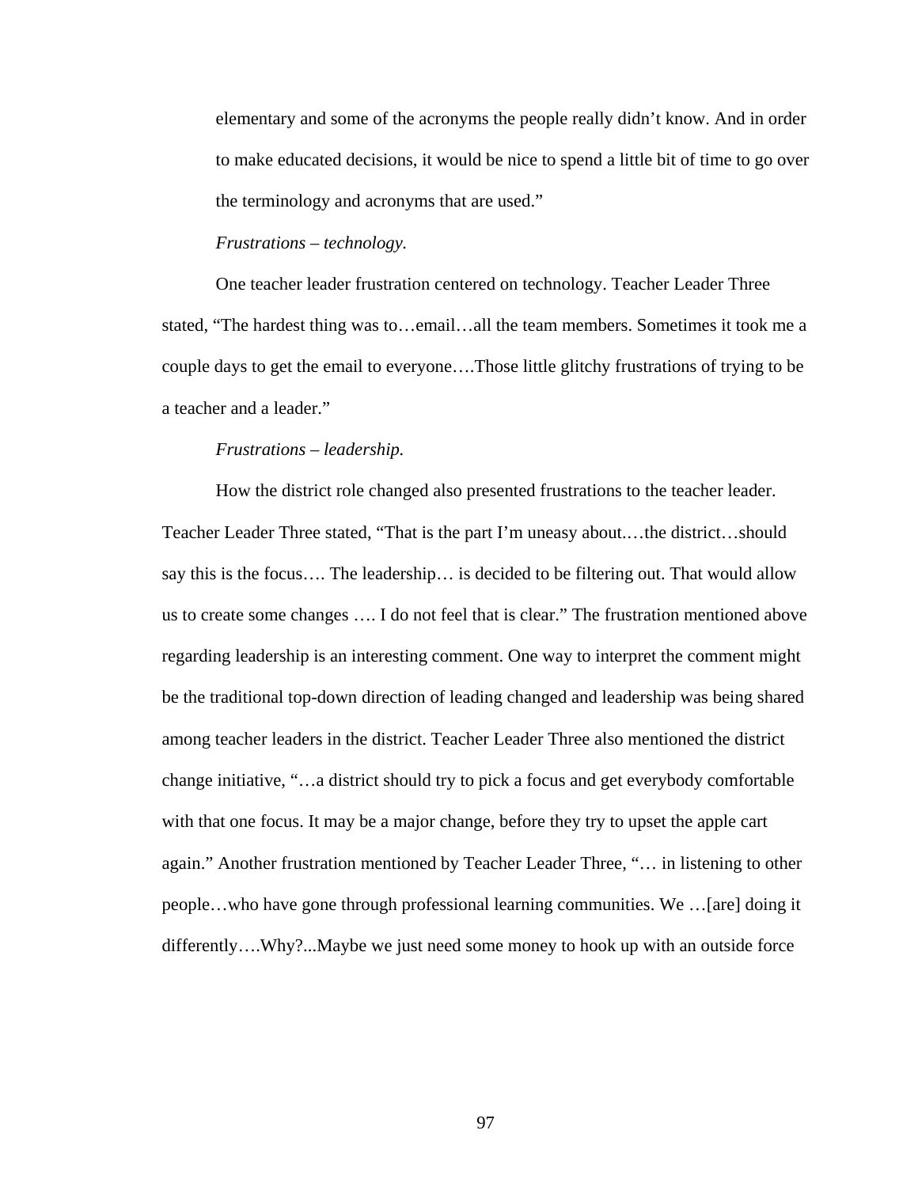elementary and some of the acronyms the people really didn't know. And in order to make educated decisions, it would be nice to spend a little bit of time to go over the terminology and acronyms that are used."

*Frustrations – technology.*

One teacher leader frustration centered on technology. Teacher Leader Three stated, "The hardest thing was to…email…all the team members. Sometimes it took me a couple days to get the email to everyone….Those little glitchy frustrations of trying to be a teacher and a leader."

*Frustrations – leadership.*

How the district role changed also presented frustrations to the teacher leader. Teacher Leader Three stated, "That is the part I'm uneasy about.…the district…should say this is the focus…. The leadership… is decided to be filtering out. That would allow us to create some changes …. I do not feel that is clear." The frustration mentioned above regarding leadership is an interesting comment. One way to interpret the comment might be the traditional top-down direction of leading changed and leadership was being shared among teacher leaders in the district. Teacher Leader Three also mentioned the district change initiative, "…a district should try to pick a focus and get everybody comfortable with that one focus. It may be a major change, before they try to upset the apple cart again." Another frustration mentioned by Teacher Leader Three, "… in listening to other people…who have gone through professional learning communities. We …[are] doing it differently….Why?...Maybe we just need some money to hook up with an outside force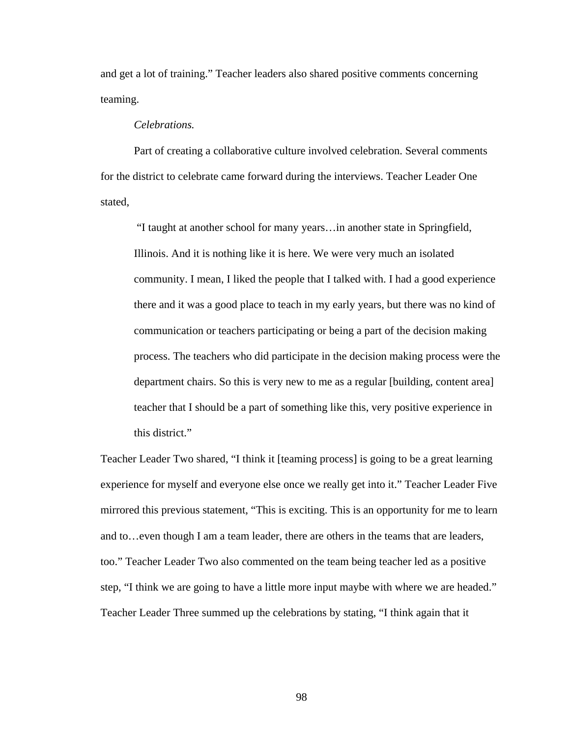and get a lot of training." Teacher leaders also shared positive comments concerning teaming.

*Celebrations.*

Part of creating a collaborative culture involved celebration. Several comments for the district to celebrate came forward during the interviews. Teacher Leader One stated,

> "I taught at another school for many years…in another state in Springfield, Illinois. And it is nothing like it is here. We were very much an isolated community. I mean, I liked the people that I talked with. I had a good experience there and it was a good place to teach in my early years, but there was no kind of communication or teachers participating or being a part of the decision making process. The teachers who did participate in the decision making process were the department chairs. So this is very new to me as a regular [building, content area] teacher that I should be a part of something like this, very positive experience in this district."

Teacher Leader Two shared, "I think it [teaming process] is going to be a great learning experience for myself and everyone else once we really get into it." Teacher Leader Five mirrored this previous statement, "This is exciting. This is an opportunity for me to learn and to…even though I am a team leader, there are others in the teams that are leaders, too." Teacher Leader Two also commented on the team being teacher led as a positive step, "I think we are going to have a little more input maybe with where we are headed." Teacher Leader Three summed up the celebrations by stating, "I think again that it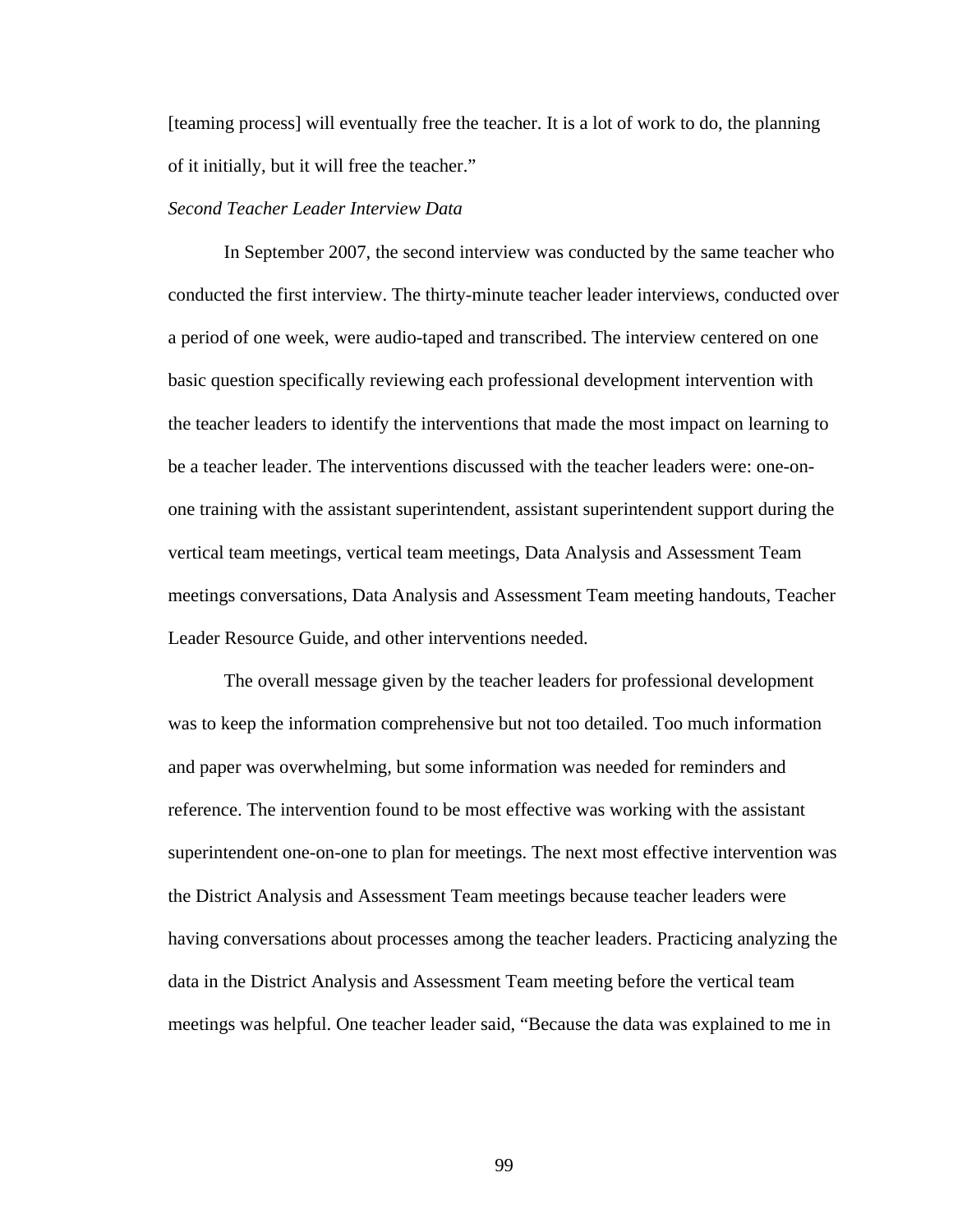[teaming process] will eventually free the teacher. It is a lot of work to do, the planning of it initially, but it will free the teacher."

*Second Teacher Leader Interview Data*

In September 2007, the second interview was conducted by the same teacher who conducted the first interview. The thirty-minute teacher leader interviews, conducted over a period of one week, were audio-taped and transcribed. The interview centered on one basic question specifically reviewing each professional development intervention with the teacher leaders to identify the interventions that made the most impact on learning to be a teacher leader. The interventions discussed with the teacher leaders were: one-on-one training with the assistant superintendent, assistant superintendent support during the vertical team meetings, vertical team meetings, Data Analysis and Assessment Team meetings conversations, Data Analysis and Assessment Team meeting handouts, Teacher Leader Resource Guide, and other interventions needed.

The overall message given by the teacher leaders for professional development was to keep the information comprehensive but not too detailed. Too much information and paper was overwhelming, but some information was needed for reminders and reference. The intervention found to be most effective was working with the assistant superintendent one-on-one to plan for meetings. The next most effective intervention was the District Analysis and Assessment Team meetings because teacher leaders were having conversations about processes among the teacher leaders. Practicing analyzing the data in the District Analysis and Assessment Team meeting before the vertical team meetings was helpful. One teacher leader said, "Because the data was explained to me in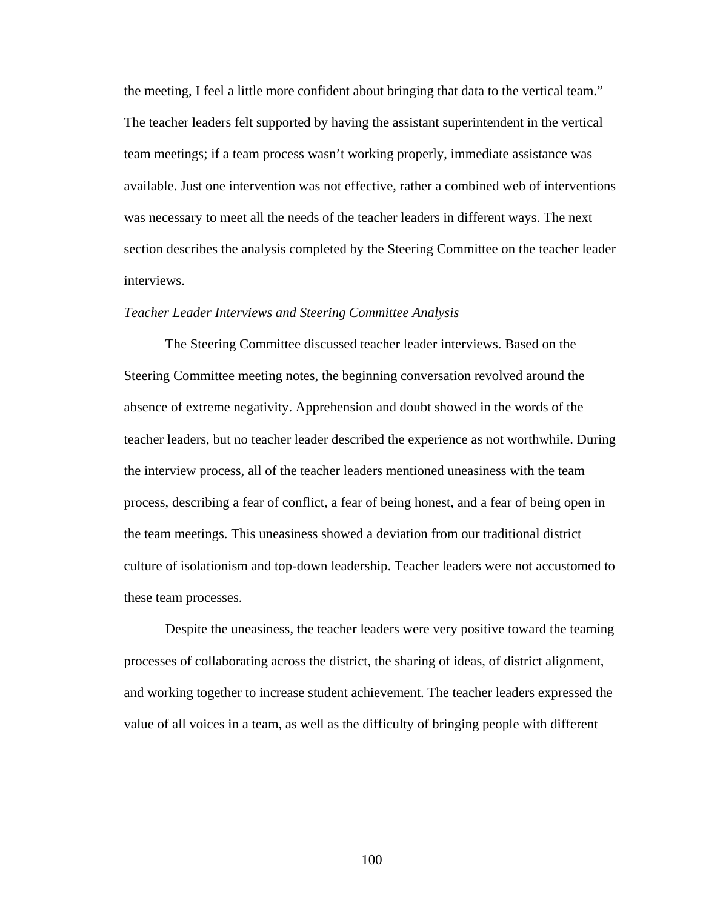the meeting, I feel a little more confident about bringing that data to the vertical team." The teacher leaders felt supported by having the assistant superintendent in the vertical team meetings; if a team process wasn't working properly, immediate assistance was available. Just one intervention was not effective, rather a combined web of interventions was necessary to meet all the needs of the teacher leaders in different ways. The next section describes the analysis completed by the Steering Committee on the teacher leader interviews.

*Teacher Leader Interviews and Steering Committee Analysis*

The Steering Committee discussed teacher leader interviews. Based on the Steering Committee meeting notes, the beginning conversation revolved around the absence of extreme negativity. Apprehension and doubt showed in the words of the teacher leaders, but no teacher leader described the experience as not worthwhile. During the interview process, all of the teacher leaders mentioned uneasiness with the team process, describing a fear of conflict, a fear of being honest, and a fear of being open in the team meetings. This uneasiness showed a deviation from our traditional district culture of isolationism and top-down leadership. Teacher leaders were not accustomed to these team processes.

Despite the uneasiness, the teacher leaders were very positive toward the teaming processes of collaborating across the district, the sharing of ideas, of district alignment, and working together to increase student achievement. The teacher leaders expressed the value of all voices in a team, as well as the difficulty of bringing people with different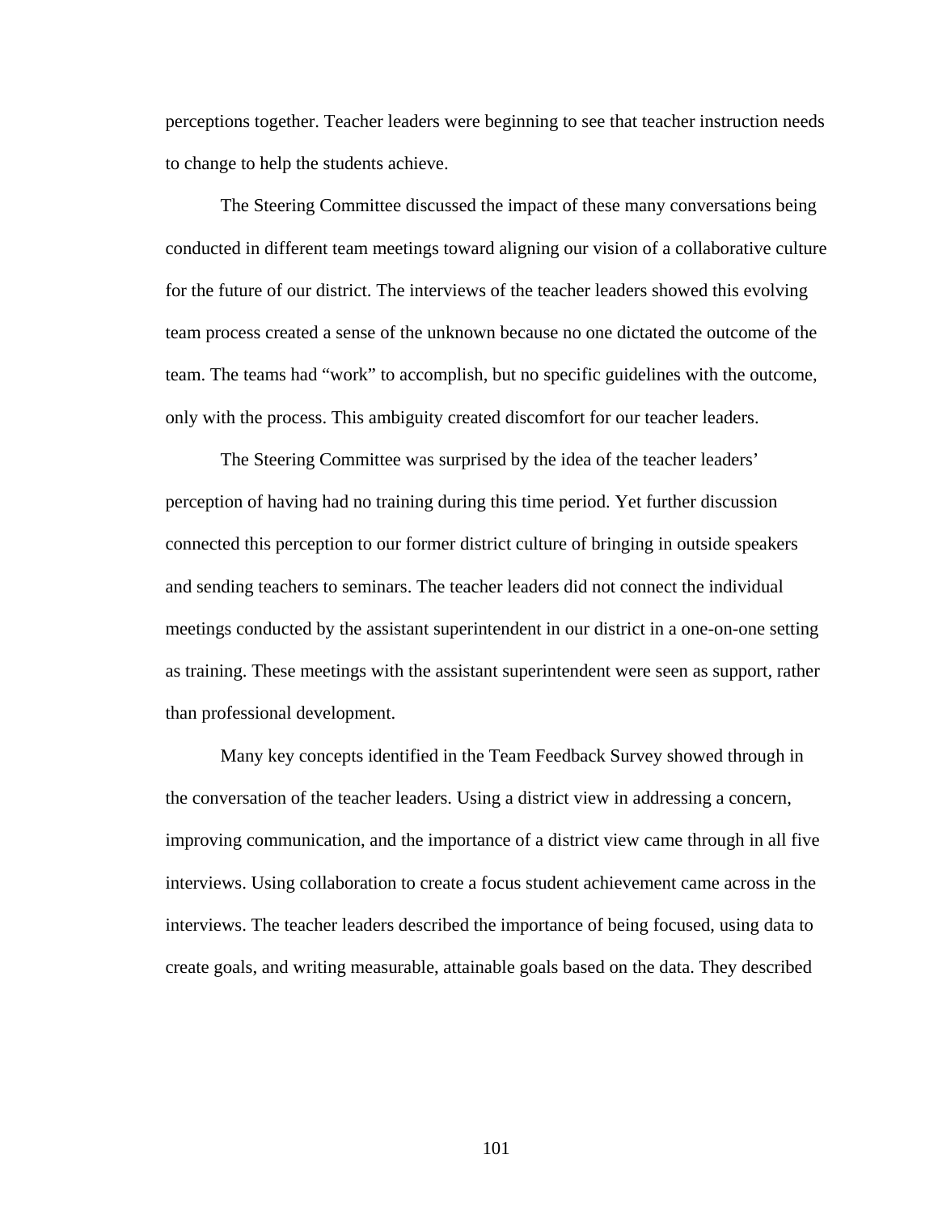perceptions together. Teacher leaders were beginning to see that teacher instruction needs to change to help the students achieve.

The Steering Committee discussed the impact of these many conversations being conducted in different team meetings toward aligning our vision of a collaborative culture for the future of our district. The interviews of the teacher leaders showed this evolving team process created a sense of the unknown because no one dictated the outcome of the team. The teams had "work" to accomplish, but no specific guidelines with the outcome, only with the process. This ambiguity created discomfort for our teacher leaders.

The Steering Committee was surprised by the idea of the teacher leaders' perception of having had no training during this time period. Yet further discussion connected this perception to our former district culture of bringing in outside speakers and sending teachers to seminars. The teacher leaders did not connect the individual meetings conducted by the assistant superintendent in our district in a one-on-one setting as training. These meetings with the assistant superintendent were seen as support, rather than professional development.

Many key concepts identified in the Team Feedback Survey showed through in the conversation of the teacher leaders. Using a district view in addressing a concern, improving communication, and the importance of a district view came through in all five interviews. Using collaboration to create a focus student achievement came across in the interviews. The teacher leaders described the importance of being focused, using data to create goals, and writing measurable, attainable goals based on the data. They described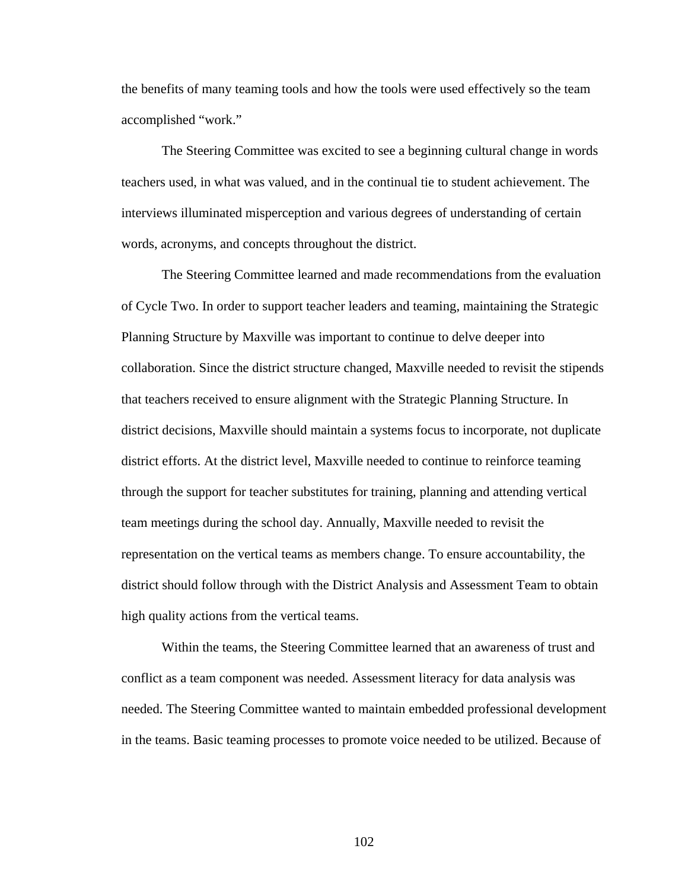the benefits of many teaming tools and how the tools were used effectively so the team accomplished “work.”

The Steering Committee was excited to see a beginning cultural change in words teachers used, in what was valued, and in the continual tie to student achievement. The interviews illuminated misperception and various degrees of understanding of certain words, acronyms, and concepts throughout the district.

The Steering Committee learned and made recommendations from the evaluation of Cycle Two. In order to support teacher leaders and teaming, maintaining the Strategic Planning Structure by Maxville was important to continue to delve deeper into collaboration. Since the district structure changed, Maxville needed to revisit the stipends that teachers received to ensure alignment with the Strategic Planning Structure. In district decisions, Maxville should maintain a systems focus to incorporate, not duplicate district efforts. At the district level, Maxville needed to continue to reinforce teaming through the support for teacher substitutes for training, planning and attending vertical team meetings during the school day. Annually, Maxville needed to revisit the representation on the vertical teams as members change. To ensure accountability, the district should follow through with the District Analysis and Assessment Team to obtain high quality actions from the vertical teams.

Within the teams, the Steering Committee learned that an awareness of trust and conflict as a team component was needed. Assessment literacy for data analysis was needed. The Steering Committee wanted to maintain embedded professional development in the teams. Basic teaming processes to promote voice needed to be utilized. Because of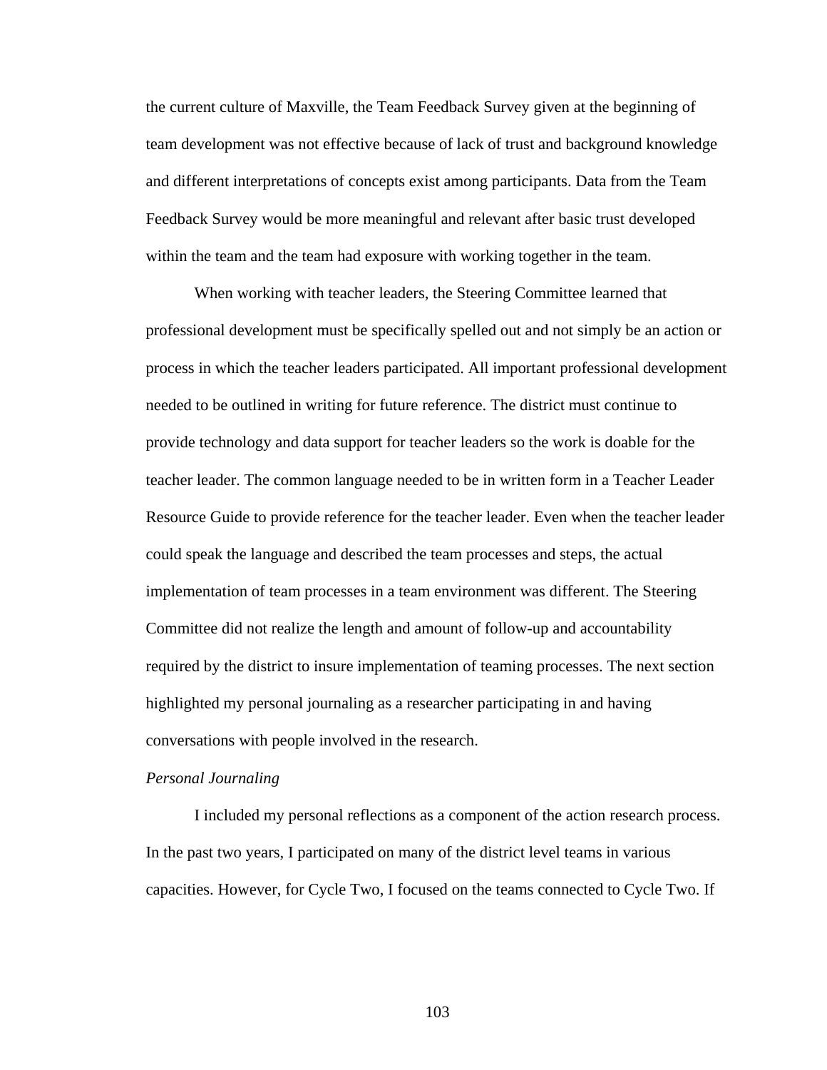the current culture of Maxville, the Team Feedback Survey given at the beginning of team development was not effective because of lack of trust and background knowledge and different interpretations of concepts exist among participants. Data from the Team Feedback Survey would be more meaningful and relevant after basic trust developed within the team and the team had exposure with working together in the team.

When working with teacher leaders, the Steering Committee learned that professional development must be specifically spelled out and not simply be an action or process in which the teacher leaders participated. All important professional development needed to be outlined in writing for future reference. The district must continue to provide technology and data support for teacher leaders so the work is doable for the teacher leader. The common language needed to be in written form in a Teacher Leader Resource Guide to provide reference for the teacher leader. Even when the teacher leader could speak the language and described the team processes and steps, the actual implementation of team processes in a team environment was different. The Steering Committee did not realize the length and amount of follow-up and accountability required by the district to insure implementation of teaming processes. The next section highlighted my personal journaling as a researcher participating in and having conversations with people involved in the research.

*Personal Journaling*

I included my personal reflections as a component of the action research process. In the past two years, I participated on many of the district level teams in various capacities. However, for Cycle Two, I focused on the teams connected to Cycle Two. If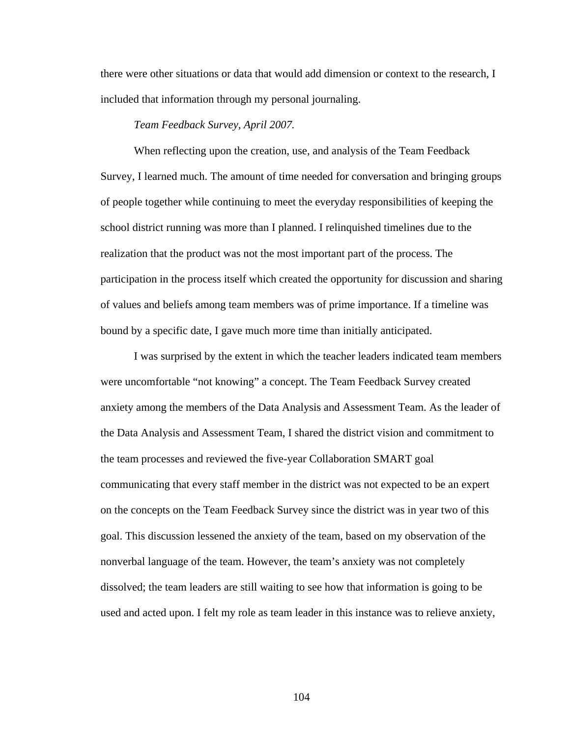there were other situations or data that would add dimension or context to the research, I included that information through my personal journaling.

*Team Feedback Survey, April 2007.*

When reflecting upon the creation, use, and analysis of the Team Feedback Survey, I learned much. The amount of time needed for conversation and bringing groups of people together while continuing to meet the everyday responsibilities of keeping the school district running was more than I planned. I relinquished timelines due to the realization that the product was not the most important part of the process. The participation in the process itself which created the opportunity for discussion and sharing of values and beliefs among team members was of prime importance. If a timeline was bound by a specific date, I gave much more time than initially anticipated.

I was surprised by the extent in which the teacher leaders indicated team members were uncomfortable "not knowing" a concept. The Team Feedback Survey created anxiety among the members of the Data Analysis and Assessment Team. As the leader of the Data Analysis and Assessment Team, I shared the district vision and commitment to the team processes and reviewed the five-year Collaboration SMART goal communicating that every staff member in the district was not expected to be an expert on the concepts on the Team Feedback Survey since the district was in year two of this goal. This discussion lessened the anxiety of the team, based on my observation of the nonverbal language of the team. However, the team's anxiety was not completely dissolved; the team leaders are still waiting to see how that information is going to be used and acted upon. I felt my role as team leader in this instance was to relieve anxiety,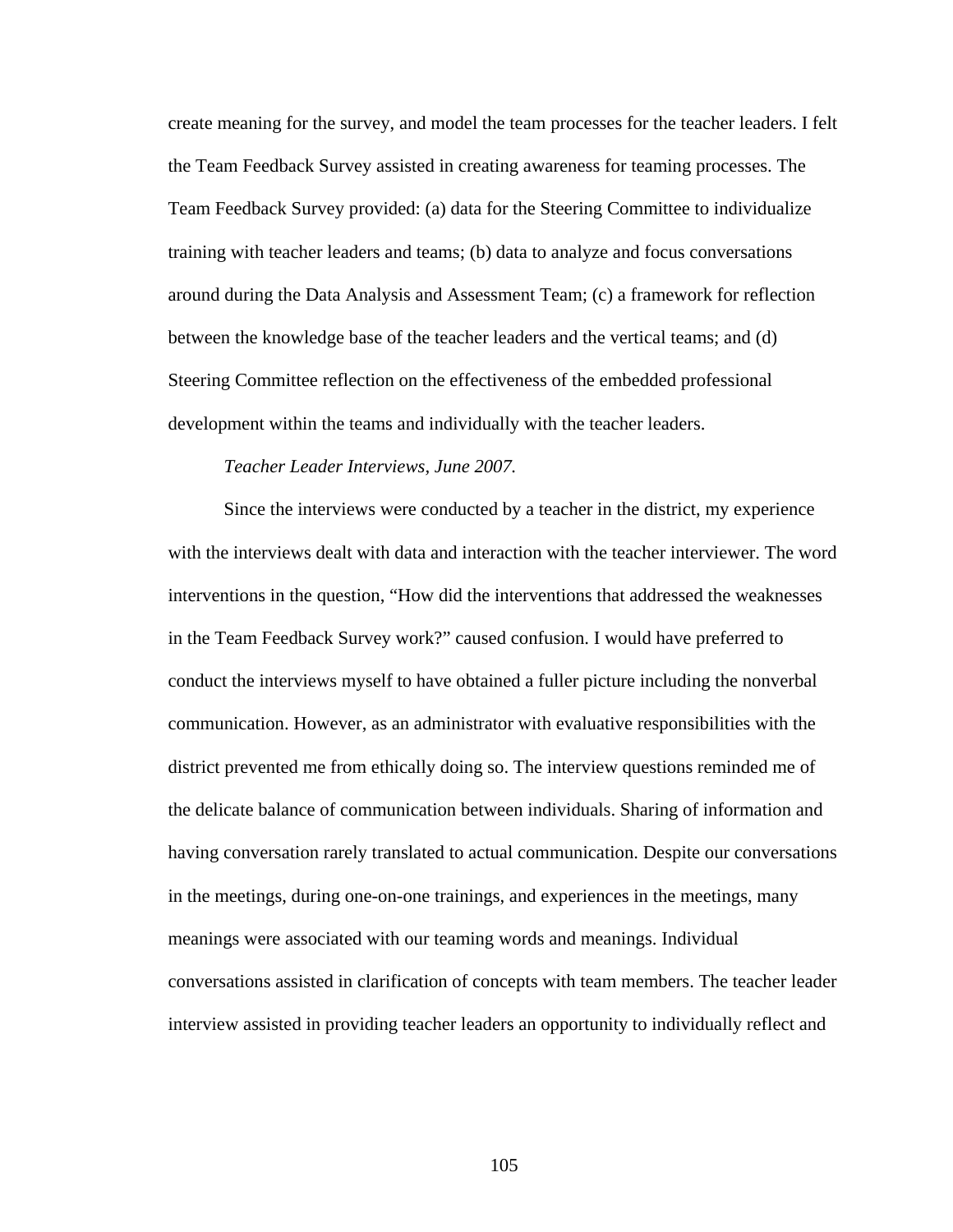create meaning for the survey, and model the team processes for the teacher leaders. I felt the Team Feedback Survey assisted in creating awareness for teaming processes. The Team Feedback Survey provided: (a) data for the Steering Committee to individualize training with teacher leaders and teams; (b) data to analyze and focus conversations around during the Data Analysis and Assessment Team; (c) a framework for reflection between the knowledge base of the teacher leaders and the vertical teams; and (d) Steering Committee reflection on the effectiveness of the embedded professional development within the teams and individually with the teacher leaders.

*Teacher Leader Interviews, June 2007.*

Since the interviews were conducted by a teacher in the district, my experience with the interviews dealt with data and interaction with the teacher interviewer. The word interventions in the question, "How did the interventions that addressed the weaknesses in the Team Feedback Survey work?" caused confusion. I would have preferred to conduct the interviews myself to have obtained a fuller picture including the nonverbal communication. However, as an administrator with evaluative responsibilities with the district prevented me from ethically doing so. The interview questions reminded me of the delicate balance of communication between individuals. Sharing of information and having conversation rarely translated to actual communication. Despite our conversations in the meetings, during one-on-one trainings, and experiences in the meetings, many meanings were associated with our teaming words and meanings. Individual conversations assisted in clarification of concepts with team members. The teacher leader interview assisted in providing teacher leaders an opportunity to individually reflect and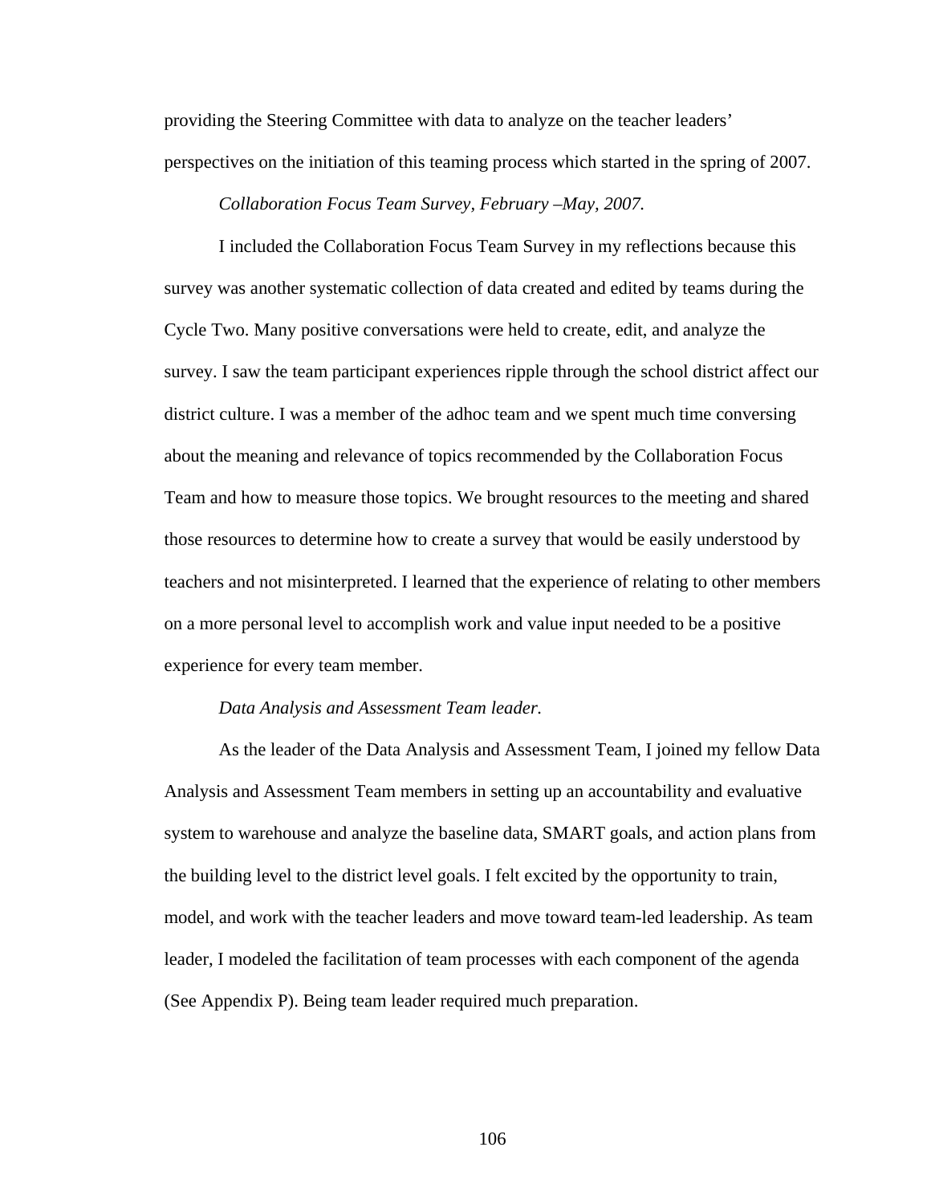providing the Steering Committee with data to analyze on the teacher leaders' perspectives on the initiation of this teaming process which started in the spring of 2007.

*Collaboration Focus Team Survey, February –May, 2007.*

I included the Collaboration Focus Team Survey in my reflections because this survey was another systematic collection of data created and edited by teams during the Cycle Two. Many positive conversations were held to create, edit, and analyze the survey. I saw the team participant experiences ripple through the school district affect our district culture. I was a member of the adhoc team and we spent much time conversing about the meaning and relevance of topics recommended by the Collaboration Focus Team and how to measure those topics. We brought resources to the meeting and shared those resources to determine how to create a survey that would be easily understood by teachers and not misinterpreted. I learned that the experience of relating to other members on a more personal level to accomplish work and value input needed to be a positive experience for every team member.

*Data Analysis and Assessment Team leader.*

As the leader of the Data Analysis and Assessment Team, I joined my fellow Data Analysis and Assessment Team members in setting up an accountability and evaluative system to warehouse and analyze the baseline data, SMART goals, and action plans from the building level to the district level goals. I felt excited by the opportunity to train, model, and work with the teacher leaders and move toward team-led leadership. As team leader, I modeled the facilitation of team processes with each component of the agenda (See Appendix P). Being team leader required much preparation.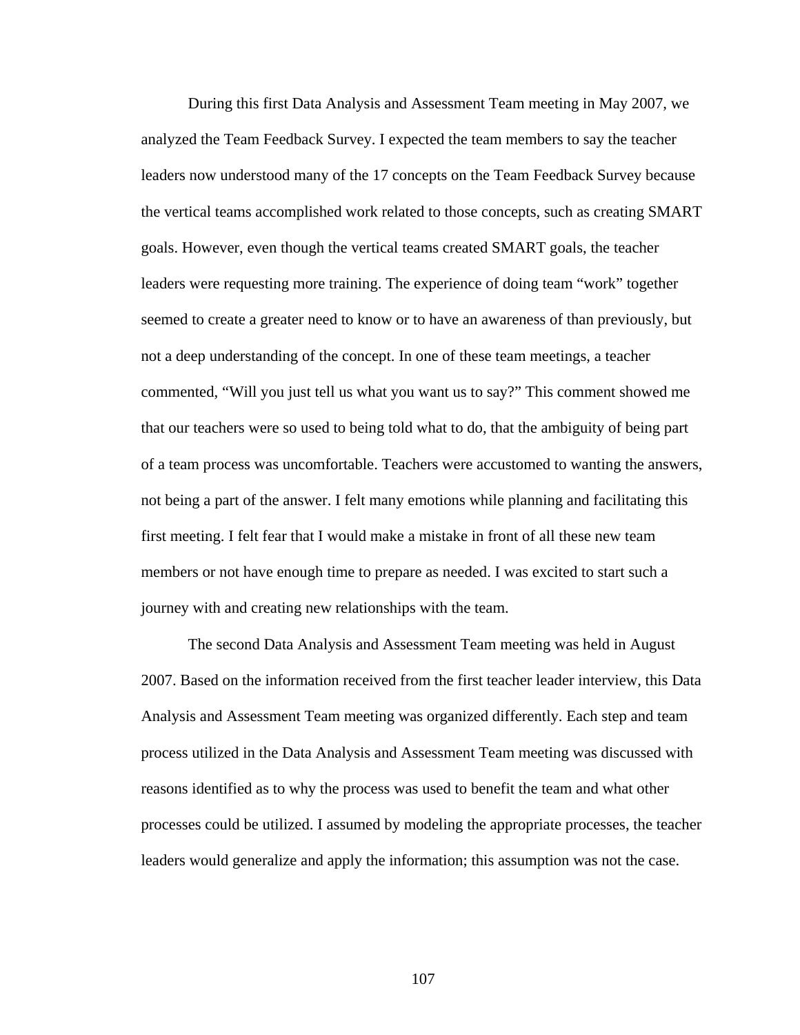During this first Data Analysis and Assessment Team meeting in May 2007, we analyzed the Team Feedback Survey. I expected the team members to say the teacher leaders now understood many of the 17 concepts on the Team Feedback Survey because the vertical teams accomplished work related to those concepts, such as creating SMART goals. However, even though the vertical teams created SMART goals, the teacher leaders were requesting more training. The experience of doing team "work" together seemed to create a greater need to know or to have an awareness of than previously, but not a deep understanding of the concept. In one of these team meetings, a teacher commented, "Will you just tell us what you want us to say?" This comment showed me that our teachers were so used to being told what to do, that the ambiguity of being part of a team process was uncomfortable. Teachers were accustomed to wanting the answers, not being a part of the answer. I felt many emotions while planning and facilitating this first meeting. I felt fear that I would make a mistake in front of all these new team members or not have enough time to prepare as needed. I was excited to start such a journey with and creating new relationships with the team.

The second Data Analysis and Assessment Team meeting was held in August 2007. Based on the information received from the first teacher leader interview, this Data Analysis and Assessment Team meeting was organized differently. Each step and team process utilized in the Data Analysis and Assessment Team meeting was discussed with reasons identified as to why the process was used to benefit the team and what other processes could be utilized. I assumed by modeling the appropriate processes, the teacher leaders would generalize and apply the information; this assumption was not the case.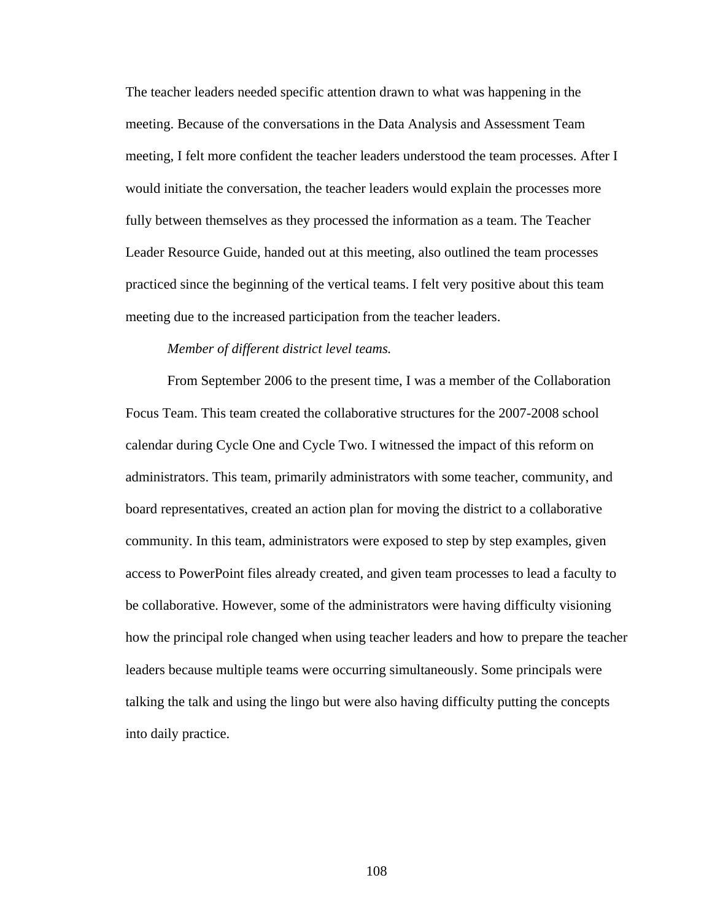The teacher leaders needed specific attention drawn to what was happening in the meeting. Because of the conversations in the Data Analysis and Assessment Team meeting, I felt more confident the teacher leaders understood the team processes. After I would initiate the conversation, the teacher leaders would explain the processes more fully between themselves as they processed the information as a team. The Teacher Leader Resource Guide, handed out at this meeting, also outlined the team processes practiced since the beginning of the vertical teams. I felt very positive about this team meeting due to the increased participation from the teacher leaders.

*Member of different district level teams.*

From September 2006 to the present time, I was a member of the Collaboration Focus Team. This team created the collaborative structures for the 2007-2008 school calendar during Cycle One and Cycle Two. I witnessed the impact of this reform on administrators. This team, primarily administrators with some teacher, community, and board representatives, created an action plan for moving the district to a collaborative community. In this team, administrators were exposed to step by step examples, given access to PowerPoint files already created, and given team processes to lead a faculty to be collaborative. However, some of the administrators were having difficulty visioning how the principal role changed when using teacher leaders and how to prepare the teacher leaders because multiple teams were occurring simultaneously. Some principals were talking the talk and using the lingo but were also having difficulty putting the concepts into daily practice.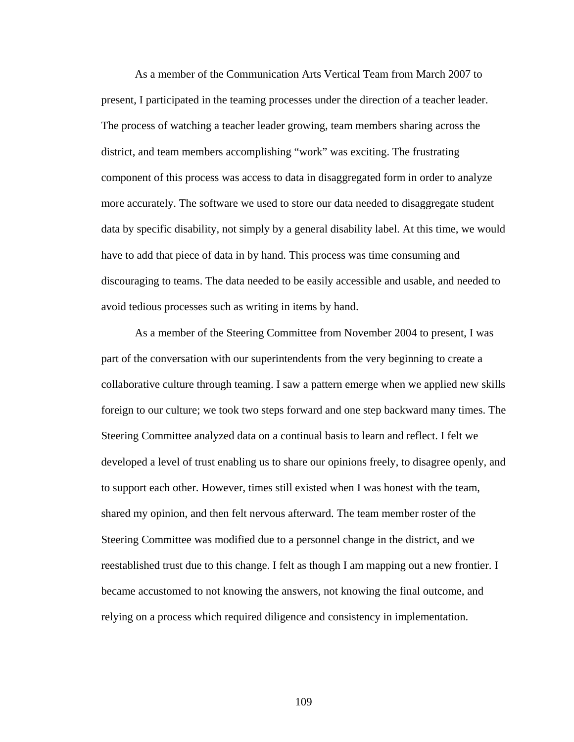As a member of the Communication Arts Vertical Team from March 2007 to present, I participated in the teaming processes under the direction of a teacher leader. The process of watching a teacher leader growing, team members sharing across the district, and team members accomplishing "work" was exciting. The frustrating component of this process was access to data in disaggregated form in order to analyze more accurately. The software we used to store our data needed to disaggregate student data by specific disability, not simply by a general disability label. At this time, we would have to add that piece of data in by hand. This process was time consuming and discouraging to teams. The data needed to be easily accessible and usable, and needed to avoid tedious processes such as writing in items by hand.

As a member of the Steering Committee from November 2004 to present, I was part of the conversation with our superintendents from the very beginning to create a collaborative culture through teaming. I saw a pattern emerge when we applied new skills foreign to our culture; we took two steps forward and one step backward many times. The Steering Committee analyzed data on a continual basis to learn and reflect. I felt we developed a level of trust enabling us to share our opinions freely, to disagree openly, and to support each other. However, times still existed when I was honest with the team, shared my opinion, and then felt nervous afterward. The team member roster of the Steering Committee was modified due to a personnel change in the district, and we reestablished trust due to this change. I felt as though I am mapping out a new frontier. I became accustomed to not knowing the answers, not knowing the final outcome, and relying on a process which required diligence and consistency in implementation.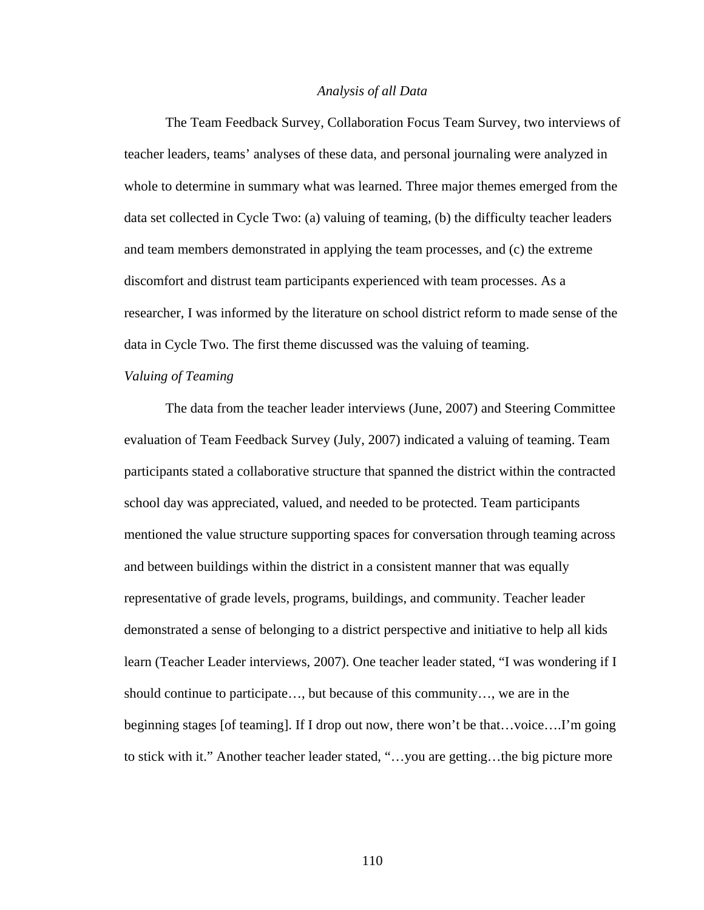*Analysis of all Data*

The Team Feedback Survey, Collaboration Focus Team Survey, two interviews of teacher leaders, teams' analyses of these data, and personal journaling were analyzed in whole to determine in summary what was learned. Three major themes emerged from the data set collected in Cycle Two: (a) valuing of teaming, (b) the difficulty teacher leaders and team members demonstrated in applying the team processes, and (c) the extreme discomfort and distrust team participants experienced with team processes. As a researcher, I was informed by the literature on school district reform to made sense of the data in Cycle Two. The first theme discussed was the valuing of teaming.

*Valuing of Teaming*

The data from the teacher leader interviews (June, 2007) and Steering Committee evaluation of Team Feedback Survey (July, 2007) indicated a valuing of teaming. Team participants stated a collaborative structure that spanned the district within the contracted school day was appreciated, valued, and needed to be protected. Team participants mentioned the value structure supporting spaces for conversation through teaming across and between buildings within the district in a consistent manner that was equally representative of grade levels, programs, buildings, and community. Teacher leader demonstrated a sense of belonging to a district perspective and initiative to help all kids learn (Teacher Leader interviews, 2007). One teacher leader stated, "I was wondering if I should continue to participate…, but because of this community…, we are in the beginning stages [of teaming]. If I drop out now, there won't be that…voice….I'm going to stick with it." Another teacher leader stated, "…you are getting…the big picture more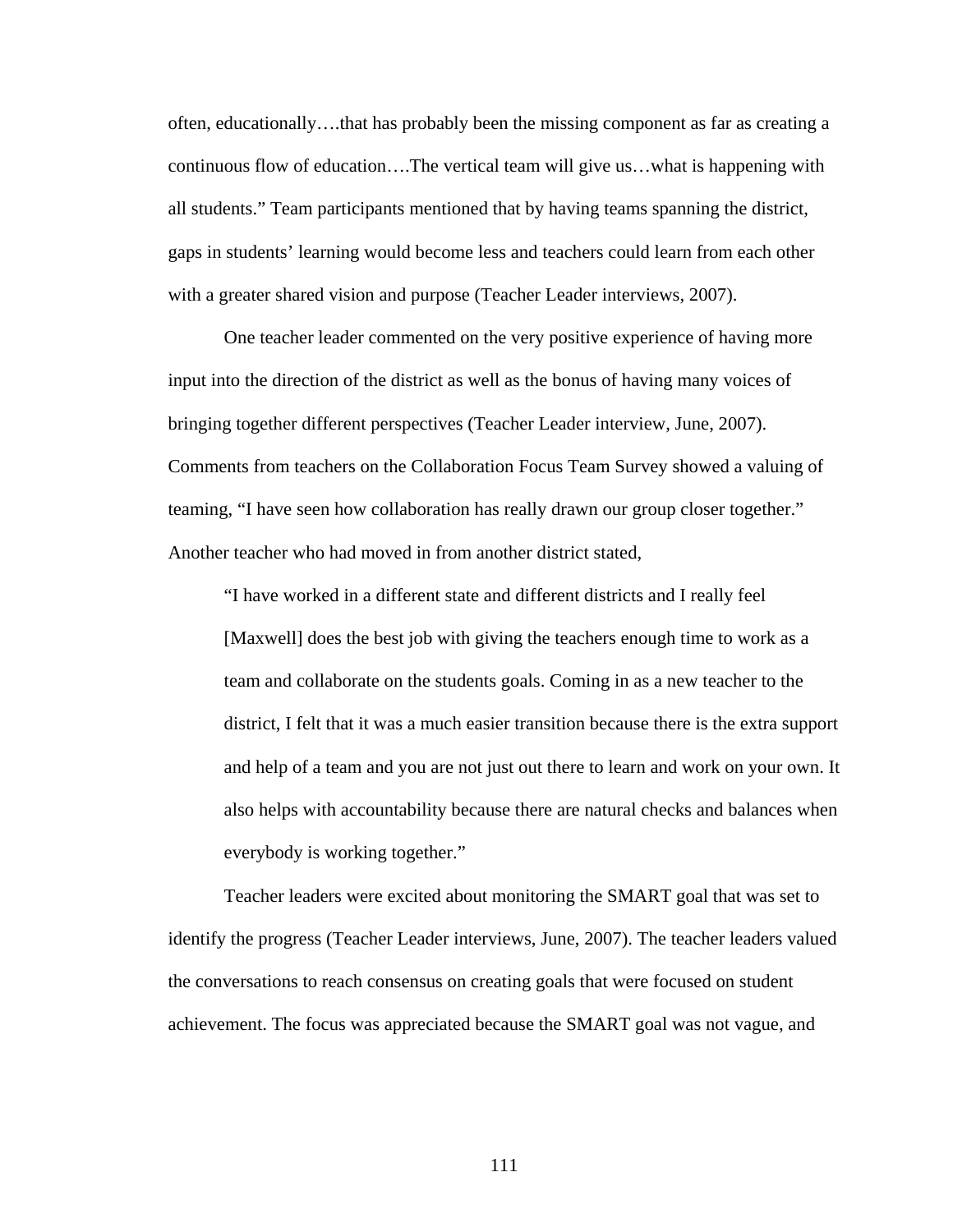often, educationally….that has probably been the missing component as far as creating a continuous flow of education….The vertical team will give us…what is happening with all students." Team participants mentioned that by having teams spanning the district, gaps in students' learning would become less and teachers could learn from each other with a greater shared vision and purpose (Teacher Leader interviews, 2007).

One teacher leader commented on the very positive experience of having more input into the direction of the district as well as the bonus of having many voices of bringing together different perspectives (Teacher Leader interview, June, 2007). Comments from teachers on the Collaboration Focus Team Survey showed a valuing of teaming, "I have seen how collaboration has really drawn our group closer together." Another teacher who had moved in from another district stated,

> "I have worked in a different state and different districts and I really feel [Maxwell] does the best job with giving the teachers enough time to work as a team and collaborate on the students goals. Coming in as a new teacher to the district, I felt that it was a much easier transition because there is the extra support and help of a team and you are not just out there to learn and work on your own. It also helps with accountability because there are natural checks and balances when everybody is working together."

Teacher leaders were excited about monitoring the SMART goal that was set to identify the progress (Teacher Leader interviews, June, 2007). The teacher leaders valued the conversations to reach consensus on creating goals that were focused on student achievement. The focus was appreciated because the SMART goal was not vague, and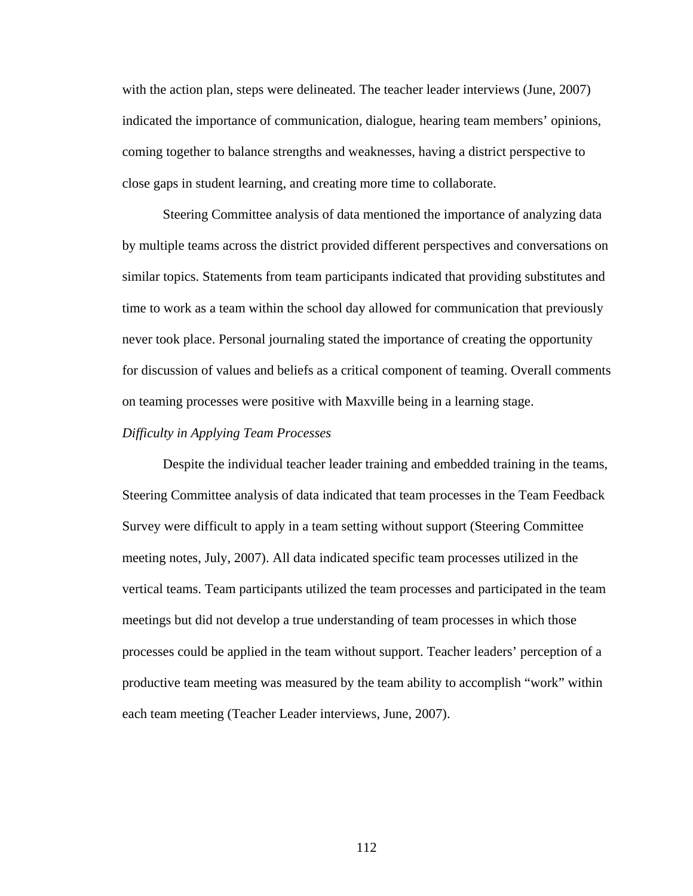with the action plan, steps were delineated. The teacher leader interviews (June, 2007) indicated the importance of communication, dialogue, hearing team members' opinions, coming together to balance strengths and weaknesses, having a district perspective to close gaps in student learning, and creating more time to collaborate.

Steering Committee analysis of data mentioned the importance of analyzing data by multiple teams across the district provided different perspectives and conversations on similar topics. Statements from team participants indicated that providing substitutes and time to work as a team within the school day allowed for communication that previously never took place. Personal journaling stated the importance of creating the opportunity for discussion of values and beliefs as a critical component of teaming. Overall comments on teaming processes were positive with Maxville being in a learning stage.

*Difficulty in Applying Team Processes*

Despite the individual teacher leader training and embedded training in the teams, Steering Committee analysis of data indicated that team processes in the Team Feedback Survey were difficult to apply in a team setting without support (Steering Committee meeting notes, July, 2007). All data indicated specific team processes utilized in the vertical teams. Team participants utilized the team processes and participated in the team meetings but did not develop a true understanding of team processes in which those processes could be applied in the team without support. Teacher leaders' perception of a productive team meeting was measured by the team ability to accomplish "work" within each team meeting (Teacher Leader interviews, June, 2007).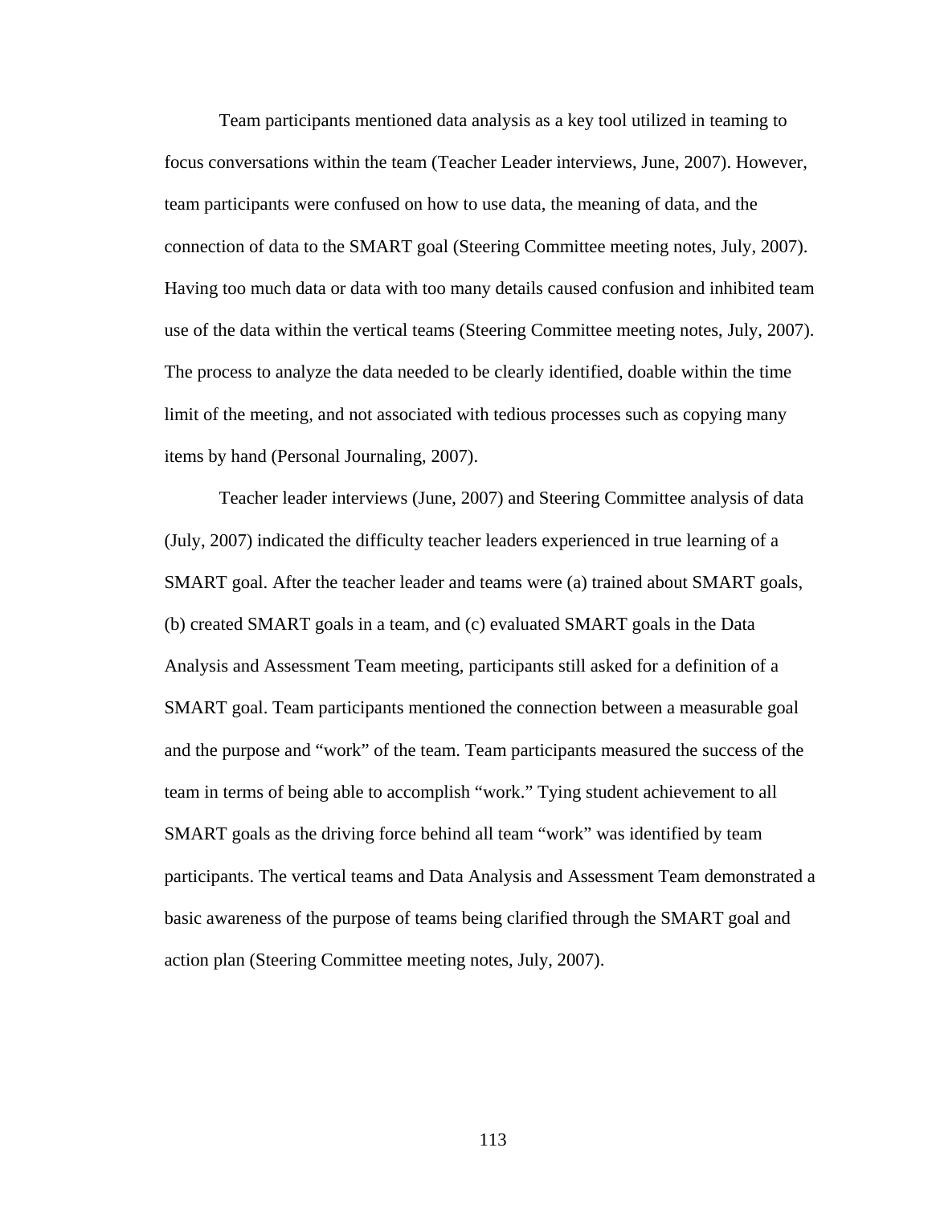Team participants mentioned data analysis as a key tool utilized in teaming to focus conversations within the team (Teacher Leader interviews, June, 2007). However, team participants were confused on how to use data, the meaning of data, and the connection of data to the SMART goal (Steering Committee meeting notes, July, 2007). Having too much data or data with too many details caused confusion and inhibited team use of the data within the vertical teams (Steering Committee meeting notes, July, 2007). The process to analyze the data needed to be clearly identified, doable within the time limit of the meeting, and not associated with tedious processes such as copying many items by hand (Personal Journaling, 2007).

Teacher leader interviews (June, 2007) and Steering Committee analysis of data (July, 2007) indicated the difficulty teacher leaders experienced in true learning of a SMART goal. After the teacher leader and teams were (a) trained about SMART goals, (b) created SMART goals in a team, and (c) evaluated SMART goals in the Data Analysis and Assessment Team meeting, participants still asked for a definition of a SMART goal. Team participants mentioned the connection between a measurable goal and the purpose and "work" of the team. Team participants measured the success of the team in terms of being able to accomplish "work." Tying student achievement to all SMART goals as the driving force behind all team "work" was identified by team participants. The vertical teams and Data Analysis and Assessment Team demonstrated a basic awareness of the purpose of teams being clarified through the SMART goal and action plan (Steering Committee meeting notes, July, 2007).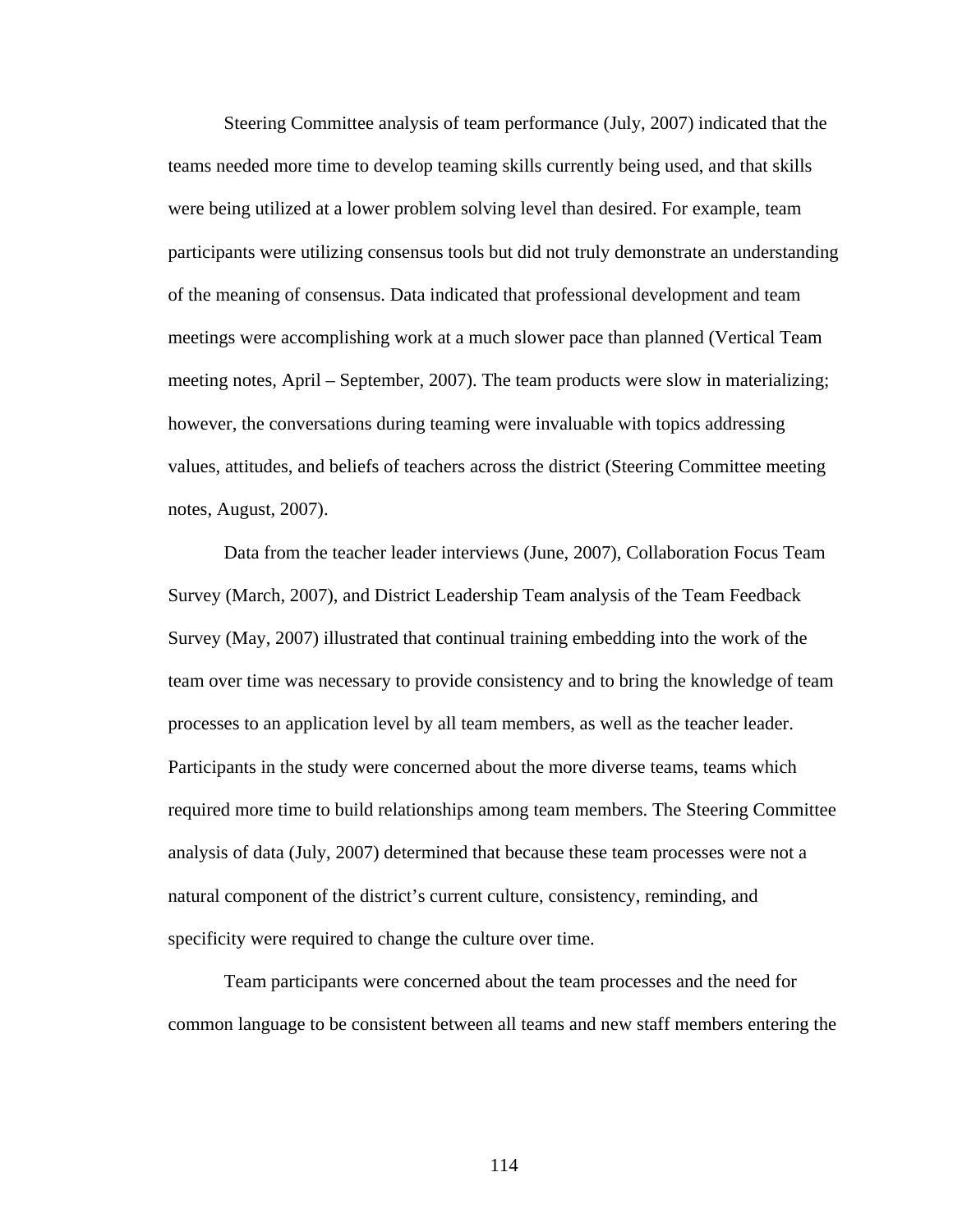Steering Committee analysis of team performance (July, 2007) indicated that the teams needed more time to develop teaming skills currently being used, and that skills were being utilized at a lower problem solving level than desired. For example, team participants were utilizing consensus tools but did not truly demonstrate an understanding of the meaning of consensus. Data indicated that professional development and team meetings were accomplishing work at a much slower pace than planned (Vertical Team meeting notes, April – September, 2007). The team products were slow in materializing; however, the conversations during teaming were invaluable with topics addressing values, attitudes, and beliefs of teachers across the district (Steering Committee meeting notes, August, 2007).

Data from the teacher leader interviews (June, 2007), Collaboration Focus Team Survey (March, 2007), and District Leadership Team analysis of the Team Feedback Survey (May, 2007) illustrated that continual training embedding into the work of the team over time was necessary to provide consistency and to bring the knowledge of team processes to an application level by all team members, as well as the teacher leader. Participants in the study were concerned about the more diverse teams, teams which required more time to build relationships among team members. The Steering Committee analysis of data (July, 2007) determined that because these team processes were not a natural component of the district's current culture, consistency, reminding, and specificity were required to change the culture over time.

Team participants were concerned about the team processes and the need for common language to be consistent between all teams and new staff members entering the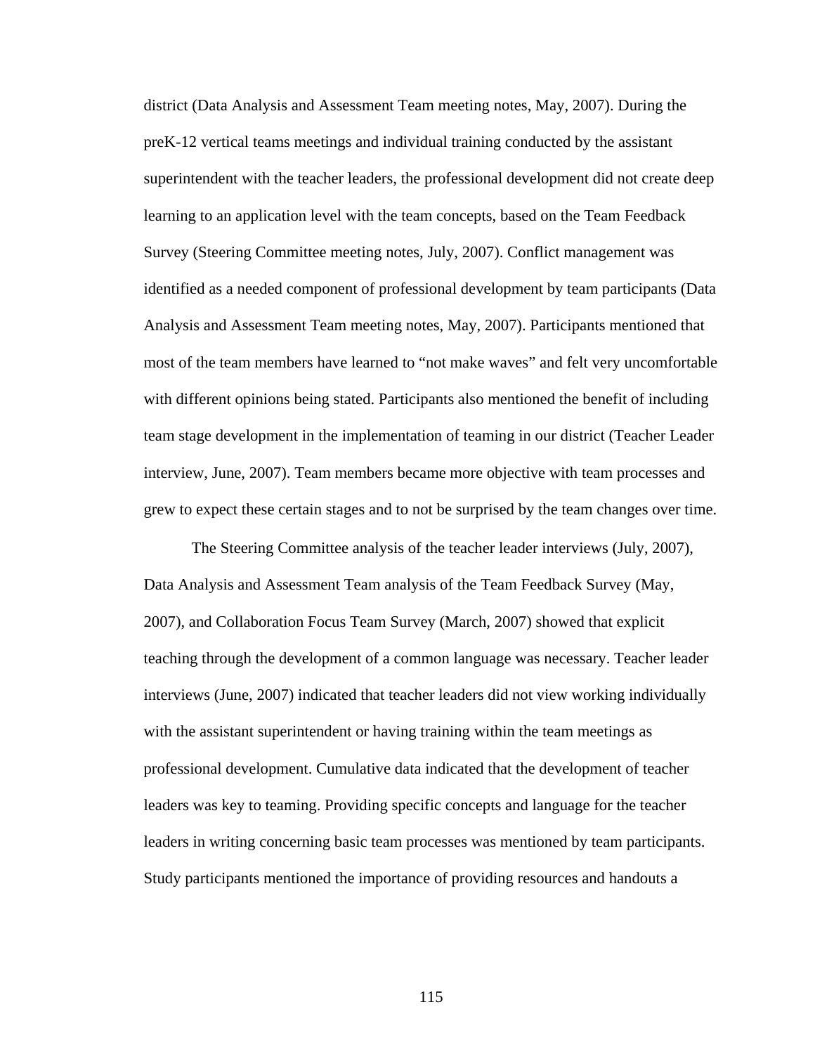district (Data Analysis and Assessment Team meeting notes, May, 2007). During the preK-12 vertical teams meetings and individual training conducted by the assistant superintendent with the teacher leaders, the professional development did not create deep learning to an application level with the team concepts, based on the Team Feedback Survey (Steering Committee meeting notes, July, 2007). Conflict management was identified as a needed component of professional development by team participants (Data Analysis and Assessment Team meeting notes, May, 2007). Participants mentioned that most of the team members have learned to "not make waves" and felt very uncomfortable with different opinions being stated. Participants also mentioned the benefit of including team stage development in the implementation of teaming in our district (Teacher Leader interview, June, 2007). Team members became more objective with team processes and grew to expect these certain stages and to not be surprised by the team changes over time.

The Steering Committee analysis of the teacher leader interviews (July, 2007), Data Analysis and Assessment Team analysis of the Team Feedback Survey (May, 2007), and Collaboration Focus Team Survey (March, 2007) showed that explicit teaching through the development of a common language was necessary. Teacher leader interviews (June, 2007) indicated that teacher leaders did not view working individually with the assistant superintendent or having training within the team meetings as professional development. Cumulative data indicated that the development of teacher leaders was key to teaming. Providing specific concepts and language for the teacher leaders in writing concerning basic team processes was mentioned by team participants. Study participants mentioned the importance of providing resources and handouts a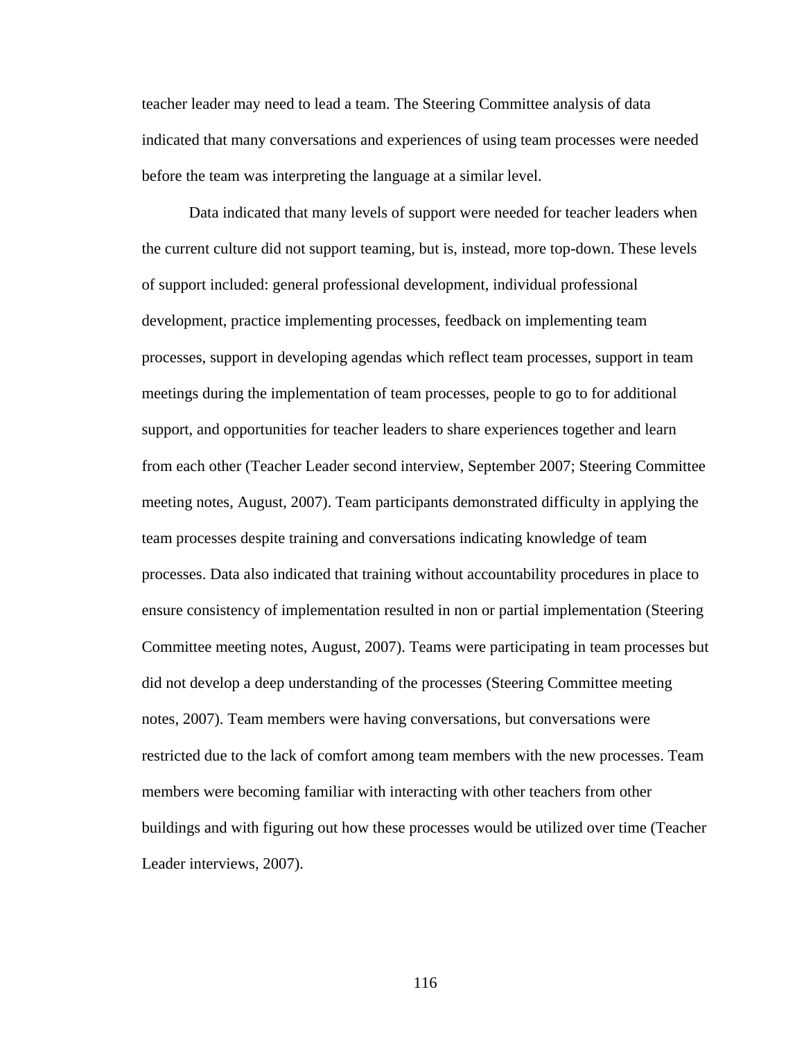teacher leader may need to lead a team. The Steering Committee analysis of data indicated that many conversations and experiences of using team processes were needed before the team was interpreting the language at a similar level.

Data indicated that many levels of support were needed for teacher leaders when the current culture did not support teaming, but is, instead, more top-down. These levels of support included: general professional development, individual professional development, practice implementing processes, feedback on implementing team processes, support in developing agendas which reflect team processes, support in team meetings during the implementation of team processes, people to go to for additional support, and opportunities for teacher leaders to share experiences together and learn from each other (Teacher Leader second interview, September 2007; Steering Committee meeting notes, August, 2007). Team participants demonstrated difficulty in applying the team processes despite training and conversations indicating knowledge of team processes. Data also indicated that training without accountability procedures in place to ensure consistency of implementation resulted in non or partial implementation (Steering Committee meeting notes, August, 2007). Teams were participating in team processes but did not develop a deep understanding of the processes (Steering Committee meeting notes, 2007). Team members were having conversations, but conversations were restricted due to the lack of comfort among team members with the new processes. Team members were becoming familiar with interacting with other teachers from other buildings and with figuring out how these processes would be utilized over time (Teacher Leader interviews, 2007).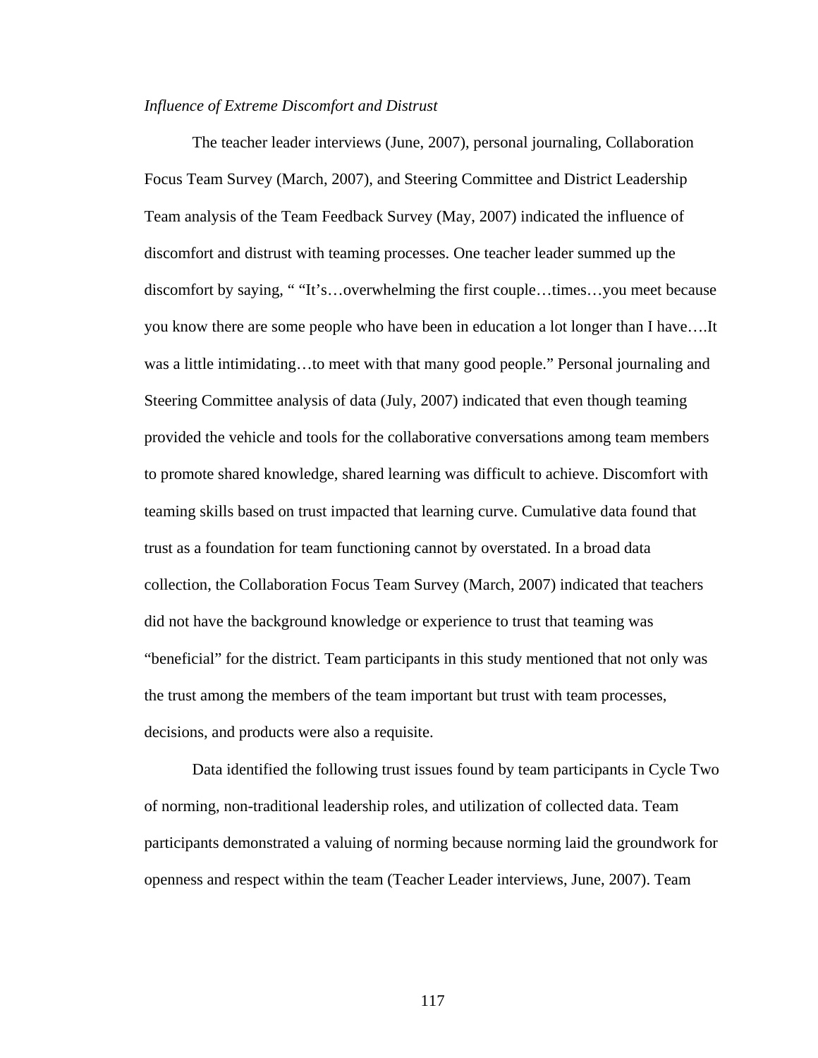*Influence of Extreme Discomfort and Distrust*

The teacher leader interviews (June, 2007), personal journaling, Collaboration Focus Team Survey (March, 2007), and Steering Committee and District Leadership Team analysis of the Team Feedback Survey (May, 2007) indicated the influence of discomfort and distrust with teaming processes. One teacher leader summed up the discomfort by saying, " "It's…overwhelming the first couple…times…you meet because you know there are some people who have been in education a lot longer than I have….It was a little intimidating…to meet with that many good people." Personal journaling and Steering Committee analysis of data (July, 2007) indicated that even though teaming provided the vehicle and tools for the collaborative conversations among team members to promote shared knowledge, shared learning was difficult to achieve. Discomfort with teaming skills based on trust impacted that learning curve. Cumulative data found that trust as a foundation for team functioning cannot by overstated. In a broad data collection, the Collaboration Focus Team Survey (March, 2007) indicated that teachers did not have the background knowledge or experience to trust that teaming was "beneficial" for the district. Team participants in this study mentioned that not only was the trust among the members of the team important but trust with team processes, decisions, and products were also a requisite.

Data identified the following trust issues found by team participants in Cycle Two of norming, non-traditional leadership roles, and utilization of collected data. Team participants demonstrated a valuing of norming because norming laid the groundwork for openness and respect within the team (Teacher Leader interviews, June, 2007). Team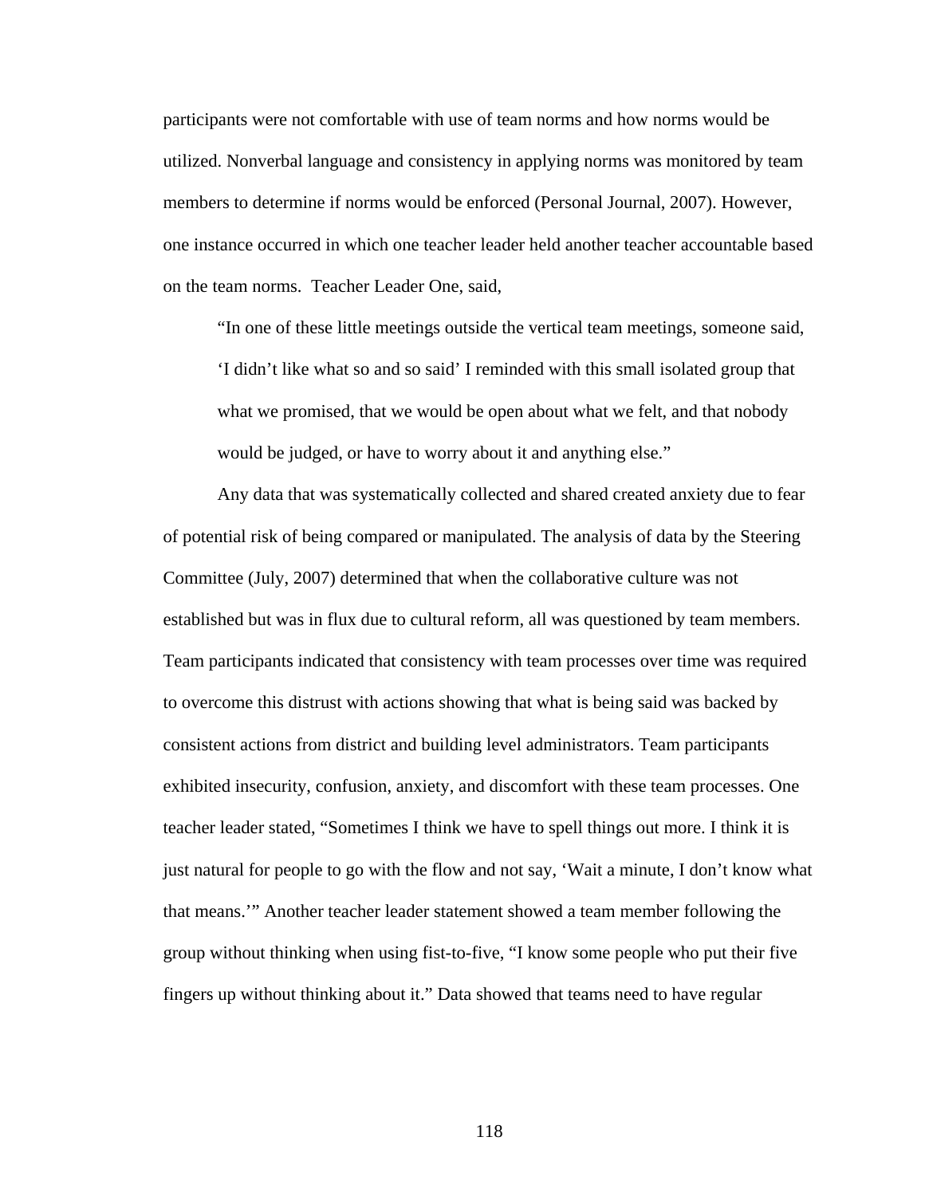participants were not comfortable with use of team norms and how norms would be utilized. Nonverbal language and consistency in applying norms was monitored by team members to determine if norms would be enforced (Personal Journal, 2007). However, one instance occurred in which one teacher leader held another teacher accountable based on the team norms. Teacher Leader One, said,

> "In one of these little meetings outside the vertical team meetings, someone said, 'I didn't like what so and so said' I reminded with this small isolated group that what we promised, that we would be open about what we felt, and that nobody would be judged, or have to worry about it and anything else."

Any data that was systematically collected and shared created anxiety due to fear of potential risk of being compared or manipulated. The analysis of data by the Steering Committee (July, 2007) determined that when the collaborative culture was not established but was in flux due to cultural reform, all was questioned by team members. Team participants indicated that consistency with team processes over time was required to overcome this distrust with actions showing that what is being said was backed by consistent actions from district and building level administrators. Team participants exhibited insecurity, confusion, anxiety, and discomfort with these team processes. One teacher leader stated, "Sometimes I think we have to spell things out more. I think it is just natural for people to go with the flow and not say, 'Wait a minute, I don't know what that means.'" Another teacher leader statement showed a team member following the group without thinking when using fist-to-five, "I know some people who put their five fingers up without thinking about it." Data showed that teams need to have regular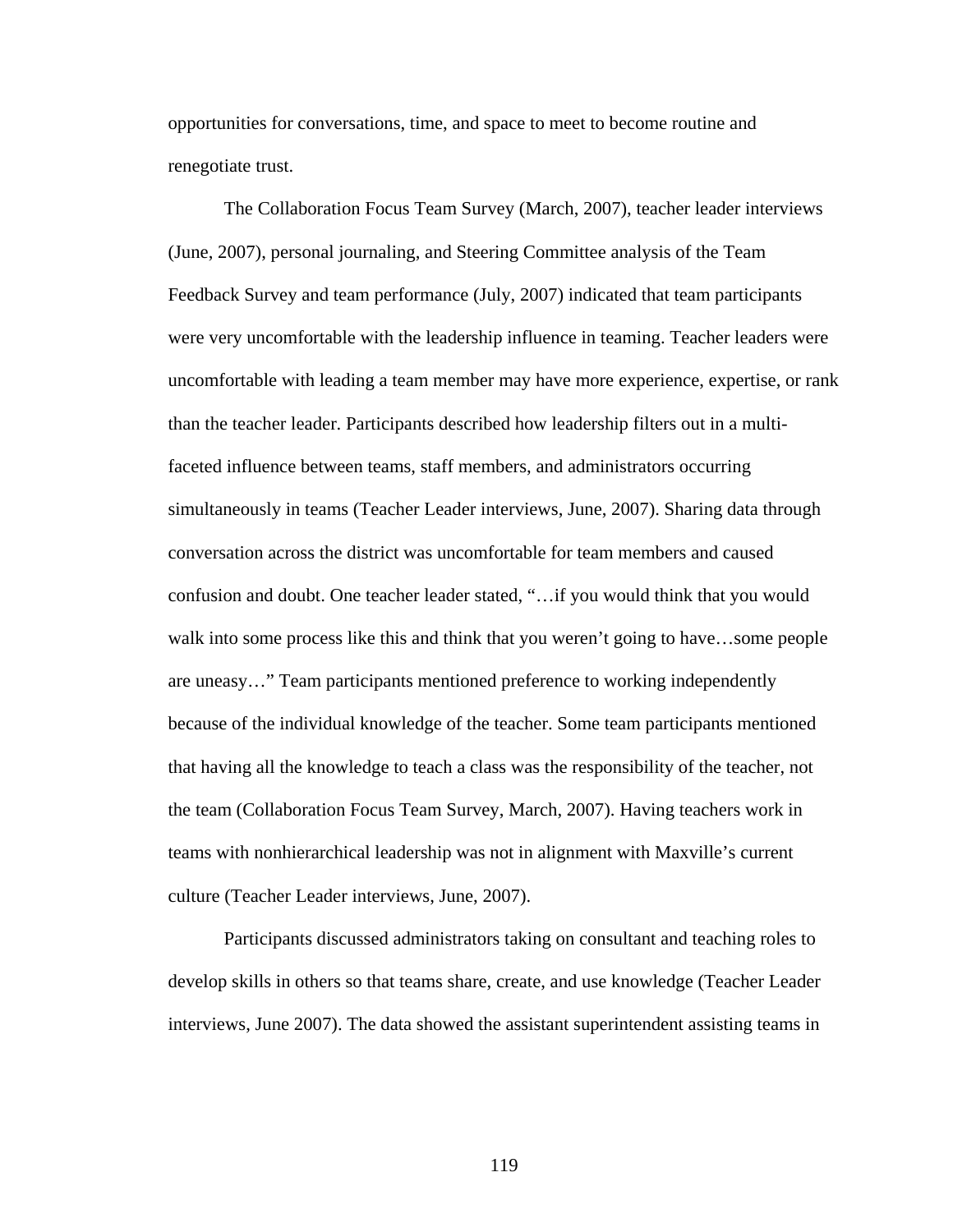opportunities for conversations, time, and space to meet to become routine and renegotiate trust.

The Collaboration Focus Team Survey (March, 2007), teacher leader interviews (June, 2007), personal journaling, and Steering Committee analysis of the Team Feedback Survey and team performance (July, 2007) indicated that team participants were very uncomfortable with the leadership influence in teaming. Teacher leaders were uncomfortable with leading a team member may have more experience, expertise, or rank than the teacher leader. Participants described how leadership filters out in a multi-faceted influence between teams, staff members, and administrators occurring simultaneously in teams (Teacher Leader interviews, June, 2007). Sharing data through conversation across the district was uncomfortable for team members and caused confusion and doubt. One teacher leader stated, "…if you would think that you would walk into some process like this and think that you weren't going to have…some people are uneasy…" Team participants mentioned preference to working independently because of the individual knowledge of the teacher. Some team participants mentioned that having all the knowledge to teach a class was the responsibility of the teacher, not the team (Collaboration Focus Team Survey, March, 2007). Having teachers work in teams with nonhierarchical leadership was not in alignment with Maxville's current culture (Teacher Leader interviews, June, 2007).

Participants discussed administrators taking on consultant and teaching roles to develop skills in others so that teams share, create, and use knowledge (Teacher Leader interviews, June 2007). The data showed the assistant superintendent assisting teams in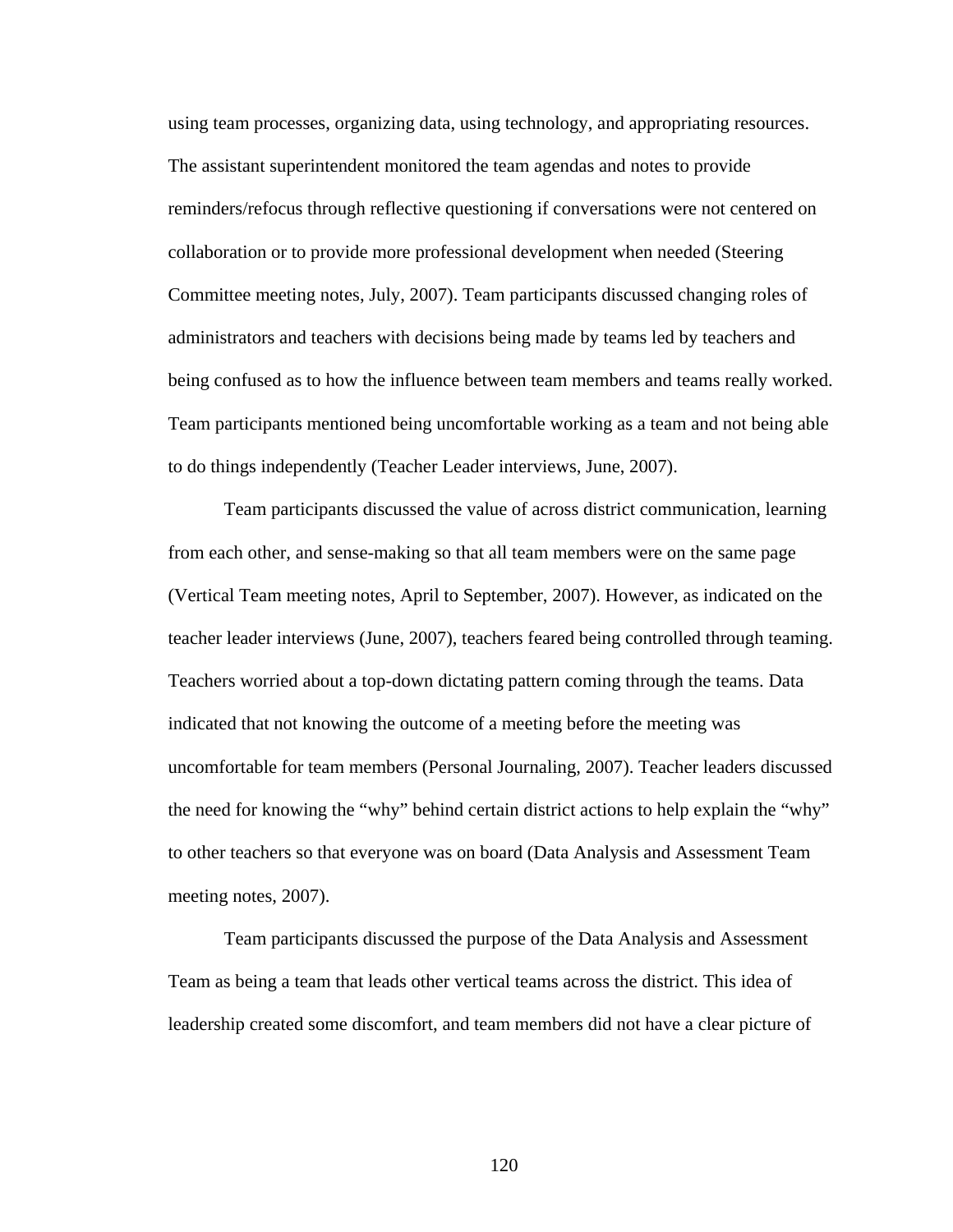using team processes, organizing data, using technology, and appropriating resources. The assistant superintendent monitored the team agendas and notes to provide reminders/refocus through reflective questioning if conversations were not centered on collaboration or to provide more professional development when needed (Steering Committee meeting notes, July, 2007). Team participants discussed changing roles of administrators and teachers with decisions being made by teams led by teachers and being confused as to how the influence between team members and teams really worked. Team participants mentioned being uncomfortable working as a team and not being able to do things independently (Teacher Leader interviews, June, 2007).

Team participants discussed the value of across district communication, learning from each other, and sense-making so that all team members were on the same page (Vertical Team meeting notes, April to September, 2007). However, as indicated on the teacher leader interviews (June, 2007), teachers feared being controlled through teaming. Teachers worried about a top-down dictating pattern coming through the teams. Data indicated that not knowing the outcome of a meeting before the meeting was uncomfortable for team members (Personal Journaling, 2007). Teacher leaders discussed the need for knowing the "why" behind certain district actions to help explain the "why" to other teachers so that everyone was on board (Data Analysis and Assessment Team meeting notes, 2007).

Team participants discussed the purpose of the Data Analysis and Assessment Team as being a team that leads other vertical teams across the district. This idea of leadership created some discomfort, and team members did not have a clear picture of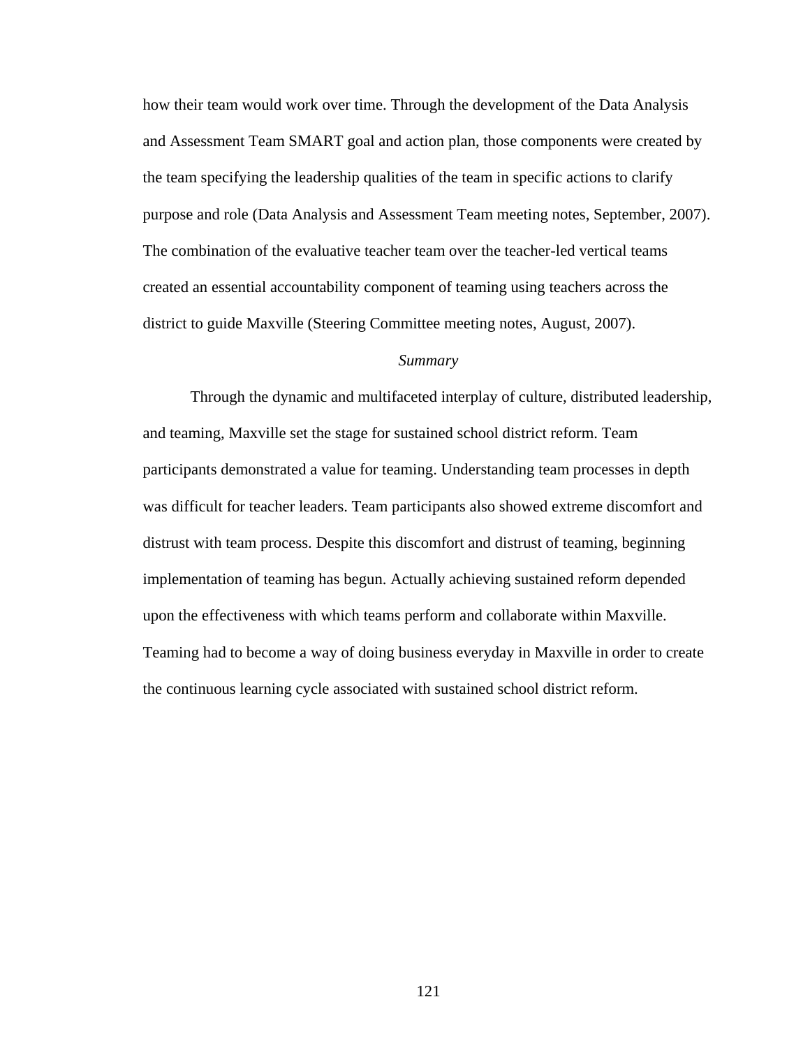how their team would work over time. Through the development of the Data Analysis and Assessment Team SMART goal and action plan, those components were created by the team specifying the leadership qualities of the team in specific actions to clarify purpose and role (Data Analysis and Assessment Team meeting notes, September, 2007). The combination of the evaluative teacher team over the teacher-led vertical teams created an essential accountability component of teaming using teachers across the district to guide Maxville (Steering Committee meeting notes, August, 2007).

### *Summary*

Through the dynamic and multifaceted interplay of culture, distributed leadership, and teaming, Maxville set the stage for sustained school district reform. Team participants demonstrated a value for teaming. Understanding team processes in depth was difficult for teacher leaders. Team participants also showed extreme discomfort and distrust with team process. Despite this discomfort and distrust of teaming, beginning implementation of teaming has begun. Actually achieving sustained reform depended upon the effectiveness with which teams perform and collaborate within Maxville. Teaming had to become a way of doing business everyday in Maxville in order to create the continuous learning cycle associated with sustained school district reform.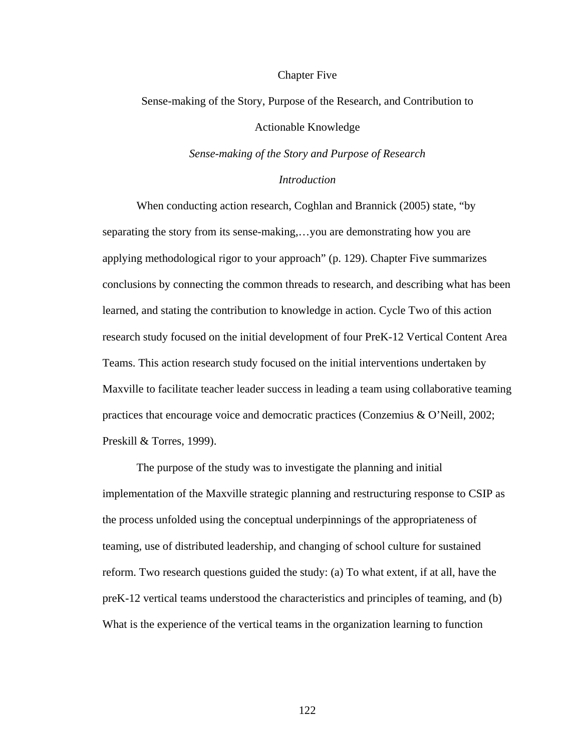# Chapter Five

## Sense-making of the Story, Purpose of the Research, and Contribution to Actionable Knowledge

### *Sense-making of the Story and Purpose of Research*

#### *Introduction*

When conducting action research, Coghlan and Brannick (2005) state, "by separating the story from its sense-making,…you are demonstrating how you are applying methodological rigor to your approach" (p. 129). Chapter Five summarizes conclusions by connecting the common threads to research, and describing what has been learned, and stating the contribution to knowledge in action. Cycle Two of this action research study focused on the initial development of four PreK-12 Vertical Content Area Teams. This action research study focused on the initial interventions undertaken by Maxville to facilitate teacher leader success in leading a team using collaborative teaming practices that encourage voice and democratic practices (Conzemius & O'Neill, 2002; Preskill & Torres, 1999).

The purpose of the study was to investigate the planning and initial implementation of the Maxville strategic planning and restructuring response to CSIP as the process unfolded using the conceptual underpinnings of the appropriateness of teaming, use of distributed leadership, and changing of school culture for sustained reform. Two research questions guided the study: (a) To what extent, if at all, have the preK-12 vertical teams understood the characteristics and principles of teaming, and (b) What is the experience of the vertical teams in the organization learning to function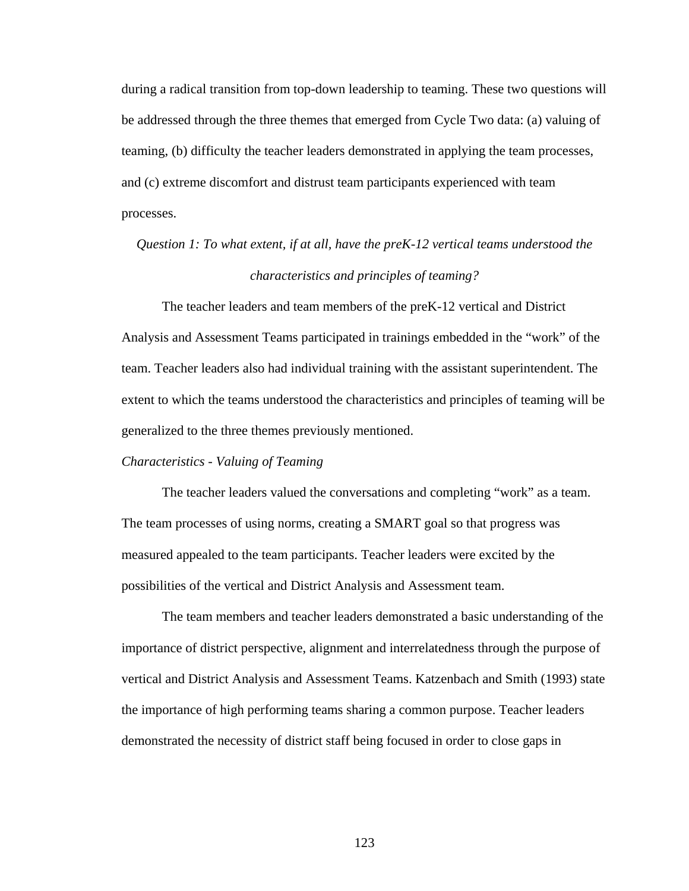during a radical transition from top-down leadership to teaming. These two questions will be addressed through the three themes that emerged from Cycle Two data: (a) valuing of teaming, (b) difficulty the teacher leaders demonstrated in applying the team processes, and (c) extreme discomfort and distrust team participants experienced with team processes.

*Question 1: To what extent, if at all, have the preK-12 vertical teams understood the characteristics and principles of teaming?*

The teacher leaders and team members of the preK-12 vertical and District Analysis and Assessment Teams participated in trainings embedded in the "work" of the team. Teacher leaders also had individual training with the assistant superintendent. The extent to which the teams understood the characteristics and principles of teaming will be generalized to the three themes previously mentioned.

*Characteristics - Valuing of Teaming*

The teacher leaders valued the conversations and completing "work" as a team. The team processes of using norms, creating a SMART goal so that progress was measured appealed to the team participants. Teacher leaders were excited by the possibilities of the vertical and District Analysis and Assessment team.

The team members and teacher leaders demonstrated a basic understanding of the importance of district perspective, alignment and interrelatedness through the purpose of vertical and District Analysis and Assessment Teams. Katzenbach and Smith (1993) state the importance of high performing teams sharing a common purpose. Teacher leaders demonstrated the necessity of district staff being focused in order to close gaps in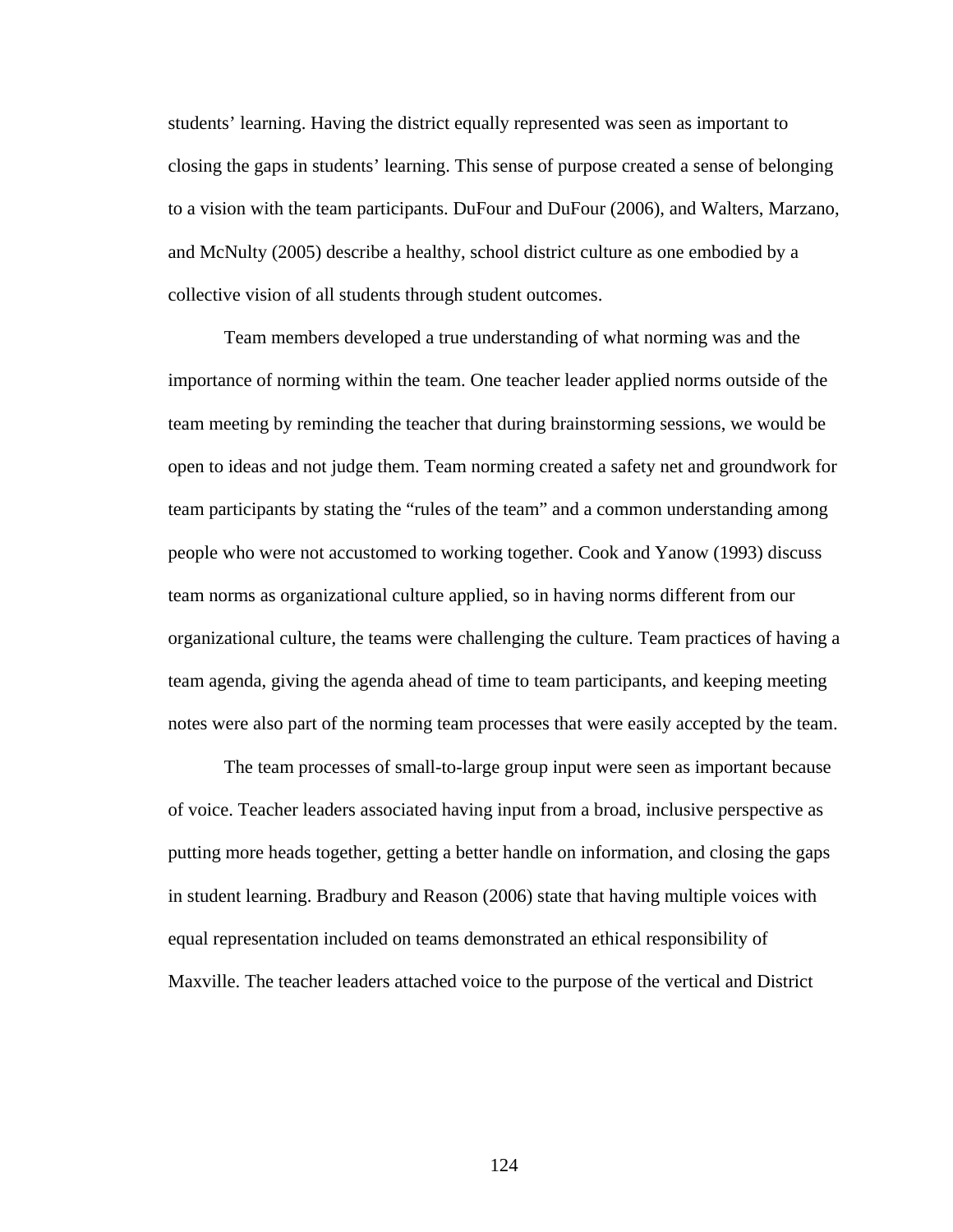students' learning. Having the district equally represented was seen as important to closing the gaps in students' learning. This sense of purpose created a sense of belonging to a vision with the team participants. DuFour and DuFour (2006), and Walters, Marzano, and McNulty (2005) describe a healthy, school district culture as one embodied by a collective vision of all students through student outcomes.

Team members developed a true understanding of what norming was and the importance of norming within the team. One teacher leader applied norms outside of the team meeting by reminding the teacher that during brainstorming sessions, we would be open to ideas and not judge them. Team norming created a safety net and groundwork for team participants by stating the "rules of the team" and a common understanding among people who were not accustomed to working together. Cook and Yanow (1993) discuss team norms as organizational culture applied, so in having norms different from our organizational culture, the teams were challenging the culture. Team practices of having a team agenda, giving the agenda ahead of time to team participants, and keeping meeting notes were also part of the norming team processes that were easily accepted by the team.

The team processes of small-to-large group input were seen as important because of voice. Teacher leaders associated having input from a broad, inclusive perspective as putting more heads together, getting a better handle on information, and closing the gaps in student learning. Bradbury and Reason (2006) state that having multiple voices with equal representation included on teams demonstrated an ethical responsibility of Maxville. The teacher leaders attached voice to the purpose of the vertical and District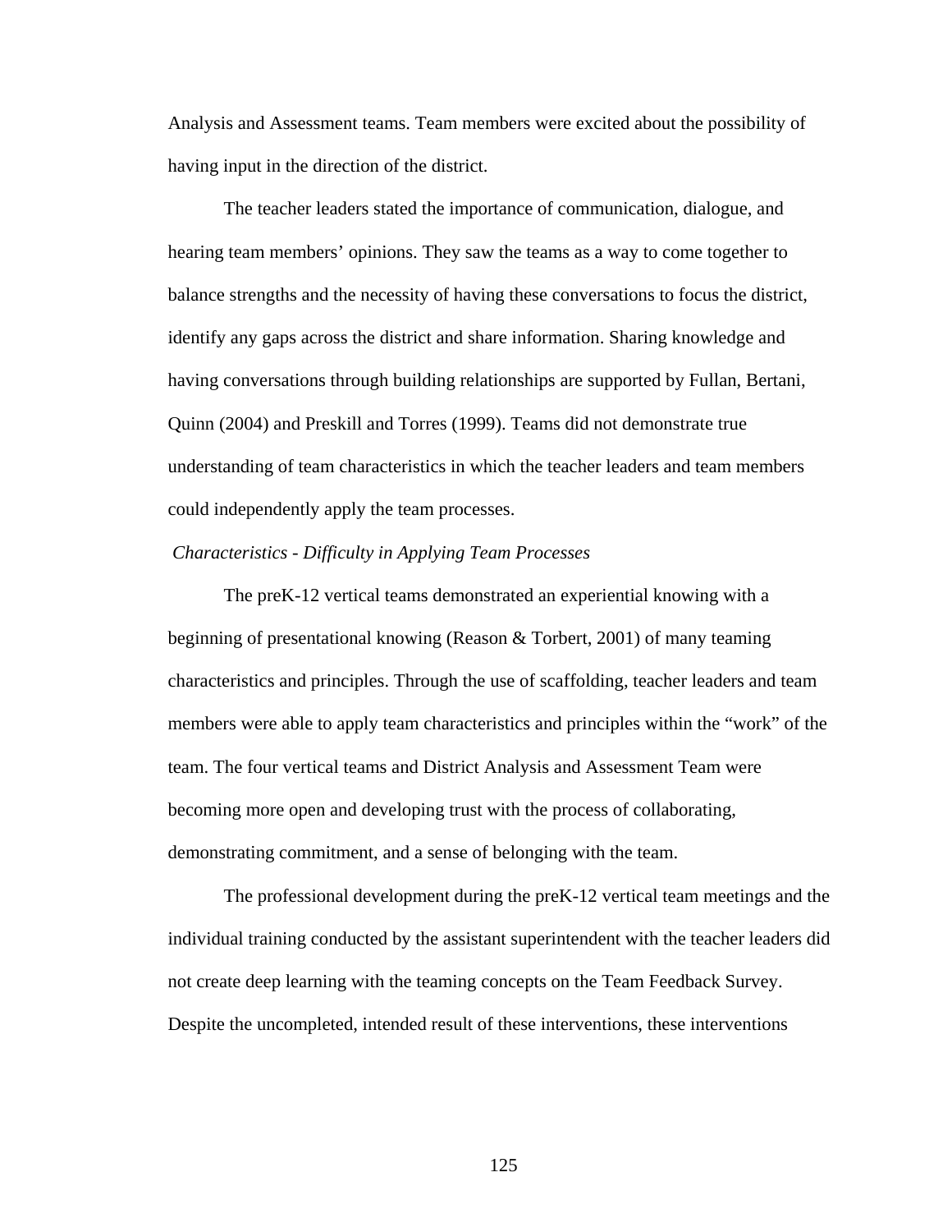Analysis and Assessment teams. Team members were excited about the possibility of having input in the direction of the district.

The teacher leaders stated the importance of communication, dialogue, and hearing team members' opinions. They saw the teams as a way to come together to balance strengths and the necessity of having these conversations to focus the district, identify any gaps across the district and share information. Sharing knowledge and having conversations through building relationships are supported by Fullan, Bertani, Quinn (2004) and Preskill and Torres (1999). Teams did not demonstrate true understanding of team characteristics in which the teacher leaders and team members could independently apply the team processes.

*Characteristics - Difficulty in Applying Team Processes*

The preK-12 vertical teams demonstrated an experiential knowing with a beginning of presentational knowing (Reason & Torbert, 2001) of many teaming characteristics and principles. Through the use of scaffolding, teacher leaders and team members were able to apply team characteristics and principles within the "work" of the team. The four vertical teams and District Analysis and Assessment Team were becoming more open and developing trust with the process of collaborating, demonstrating commitment, and a sense of belonging with the team.

The professional development during the preK-12 vertical team meetings and the individual training conducted by the assistant superintendent with the teacher leaders did not create deep learning with the teaming concepts on the Team Feedback Survey. Despite the uncompleted, intended result of these interventions, these interventions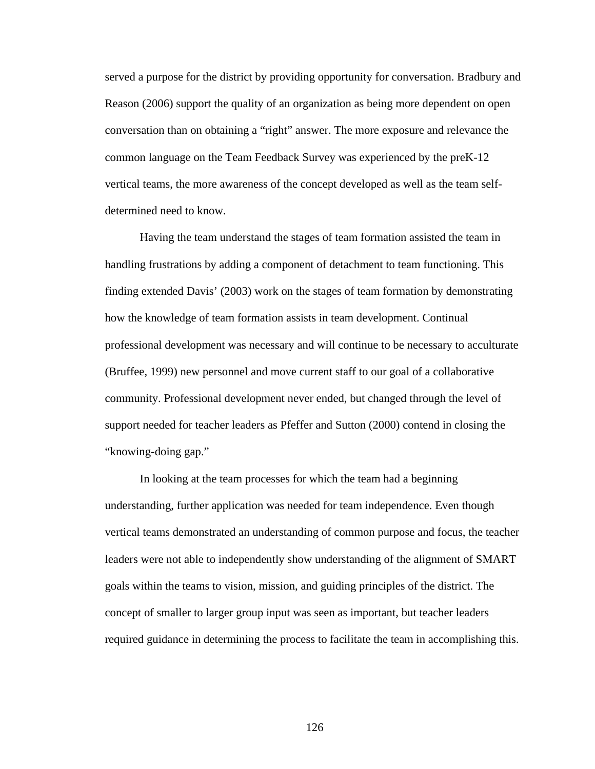served a purpose for the district by providing opportunity for conversation. Bradbury and Reason (2006) support the quality of an organization as being more dependent on open conversation than on obtaining a “right” answer. The more exposure and relevance the common language on the Team Feedback Survey was experienced by the preK-12 vertical teams, the more awareness of the concept developed as well as the team self-determined need to know.

Having the team understand the stages of team formation assisted the team in handling frustrations by adding a component of detachment to team functioning. This finding extended Davis’ (2003) work on the stages of team formation by demonstrating how the knowledge of team formation assists in team development. Continual professional development was necessary and will continue to be necessary to acculturate (Bruffee, 1999) new personnel and move current staff to our goal of a collaborative community. Professional development never ended, but changed through the level of support needed for teacher leaders as Pfeffer and Sutton (2000) contend in closing the “knowing-doing gap.”

In looking at the team processes for which the team had a beginning understanding, further application was needed for team independence. Even though vertical teams demonstrated an understanding of common purpose and focus, the teacher leaders were not able to independently show understanding of the alignment of SMART goals within the teams to vision, mission, and guiding principles of the district. The concept of smaller to larger group input was seen as important, but teacher leaders required guidance in determining the process to facilitate the team in accomplishing this.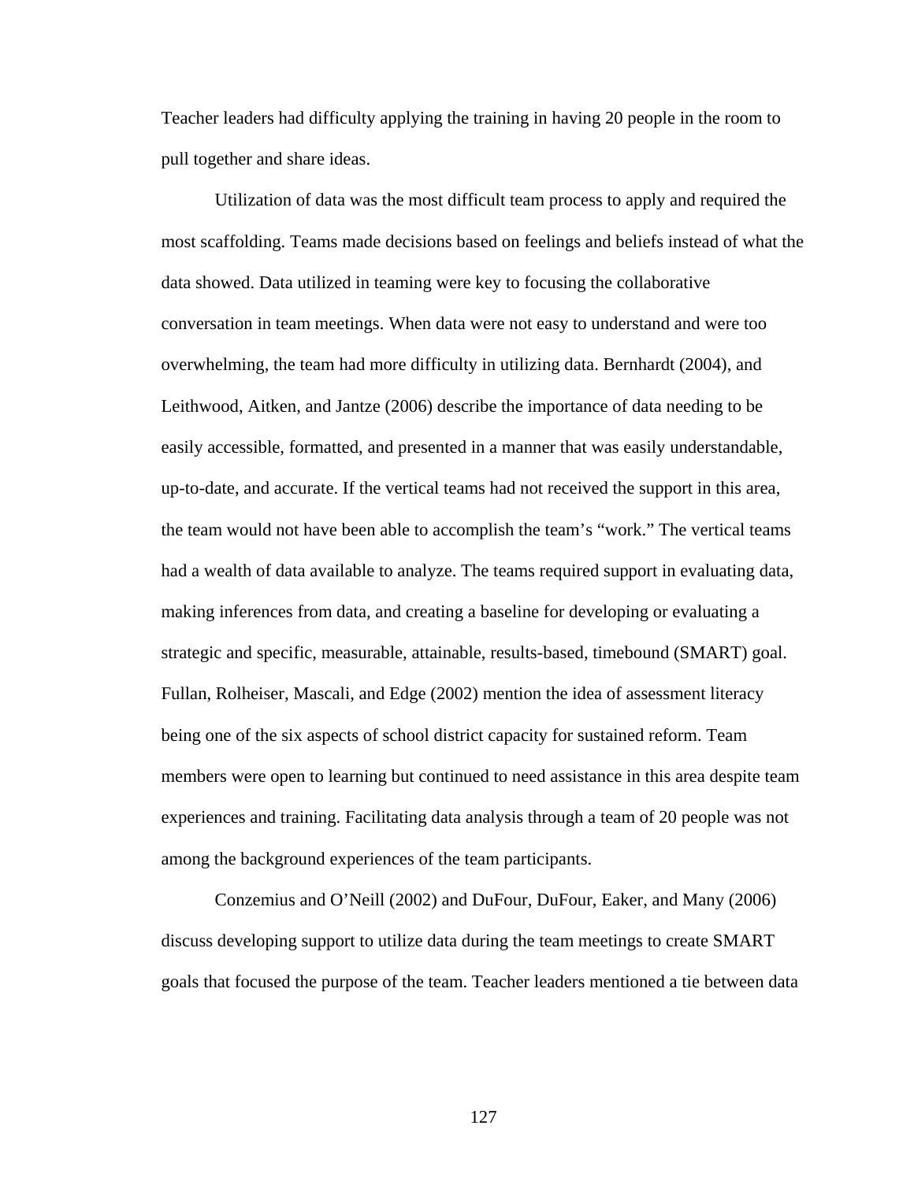Teacher leaders had difficulty applying the training in having 20 people in the room to pull together and share ideas.

Utilization of data was the most difficult team process to apply and required the most scaffolding. Teams made decisions based on feelings and beliefs instead of what the data showed. Data utilized in teaming were key to focusing the collaborative conversation in team meetings. When data were not easy to understand and were too overwhelming, the team had more difficulty in utilizing data. Bernhardt (2004), and Leithwood, Aitken, and Jantze (2006) describe the importance of data needing to be easily accessible, formatted, and presented in a manner that was easily understandable, up-to-date, and accurate. If the vertical teams had not received the support in this area, the team would not have been able to accomplish the team's "work." The vertical teams had a wealth of data available to analyze. The teams required support in evaluating data, making inferences from data, and creating a baseline for developing or evaluating a strategic and specific, measurable, attainable, results-based, timebound (SMART) goal. Fullan, Rolheiser, Mascali, and Edge (2002) mention the idea of assessment literacy being one of the six aspects of school district capacity for sustained reform. Team members were open to learning but continued to need assistance in this area despite team experiences and training. Facilitating data analysis through a team of 20 people was not among the background experiences of the team participants.

Conzemius and O'Neill (2002) and DuFour, DuFour, Eaker, and Many (2006) discuss developing support to utilize data during the team meetings to create SMART goals that focused the purpose of the team. Teacher leaders mentioned a tie between data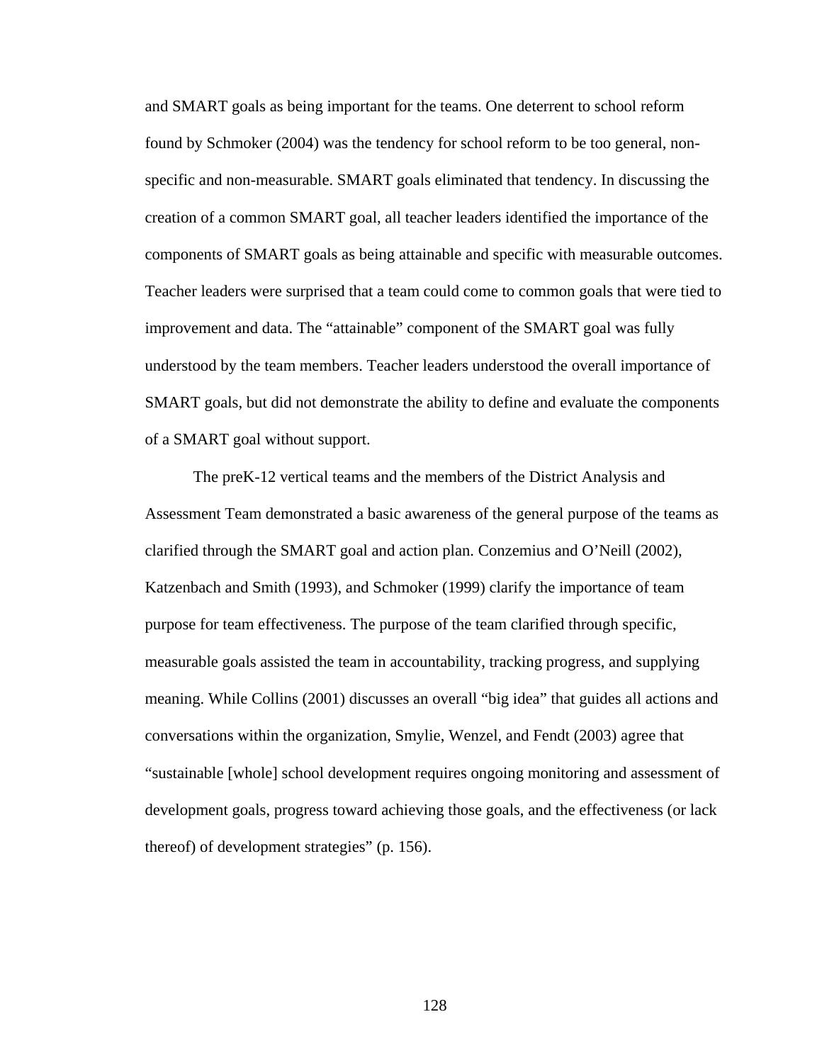and SMART goals as being important for the teams. One deterrent to school reform found by Schmoker (2004) was the tendency for school reform to be too general, non-specific and non-measurable. SMART goals eliminated that tendency. In discussing the creation of a common SMART goal, all teacher leaders identified the importance of the components of SMART goals as being attainable and specific with measurable outcomes. Teacher leaders were surprised that a team could come to common goals that were tied to improvement and data. The "attainable" component of the SMART goal was fully understood by the team members. Teacher leaders understood the overall importance of SMART goals, but did not demonstrate the ability to define and evaluate the components of a SMART goal without support.

The preK-12 vertical teams and the members of the District Analysis and Assessment Team demonstrated a basic awareness of the general purpose of the teams as clarified through the SMART goal and action plan. Conzemius and O'Neill (2002), Katzenbach and Smith (1993), and Schmoker (1999) clarify the importance of team purpose for team effectiveness. The purpose of the team clarified through specific, measurable goals assisted the team in accountability, tracking progress, and supplying meaning. While Collins (2001) discusses an overall "big idea" that guides all actions and conversations within the organization, Smylie, Wenzel, and Fendt (2003) agree that "sustainable [whole] school development requires ongoing monitoring and assessment of development goals, progress toward achieving those goals, and the effectiveness (or lack thereof) of development strategies" (p. 156).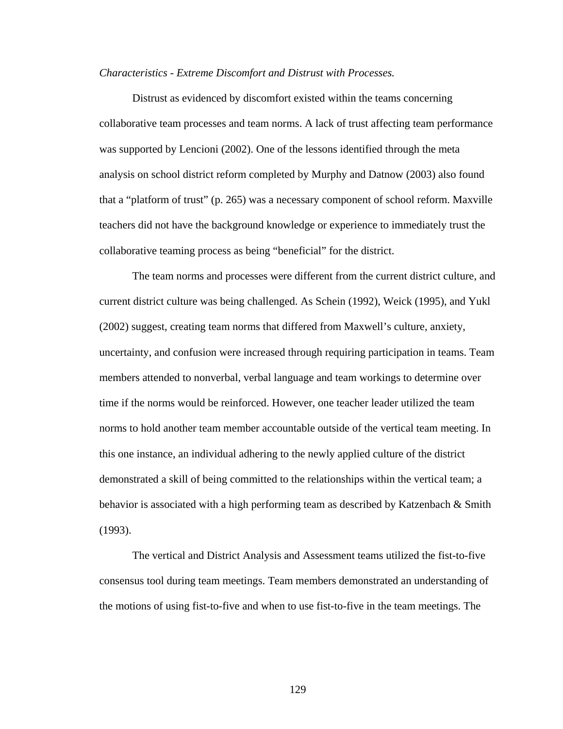*Characteristics - Extreme Discomfort and Distrust with Processes.*

Distrust as evidenced by discomfort existed within the teams concerning collaborative team processes and team norms. A lack of trust affecting team performance was supported by Lencioni (2002). One of the lessons identified through the meta analysis on school district reform completed by Murphy and Datnow (2003) also found that a "platform of trust" (p. 265) was a necessary component of school reform. Maxville teachers did not have the background knowledge or experience to immediately trust the collaborative teaming process as being "beneficial" for the district.

The team norms and processes were different from the current district culture, and current district culture was being challenged. As Schein (1992), Weick (1995), and Yukl (2002) suggest, creating team norms that differed from Maxwell's culture, anxiety, uncertainty, and confusion were increased through requiring participation in teams. Team members attended to nonverbal, verbal language and team workings to determine over time if the norms would be reinforced. However, one teacher leader utilized the team norms to hold another team member accountable outside of the vertical team meeting. In this one instance, an individual adhering to the newly applied culture of the district demonstrated a skill of being committed to the relationships within the vertical team; a behavior is associated with a high performing team as described by Katzenbach & Smith (1993).

The vertical and District Analysis and Assessment teams utilized the fist-to-five consensus tool during team meetings. Team members demonstrated an understanding of the motions of using fist-to-five and when to use fist-to-five in the team meetings. The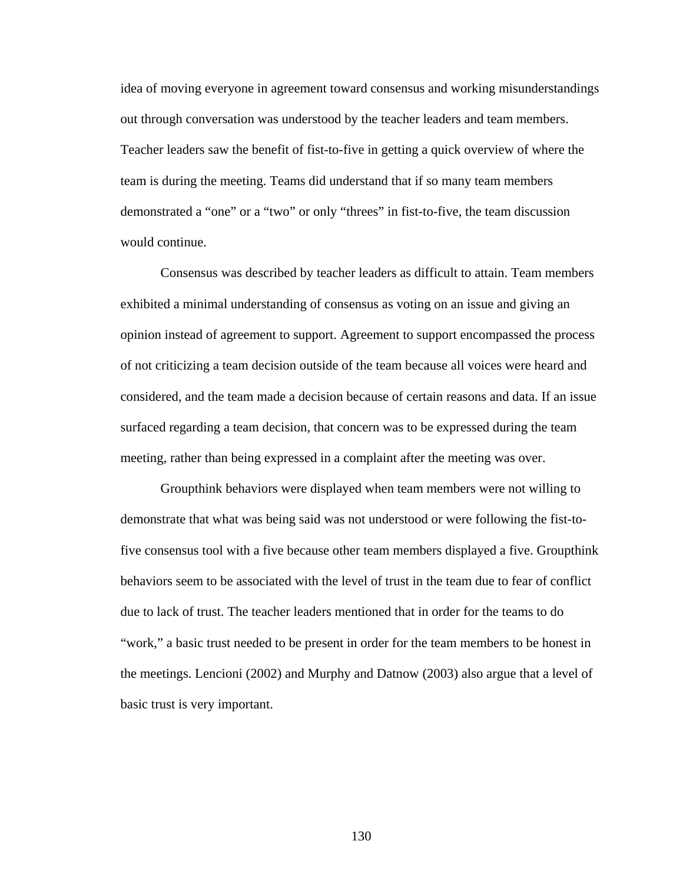idea of moving everyone in agreement toward consensus and working misunderstandings out through conversation was understood by the teacher leaders and team members. Teacher leaders saw the benefit of fist-to-five in getting a quick overview of where the team is during the meeting. Teams did understand that if so many team members demonstrated a "one" or a "two" or only "threes" in fist-to-five, the team discussion would continue.

Consensus was described by teacher leaders as difficult to attain. Team members exhibited a minimal understanding of consensus as voting on an issue and giving an opinion instead of agreement to support. Agreement to support encompassed the process of not criticizing a team decision outside of the team because all voices were heard and considered, and the team made a decision because of certain reasons and data. If an issue surfaced regarding a team decision, that concern was to be expressed during the team meeting, rather than being expressed in a complaint after the meeting was over.

Groupthink behaviors were displayed when team members were not willing to demonstrate that what was being said was not understood or were following the fist-to-five consensus tool with a five because other team members displayed a five. Groupthink behaviors seem to be associated with the level of trust in the team due to fear of conflict due to lack of trust. The teacher leaders mentioned that in order for the teams to do "work," a basic trust needed to be present in order for the team members to be honest in the meetings. Lencioni (2002) and Murphy and Datnow (2003) also argue that a level of basic trust is very important.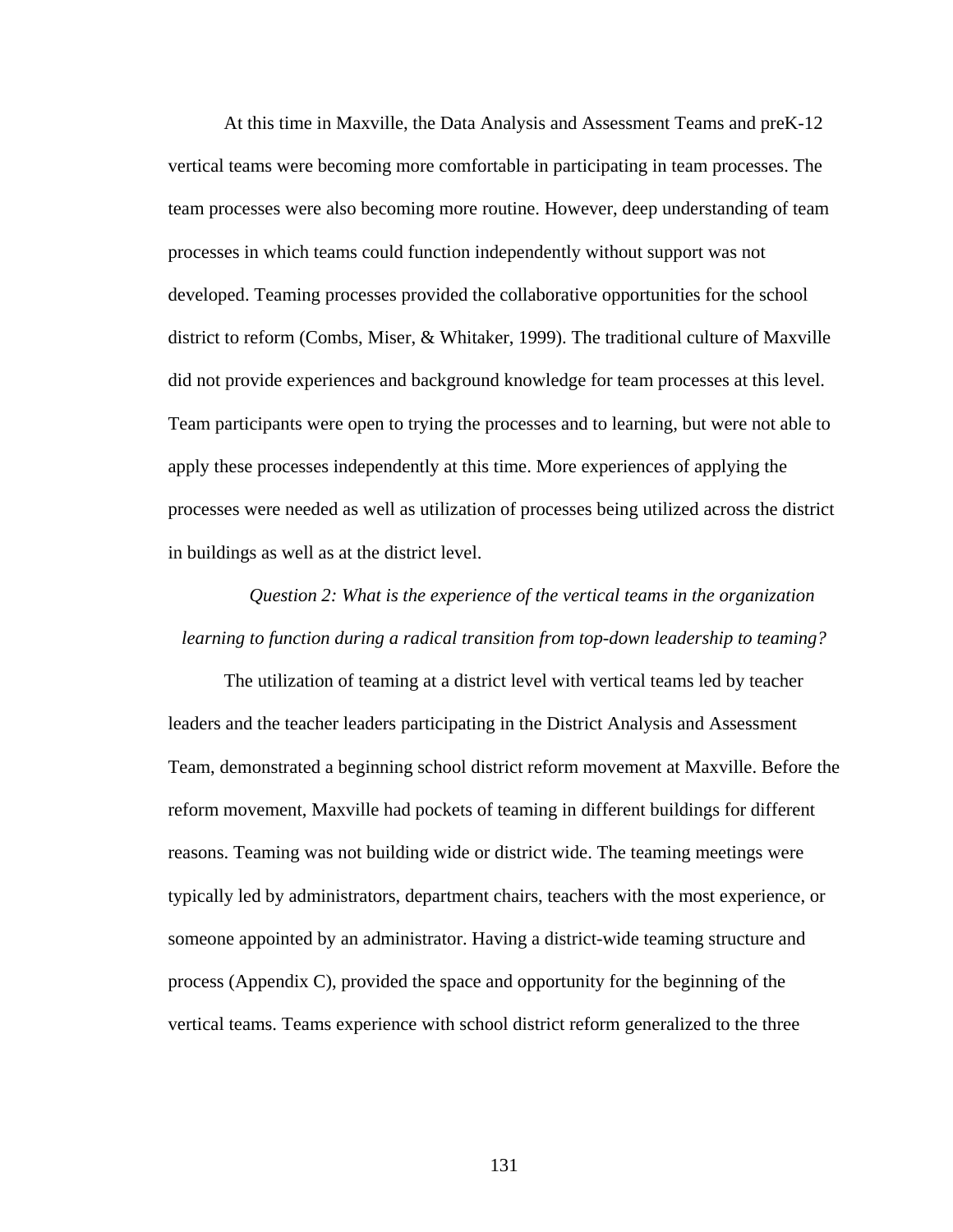At this time in Maxville, the Data Analysis and Assessment Teams and preK-12 vertical teams were becoming more comfortable in participating in team processes. The team processes were also becoming more routine. However, deep understanding of team processes in which teams could function independently without support was not developed. Teaming processes provided the collaborative opportunities for the school district to reform (Combs, Miser, & Whitaker, 1999). The traditional culture of Maxville did not provide experiences and background knowledge for team processes at this level. Team participants were open to trying the processes and to learning, but were not able to apply these processes independently at this time. More experiences of applying the processes were needed as well as utilization of processes being utilized across the district in buildings as well as at the district level.

*Question 2: What is the experience of the vertical teams in the organization learning to function during a radical transition from top-down leadership to teaming?*

The utilization of teaming at a district level with vertical teams led by teacher leaders and the teacher leaders participating in the District Analysis and Assessment Team, demonstrated a beginning school district reform movement at Maxville. Before the reform movement, Maxville had pockets of teaming in different buildings for different reasons. Teaming was not building wide or district wide. The teaming meetings were typically led by administrators, department chairs, teachers with the most experience, or someone appointed by an administrator. Having a district-wide teaming structure and process (Appendix C), provided the space and opportunity for the beginning of the vertical teams. Teams experience with school district reform generalized to the three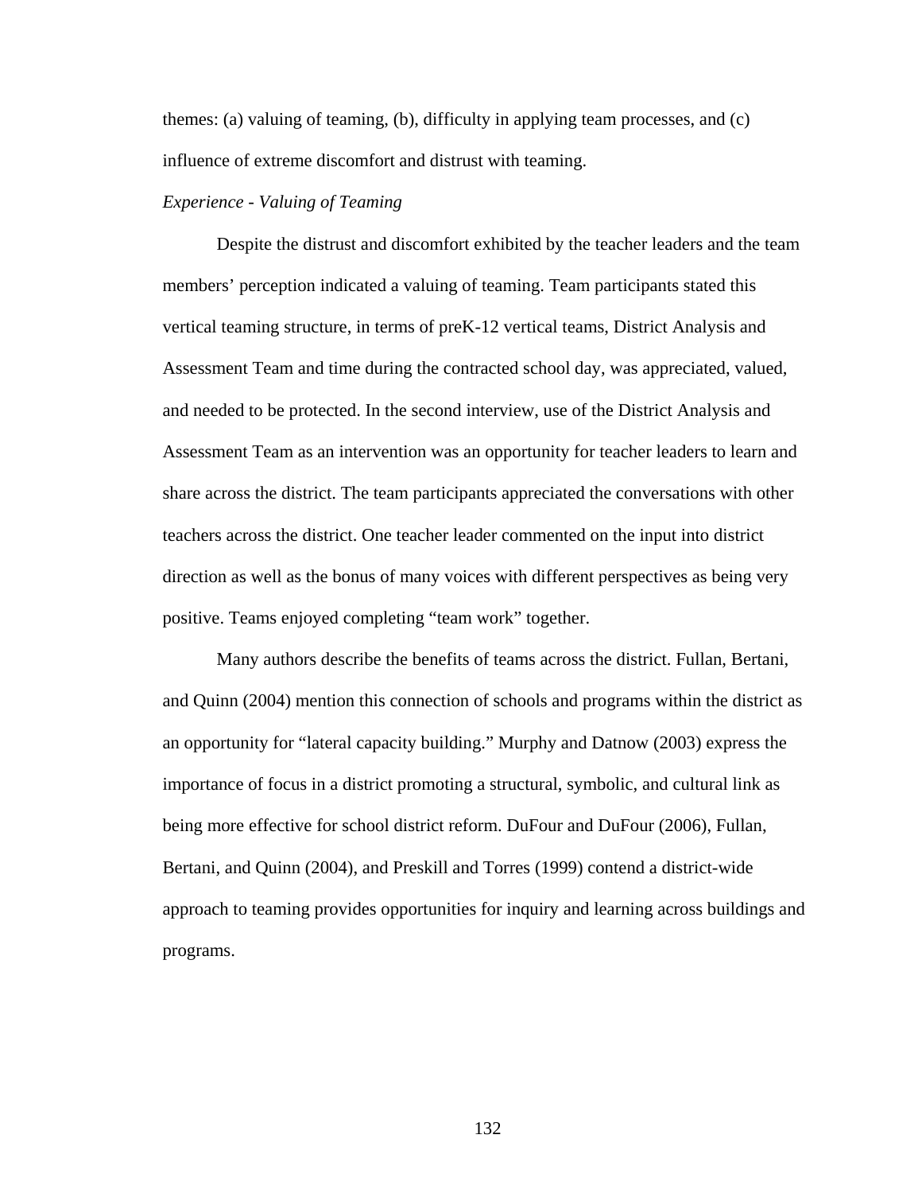themes: (a) valuing of teaming, (b), difficulty in applying team processes, and (c) influence of extreme discomfort and distrust with teaming.

*Experience - Valuing of Teaming*

Despite the distrust and discomfort exhibited by the teacher leaders and the team members' perception indicated a valuing of teaming. Team participants stated this vertical teaming structure, in terms of preK-12 vertical teams, District Analysis and Assessment Team and time during the contracted school day, was appreciated, valued, and needed to be protected. In the second interview, use of the District Analysis and Assessment Team as an intervention was an opportunity for teacher leaders to learn and share across the district. The team participants appreciated the conversations with other teachers across the district. One teacher leader commented on the input into district direction as well as the bonus of many voices with different perspectives as being very positive. Teams enjoyed completing "team work" together.

Many authors describe the benefits of teams across the district. Fullan, Bertani, and Quinn (2004) mention this connection of schools and programs within the district as an opportunity for "lateral capacity building." Murphy and Datnow (2003) express the importance of focus in a district promoting a structural, symbolic, and cultural link as being more effective for school district reform. DuFour and DuFour (2006), Fullan, Bertani, and Quinn (2004), and Preskill and Torres (1999) contend a district-wide approach to teaming provides opportunities for inquiry and learning across buildings and programs.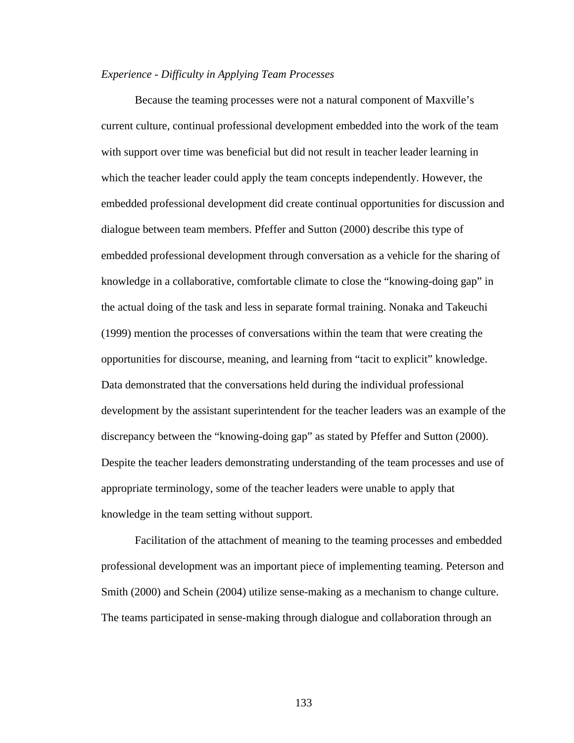*Experience - Difficulty in Applying Team Processes*

Because the teaming processes were not a natural component of Maxville's current culture, continual professional development embedded into the work of the team with support over time was beneficial but did not result in teacher leader learning in which the teacher leader could apply the team concepts independently. However, the embedded professional development did create continual opportunities for discussion and dialogue between team members. Pfeffer and Sutton (2000) describe this type of embedded professional development through conversation as a vehicle for the sharing of knowledge in a collaborative, comfortable climate to close the "knowing-doing gap" in the actual doing of the task and less in separate formal training. Nonaka and Takeuchi (1999) mention the processes of conversations within the team that were creating the opportunities for discourse, meaning, and learning from "tacit to explicit" knowledge. Data demonstrated that the conversations held during the individual professional development by the assistant superintendent for the teacher leaders was an example of the discrepancy between the "knowing-doing gap" as stated by Pfeffer and Sutton (2000). Despite the teacher leaders demonstrating understanding of the team processes and use of appropriate terminology, some of the teacher leaders were unable to apply that knowledge in the team setting without support.

Facilitation of the attachment of meaning to the teaming processes and embedded professional development was an important piece of implementing teaming. Peterson and Smith (2000) and Schein (2004) utilize sense-making as a mechanism to change culture. The teams participated in sense-making through dialogue and collaboration through an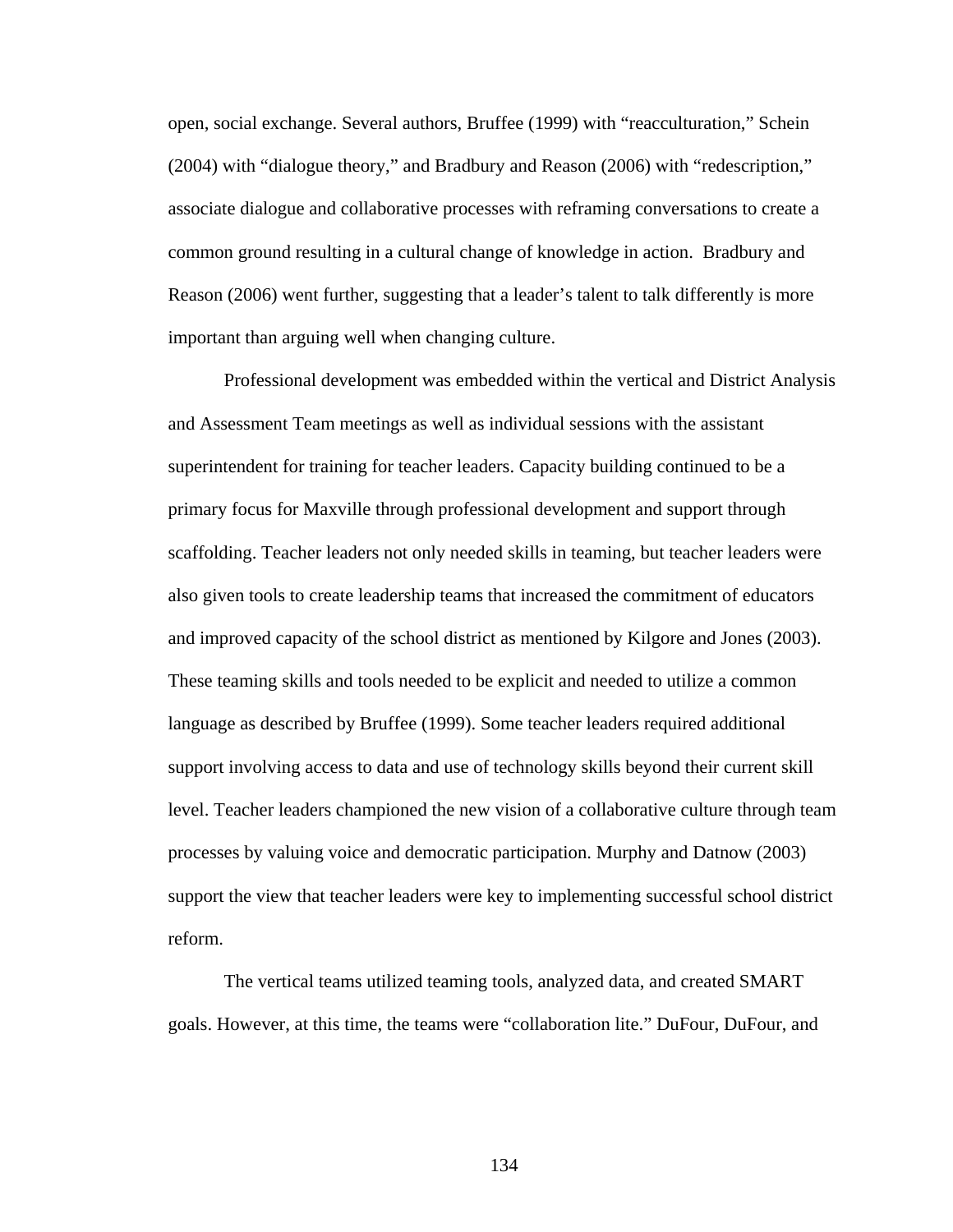open, social exchange. Several authors, Bruffee (1999) with "reacculturation," Schein (2004) with "dialogue theory," and Bradbury and Reason (2006) with "redescription," associate dialogue and collaborative processes with reframing conversations to create a common ground resulting in a cultural change of knowledge in action.  Bradbury and Reason (2006) went further, suggesting that a leader's talent to talk differently is more important than arguing well when changing culture.

Professional development was embedded within the vertical and District Analysis and Assessment Team meetings as well as individual sessions with the assistant superintendent for training for teacher leaders. Capacity building continued to be a primary focus for Maxville through professional development and support through scaffolding. Teacher leaders not only needed skills in teaming, but teacher leaders were also given tools to create leadership teams that increased the commitment of educators and improved capacity of the school district as mentioned by Kilgore and Jones (2003). These teaming skills and tools needed to be explicit and needed to utilize a common language as described by Bruffee (1999). Some teacher leaders required additional support involving access to data and use of technology skills beyond their current skill level. Teacher leaders championed the new vision of a collaborative culture through team processes by valuing voice and democratic participation. Murphy and Datnow (2003) support the view that teacher leaders were key to implementing successful school district reform.

The vertical teams utilized teaming tools, analyzed data, and created SMART goals. However, at this time, the teams were "collaboration lite." DuFour, DuFour, and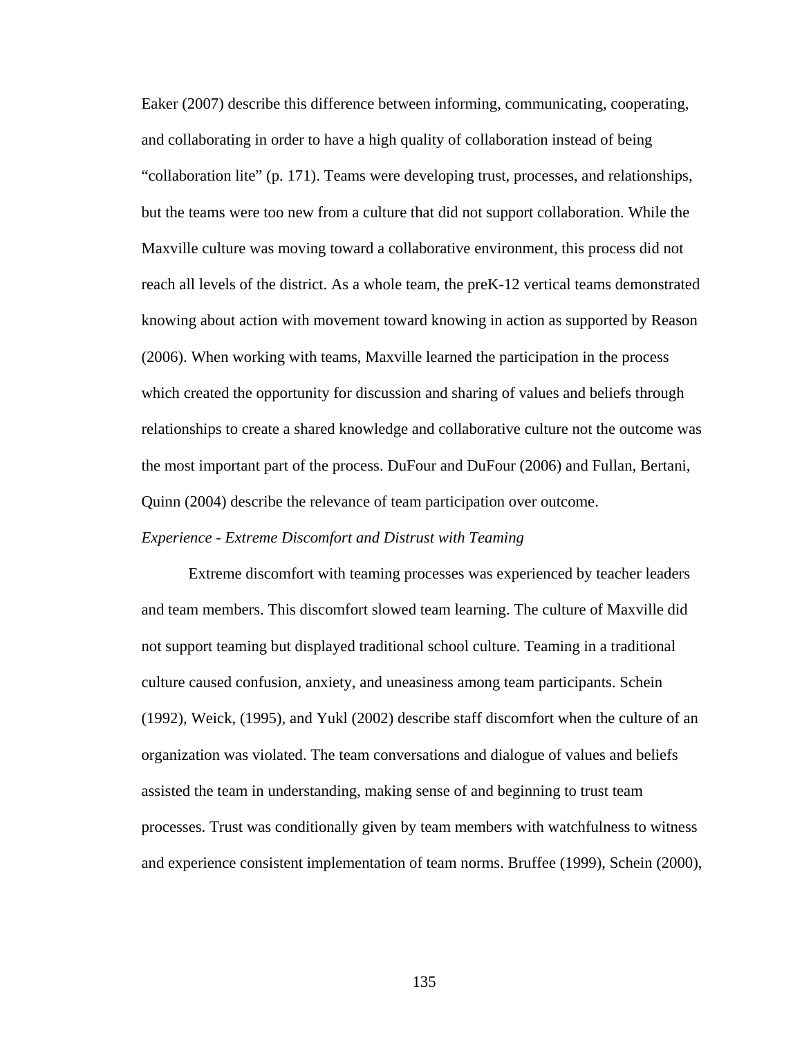Eaker (2007) describe this difference between informing, communicating, cooperating, and collaborating in order to have a high quality of collaboration instead of being "collaboration lite" (p. 171). Teams were developing trust, processes, and relationships, but the teams were too new from a culture that did not support collaboration. While the Maxville culture was moving toward a collaborative environment, this process did not reach all levels of the district. As a whole team, the preK-12 vertical teams demonstrated knowing about action with movement toward knowing in action as supported by Reason (2006). When working with teams, Maxville learned the participation in the process which created the opportunity for discussion and sharing of values and beliefs through relationships to create a shared knowledge and collaborative culture not the outcome was the most important part of the process. DuFour and DuFour (2006) and Fullan, Bertani, Quinn (2004) describe the relevance of team participation over outcome.

*Experience - Extreme Discomfort and Distrust with Teaming*

Extreme discomfort with teaming processes was experienced by teacher leaders and team members. This discomfort slowed team learning. The culture of Maxville did not support teaming but displayed traditional school culture. Teaming in a traditional culture caused confusion, anxiety, and uneasiness among team participants. Schein (1992), Weick, (1995), and Yukl (2002) describe staff discomfort when the culture of an organization was violated. The team conversations and dialogue of values and beliefs assisted the team in understanding, making sense of and beginning to trust team processes. Trust was conditionally given by team members with watchfulness to witness and experience consistent implementation of team norms. Bruffee (1999), Schein (2000),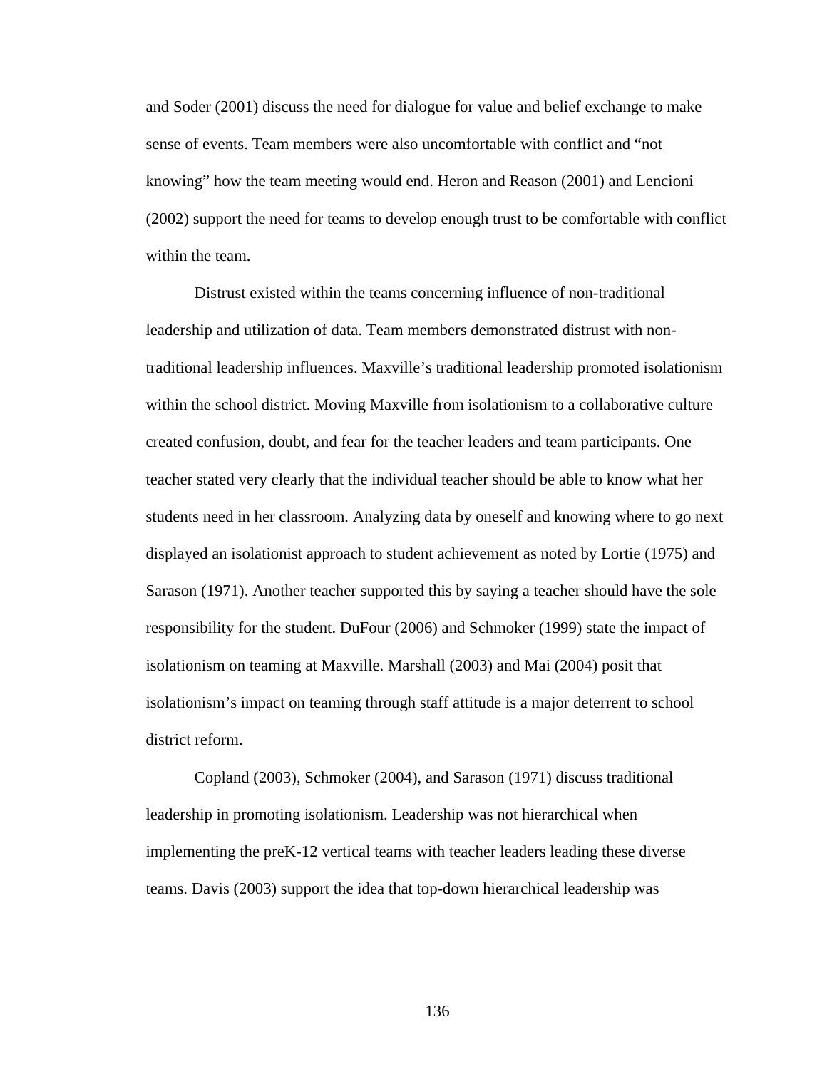and Soder (2001) discuss the need for dialogue for value and belief exchange to make sense of events. Team members were also uncomfortable with conflict and "not knowing" how the team meeting would end. Heron and Reason (2001) and Lencioni (2002) support the need for teams to develop enough trust to be comfortable with conflict within the team.

Distrust existed within the teams concerning influence of non-traditional leadership and utilization of data. Team members demonstrated distrust with non-traditional leadership influences. Maxville's traditional leadership promoted isolationism within the school district. Moving Maxville from isolationism to a collaborative culture created confusion, doubt, and fear for the teacher leaders and team participants. One teacher stated very clearly that the individual teacher should be able to know what her students need in her classroom. Analyzing data by oneself and knowing where to go next displayed an isolationist approach to student achievement as noted by Lortie (1975) and Sarason (1971). Another teacher supported this by saying a teacher should have the sole responsibility for the student. DuFour (2006) and Schmoker (1999) state the impact of isolationism on teaming at Maxville. Marshall (2003) and Mai (2004) posit that isolationism's impact on teaming through staff attitude is a major deterrent to school district reform.

Copland (2003), Schmoker (2004), and Sarason (1971) discuss traditional leadership in promoting isolationism. Leadership was not hierarchical when implementing the preK-12 vertical teams with teacher leaders leading these diverse teams. Davis (2003) support the idea that top-down hierarchical leadership was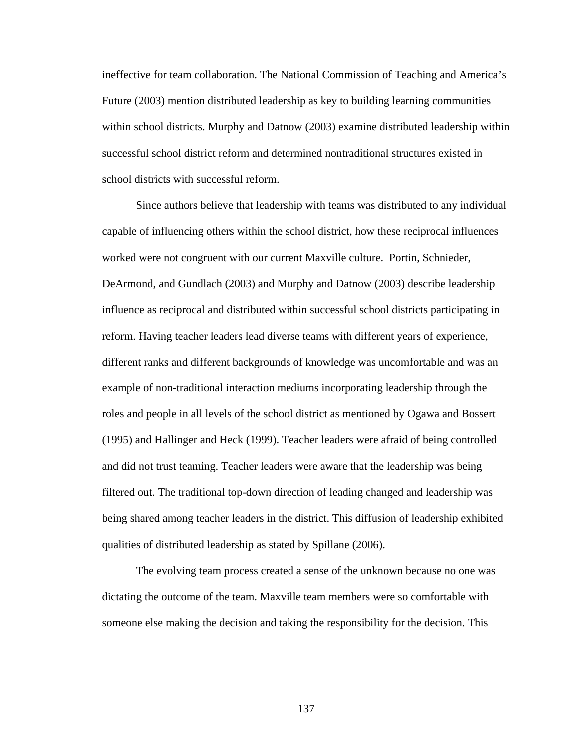ineffective for team collaboration. The National Commission of Teaching and America's Future (2003) mention distributed leadership as key to building learning communities within school districts. Murphy and Datnow (2003) examine distributed leadership within successful school district reform and determined nontraditional structures existed in school districts with successful reform.

Since authors believe that leadership with teams was distributed to any individual capable of influencing others within the school district, how these reciprocal influences worked were not congruent with our current Maxville culture. Portin, Schnieder, DeArmond, and Gundlach (2003) and Murphy and Datnow (2003) describe leadership influence as reciprocal and distributed within successful school districts participating in reform. Having teacher leaders lead diverse teams with different years of experience, different ranks and different backgrounds of knowledge was uncomfortable and was an example of non-traditional interaction mediums incorporating leadership through the roles and people in all levels of the school district as mentioned by Ogawa and Bossert (1995) and Hallinger and Heck (1999). Teacher leaders were afraid of being controlled and did not trust teaming. Teacher leaders were aware that the leadership was being filtered out. The traditional top-down direction of leading changed and leadership was being shared among teacher leaders in the district. This diffusion of leadership exhibited qualities of distributed leadership as stated by Spillane (2006).

The evolving team process created a sense of the unknown because no one was dictating the outcome of the team. Maxville team members were so comfortable with someone else making the decision and taking the responsibility for the decision. This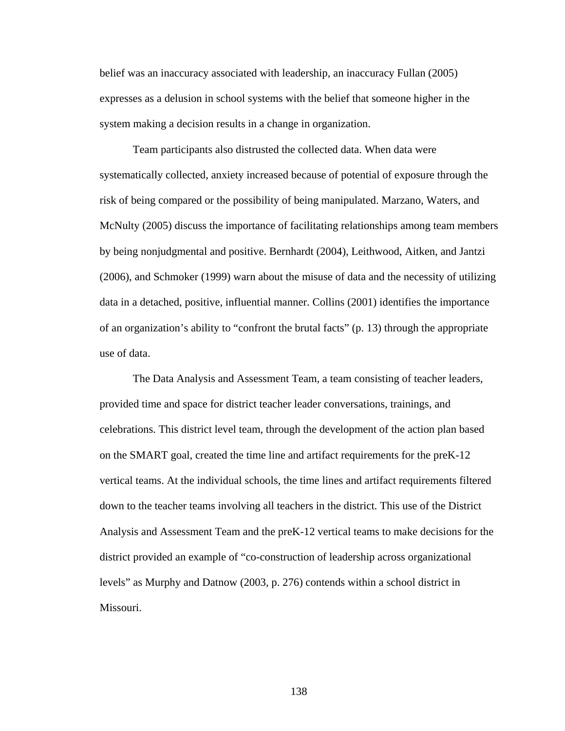belief was an inaccuracy associated with leadership, an inaccuracy Fullan (2005) expresses as a delusion in school systems with the belief that someone higher in the system making a decision results in a change in organization.

Team participants also distrusted the collected data. When data were systematically collected, anxiety increased because of potential of exposure through the risk of being compared or the possibility of being manipulated. Marzano, Waters, and McNulty (2005) discuss the importance of facilitating relationships among team members by being nonjudgmental and positive. Bernhardt (2004), Leithwood, Aitken, and Jantzi (2006), and Schmoker (1999) warn about the misuse of data and the necessity of utilizing data in a detached, positive, influential manner. Collins (2001) identifies the importance of an organization's ability to "confront the brutal facts" (p. 13) through the appropriate use of data.

The Data Analysis and Assessment Team, a team consisting of teacher leaders, provided time and space for district teacher leader conversations, trainings, and celebrations. This district level team, through the development of the action plan based on the SMART goal, created the time line and artifact requirements for the preK-12 vertical teams. At the individual schools, the time lines and artifact requirements filtered down to the teacher teams involving all teachers in the district. This use of the District Analysis and Assessment Team and the preK-12 vertical teams to make decisions for the district provided an example of "co-construction of leadership across organizational levels" as Murphy and Datnow (2003, p. 276) contends within a school district in Missouri.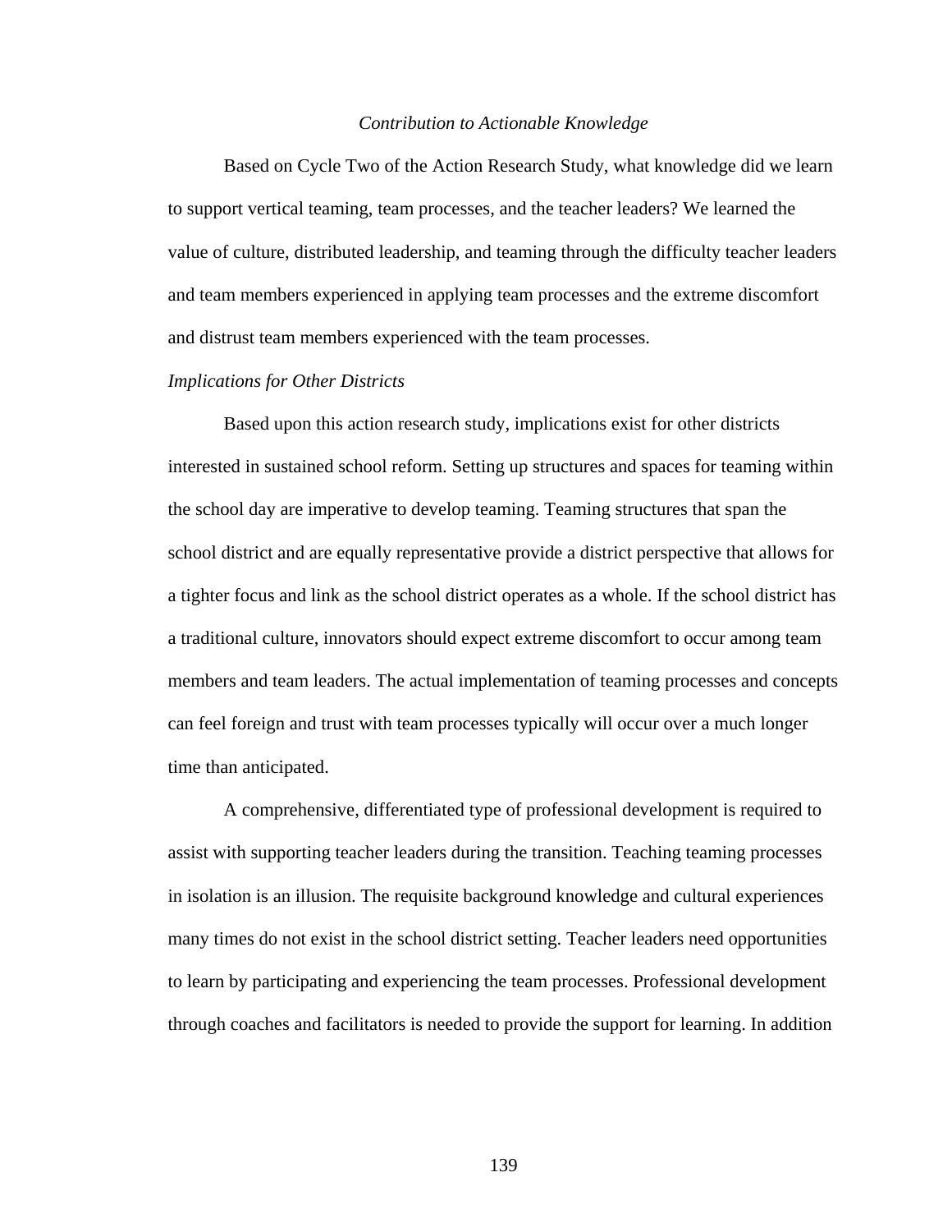*Contribution to Actionable Knowledge*

Based on Cycle Two of the Action Research Study, what knowledge did we learn to support vertical teaming, team processes, and the teacher leaders? We learned the value of culture, distributed leadership, and teaming through the difficulty teacher leaders and team members experienced in applying team processes and the extreme discomfort and distrust team members experienced with the team processes.

*Implications for Other Districts*

Based upon this action research study, implications exist for other districts interested in sustained school reform. Setting up structures and spaces for teaming within the school day are imperative to develop teaming. Teaming structures that span the school district and are equally representative provide a district perspective that allows for a tighter focus and link as the school district operates as a whole. If the school district has a traditional culture, innovators should expect extreme discomfort to occur among team members and team leaders. The actual implementation of teaming processes and concepts can feel foreign and trust with team processes typically will occur over a much longer time than anticipated.

A comprehensive, differentiated type of professional development is required to assist with supporting teacher leaders during the transition. Teaching teaming processes in isolation is an illusion. The requisite background knowledge and cultural experiences many times do not exist in the school district setting. Teacher leaders need opportunities to learn by participating and experiencing the team processes. Professional development through coaches and facilitators is needed to provide the support for learning. In addition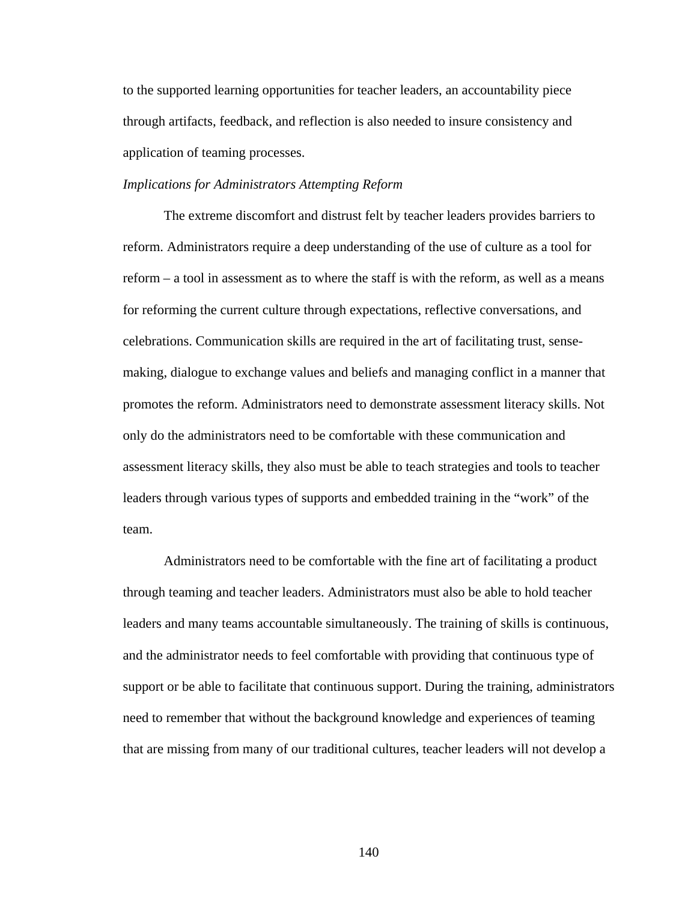to the supported learning opportunities for teacher leaders, an accountability piece through artifacts, feedback, and reflection is also needed to insure consistency and application of teaming processes.

*Implications for Administrators Attempting Reform*

The extreme discomfort and distrust felt by teacher leaders provides barriers to reform. Administrators require a deep understanding of the use of culture as a tool for reform – a tool in assessment as to where the staff is with the reform, as well as a means for reforming the current culture through expectations, reflective conversations, and celebrations. Communication skills are required in the art of facilitating trust, sense-making, dialogue to exchange values and beliefs and managing conflict in a manner that promotes the reform. Administrators need to demonstrate assessment literacy skills. Not only do the administrators need to be comfortable with these communication and assessment literacy skills, they also must be able to teach strategies and tools to teacher leaders through various types of supports and embedded training in the "work" of the team.

Administrators need to be comfortable with the fine art of facilitating a product through teaming and teacher leaders. Administrators must also be able to hold teacher leaders and many teams accountable simultaneously. The training of skills is continuous, and the administrator needs to feel comfortable with providing that continuous type of support or be able to facilitate that continuous support. During the training, administrators need to remember that without the background knowledge and experiences of teaming that are missing from many of our traditional cultures, teacher leaders will not develop a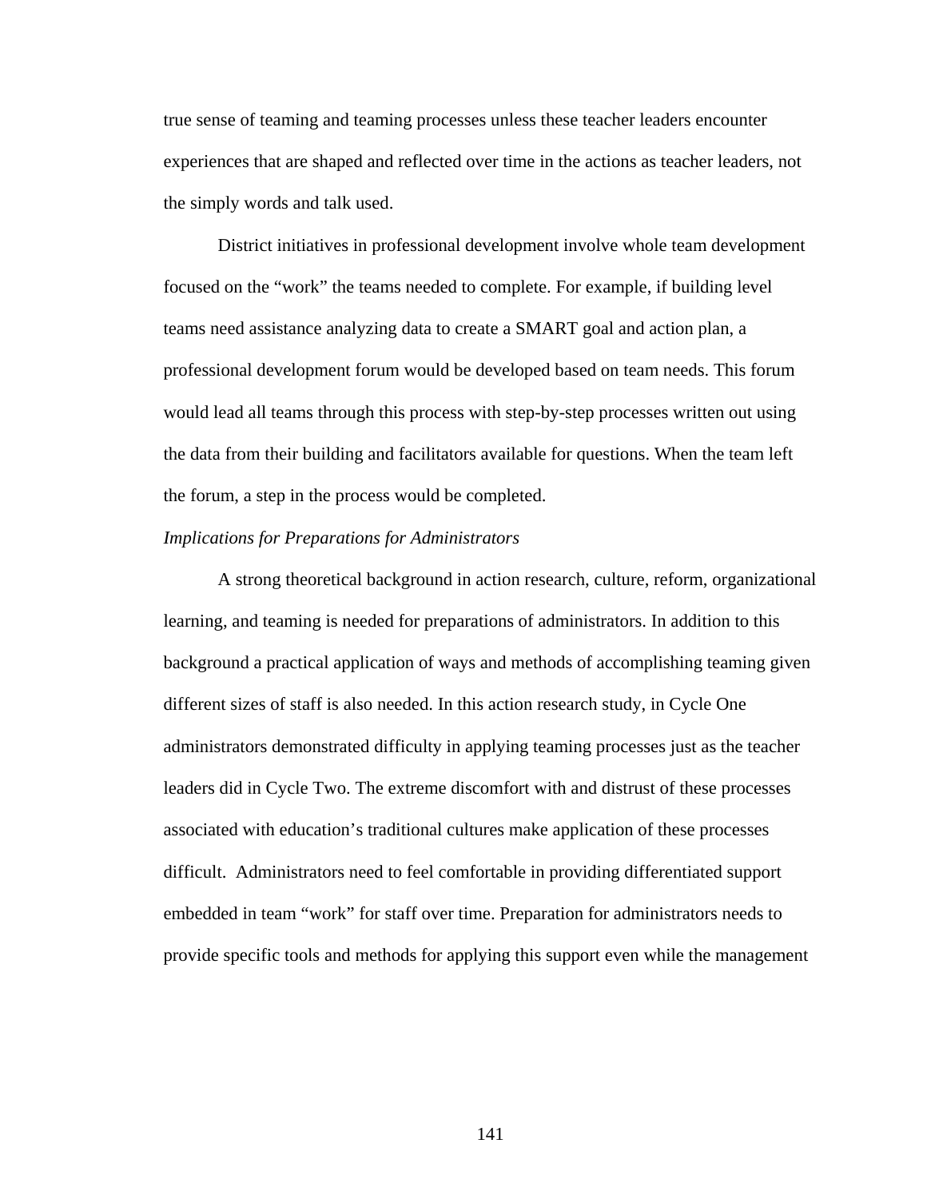true sense of teaming and teaming processes unless these teacher leaders encounter experiences that are shaped and reflected over time in the actions as teacher leaders, not the simply words and talk used.

District initiatives in professional development involve whole team development focused on the “work” the teams needed to complete. For example, if building level teams need assistance analyzing data to create a SMART goal and action plan, a professional development forum would be developed based on team needs. This forum would lead all teams through this process with step-by-step processes written out using the data from their building and facilitators available for questions. When the team left the forum, a step in the process would be completed.

*Implications for Preparations for Administrators*

A strong theoretical background in action research, culture, reform, organizational learning, and teaming is needed for preparations of administrators. In addition to this background a practical application of ways and methods of accomplishing teaming given different sizes of staff is also needed. In this action research study, in Cycle One administrators demonstrated difficulty in applying teaming processes just as the teacher leaders did in Cycle Two. The extreme discomfort with and distrust of these processes associated with education’s traditional cultures make application of these processes difficult. Administrators need to feel comfortable in providing differentiated support embedded in team “work” for staff over time. Preparation for administrators needs to provide specific tools and methods for applying this support even while the management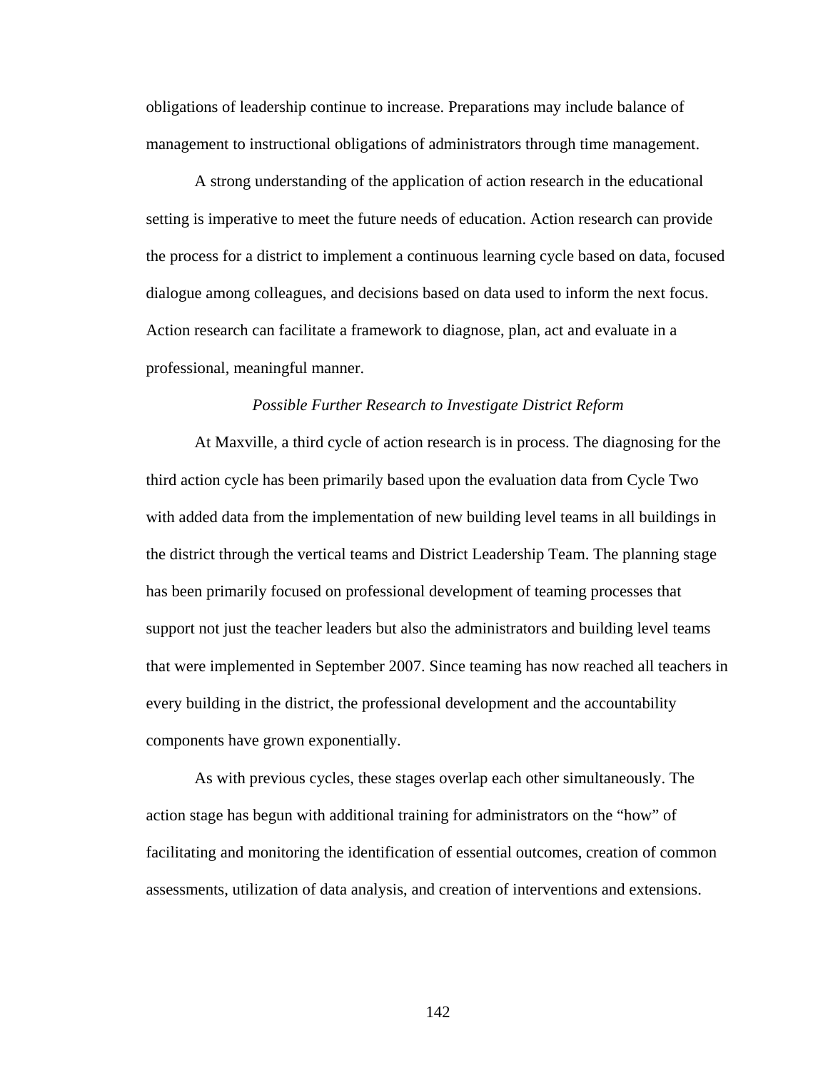obligations of leadership continue to increase. Preparations may include balance of management to instructional obligations of administrators through time management.

A strong understanding of the application of action research in the educational setting is imperative to meet the future needs of education. Action research can provide the process for a district to implement a continuous learning cycle based on data, focused dialogue among colleagues, and decisions based on data used to inform the next focus. Action research can facilitate a framework to diagnose, plan, act and evaluate in a professional, meaningful manner.

### *Possible Further Research to Investigate District Reform*

At Maxville, a third cycle of action research is in process. The diagnosing for the third action cycle has been primarily based upon the evaluation data from Cycle Two with added data from the implementation of new building level teams in all buildings in the district through the vertical teams and District Leadership Team. The planning stage has been primarily focused on professional development of teaming processes that support not just the teacher leaders but also the administrators and building level teams that were implemented in September 2007. Since teaming has now reached all teachers in every building in the district, the professional development and the accountability components have grown exponentially.

As with previous cycles, these stages overlap each other simultaneously. The action stage has begun with additional training for administrators on the "how" of facilitating and monitoring the identification of essential outcomes, creation of common assessments, utilization of data analysis, and creation of interventions and extensions.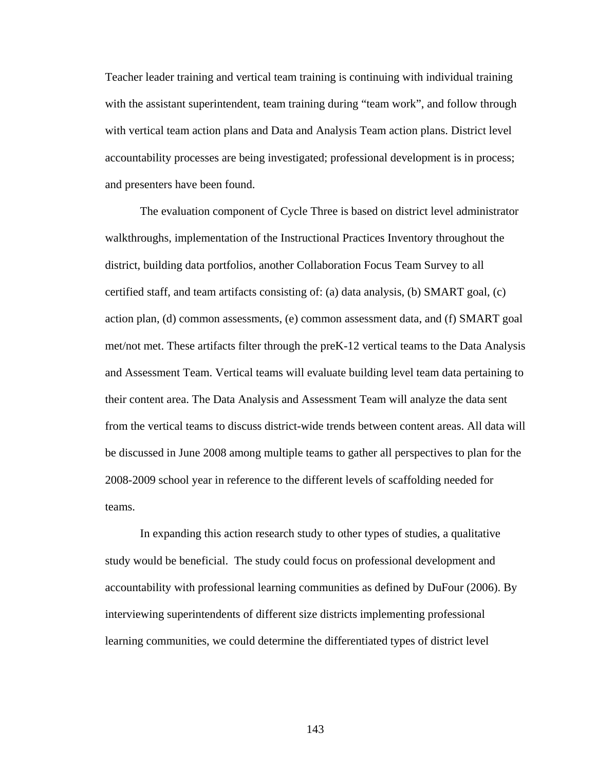Teacher leader training and vertical team training is continuing with individual training with the assistant superintendent, team training during "team work", and follow through with vertical team action plans and Data and Analysis Team action plans. District level accountability processes are being investigated; professional development is in process; and presenters have been found.

The evaluation component of Cycle Three is based on district level administrator walkthroughs, implementation of the Instructional Practices Inventory throughout the district, building data portfolios, another Collaboration Focus Team Survey to all certified staff, and team artifacts consisting of: (a) data analysis, (b) SMART goal, (c) action plan, (d) common assessments, (e) common assessment data, and (f) SMART goal met/not met. These artifacts filter through the preK-12 vertical teams to the Data Analysis and Assessment Team. Vertical teams will evaluate building level team data pertaining to their content area. The Data Analysis and Assessment Team will analyze the data sent from the vertical teams to discuss district-wide trends between content areas. All data will be discussed in June 2008 among multiple teams to gather all perspectives to plan for the 2008-2009 school year in reference to the different levels of scaffolding needed for teams.

In expanding this action research study to other types of studies, a qualitative study would be beneficial. The study could focus on professional development and accountability with professional learning communities as defined by DuFour (2006). By interviewing superintendents of different size districts implementing professional learning communities, we could determine the differentiated types of district level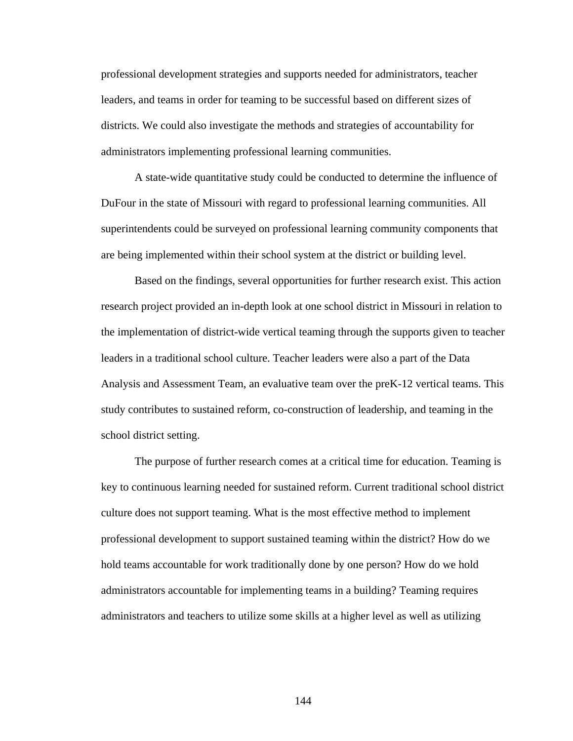professional development strategies and supports needed for administrators, teacher leaders, and teams in order for teaming to be successful based on different sizes of districts. We could also investigate the methods and strategies of accountability for administrators implementing professional learning communities.

A state-wide quantitative study could be conducted to determine the influence of DuFour in the state of Missouri with regard to professional learning communities. All superintendents could be surveyed on professional learning community components that are being implemented within their school system at the district or building level.

Based on the findings, several opportunities for further research exist. This action research project provided an in-depth look at one school district in Missouri in relation to the implementation of district-wide vertical teaming through the supports given to teacher leaders in a traditional school culture. Teacher leaders were also a part of the Data Analysis and Assessment Team, an evaluative team over the preK-12 vertical teams. This study contributes to sustained reform, co-construction of leadership, and teaming in the school district setting.

The purpose of further research comes at a critical time for education. Teaming is key to continuous learning needed for sustained reform. Current traditional school district culture does not support teaming. What is the most effective method to implement professional development to support sustained teaming within the district? How do we hold teams accountable for work traditionally done by one person? How do we hold administrators accountable for implementing teams in a building? Teaming requires administrators and teachers to utilize some skills at a higher level as well as utilizing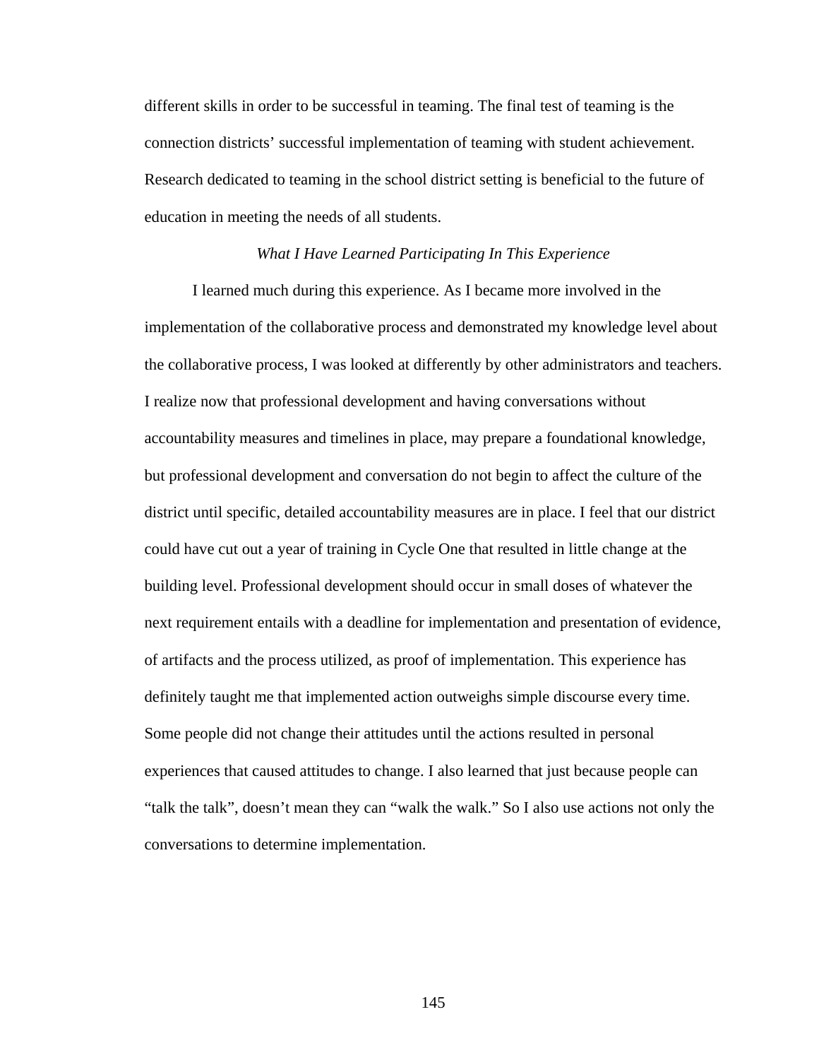different skills in order to be successful in teaming. The final test of teaming is the connection districts' successful implementation of teaming with student achievement. Research dedicated to teaming in the school district setting is beneficial to the future of education in meeting the needs of all students.

*What I Have Learned Participating In This Experience*

I learned much during this experience. As I became more involved in the implementation of the collaborative process and demonstrated my knowledge level about the collaborative process, I was looked at differently by other administrators and teachers. I realize now that professional development and having conversations without accountability measures and timelines in place, may prepare a foundational knowledge, but professional development and conversation do not begin to affect the culture of the district until specific, detailed accountability measures are in place. I feel that our district could have cut out a year of training in Cycle One that resulted in little change at the building level. Professional development should occur in small doses of whatever the next requirement entails with a deadline for implementation and presentation of evidence, of artifacts and the process utilized, as proof of implementation. This experience has definitely taught me that implemented action outweighs simple discourse every time. Some people did not change their attitudes until the actions resulted in personal experiences that caused attitudes to change. I also learned that just because people can "talk the talk", doesn't mean they can "walk the walk." So I also use actions not only the conversations to determine implementation.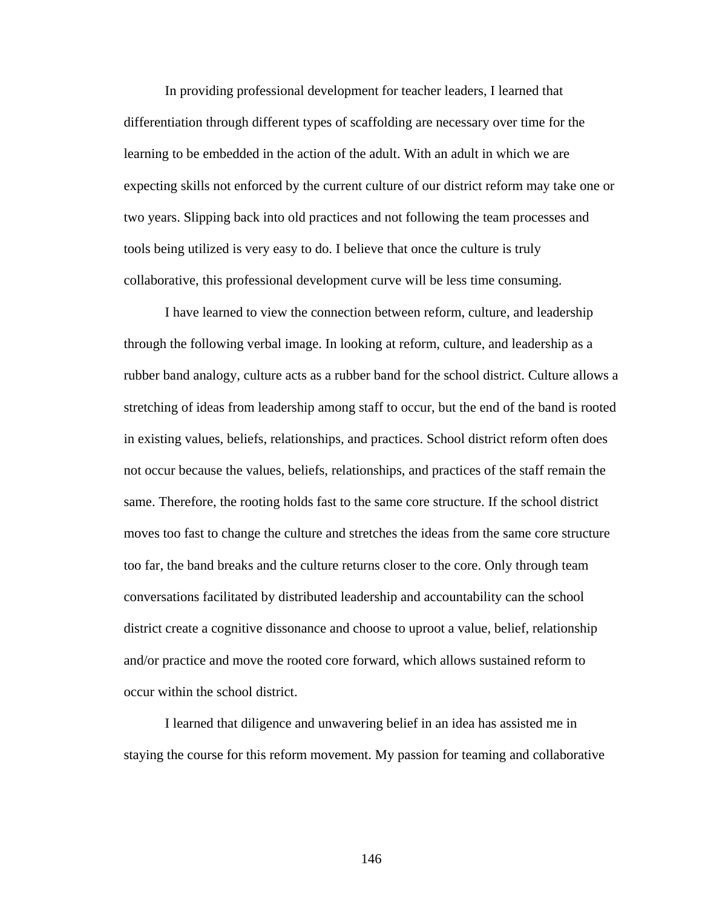In providing professional development for teacher leaders, I learned that differentiation through different types of scaffolding are necessary over time for the learning to be embedded in the action of the adult. With an adult in which we are expecting skills not enforced by the current culture of our district reform may take one or two years. Slipping back into old practices and not following the team processes and tools being utilized is very easy to do. I believe that once the culture is truly collaborative, this professional development curve will be less time consuming.

I have learned to view the connection between reform, culture, and leadership through the following verbal image. In looking at reform, culture, and leadership as a rubber band analogy, culture acts as a rubber band for the school district. Culture allows a stretching of ideas from leadership among staff to occur, but the end of the band is rooted in existing values, beliefs, relationships, and practices. School district reform often does not occur because the values, beliefs, relationships, and practices of the staff remain the same. Therefore, the rooting holds fast to the same core structure. If the school district moves too fast to change the culture and stretches the ideas from the same core structure too far, the band breaks and the culture returns closer to the core. Only through team conversations facilitated by distributed leadership and accountability can the school district create a cognitive dissonance and choose to uproot a value, belief, relationship and/or practice and move the rooted core forward, which allows sustained reform to occur within the school district.

I learned that diligence and unwavering belief in an idea has assisted me in staying the course for this reform movement. My passion for teaming and collaborative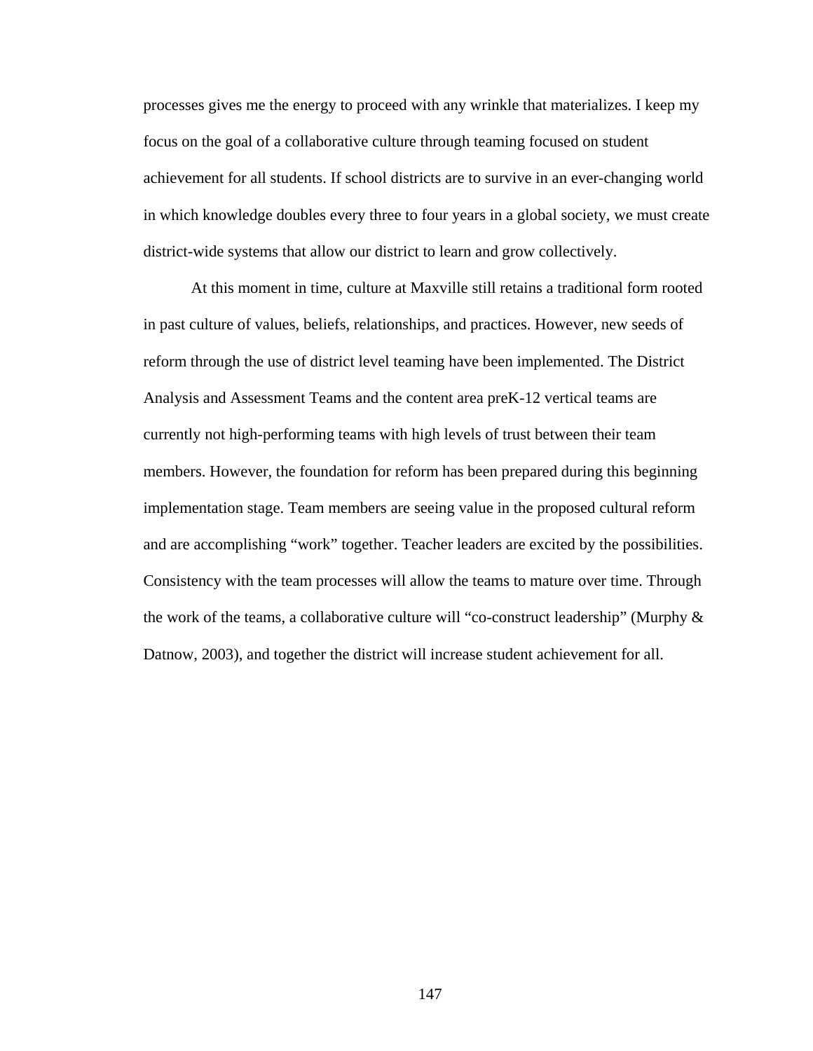processes gives me the energy to proceed with any wrinkle that materializes. I keep my focus on the goal of a collaborative culture through teaming focused on student achievement for all students. If school districts are to survive in an ever-changing world in which knowledge doubles every three to four years in a global society, we must create district-wide systems that allow our district to learn and grow collectively.

At this moment in time, culture at Maxville still retains a traditional form rooted in past culture of values, beliefs, relationships, and practices. However, new seeds of reform through the use of district level teaming have been implemented. The District Analysis and Assessment Teams and the content area preK-12 vertical teams are currently not high-performing teams with high levels of trust between their team members. However, the foundation for reform has been prepared during this beginning implementation stage. Team members are seeing value in the proposed cultural reform and are accomplishing "work" together. Teacher leaders are excited by the possibilities. Consistency with the team processes will allow the teams to mature over time. Through the work of the teams, a collaborative culture will "co-construct leadership" (Murphy & Datnow, 2003), and together the district will increase student achievement for all.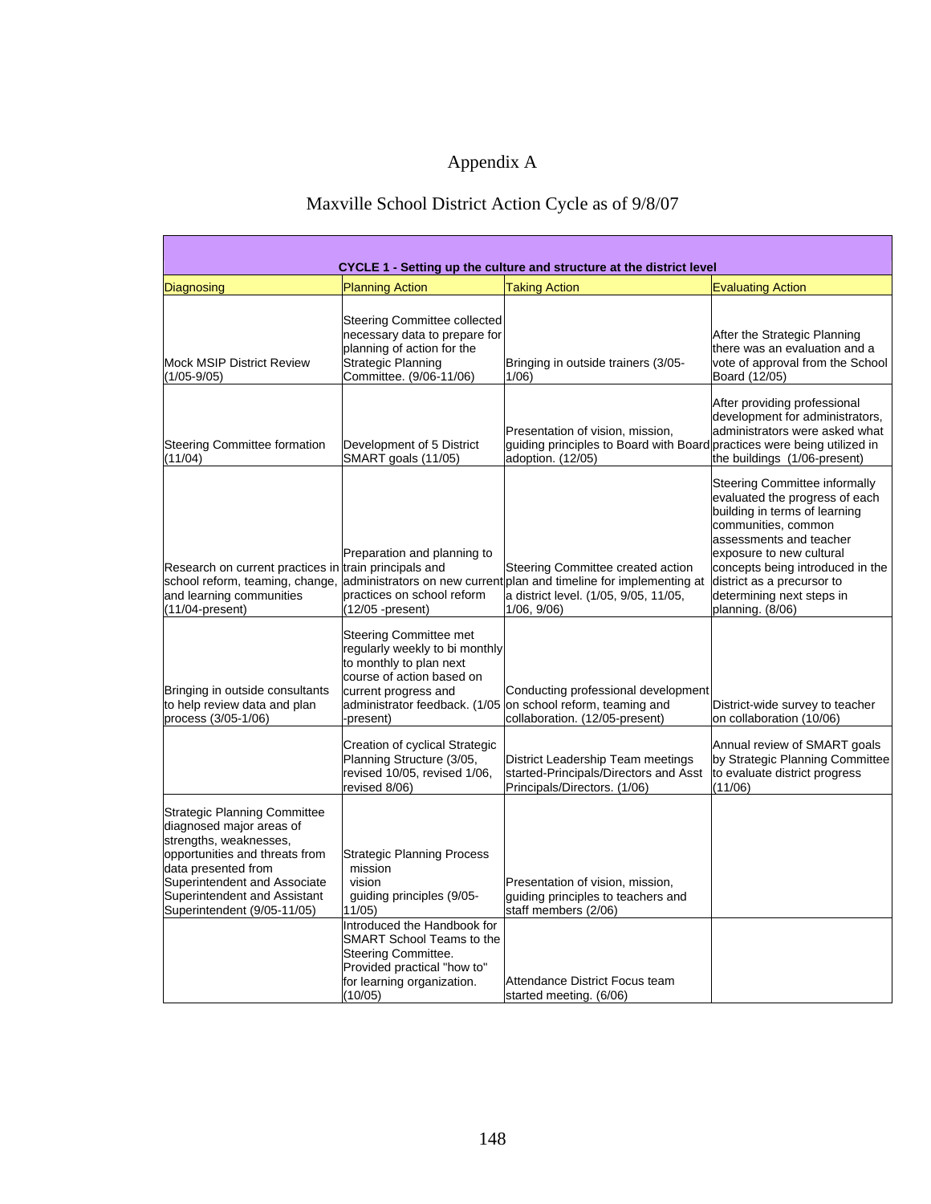# Appendix A

## Maxville School District Action Cycle as of 9/8/07

| CYCLE 1 - Setting up the culture and structure at the district level | | | |
|---|---|---|---|
| Diagnosing | Planning Action | Taking Action | Evaluating Action |
| Mock MSIP District Review (1/05-9/05) | Steering Committee collected necessary data to prepare for planning of action for the Strategic Planning Committee. (9/06-11/06) | Bringing in outside trainers (3/05-1/06) | After the Strategic Planning there was an evaluation and a vote of approval from the School Board (12/05) |
| Steering Committee formation (11/04) | Development of 5 District SMART goals (11/05) | Presentation of vision, mission, guiding principles to Board with Board adoption. (12/05) | After providing professional development for administrators, administrators were asked what practices were being utilized in the buildings (1/06-present) |
| Research on current practices in school reform, teaming, change, and learning communities (11/04-present) | Preparation and planning to train principals and administrators on new current practices on school reform (12/05 -present) | Steering Committee created action plan and timeline for implementing at a district level. (1/05, 9/05, 11/05, 1/06, 9/06) | Steering Committee informally evaluated the progress of each building in terms of learning communities, common assessments and teacher exposure to new cultural concepts being introduced in the district as a precursor to determining next steps in planning. (8/06) |
| Bringing in outside consultants to help review data and plan process (3/05-1/06) | Steering Committee met regularly weekly to bi monthly to monthly to plan next course of action based on current progress and administrator feedback. (1/05 -present) | Conducting professional development on school reform, teaming and collaboration. (12/05-present) | District-wide survey to teacher on collaboration (10/06) |
| | Creation of cyclical Strategic Planning Structure (3/05, revised 10/05, revised 1/06, revised 8/06) | District Leadership Team meetings started-Principals/Directors and Asst Principals/Directors. (1/06) | Annual review of SMART goals by Strategic Planning Committee to evaluate district progress (11/06) |
| Strategic Planning Committee diagnosed major areas of strengths, weaknesses, opportunities and threats from data presented from Superintendent and Associate Superintendent and Assistant Superintendent (9/05-11/05) | Strategic Planning Process mission vision guiding principles (9/05-11/05) | Presentation of vision, mission, guiding principles to teachers and staff members (2/06) | |
| | Introduced the Handbook for SMART School Teams to the Steering Committee. Provided practical "how to" for learning organization. (10/05) | Attendance District Focus team started meeting. (6/06) | |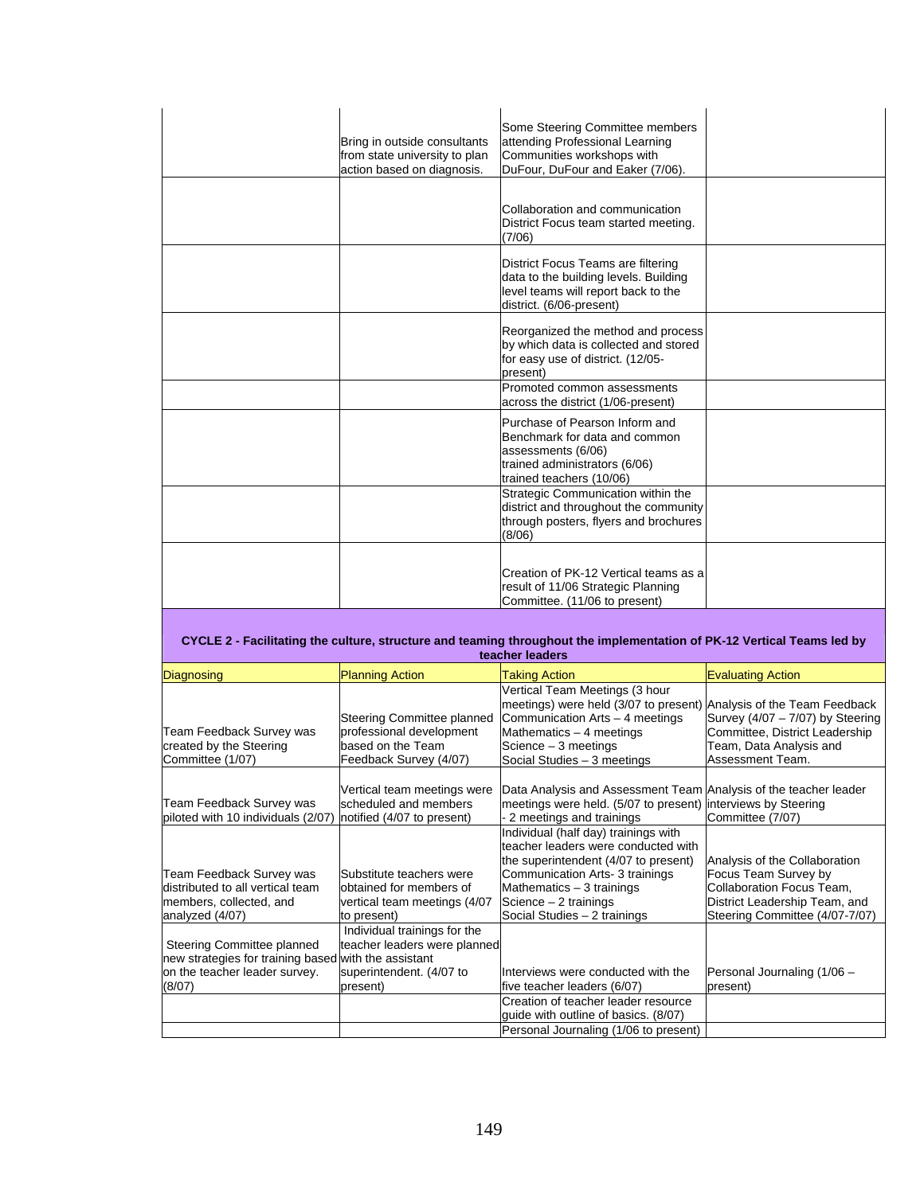| | | | |
|---|---|---|---|
| | Bring in outside consultants from state university to plan action based on diagnosis. | Some Steering Committee members attending Professional Learning Communities workshops with DuFour, DuFour and Eaker (7/06). | |
| | | Collaboration and communication District Focus team started meeting. (7/06) | |
| | | District Focus Teams are filtering data to the building levels. Building level teams will report back to the district. (6/06-present) | |
| | | Reorganized the method and process by which data is collected and stored for easy use of district. (12/05-present) | |
| | | Promoted common assessments across the district (1/06-present) | |
| | | Purchase of Pearson Inform and Benchmark for data and common assessments (6/06)<br>trained administrators (6/06)<br>trained teachers (10/06) | |
| | | Strategic Communication within the district and throughout the community through posters, flyers and brochures (8/06) | |
| | | Creation of PK-12 Vertical teams as a result of 11/06 Strategic Planning Committee. (11/06 to present) | |

**CYCLE 2 - Facilitating the culture, structure and teaming throughout the implementation of PK-12 Vertical Teams led by teacher leaders**

| Diagnosing | Planning Action | Taking Action | Evaluating Action |
|---|---|---|---|
| Team Feedback Survey was created by the Steering Committee (1/07) | Steering Committee planned professional development based on the Team Feedback Survey (4/07) | Vertical Team Meetings (3 hour meetings) were held (3/07 to present)<br>Communication Arts – 4 meetings<br>Mathematics – 4 meetings<br>Science – 3 meetings<br>Social Studies – 3 meetings | Analysis of the Team Feedback Survey (4/07 – 7/07) by Steering Committee, District Leadership Team, Data Analysis and Assessment Team. |
| Team Feedback Survey was piloted with 10 individuals (2/07) | Vertical team meetings were scheduled and members notified (4/07 to present) | Data Analysis and Assessment Team meetings were held. (5/07 to present) - 2 meetings and trainings | Analysis of the teacher leader interviews by Steering Committee (7/07) |
| Team Feedback Survey was distributed to all vertical team members, collected, and analyzed (4/07) | Substitute teachers were obtained for members of vertical team meetings (4/07 to present) | Individual (half day) trainings with teacher leaders were conducted with the superintendent (4/07 to present)<br>Communication Arts- 3 trainings<br>Mathematics – 3 trainings<br>Science – 2 trainings<br>Social Studies – 2 trainings | Analysis of the Collaboration Focus Team Survey by Collaboration Focus Team, District Leadership Team, and Steering Committee (4/07-7/07) |
| Steering Committee planned new strategies for training based on the teacher leader survey. (8/07) | Individual trainings for the teacher leaders were planned with the assistant superintendent. (4/07 to present) | Interviews were conducted with the five teacher leaders (6/07) | Personal Journaling (1/06 – present) |
| | | Creation of teacher leader resource guide with outline of basics. (8/07) | |
| | | Personal Journaling (1/06 to present) | |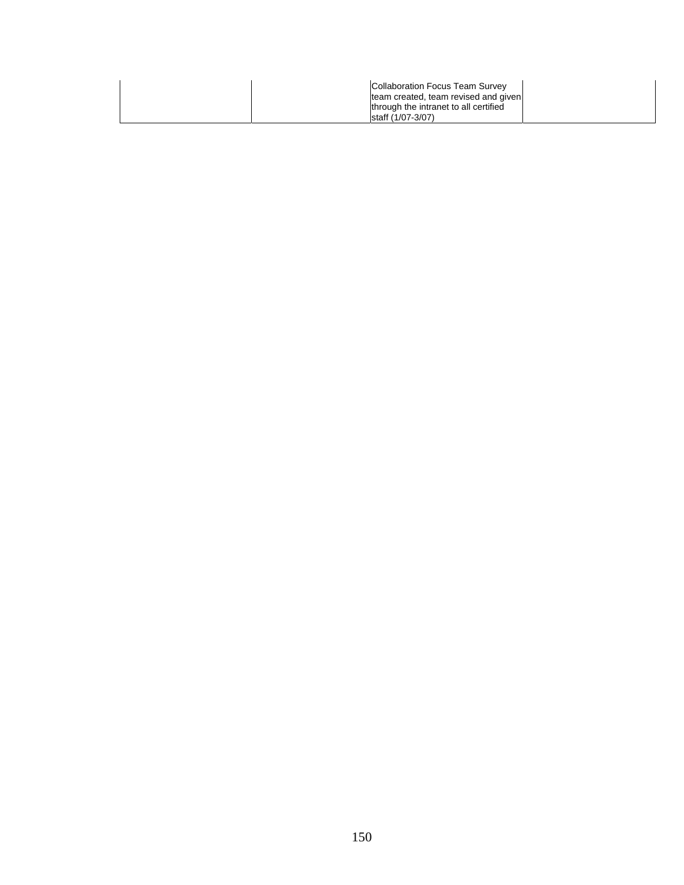| | | | |
|---|---|---|---|
| | | Collaboration Focus Team Survey team created, team revised and given through the intranet to all certified staff (1/07-3/07) | |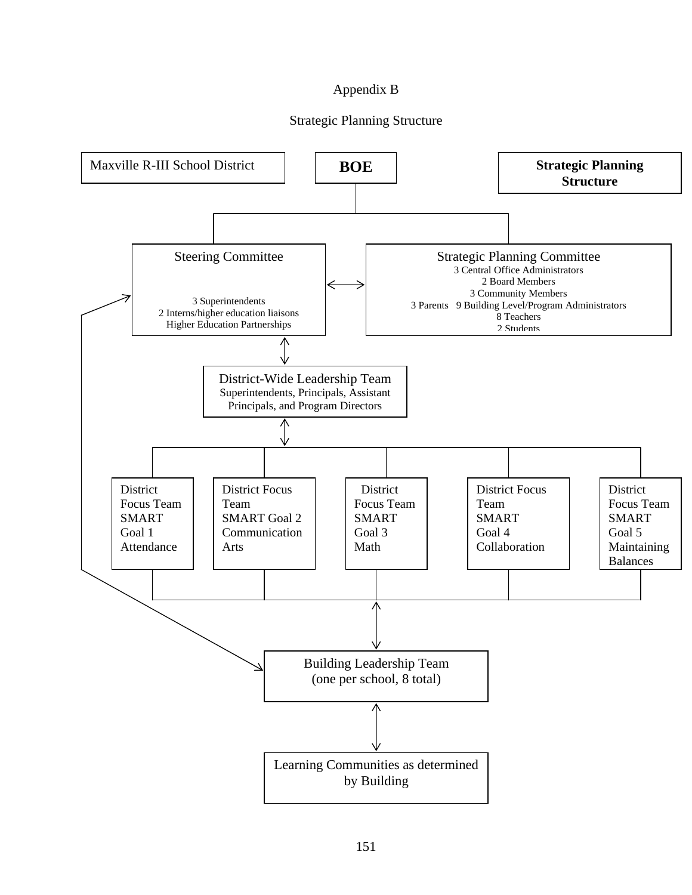Appendix B

Strategic Planning Structure

Maxville R-III School District

**BOE**

**Strategic Planning Structure**

Steering Committee

3 Superintendents
2 Interns/higher education liaisons
Higher Education Partnerships

Strategic Planning Committee
3 Central Office Administrators
2 Board Members
3 Community Members
3 Parents 9 Building Level/Program Administrators
8 Teachers
2 Students

District-Wide Leadership Team
Superintendents, Principals, Assistant Principals, and Program Directors

District Focus Team SMART Goal 1 Attendance

District Focus Team SMART Goal 2 Communication Arts

District Focus Team SMART Goal 3 Math

District Focus Team SMART Goal 4 Collaboration

District Focus Team SMART Goal 5 Maintaining Balances

Building Leadership Team
(one per school, 8 total)

Learning Communities as determined by Building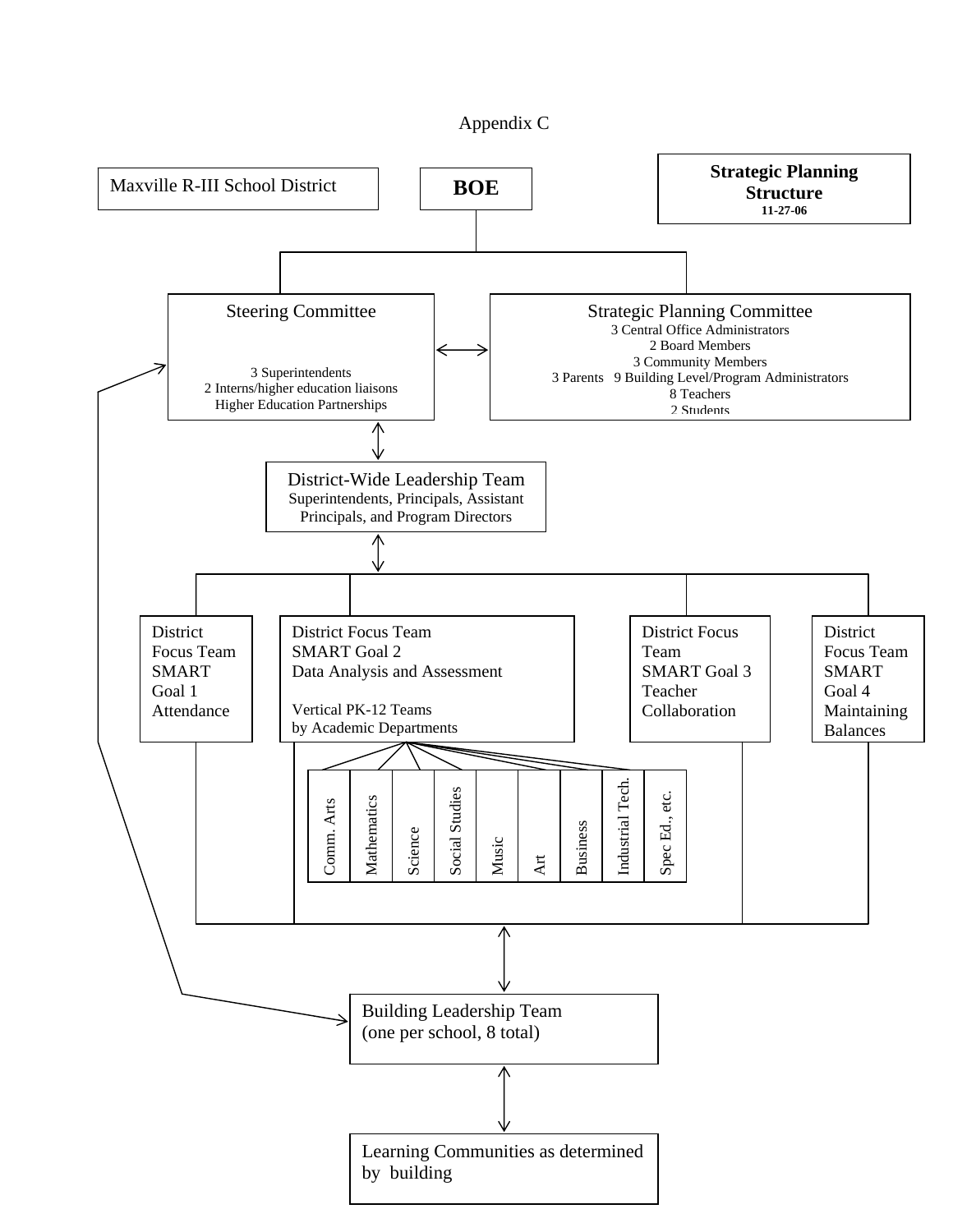Appendix C

Maxville R-III School District

**BOE**

**Strategic Planning Structure**
**11-27-06**

Steering Committee
3 Superintendents
2 Interns/higher education liaisons
Higher Education Partnerships

Strategic Planning Committee
3 Central Office Administrators
2 Board Members
3 Community Members
3 Parents 9 Building Level/Program Administrators
8 Teachers
2 Students

District-Wide Leadership Team
Superintendents, Principals, Assistant Principals, and Program Directors

District Focus Team
SMART Goal 1
Attendance

District Focus Team
SMART Goal 2
Data Analysis and Assessment

Vertical PK-12 Teams
by Academic Departments

Comm. Arts

Mathematics

Science

Social Studies

Music

Art

Business

Industrial Tech.

Spec Ed., etc.

District Focus Team
SMART Goal 3
Teacher Collaboration

District Focus Team
SMART Goal 4
Maintaining Balances

Building Leadership Team
(one per school, 8 total)

Learning Communities as determined by building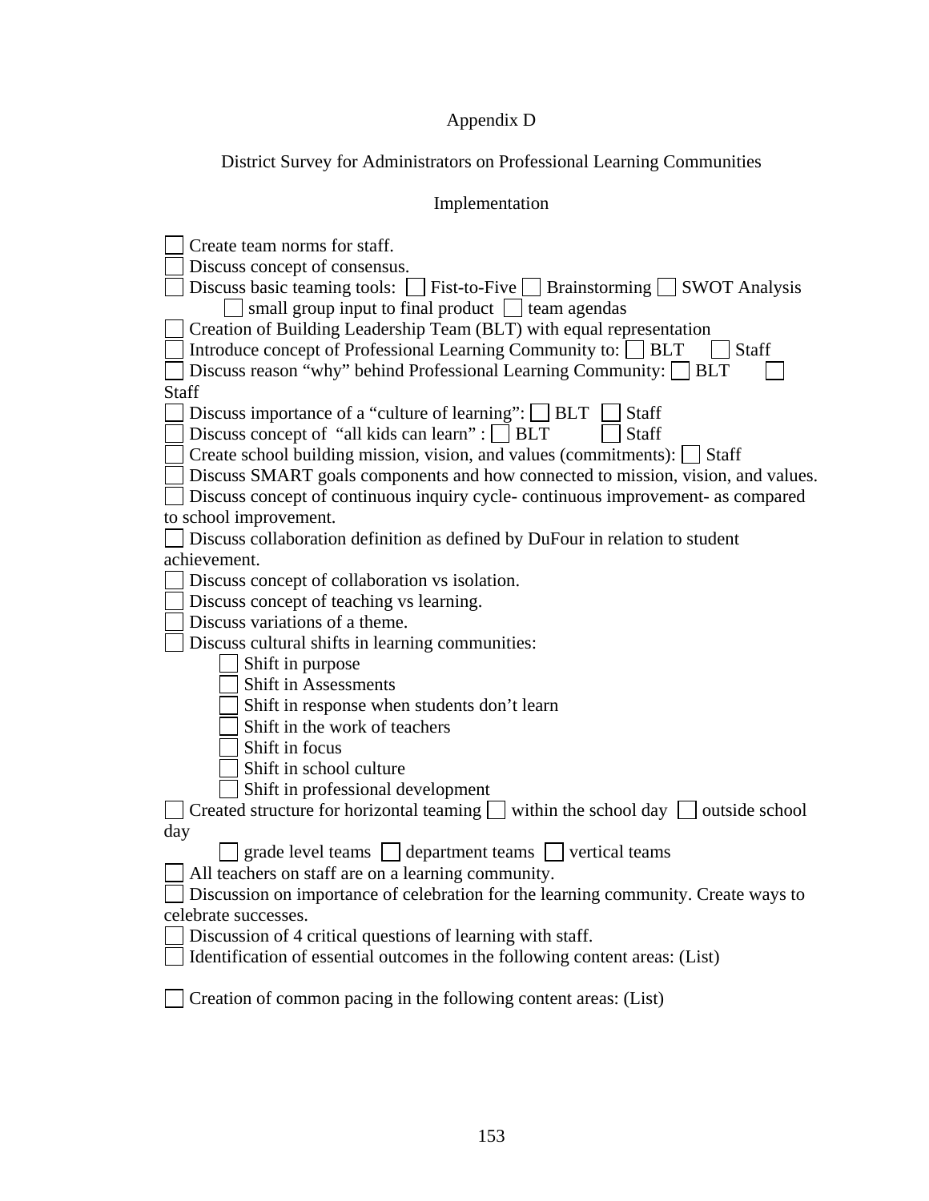Appendix D

District Survey for Administrators on Professional Learning Communities

Implementation

☐ Create team norms for staff.
☐ Discuss concept of consensus.
☐ Discuss basic teaming tools: ☐ Fist-to-Five ☐ Brainstorming ☐ SWOT Analysis
  ☐ small group input to final product ☐ team agendas
☐ Creation of Building Leadership Team (BLT) with equal representation
☐ Introduce concept of Professional Learning Community to: ☐ BLT ☐ Staff
☐ Discuss reason "why" behind Professional Learning Community: ☐ BLT ☐ Staff
☐ Discuss importance of a "culture of learning": ☐ BLT ☐ Staff
☐ Discuss concept of "all kids can learn" : ☐ BLT ☐ Staff
☐ Create school building mission, vision, and values (commitments): ☐ Staff
☐ Discuss SMART goals components and how connected to mission, vision, and values.
☐ Discuss concept of continuous inquiry cycle- continuous improvement- as compared to school improvement.
☐ Discuss collaboration definition as defined by DuFour in relation to student achievement.
☐ Discuss concept of collaboration vs isolation.
☐ Discuss concept of teaching vs learning.
☐ Discuss variations of a theme.
☐ Discuss cultural shifts in learning communities:
  ☐ Shift in purpose
  ☐ Shift in Assessments
  ☐ Shift in response when students don't learn
  ☐ Shift in the work of teachers
  ☐ Shift in focus
  ☐ Shift in school culture
  ☐ Shift in professional development
☐ Created structure for horizontal teaming ☐ within the school day ☐ outside school day
  ☐ grade level teams ☐ department teams ☐ vertical teams
☐ All teachers on staff are on a learning community.
☐ Discussion on importance of celebration for the learning community. Create ways to celebrate successes.
☐ Discussion of 4 critical questions of learning with staff.
☐ Identification of essential outcomes in the following content areas: (List)

☐ Creation of common pacing in the following content areas: (List)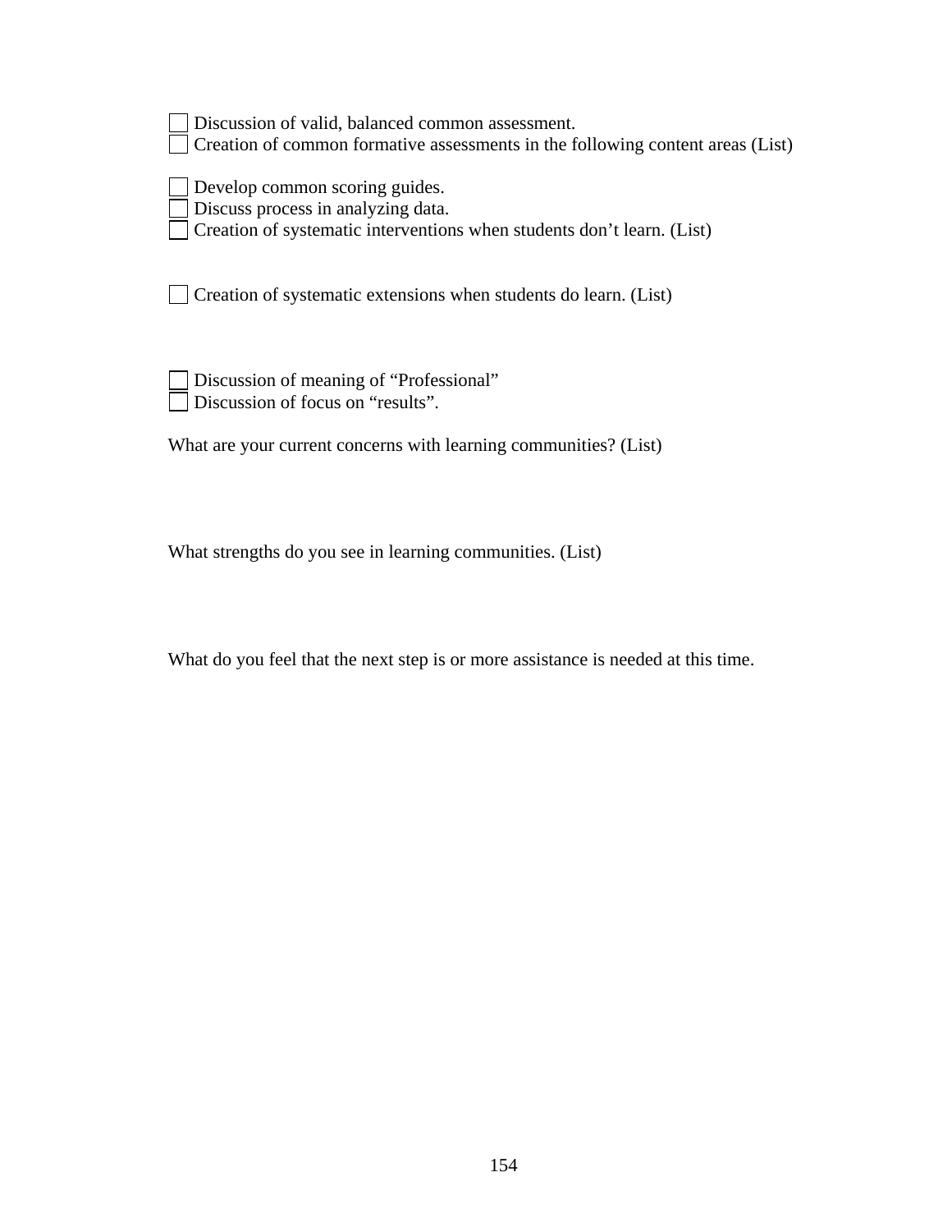- [ ] Discussion of valid, balanced common assessment.
- [ ] Creation of common formative assessments in the following content areas (List)

- [ ] Develop common scoring guides.
- [ ] Discuss process in analyzing data.
- [ ] Creation of systematic interventions when students don't learn. (List)

- [ ] Creation of systematic extensions when students do learn. (List)

- [ ] Discussion of meaning of "Professional"
- [ ] Discussion of focus on "results".

What are your current concerns with learning communities? (List)

What strengths do you see in learning communities. (List)

What do you feel that the next step is or more assistance is needed at this time.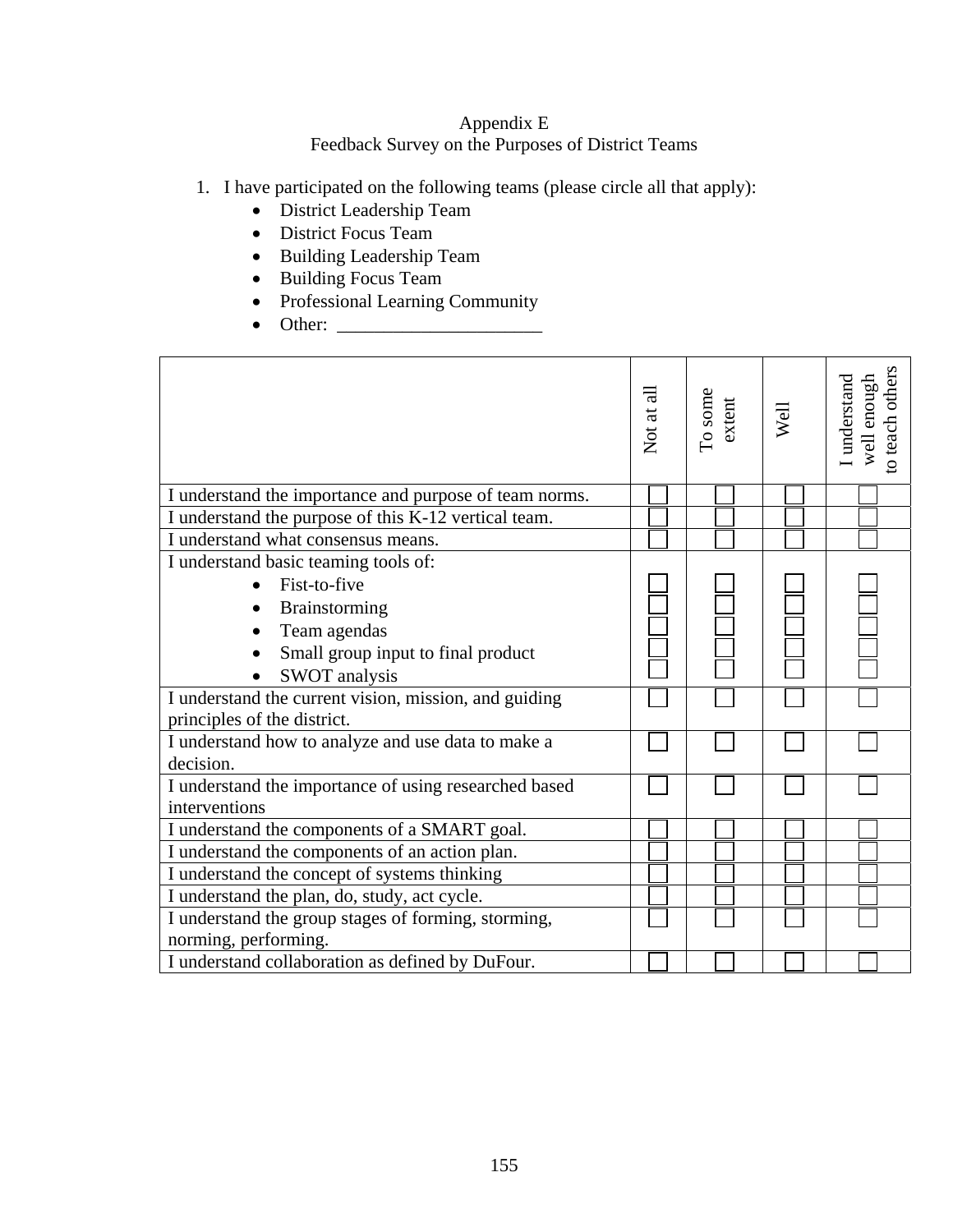# Appendix E
## Feedback Survey on the Purposes of District Teams

1. I have participated on the following teams (please circle all that apply):
   - District Leadership Team
   - District Focus Team
   - Building Leadership Team
   - Building Focus Team
   - Professional Learning Community
   - Other: ______________________

| | Not at all | To some extent | Well | I understand well enough to teach others |
|---|---|---|---|---|
| I understand the importance and purpose of team norms. | ☐ | ☐ | ☐ | ☐ |
| I understand the purpose of this K-12 vertical team. | ☐ | ☐ | ☐ | ☐ |
| I understand what consensus means. | ☐ | ☐ | ☐ | ☐ |
| I understand basic teaming tools of: | | | | |
| • Fist-to-five | ☐ | ☐ | ☐ | ☐ |
| • Brainstorming | ☐ | ☐ | ☐ | ☐ |
| • Team agendas | ☐ | ☐ | ☐ | ☐ |
| • Small group input to final product | ☐ | ☐ | ☐ | ☐ |
| • SWOT analysis | ☐ | ☐ | ☐ | ☐ |
| I understand the current vision, mission, and guiding principles of the district. | ☐ | ☐ | ☐ | ☐ |
| I understand how to analyze and use data to make a decision. | ☐ | ☐ | ☐ | ☐ |
| I understand the importance of using researched based interventions | ☐ | ☐ | ☐ | ☐ |
| I understand the components of a SMART goal. | ☐ | ☐ | ☐ | ☐ |
| I understand the components of an action plan. | ☐ | ☐ | ☐ | ☐ |
| I understand the concept of systems thinking | ☐ | ☐ | ☐ | ☐ |
| I understand the plan, do, study, act cycle. | ☐ | ☐ | ☐ | ☐ |
| I understand the group stages of forming, storming, norming, performing. | ☐ | ☐ | ☐ | ☐ |
| I understand collaboration as defined by DuFour. | ☐ | ☐ | ☐ | ☐ |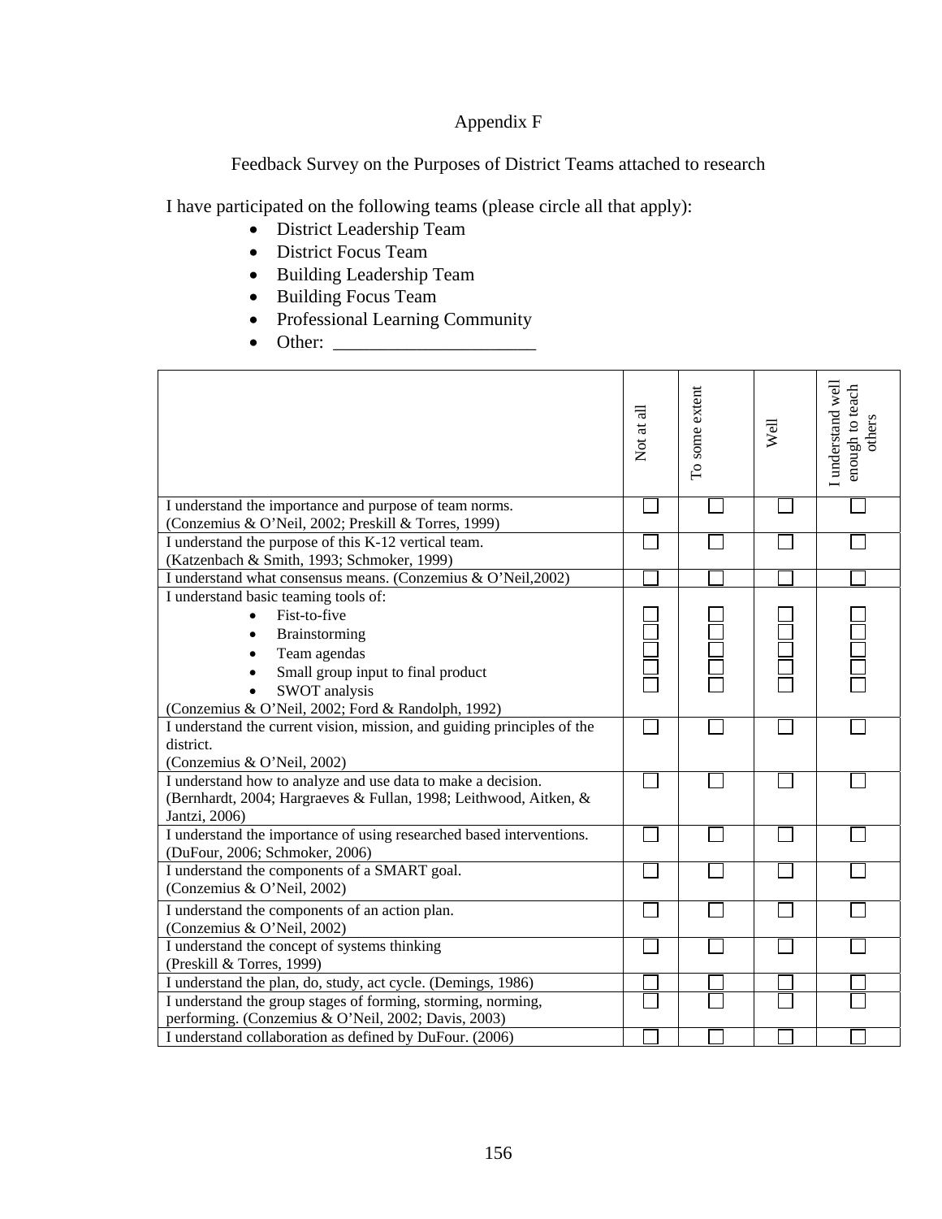# Appendix F

## Feedback Survey on the Purposes of District Teams attached to research

I have participated on the following teams (please circle all that apply):

- District Leadership Team
- District Focus Team
- Building Leadership Team
- Building Focus Team
- Professional Learning Community
- Other: ______________________

| | Not at all | To some extent | Well | I understand well enough to teach others |
|---|---|---|---|---|
| I understand the importance and purpose of team norms. (Conzemius & O'Neil, 2002; Preskill & Torres, 1999) | ☐ | ☐ | ☐ | ☐ |
| I understand the purpose of this K-12 vertical team. (Katzenbach & Smith, 1993; Schmoker, 1999) | ☐ | ☐ | ☐ | ☐ |
| I understand what consensus means. (Conzemius & O'Neil,2002) | ☐ | ☐ | ☐ | ☐ |
| I understand basic teaming tools of: | | | | |
| • Fist-to-five | ☐ | ☐ | ☐ | ☐ |
| • Brainstorming | ☐ | ☐ | ☐ | ☐ |
| • Team agendas | ☐ | ☐ | ☐ | ☐ |
| • Small group input to final product | ☐ | ☐ | ☐ | ☐ |
| • SWOT analysis (Conzemius & O'Neil, 2002; Ford & Randolph, 1992) | ☐ | ☐ | ☐ | ☐ |
| I understand the current vision, mission, and guiding principles of the district. (Conzemius & O'Neil, 2002) | ☐ | ☐ | ☐ | ☐ |
| I understand how to analyze and use data to make a decision. (Bernhardt, 2004; Hargraeves & Fullan, 1998; Leithwood, Aitken, & Jantzi, 2006) | ☐ | ☐ | ☐ | ☐ |
| I understand the importance of using researched based interventions. (DuFour, 2006; Schmoker, 2006) | ☐ | ☐ | ☐ | ☐ |
| I understand the components of a SMART goal. (Conzemius & O'Neil, 2002) | ☐ | ☐ | ☐ | ☐ |
| I understand the components of an action plan. (Conzemius & O'Neil, 2002) | ☐ | ☐ | ☐ | ☐ |
| I understand the concept of systems thinking (Preskill & Torres, 1999) | ☐ | ☐ | ☐ | ☐ |
| I understand the plan, do, study, act cycle. (Demings, 1986) | ☐ | ☐ | ☐ | ☐ |
| I understand the group stages of forming, storming, norming, performing. (Conzemius & O'Neil, 2002; Davis, 2003) | ☐ | ☐ | ☐ | ☐ |
| I understand collaboration as defined by DuFour. (2006) | ☐ | ☐ | ☐ | ☐ |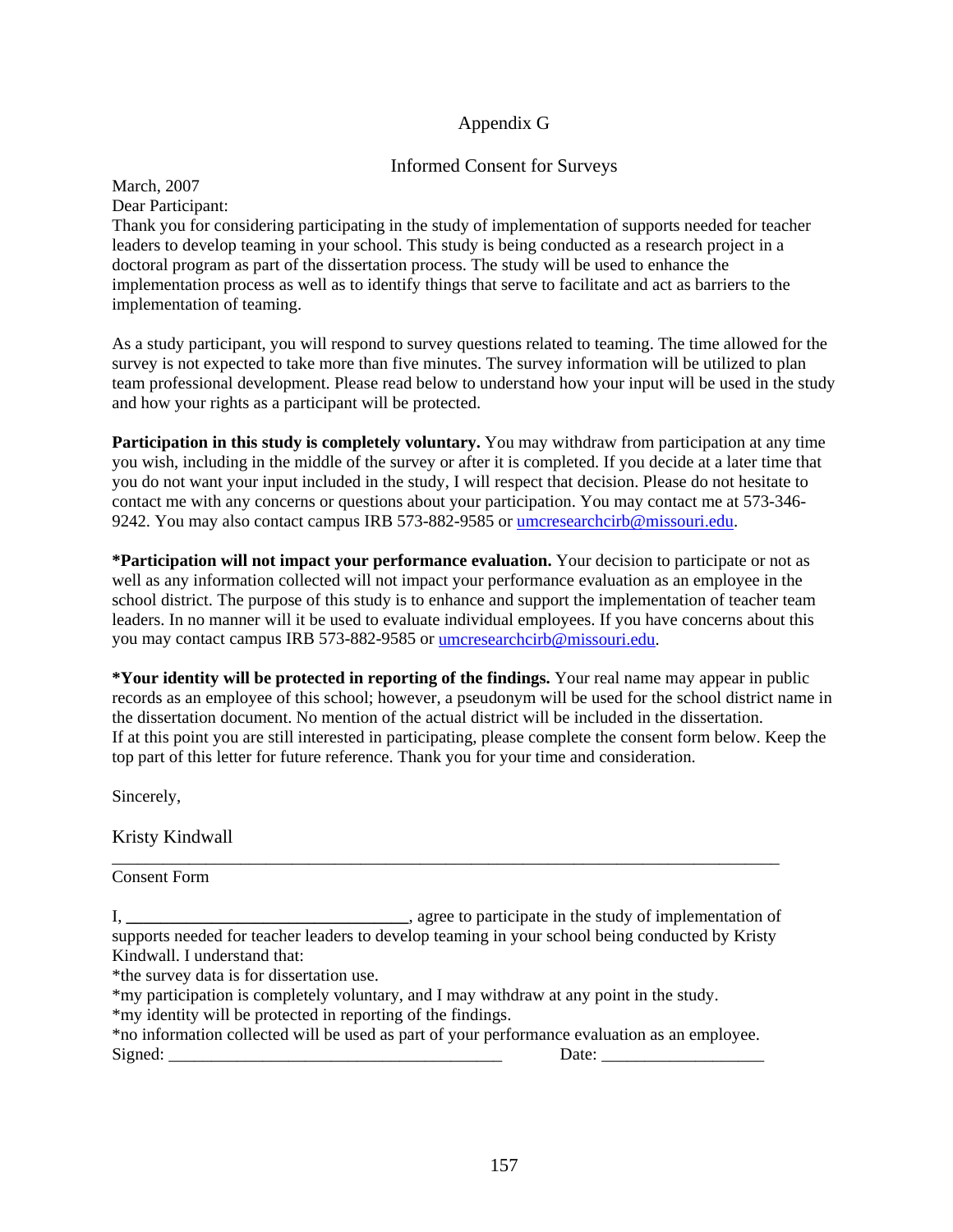# Appendix G

## Informed Consent for Surveys

March, 2007

Dear Participant:

Thank you for considering participating in the study of implementation of supports needed for teacher leaders to develop teaming in your school. This study is being conducted as a research project in a doctoral program as part of the dissertation process. The study will be used to enhance the implementation process as well as to identify things that serve to facilitate and act as barriers to the implementation of teaming.

As a study participant, you will respond to survey questions related to teaming. The time allowed for the survey is not expected to take more than five minutes. The survey information will be utilized to plan team professional development. Please read below to understand how your input will be used in the study and how your rights as a participant will be protected.

**Participation in this study is completely voluntary.** You may withdraw from participation at any time you wish, including in the middle of the survey or after it is completed. If you decide at a later time that you do not want your input included in the study, I will respect that decision. Please do not hesitate to contact me with any concerns or questions about your participation. You may contact me at 573-346-9242. You may also contact campus IRB 573-882-9585 or umcresearchcirb@missouri.edu.

**\*Participation will not impact your performance evaluation.** Your decision to participate or not as well as any information collected will not impact your performance evaluation as an employee in the school district. The purpose of this study is to enhance and support the implementation of teacher team leaders. In no manner will it be used to evaluate individual employees. If you have concerns about this you may contact campus IRB 573-882-9585 or umcresearchcirb@missouri.edu.

**\*Your identity will be protected in reporting of the findings.** Your real name may appear in public records as an employee of this school; however, a pseudonym will be used for the school district name in the dissertation document. No mention of the actual district will be included in the dissertation.
If at this point you are still interested in participating, please complete the consent form below. Keep the top part of this letter for future reference. Thank you for your time and consideration.

Sincerely,

Kristy Kindwall

---

Consent Form

I, ________________________________, agree to participate in the study of implementation of supports needed for teacher leaders to develop teaming in your school being conducted by Kristy Kindwall. I understand that:

*the survey data is for dissertation use.
*my participation is completely voluntary, and I may withdraw at any point in the study.
*my identity will be protected in reporting of the findings.
*no information collected will be used as part of your performance evaluation as an employee.

Signed: ______________________________________ Date: ___________________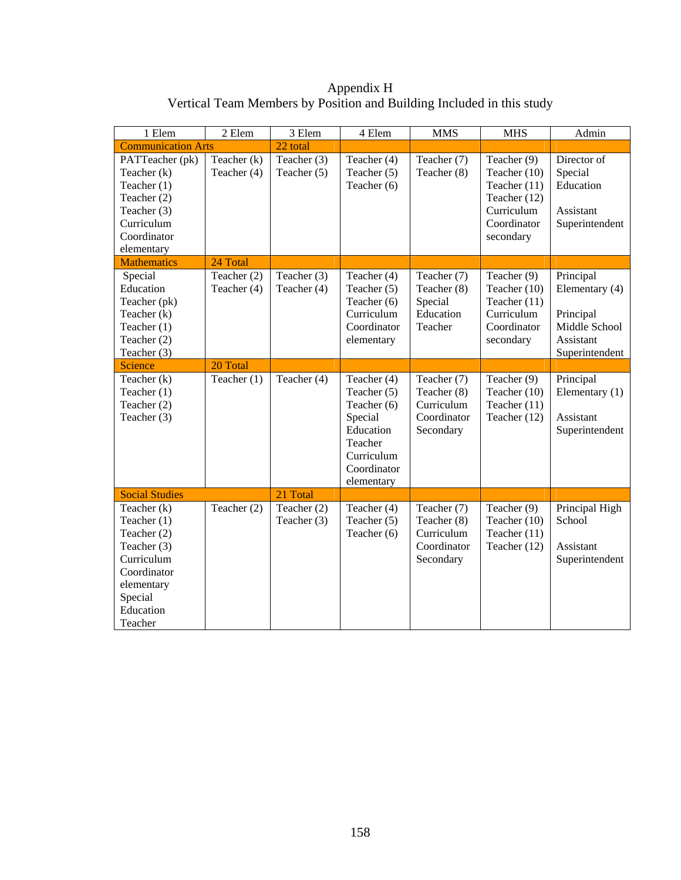Appendix H

Vertical Team Members by Position and Building Included in this study

| 1 Elem | 2 Elem | 3 Elem | 4 Elem | MMS | MHS | Admin |
|---|---|---|---|---|---|---|
| Communication Arts | | 22 total | | | | |
| PATTeacher (pk)<br>Teacher (k)<br>Teacher (1)<br>Teacher (2)<br>Teacher (3)<br>Curriculum Coordinator elementary | Teacher (k)<br>Teacher (4) | Teacher (3)<br>Teacher (5) | Teacher (4)<br>Teacher (5)<br>Teacher (6) | Teacher (7)<br>Teacher (8) | Teacher (9)<br>Teacher (10)<br>Teacher (11)<br>Teacher (12)<br>Curriculum Coordinator secondary | Director of Special Education<br><br>Assistant Superintendent |
| Mathematics | 24 Total | | | | | |
| Special Education Teacher (pk)<br>Teacher (k)<br>Teacher (1)<br>Teacher (2)<br>Teacher (3) | Teacher (2)<br>Teacher (4) | Teacher (3)<br>Teacher (4) | Teacher (4)<br>Teacher (5)<br>Teacher (6)<br>Curriculum Coordinator elementary | Teacher (7)<br>Teacher (8)<br>Special Education Teacher | Teacher (9)<br>Teacher (10)<br>Teacher (11)<br>Curriculum Coordinator secondary | Principal Elementary (4)<br><br>Principal Middle School Assistant Superintendent |
| Science | 20 Total | | | | | |
| Teacher (k)<br>Teacher (1)<br>Teacher (2)<br>Teacher (3) | Teacher (1) | Teacher (4) | Teacher (4)<br>Teacher (5)<br>Teacher (6)<br>Special Education Teacher<br>Curriculum Coordinator elementary | Teacher (7)<br>Teacher (8)<br>Curriculum Coordinator Secondary | Teacher (9)<br>Teacher (10)<br>Teacher (11)<br>Teacher (12) | Principal Elementary (1)<br><br>Assistant Superintendent |
| Social Studies | | 21 Total | | | | |
| Teacher (k)<br>Teacher (1)<br>Teacher (2)<br>Teacher (3)<br>Curriculum Coordinator elementary<br>Special Education Teacher | Teacher (2) | Teacher (2)<br>Teacher (3) | Teacher (4)<br>Teacher (5)<br>Teacher (6) | Teacher (7)<br>Teacher (8)<br>Curriculum Coordinator Secondary | Teacher (9)<br>Teacher (10)<br>Teacher (11)<br>Teacher (12) | Principal High School<br><br>Assistant Superintendent |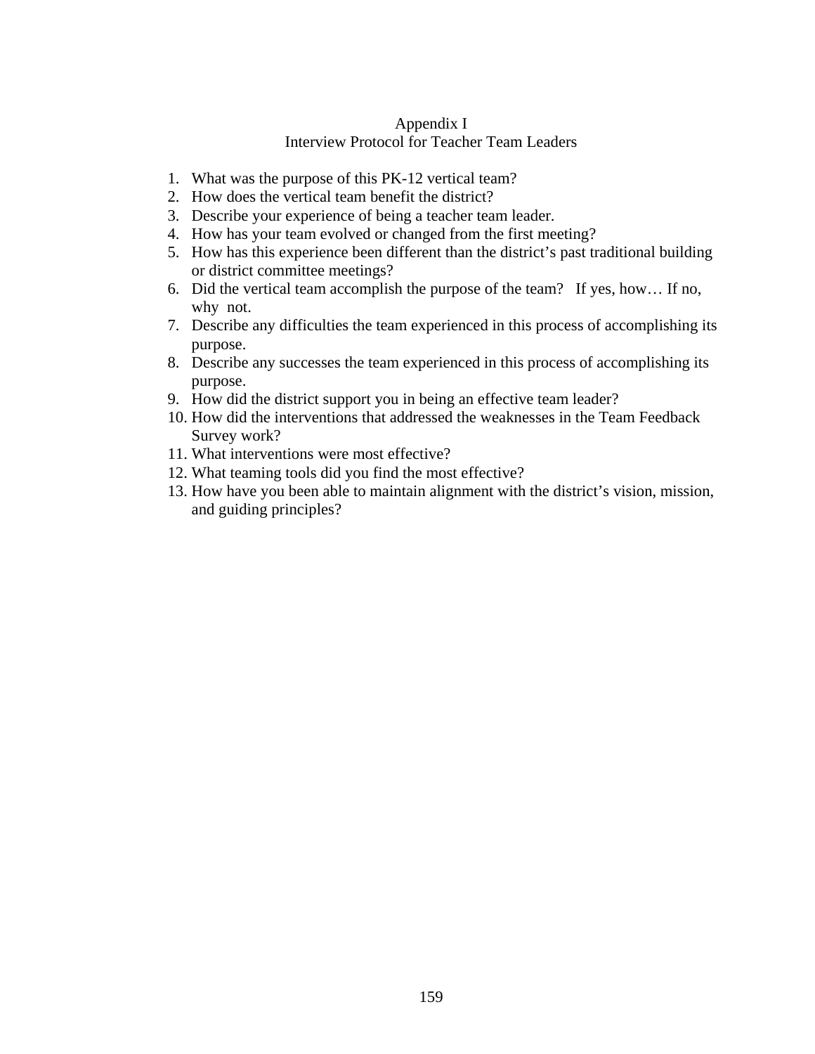# Appendix I
## Interview Protocol for Teacher Team Leaders

1. What was the purpose of this PK-12 vertical team?
2. How does the vertical team benefit the district?
3. Describe your experience of being a teacher team leader.
4. How has your team evolved or changed from the first meeting?
5. How has this experience been different than the district's past traditional building or district committee meetings?
6. Did the vertical team accomplish the purpose of the team? If yes, how… If no, why not.
7. Describe any difficulties the team experienced in this process of accomplishing its purpose.
8. Describe any successes the team experienced in this process of accomplishing its purpose.
9. How did the district support you in being an effective team leader?
10. How did the interventions that addressed the weaknesses in the Team Feedback Survey work?
11. What interventions were most effective?
12. What teaming tools did you find the most effective?
13. How have you been able to maintain alignment with the district's vision, mission, and guiding principles?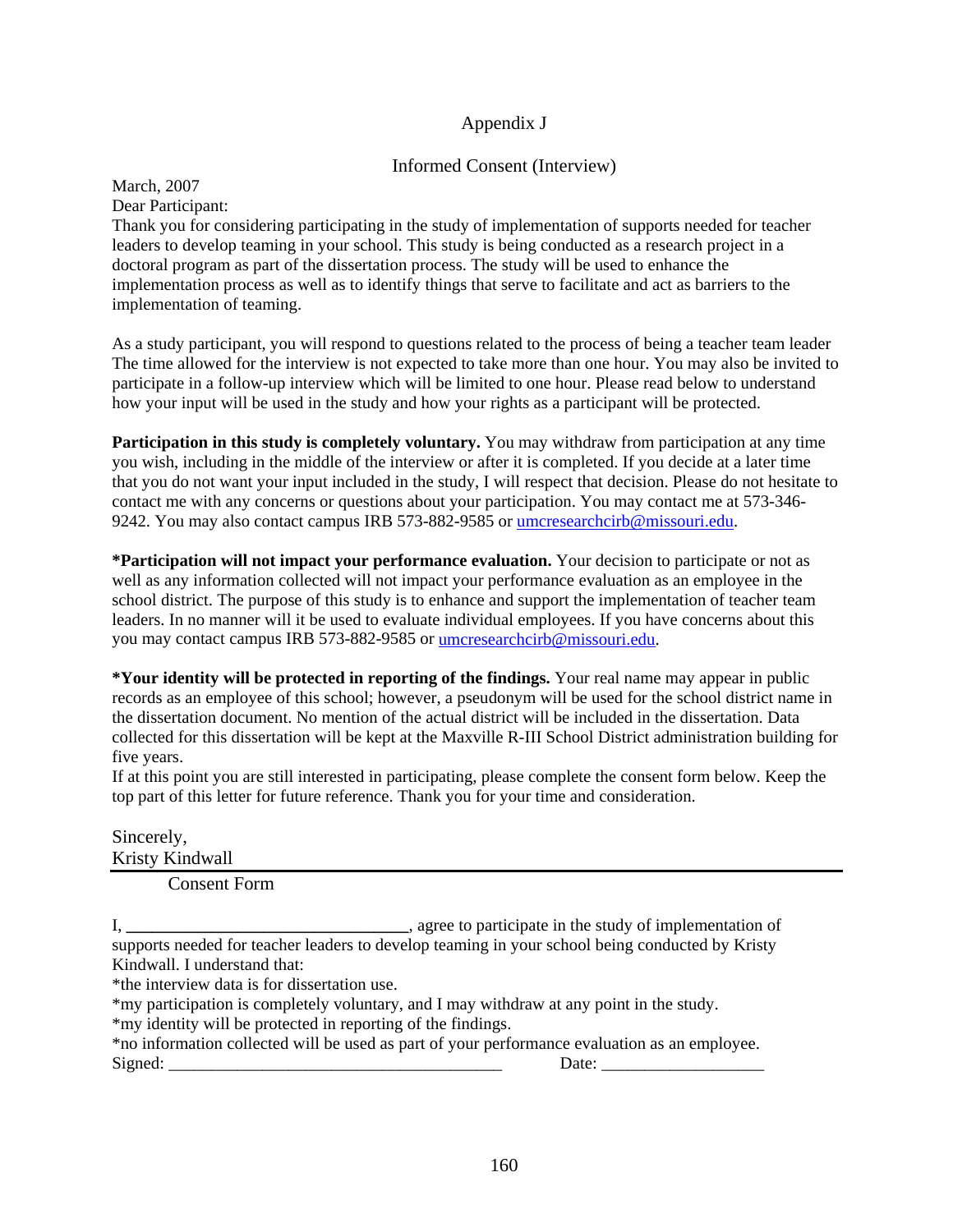# Appendix J

## Informed Consent (Interview)

March, 2007

Dear Participant:

Thank you for considering participating in the study of implementation of supports needed for teacher leaders to develop teaming in your school. This study is being conducted as a research project in a doctoral program as part of the dissertation process. The study will be used to enhance the implementation process as well as to identify things that serve to facilitate and act as barriers to the implementation of teaming.

As a study participant, you will respond to questions related to the process of being a teacher team leader The time allowed for the interview is not expected to take more than one hour. You may also be invited to participate in a follow-up interview which will be limited to one hour. Please read below to understand how your input will be used in the study and how your rights as a participant will be protected.

**Participation in this study is completely voluntary.** You may withdraw from participation at any time you wish, including in the middle of the interview or after it is completed. If you decide at a later time that you do not want your input included in the study, I will respect that decision. Please do not hesitate to contact me with any concerns or questions about your participation. You may contact me at 573-346-9242. You may also contact campus IRB 573-882-9585 or umcresearchcirb@missouri.edu.

**\*Participation will not impact your performance evaluation.** Your decision to participate or not as well as any information collected will not impact your performance evaluation as an employee in the school district. The purpose of this study is to enhance and support the implementation of teacher team leaders. In no manner will it be used to evaluate individual employees. If you have concerns about this you may contact campus IRB 573-882-9585 or umcresearchcirb@missouri.edu.

**\*Your identity will be protected in reporting of the findings.** Your real name may appear in public records as an employee of this school; however, a pseudonym will be used for the school district name in the dissertation document. No mention of the actual district will be included in the dissertation. Data collected for this dissertation will be kept at the Maxville R-III School District administration building for five years.

If at this point you are still interested in participating, please complete the consent form below. Keep the top part of this letter for future reference. Thank you for your time and consideration.

Sincerely,

Kristy Kindwall

---

Consent Form

I, ________________________________, agree to participate in the study of implementation of supports needed for teacher leaders to develop teaming in your school being conducted by Kristy Kindwall. I understand that:

*the interview data is for dissertation use.

*my participation is completely voluntary, and I may withdraw at any point in the study.

*my identity will be protected in reporting of the findings.

*no information collected will be used as part of your performance evaluation as an employee.

Signed: _______________________________________ Date: ___________________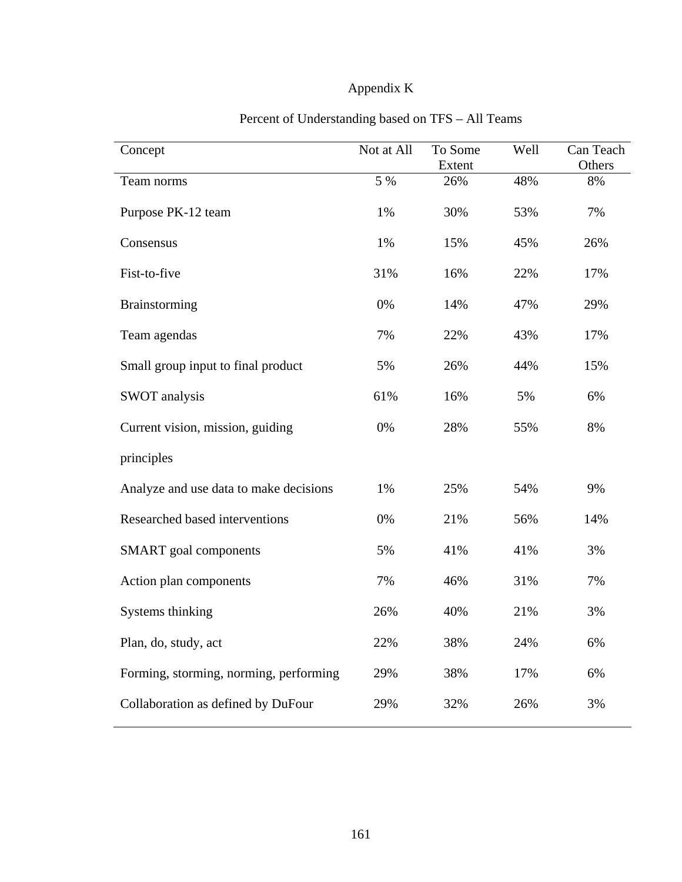# Appendix K

## Percent of Understanding based on TFS – All Teams

| Concept | Not at All | To Some Extent | Well | Can Teach Others |
|---|---|---|---|---|
| Team norms | 5 % | 26% | 48% | 8% |
| Purpose PK-12 team | 1% | 30% | 53% | 7% |
| Consensus | 1% | 15% | 45% | 26% |
| Fist-to-five | 31% | 16% | 22% | 17% |
| Brainstorming | 0% | 14% | 47% | 29% |
| Team agendas | 7% | 22% | 43% | 17% |
| Small group input to final product | 5% | 26% | 44% | 15% |
| SWOT analysis | 61% | 16% | 5% | 6% |
| Current vision, mission, guiding principles | 0% | 28% | 55% | 8% |
| Analyze and use data to make decisions | 1% | 25% | 54% | 9% |
| Researched based interventions | 0% | 21% | 56% | 14% |
| SMART goal components | 5% | 41% | 41% | 3% |
| Action plan components | 7% | 46% | 31% | 7% |
| Systems thinking | 26% | 40% | 21% | 3% |
| Plan, do, study, act | 22% | 38% | 24% | 6% |
| Forming, storming, norming, performing | 29% | 38% | 17% | 6% |
| Collaboration as defined by DuFour | 29% | 32% | 26% | 3% |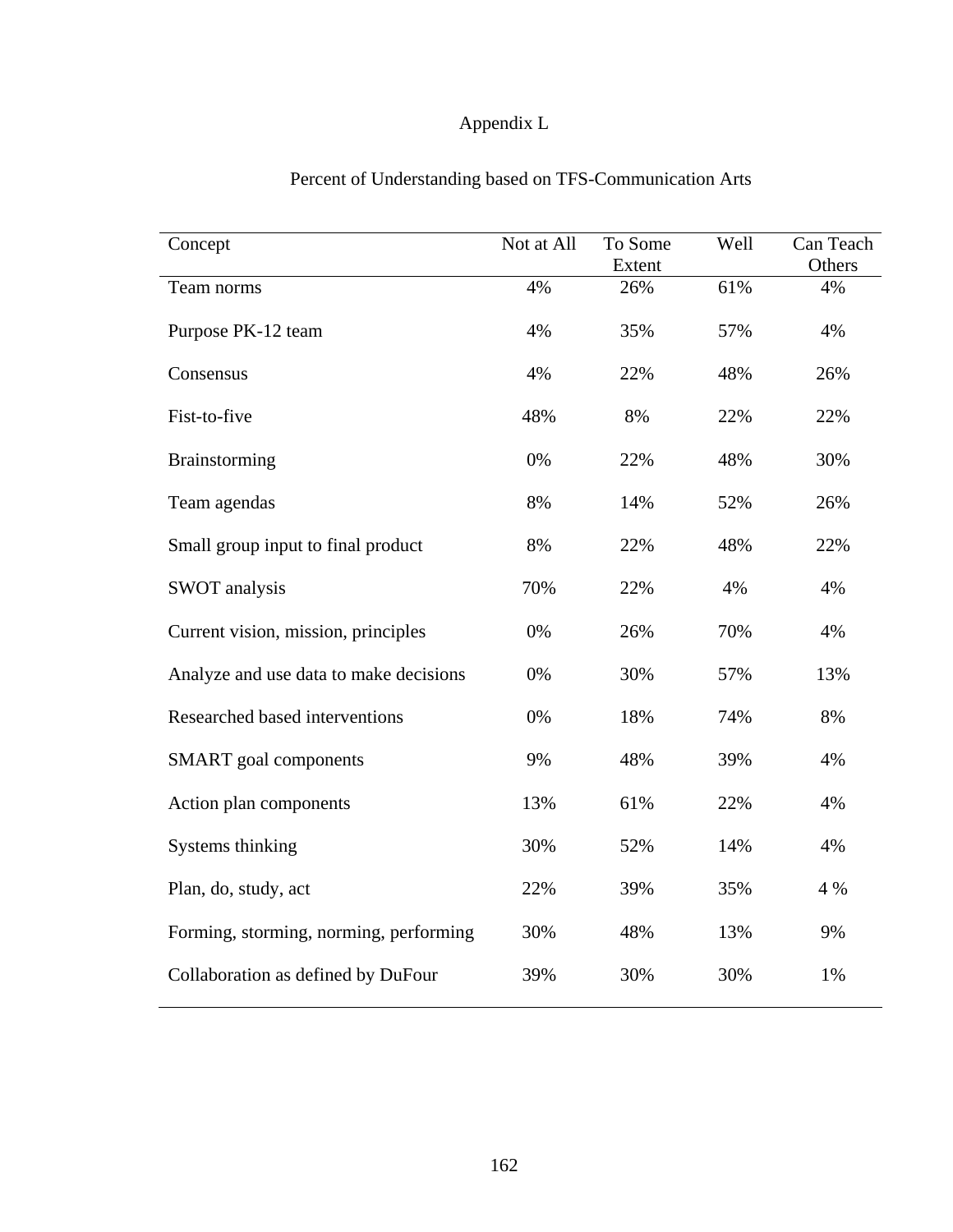# Appendix L

## Percent of Understanding based on TFS-Communication Arts

| Concept | Not at All | To Some Extent | Well | Can Teach Others |
|---|---|---|---|---|
| Team norms | 4% | 26% | 61% | 4% |
| Purpose PK-12 team | 4% | 35% | 57% | 4% |
| Consensus | 4% | 22% | 48% | 26% |
| Fist-to-five | 48% | 8% | 22% | 22% |
| Brainstorming | 0% | 22% | 48% | 30% |
| Team agendas | 8% | 14% | 52% | 26% |
| Small group input to final product | 8% | 22% | 48% | 22% |
| SWOT analysis | 70% | 22% | 4% | 4% |
| Current vision, mission, principles | 0% | 26% | 70% | 4% |
| Analyze and use data to make decisions | 0% | 30% | 57% | 13% |
| Researched based interventions | 0% | 18% | 74% | 8% |
| SMART goal components | 9% | 48% | 39% | 4% |
| Action plan components | 13% | 61% | 22% | 4% |
| Systems thinking | 30% | 52% | 14% | 4% |
| Plan, do, study, act | 22% | 39% | 35% | 4 % |
| Forming, storming, norming, performing | 30% | 48% | 13% | 9% |
| Collaboration as defined by DuFour | 39% | 30% | 30% | 1% |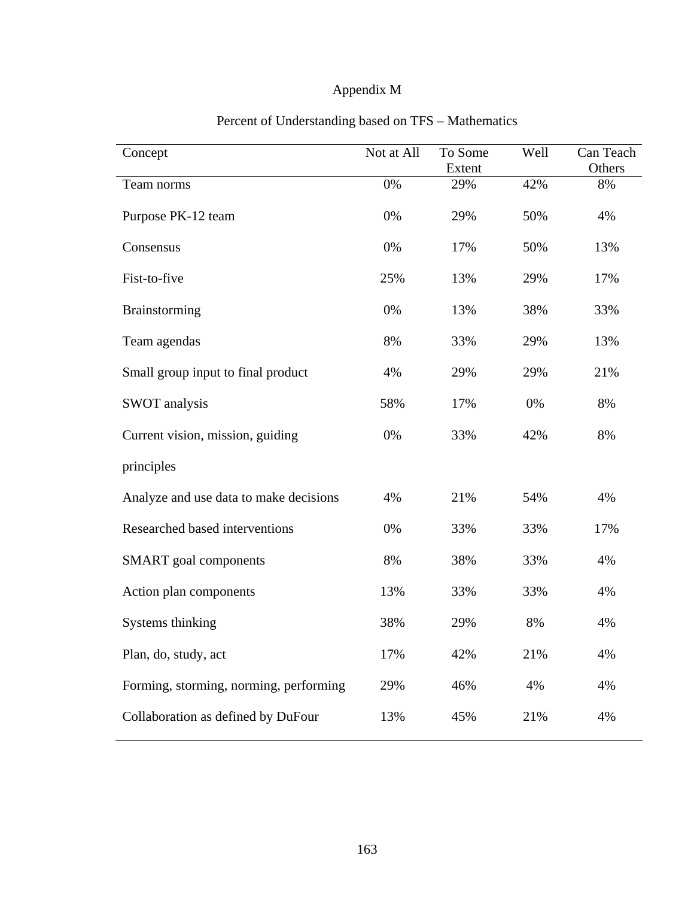Appendix M

Percent of Understanding based on TFS – Mathematics

| Concept | Not at All | To Some Extent | Well | Can Teach Others |
|---|---|---|---|---|
| Team norms | 0% | 29% | 42% | 8% |
| Purpose PK-12 team | 0% | 29% | 50% | 4% |
| Consensus | 0% | 17% | 50% | 13% |
| Fist-to-five | 25% | 13% | 29% | 17% |
| Brainstorming | 0% | 13% | 38% | 33% |
| Team agendas | 8% | 33% | 29% | 13% |
| Small group input to final product | 4% | 29% | 29% | 21% |
| SWOT analysis | 58% | 17% | 0% | 8% |
| Current vision, mission, guiding principles | 0% | 33% | 42% | 8% |
| Analyze and use data to make decisions | 4% | 21% | 54% | 4% |
| Researched based interventions | 0% | 33% | 33% | 17% |
| SMART goal components | 8% | 38% | 33% | 4% |
| Action plan components | 13% | 33% | 33% | 4% |
| Systems thinking | 38% | 29% | 8% | 4% |
| Plan, do, study, act | 17% | 42% | 21% | 4% |
| Forming, storming, norming, performing | 29% | 46% | 4% | 4% |
| Collaboration as defined by DuFour | 13% | 45% | 21% | 4% |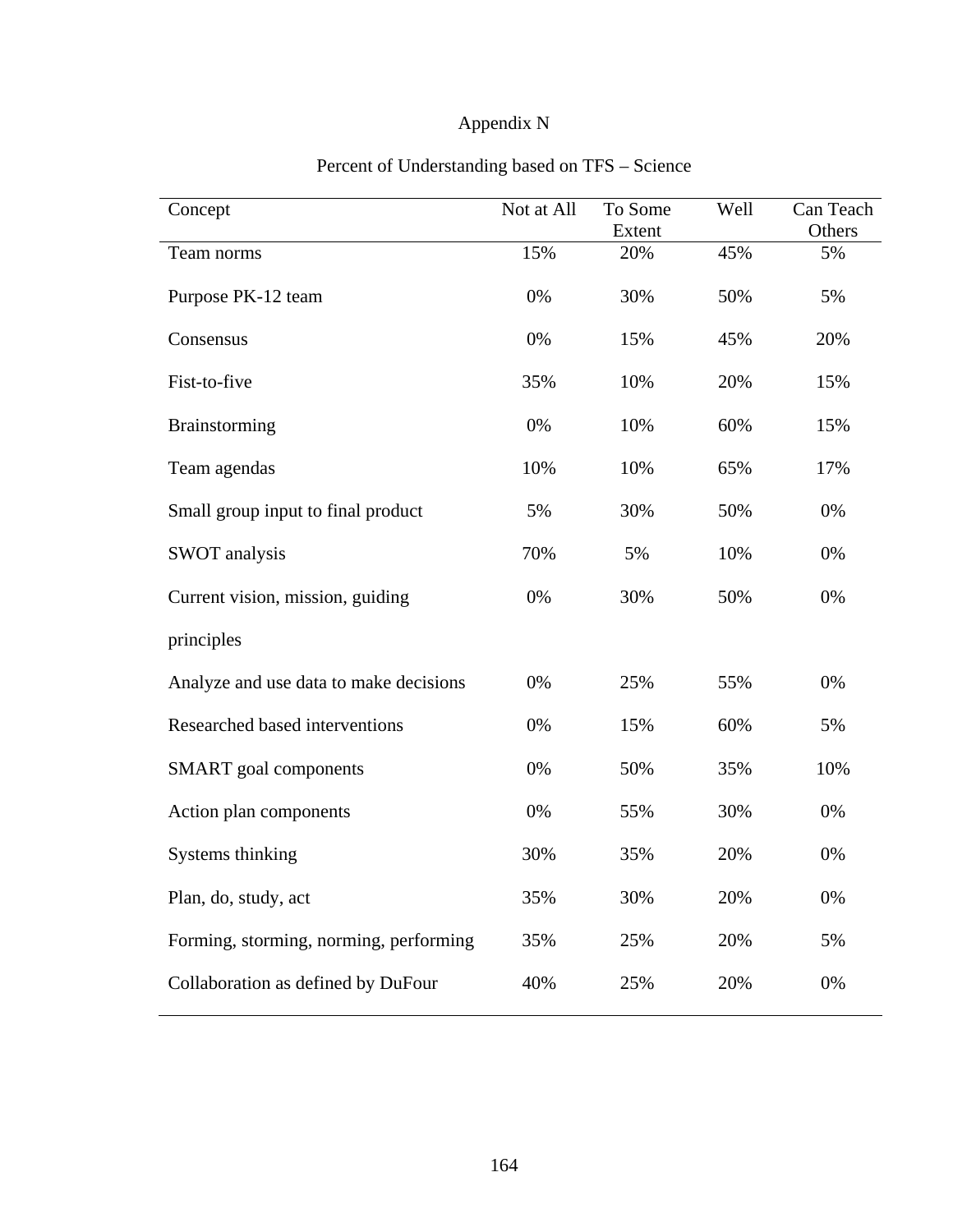# Appendix N

## Percent of Understanding based on TFS – Science

| Concept | Not at All | To Some Extent | Well | Can Teach Others |
|---|---|---|---|---|
| Team norms | 15% | 20% | 45% | 5% |
| Purpose PK-12 team | 0% | 30% | 50% | 5% |
| Consensus | 0% | 15% | 45% | 20% |
| Fist-to-five | 35% | 10% | 20% | 15% |
| Brainstorming | 0% | 10% | 60% | 15% |
| Team agendas | 10% | 10% | 65% | 17% |
| Small group input to final product | 5% | 30% | 50% | 0% |
| SWOT analysis | 70% | 5% | 10% | 0% |
| Current vision, mission, guiding principles | 0% | 30% | 50% | 0% |
| Analyze and use data to make decisions | 0% | 25% | 55% | 0% |
| Researched based interventions | 0% | 15% | 60% | 5% |
| SMART goal components | 0% | 50% | 35% | 10% |
| Action plan components | 0% | 55% | 30% | 0% |
| Systems thinking | 30% | 35% | 20% | 0% |
| Plan, do, study, act | 35% | 30% | 20% | 0% |
| Forming, storming, norming, performing | 35% | 25% | 20% | 5% |
| Collaboration as defined by DuFour | 40% | 25% | 20% | 0% |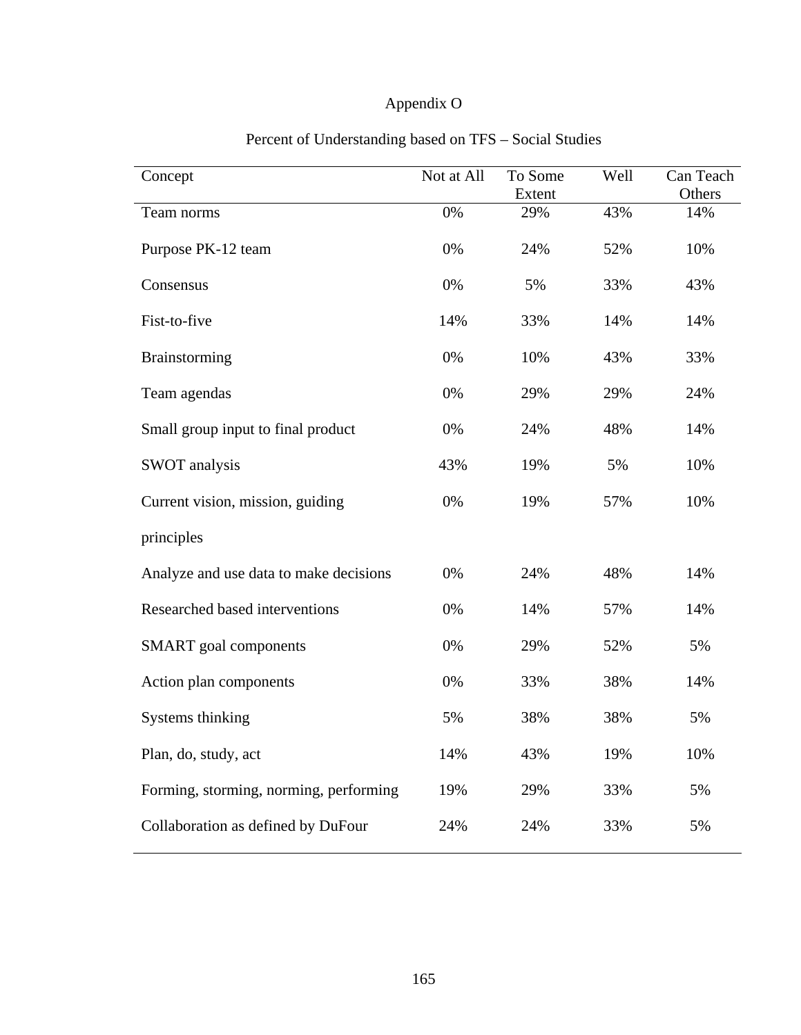# Appendix O

## Percent of Understanding based on TFS – Social Studies

| Concept | Not at All | To Some Extent | Well | Can Teach Others |
|---|---|---|---|---|
| Team norms | 0% | 29% | 43% | 14% |
| Purpose PK-12 team | 0% | 24% | 52% | 10% |
| Consensus | 0% | 5% | 33% | 43% |
| Fist-to-five | 14% | 33% | 14% | 14% |
| Brainstorming | 0% | 10% | 43% | 33% |
| Team agendas | 0% | 29% | 29% | 24% |
| Small group input to final product | 0% | 24% | 48% | 14% |
| SWOT analysis | 43% | 19% | 5% | 10% |
| Current vision, mission, guiding principles | 0% | 19% | 57% | 10% |
| Analyze and use data to make decisions | 0% | 24% | 48% | 14% |
| Researched based interventions | 0% | 14% | 57% | 14% |
| SMART goal components | 0% | 29% | 52% | 5% |
| Action plan components | 0% | 33% | 38% | 14% |
| Systems thinking | 5% | 38% | 38% | 5% |
| Plan, do, study, act | 14% | 43% | 19% | 10% |
| Forming, storming, norming, performing | 19% | 29% | 33% | 5% |
| Collaboration as defined by DuFour | 24% | 24% | 33% | 5% |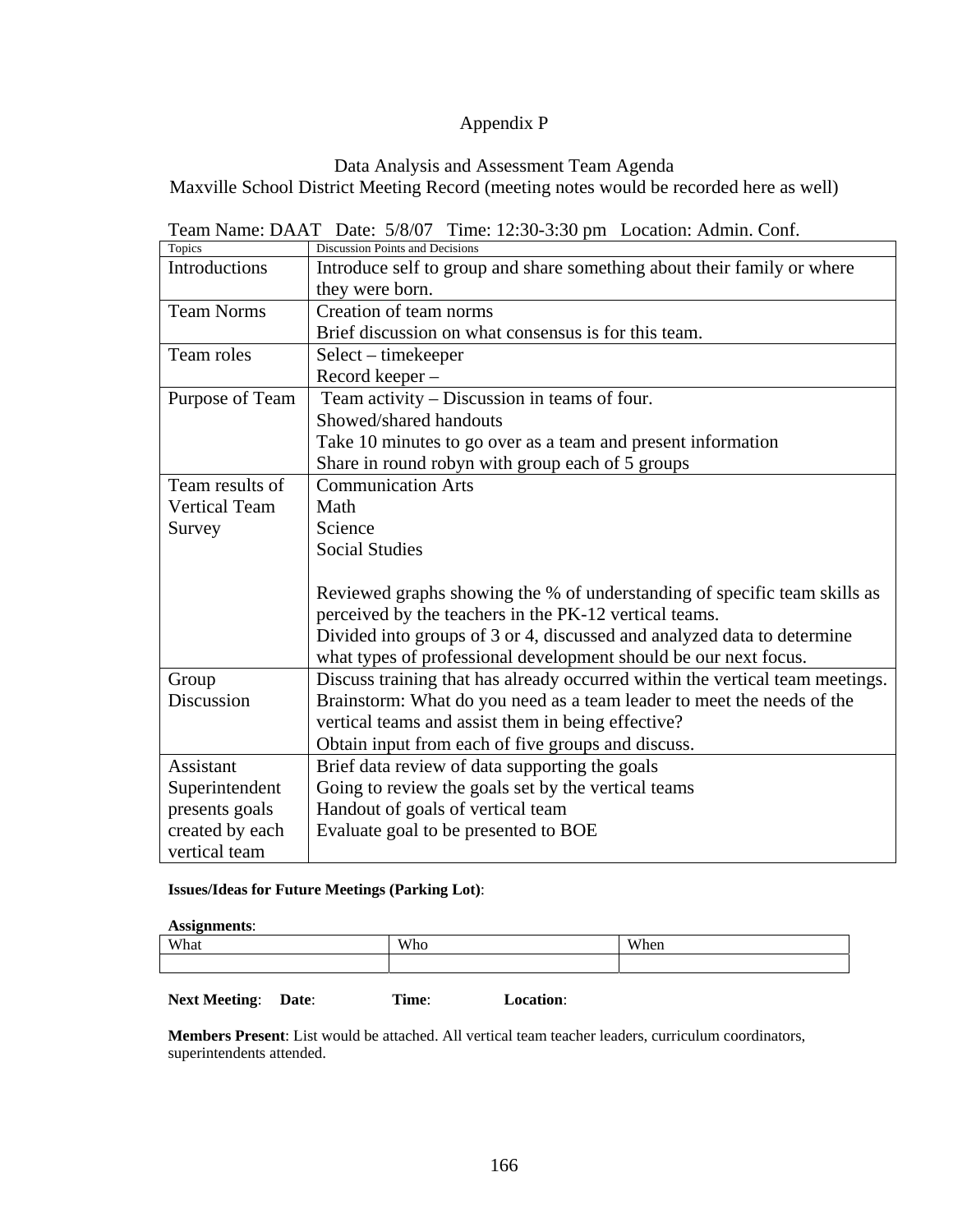# Appendix P

## Data Analysis and Assessment Team Agenda

Maxville School District Meeting Record (meeting notes would be recorded here as well)

Team Name: DAAT Date: 5/8/07 Time: 12:30-3:30 pm Location: Admin. Conf.

| Topics | Discussion Points and Decisions |
|---|---|
| Introductions | Introduce self to group and share something about their family or where they were born. |
| Team Norms | Creation of team norms<br>Brief discussion on what consensus is for this team. |
| Team roles | Select – timekeeper<br>Record keeper – |
| Purpose of Team | Team activity – Discussion in teams of four.<br>Showed/shared handouts<br>Take 10 minutes to go over as a team and present information<br>Share in round robyn with group each of 5 groups |
| Team results of Vertical Team Survey | Communication Arts<br>Math<br>Science<br>Social Studies<br><br>Reviewed graphs showing the % of understanding of specific team skills as perceived by the teachers in the PK-12 vertical teams.<br>Divided into groups of 3 or 4, discussed and analyzed data to determine what types of professional development should be our next focus. |
| Group Discussion | Discuss training that has already occurred within the vertical team meetings.<br>Brainstorm: What do you need as a team leader to meet the needs of the vertical teams and assist them in being effective?<br>Obtain input from each of five groups and discuss. |
| Assistant Superintendent presents goals created by each vertical team | Brief data review of data supporting the goals<br>Going to review the goals set by the vertical teams<br>Handout of goals of vertical team<br>Evaluate goal to be presented to BOE |

**Issues/Ideas for Future Meetings (Parking Lot)**:

**Assignments**:

| What | Who | When |
|---|---|---|
| | | |

**Next Meeting**: **Date**: **Time**: **Location**:

**Members Present**: List would be attached. All vertical team teacher leaders, curriculum coordinators, superintendents attended.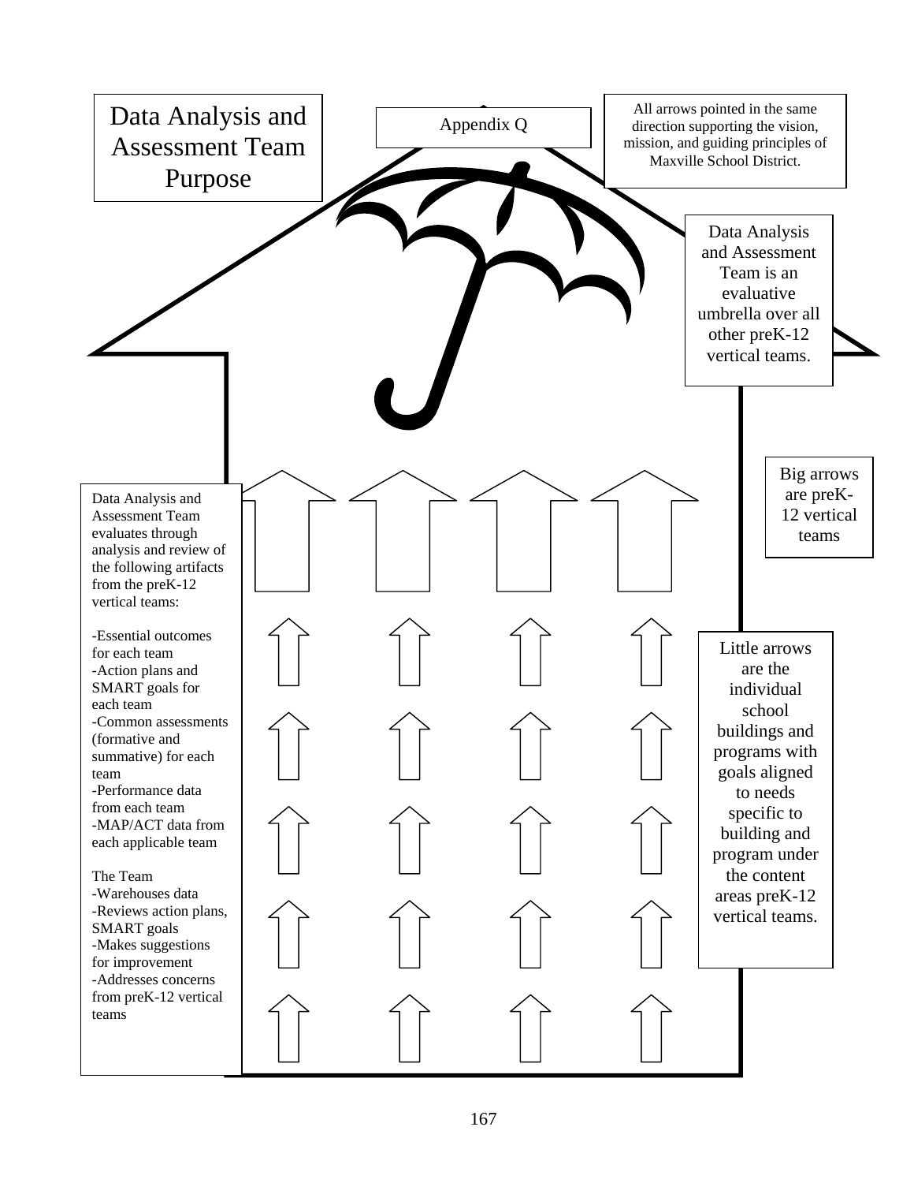Appendix Q

# Data Analysis and Assessment Team Purpose

All arrows pointed in the same direction supporting the vision, mission, and guiding principles of Maxville School District.

Data Analysis and Assessment Team is an evaluative umbrella over all other preK-12 vertical teams.

Big arrows are preK-12 vertical teams

Little arrows are the individual school buildings and programs with goals aligned to needs specific to building and program under the content areas preK-12 vertical teams.

Data Analysis and Assessment Team evaluates through analysis and review of the following artifacts from the preK-12 vertical teams:

- Essential outcomes for each team
- Action plans and SMART goals for each team
- Common assessments (formative and summative) for each team
- Performance data from each team
- MAP/ACT data from each applicable team

The Team

- Warehouses data
- Reviews action plans, SMART goals
- Makes suggestions for improvement
- Addresses concerns from preK-12 vertical teams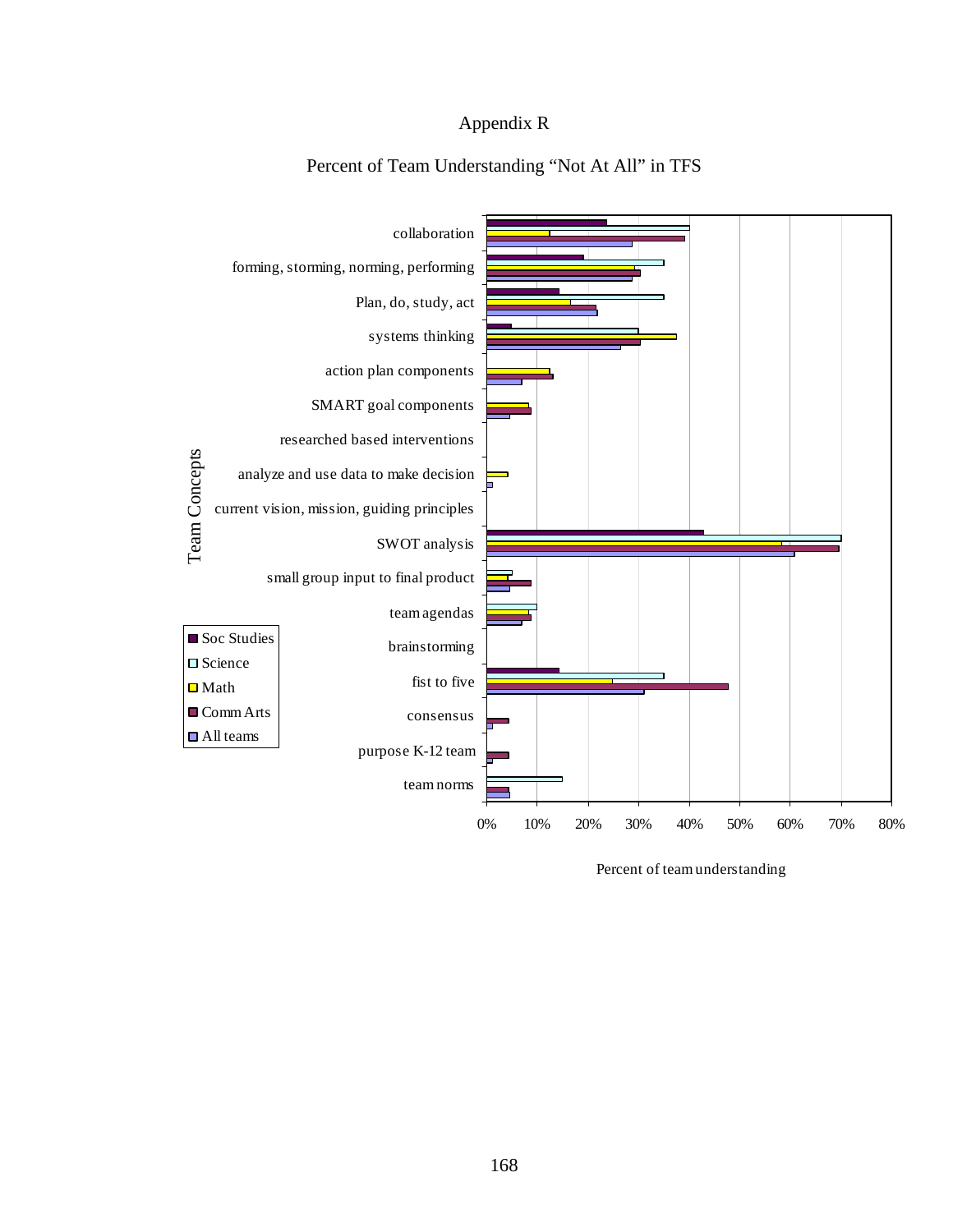# Appendix R

## Percent of Team Understanding “Not At All” in TFS

Team Concepts

collaboration

forming, storming, norming, performing

Plan, do, study, act

systems thinking

action plan components

SMART goal components

researched based interventions

analyze and use data to make decision

current vision, mission, guiding principles

SWOT analysis

small group input to final product

team agendas

brainstorming

fist to five

consensus

purpose K-12 team

team norms

Soc Studies

Science

Math

Comm Arts

All teams

0% 10% 20% 30% 40% 50% 60% 70% 80%

Percent of team understanding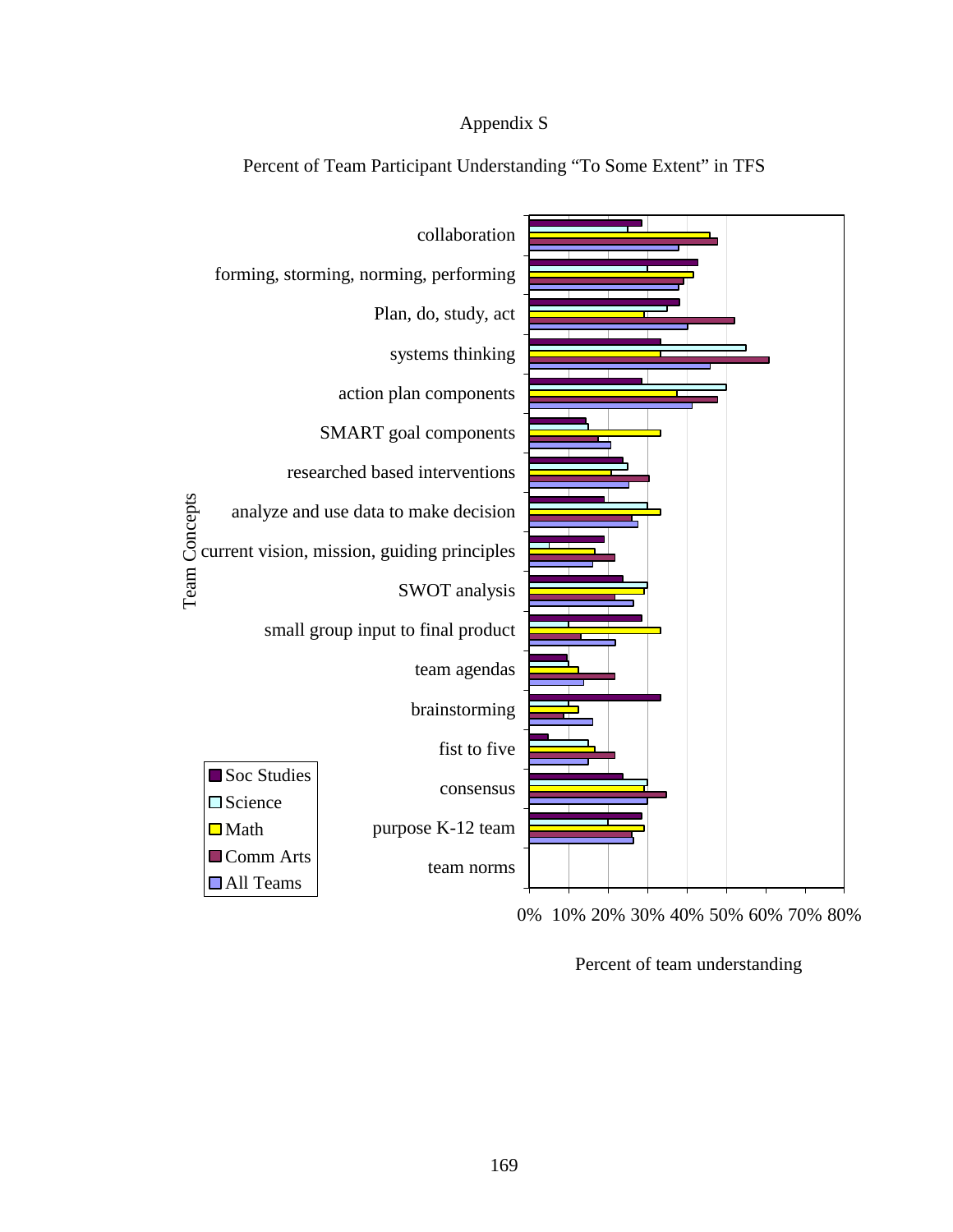# Appendix S

Percent of Team Participant Understanding "To Some Extent" in TFS

Team Concepts

collaboration

forming, storming, norming, performing

Plan, do, study, act

systems thinking

action plan components

SMART goal components

researched based interventions

analyze and use data to make decision

current vision, mission, guiding principles

SWOT analysis

small group input to final product

team agendas

brainstorming

fist to five

consensus

purpose K-12 team

team norms

Soc Studies
Science
Math
Comm Arts
All Teams

0% 10% 20% 30% 40% 50% 60% 70% 80%

Percent of team understanding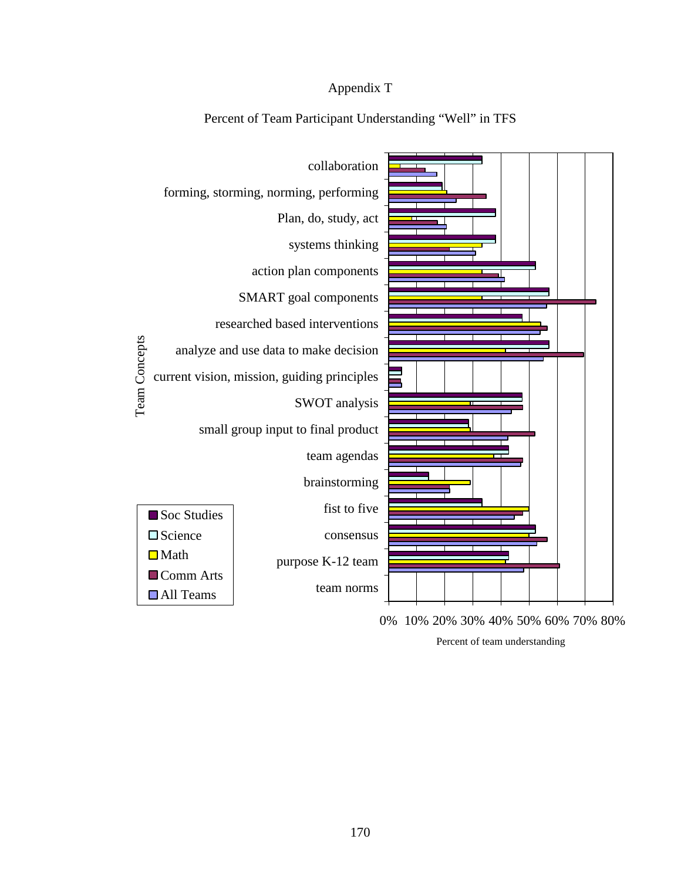Appendix T

Percent of Team Participant Understanding "Well" in TFS

Team Concepts

collaboration

forming, storming, norming, performing

Plan, do, study, act

systems thinking

action plan components

SMART goal components

researched based interventions

analyze and use data to make decision

current vision, mission, guiding principles

SWOT analysis

small group input to final product

team agendas

brainstorming

fist to five

consensus

purpose K-12 team

team norms

Soc Studies

Science

Math

Comm Arts

All Teams

0% 10% 20% 30% 40% 50% 60% 70% 80%

Percent of team understanding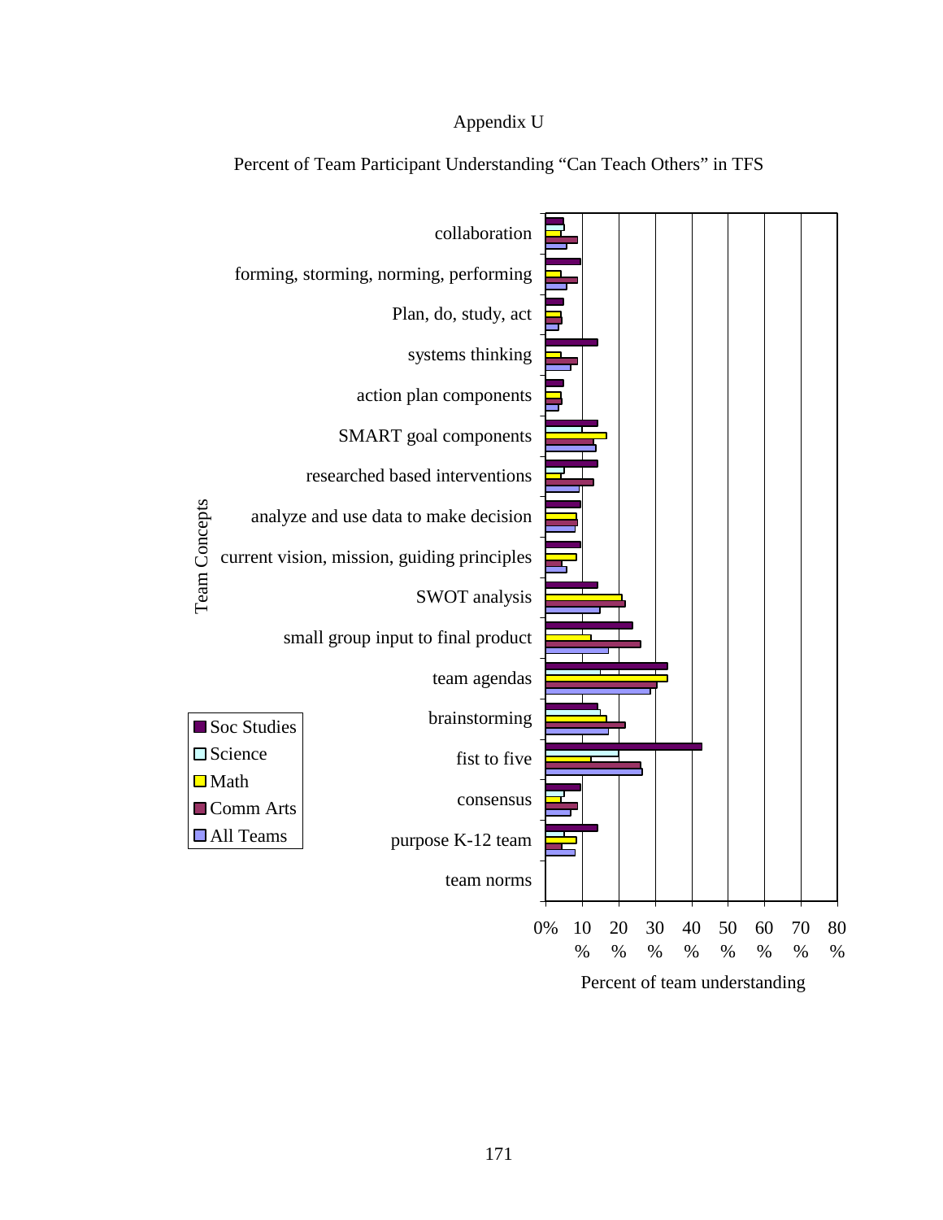# Appendix U

Percent of Team Participant Understanding "Can Teach Others" in TFS

Team Concepts

collaboration

forming, storming, norming, performing

Plan, do, study, act

systems thinking

action plan components

SMART goal components

researched based interventions

analyze and use data to make decision

current vision, mission, guiding principles

SWOT analysis

small group input to final product

team agendas

brainstorming

fist to five

consensus

purpose K-12 team

team norms

Soc Studies

Science

Math

Comm Arts

All Teams

0% 10% 20% 30% 40% 50% 60% 70% 80%

Percent of team understanding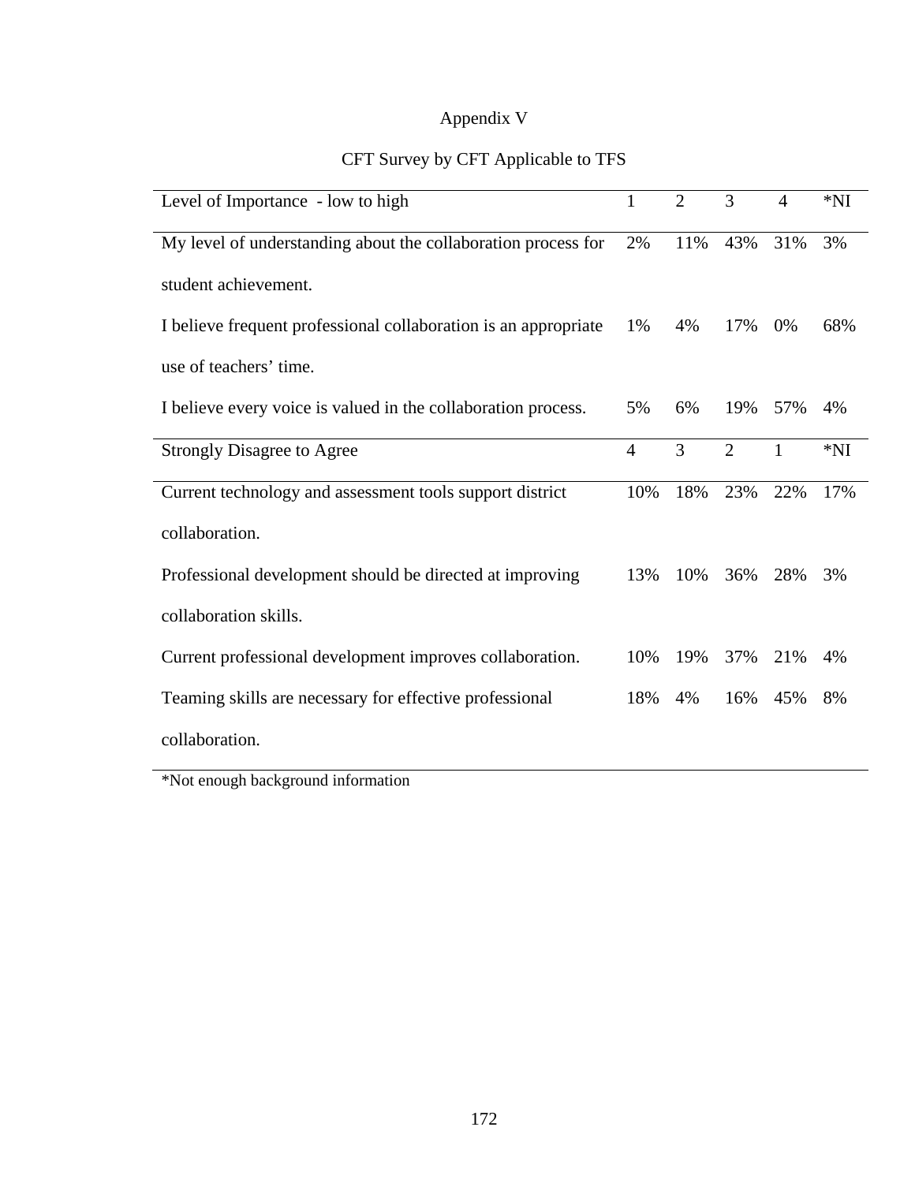# Appendix V

## CFT Survey by CFT Applicable to TFS

| Level of Importance - low to high | 1 | 2 | 3 | 4 | *NI |
|---|---|---|---|---|---|
| My level of understanding about the collaboration process for student achievement. | 2% | 11% | 43% | 31% | 3% |
| I believe frequent professional collaboration is an appropriate use of teachers' time. | 1% | 4% | 17% | 0% | 68% |
| I believe every voice is valued in the collaboration process. | 5% | 6% | 19% | 57% | 4% |
| **Strongly Disagree to Agree** | **4** | **3** | **2** | **1** | ***NI** |
| Current technology and assessment tools support district collaboration. | 10% | 18% | 23% | 22% | 17% |
| Professional development should be directed at improving collaboration skills. | 13% | 10% | 36% | 28% | 3% |
| Current professional development improves collaboration. | 10% | 19% | 37% | 21% | 4% |
| Teaming skills are necessary for effective professional collaboration. | 18% | 4% | 16% | 45% | 8% |

*Not enough background information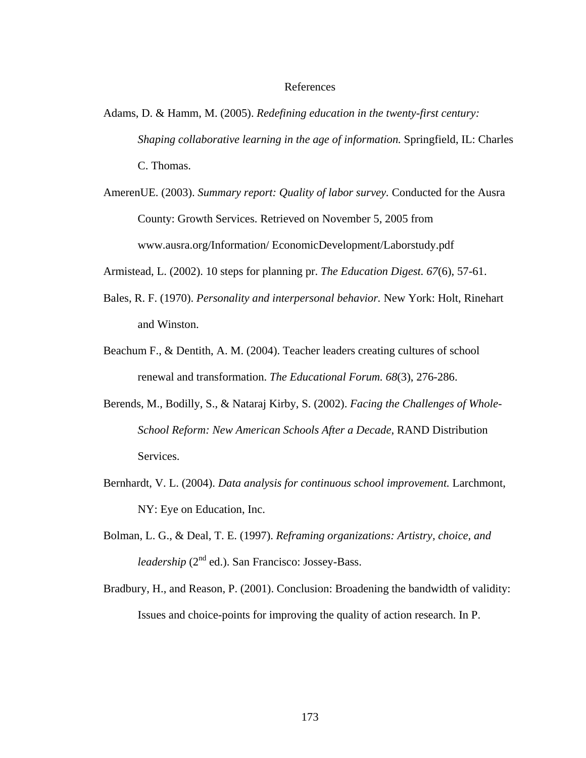# References

Adams, D. & Hamm, M. (2005). *Redefining education in the twenty-first century: Shaping collaborative learning in the age of information.* Springfield, IL: Charles C. Thomas.

AmerenUE. (2003). *Summary report: Quality of labor survey.* Conducted for the Ausra County: Growth Services. Retrieved on November 5, 2005 from www.ausra.org/Information/ EconomicDevelopment/Laborstudy.pdf

Armistead, L. (2002). 10 steps for planning pr. *The Education Digest. 67*(6), 57-61.

Bales, R. F. (1970). *Personality and interpersonal behavior.* New York: Holt, Rinehart and Winston.

Beachum F., & Dentith, A. M. (2004). Teacher leaders creating cultures of school renewal and transformation. *The Educational Forum. 68*(3), 276-286.

Berends, M., Bodilly, S., & Nataraj Kirby, S. (2002). *Facing the Challenges of Whole-School Reform: New American Schools After a Decade*, RAND Distribution Services.

Bernhardt, V. L. (2004). *Data analysis for continuous school improvement.* Larchmont, NY: Eye on Education, Inc.

Bolman, L. G., & Deal, T. E. (1997). *Reframing organizations: Artistry, choice, and leadership* (2nd ed.). San Francisco: Jossey-Bass.

Bradbury, H., and Reason, P. (2001). Conclusion: Broadening the bandwidth of validity: Issues and choice-points for improving the quality of action research. In P.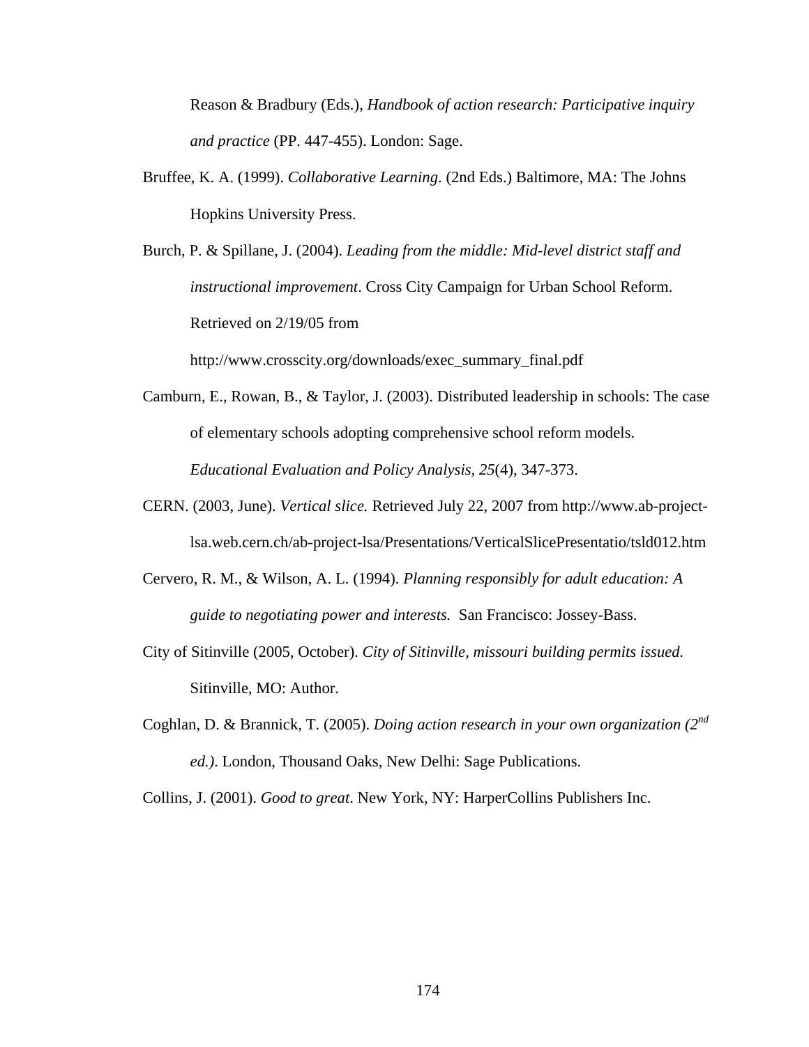Reason & Bradbury (Eds.), *Handbook of action research: Participative inquiry and practice* (PP. 447-455). London: Sage.

Bruffee, K. A. (1999). *Collaborative Learning*. (2nd Eds.) Baltimore, MA: The Johns Hopkins University Press.

Burch, P. & Spillane, J. (2004). *Leading from the middle: Mid-level district staff and instructional improvement*. Cross City Campaign for Urban School Reform. Retrieved on 2/19/05 from http://www.crosscity.org/downloads/exec_summary_final.pdf

Camburn, E., Rowan, B., & Taylor, J. (2003). Distributed leadership in schools: The case of elementary schools adopting comprehensive school reform models. *Educational Evaluation and Policy Analysis, 25*(4), 347-373.

CERN. (2003, June). *Vertical slice.* Retrieved July 22, 2007 from http://www.ab-project-lsa.web.cern.ch/ab-project-lsa/Presentations/VerticalSlicePresentatio/tsld012.htm

Cervero, R. M., & Wilson, A. L. (1994). *Planning responsibly for adult education: A guide to negotiating power and interests.* San Francisco: Jossey-Bass.

City of Sitinville (2005, October). *City of Sitinville, missouri building permits issued.* Sitinville, MO: Author.

Coghlan, D. & Brannick, T. (2005). *Doing action research in your own organization (2nd ed.)*. London, Thousand Oaks, New Delhi: Sage Publications.

Collins, J. (2001). *Good to great*. New York, NY: HarperCollins Publishers Inc.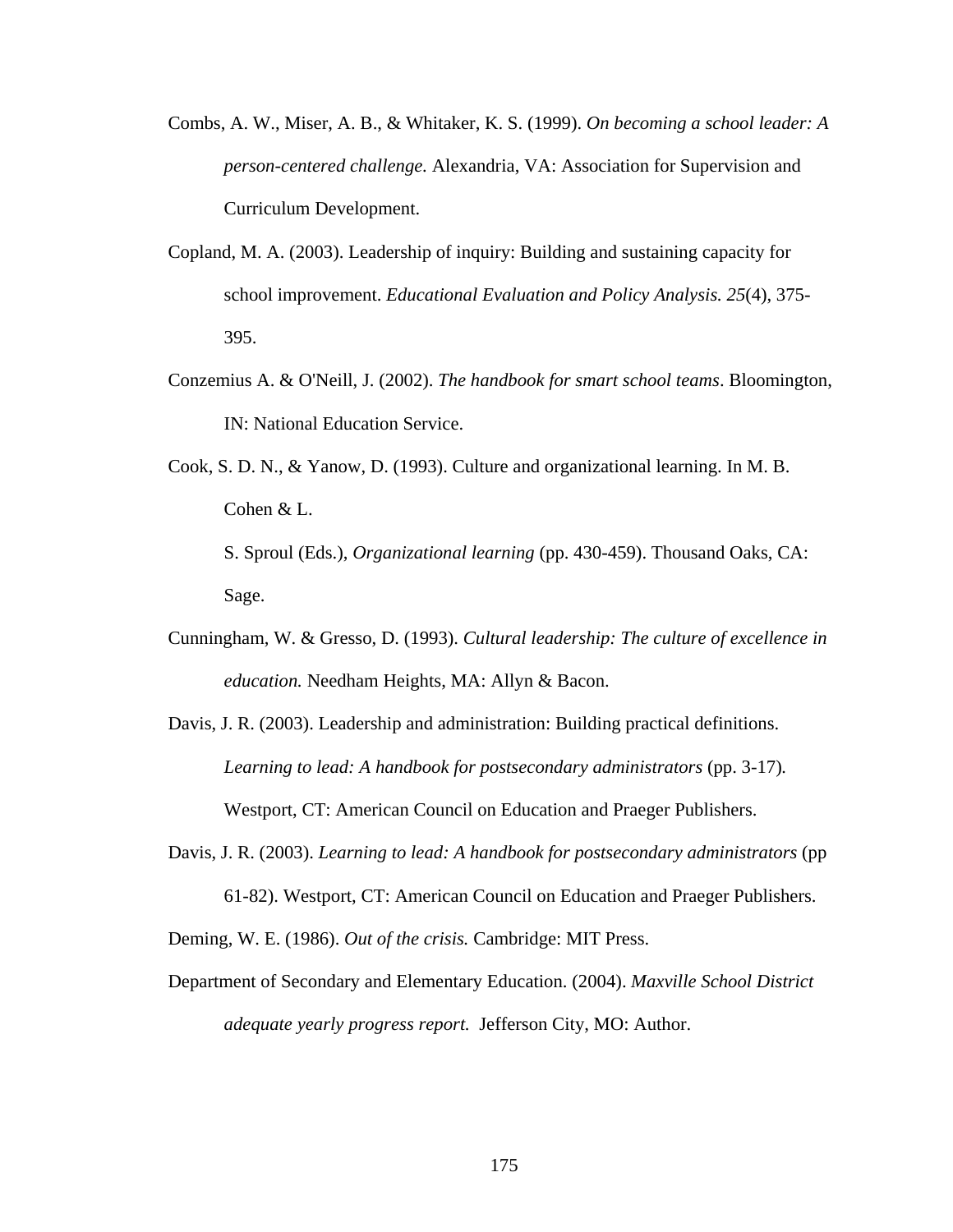Combs, A. W., Miser, A. B., & Whitaker, K. S. (1999). *On becoming a school leader: A person-centered challenge.* Alexandria, VA: Association for Supervision and Curriculum Development.

Copland, M. A. (2003). Leadership of inquiry: Building and sustaining capacity for school improvement. *Educational Evaluation and Policy Analysis. 25*(4), 375-395.

Conzemius A. & O'Neill, J. (2002). *The handbook for smart school teams*. Bloomington, IN: National Education Service.

Cook, S. D. N., & Yanow, D. (1993). Culture and organizational learning. In M. B. Cohen & L.

S. Sproul (Eds.), *Organizational learning* (pp. 430-459). Thousand Oaks, CA: Sage.

Cunningham, W. & Gresso, D. (1993). *Cultural leadership: The culture of excellence in education.* Needham Heights, MA: Allyn & Bacon.

Davis, J. R. (2003). Leadership and administration: Building practical definitions. *Learning to lead: A handbook for postsecondary administrators* (pp. 3-17). Westport, CT: American Council on Education and Praeger Publishers.

Davis, J. R. (2003). *Learning to lead: A handbook for postsecondary administrators* (pp 61-82). Westport, CT: American Council on Education and Praeger Publishers.

Deming, W. E. (1986). *Out of the crisis.* Cambridge: MIT Press.

Department of Secondary and Elementary Education. (2004). *Maxville School District adequate yearly progress report.* Jefferson City, MO: Author.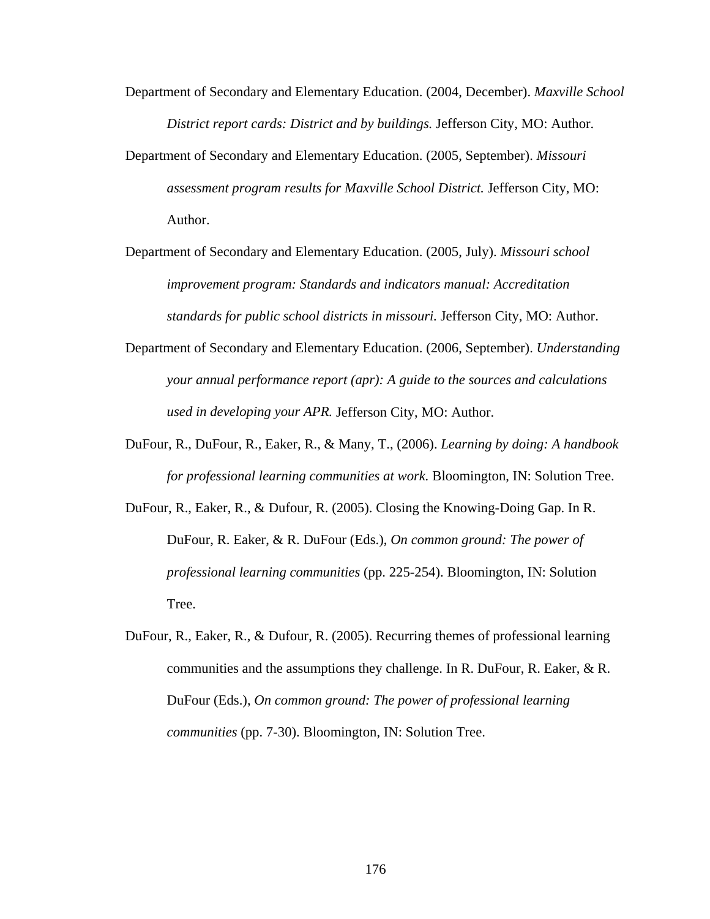Department of Secondary and Elementary Education. (2004, December). *Maxville School District report cards: District and by buildings.* Jefferson City, MO: Author.

Department of Secondary and Elementary Education. (2005, September). *Missouri assessment program results for Maxville School District.* Jefferson City, MO: Author.

Department of Secondary and Elementary Education. (2005, July). *Missouri school improvement program: Standards and indicators manual: Accreditation standards for public school districts in missouri.* Jefferson City, MO: Author.

Department of Secondary and Elementary Education. (2006, September). *Understanding your annual performance report (apr): A guide to the sources and calculations used in developing your APR.* Jefferson City, MO: Author.

DuFour, R., DuFour, R., Eaker, R., & Many, T., (2006). *Learning by doing: A handbook for professional learning communities at work.* Bloomington, IN: Solution Tree.

DuFour, R., Eaker, R., & Dufour, R. (2005). Closing the Knowing-Doing Gap. In R. DuFour, R. Eaker, & R. DuFour (Eds.), *On common ground: The power of professional learning communities* (pp. 225-254). Bloomington, IN: Solution Tree.

DuFour, R., Eaker, R., & Dufour, R. (2005). Recurring themes of professional learning communities and the assumptions they challenge. In R. DuFour, R. Eaker, & R. DuFour (Eds.), *On common ground: The power of professional learning communities* (pp. 7-30). Bloomington, IN: Solution Tree.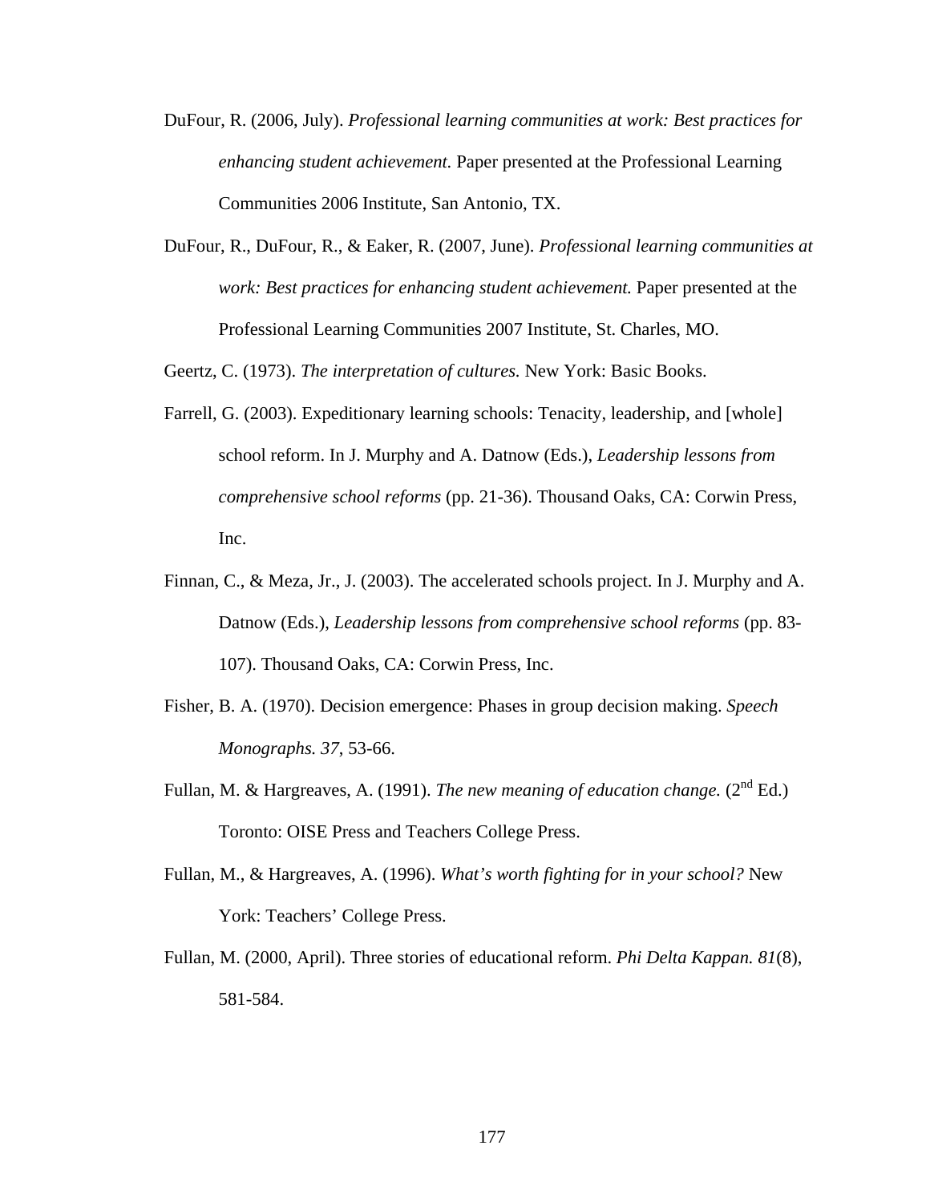DuFour, R. (2006, July). *Professional learning communities at work: Best practices for enhancing student achievement.* Paper presented at the Professional Learning Communities 2006 Institute, San Antonio, TX.

DuFour, R., DuFour, R., & Eaker, R. (2007, June). *Professional learning communities at work: Best practices for enhancing student achievement.* Paper presented at the Professional Learning Communities 2007 Institute, St. Charles, MO.

Geertz, C. (1973). *The interpretation of cultures.* New York: Basic Books.

Farrell, G. (2003). Expeditionary learning schools: Tenacity, leadership, and [whole] school reform. In J. Murphy and A. Datnow (Eds.), *Leadership lessons from comprehensive school reforms* (pp. 21-36). Thousand Oaks, CA: Corwin Press, Inc.

Finnan, C., & Meza, Jr., J. (2003). The accelerated schools project. In J. Murphy and A. Datnow (Eds.), *Leadership lessons from comprehensive school reforms* (pp. 83-107). Thousand Oaks, CA: Corwin Press, Inc.

Fisher, B. A. (1970). Decision emergence: Phases in group decision making. *Speech Monographs. 37*, 53-66.

Fullan, M. & Hargreaves, A. (1991). *The new meaning of education change.* (2nd Ed.) Toronto: OISE Press and Teachers College Press.

Fullan, M., & Hargreaves, A. (1996). *What's worth fighting for in your school?* New York: Teachers' College Press.

Fullan, M. (2000, April). Three stories of educational reform. *Phi Delta Kappan. 81*(8), 581-584.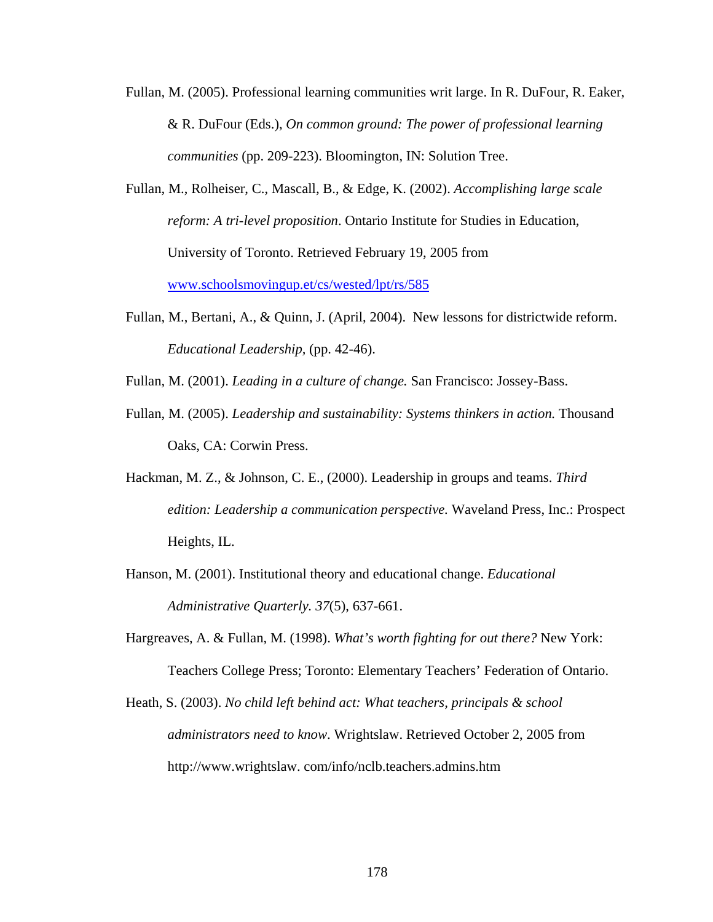Fullan, M. (2005). Professional learning communities writ large. In R. DuFour, R. Eaker, & R. DuFour (Eds.), *On common ground: The power of professional learning communities* (pp. 209-223). Bloomington, IN: Solution Tree.

Fullan, M., Rolheiser, C., Mascall, B., & Edge, K. (2002). *Accomplishing large scale reform: A tri-level proposition*. Ontario Institute for Studies in Education, University of Toronto. Retrieved February 19, 2005 from www.schoolsmovingup.et/cs/wested/lpt/rs/585

Fullan, M., Bertani, A., & Quinn, J. (April, 2004). New lessons for districtwide reform. *Educational Leadership,* (pp. 42-46).

Fullan, M. (2001). *Leading in a culture of change.* San Francisco: Jossey-Bass.

Fullan, M. (2005). *Leadership and sustainability: Systems thinkers in action.* Thousand Oaks, CA: Corwin Press.

Hackman, M. Z., & Johnson, C. E., (2000). Leadership in groups and teams. *Third edition: Leadership a communication perspective.* Waveland Press, Inc.: Prospect Heights, IL.

Hanson, M. (2001). Institutional theory and educational change. *Educational Administrative Quarterly. 37*(5), 637-661.

Hargreaves, A. & Fullan, M. (1998). *What's worth fighting for out there?* New York: Teachers College Press; Toronto: Elementary Teachers' Federation of Ontario.

Heath, S. (2003). *No child left behind act: What teachers, principals & school administrators need to know*. Wrightslaw. Retrieved October 2, 2005 from http://www.wrightslaw. com/info/nclb.teachers.admins.htm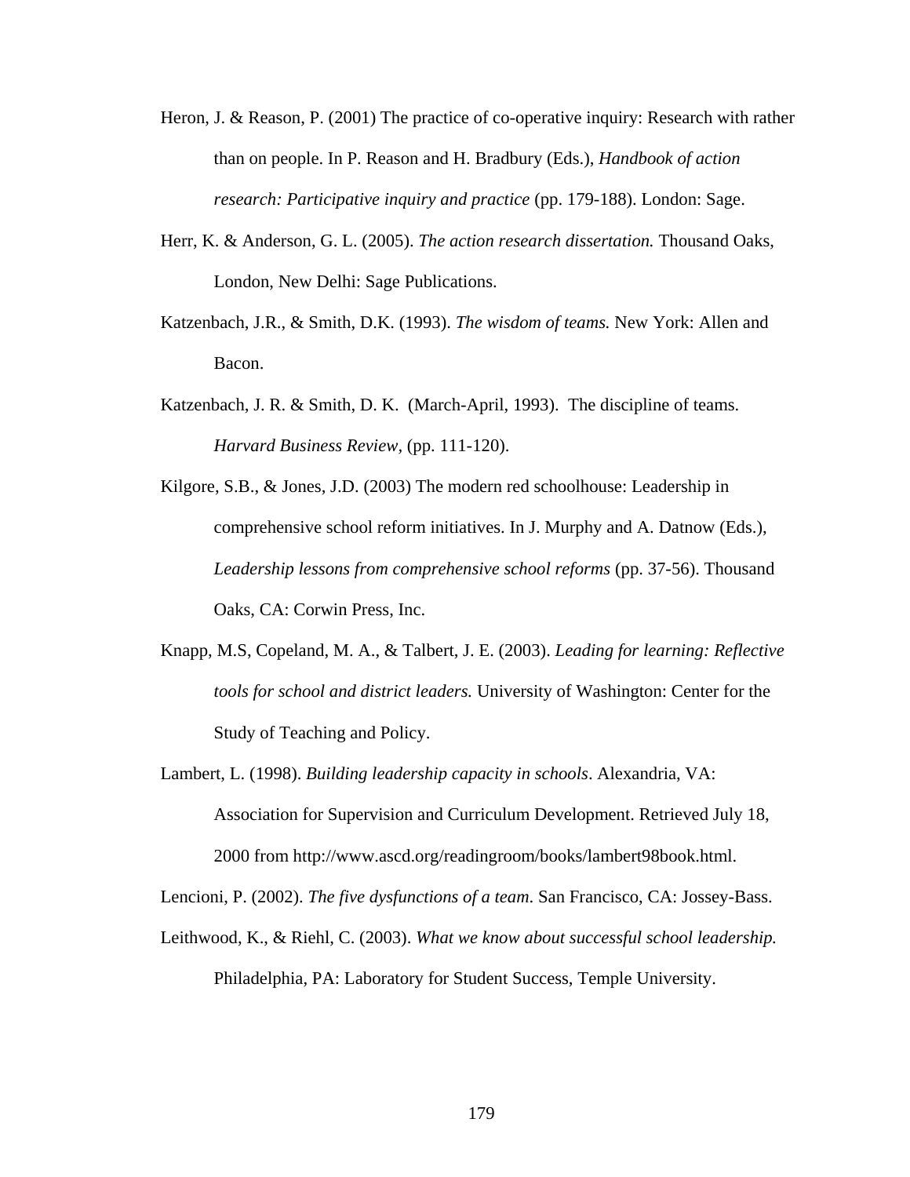Heron, J. & Reason, P. (2001) The practice of co-operative inquiry: Research with rather than on people. In P. Reason and H. Bradbury (Eds.), *Handbook of action research: Participative inquiry and practice* (pp. 179-188). London: Sage.

Herr, K. & Anderson, G. L. (2005). *The action research dissertation.* Thousand Oaks, London, New Delhi: Sage Publications.

Katzenbach, J.R., & Smith, D.K. (1993). *The wisdom of teams.* New York: Allen and Bacon.

Katzenbach, J. R. & Smith, D. K. (March-April, 1993). The discipline of teams. *Harvard Business Review,* (pp. 111-120).

Kilgore, S.B., & Jones, J.D. (2003) The modern red schoolhouse: Leadership in comprehensive school reform initiatives. In J. Murphy and A. Datnow (Eds.), *Leadership lessons from comprehensive school reforms* (pp. 37-56). Thousand Oaks, CA: Corwin Press, Inc.

Knapp, M.S, Copeland, M. A., & Talbert, J. E. (2003). *Leading for learning: Reflective tools for school and district leaders.* University of Washington: Center for the Study of Teaching and Policy.

Lambert, L. (1998). *Building leadership capacity in schools*. Alexandria, VA: Association for Supervision and Curriculum Development. Retrieved July 18, 2000 from http://www.ascd.org/readingroom/books/lambert98book.html.

Lencioni, P. (2002). *The five dysfunctions of a team*. San Francisco, CA: Jossey-Bass.

Leithwood, K., & Riehl, C. (2003). *What we know about successful school leadership.* Philadelphia, PA: Laboratory for Student Success, Temple University.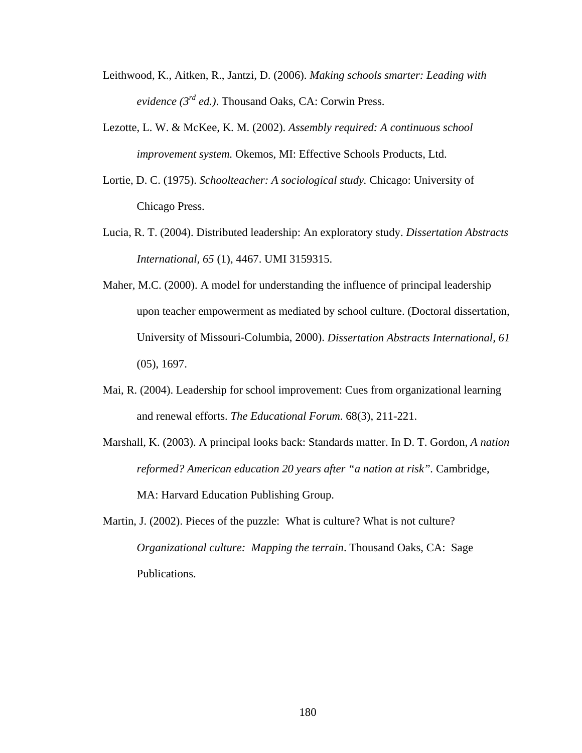Leithwood, K., Aitken, R., Jantzi, D. (2006). *Making schools smarter: Leading with evidence (3rd ed.)*. Thousand Oaks, CA: Corwin Press.

Lezotte, L. W. & McKee, K. M. (2002). *Assembly required: A continuous school improvement system.* Okemos, MI: Effective Schools Products, Ltd.

Lortie, D. C. (1975). *Schoolteacher: A sociological study.* Chicago: University of Chicago Press.

Lucia, R. T. (2004). Distributed leadership: An exploratory study. *Dissertation Abstracts International, 65* (1), 4467. UMI 3159315.

Maher, M.C. (2000). A model for understanding the influence of principal leadership upon teacher empowerment as mediated by school culture. (Doctoral dissertation, University of Missouri-Columbia, 2000). *Dissertation Abstracts International, 61* (05), 1697.

Mai, R. (2004). Leadership for school improvement: Cues from organizational learning and renewal efforts. *The Educational Forum*. 68(3), 211-221.

Marshall, K. (2003). A principal looks back: Standards matter. In D. T. Gordon, *A nation reformed? American education 20 years after "a nation at risk"*. Cambridge, MA: Harvard Education Publishing Group.

Martin, J. (2002). Pieces of the puzzle: What is culture? What is not culture? *Organizational culture: Mapping the terrain*. Thousand Oaks, CA: Sage Publications.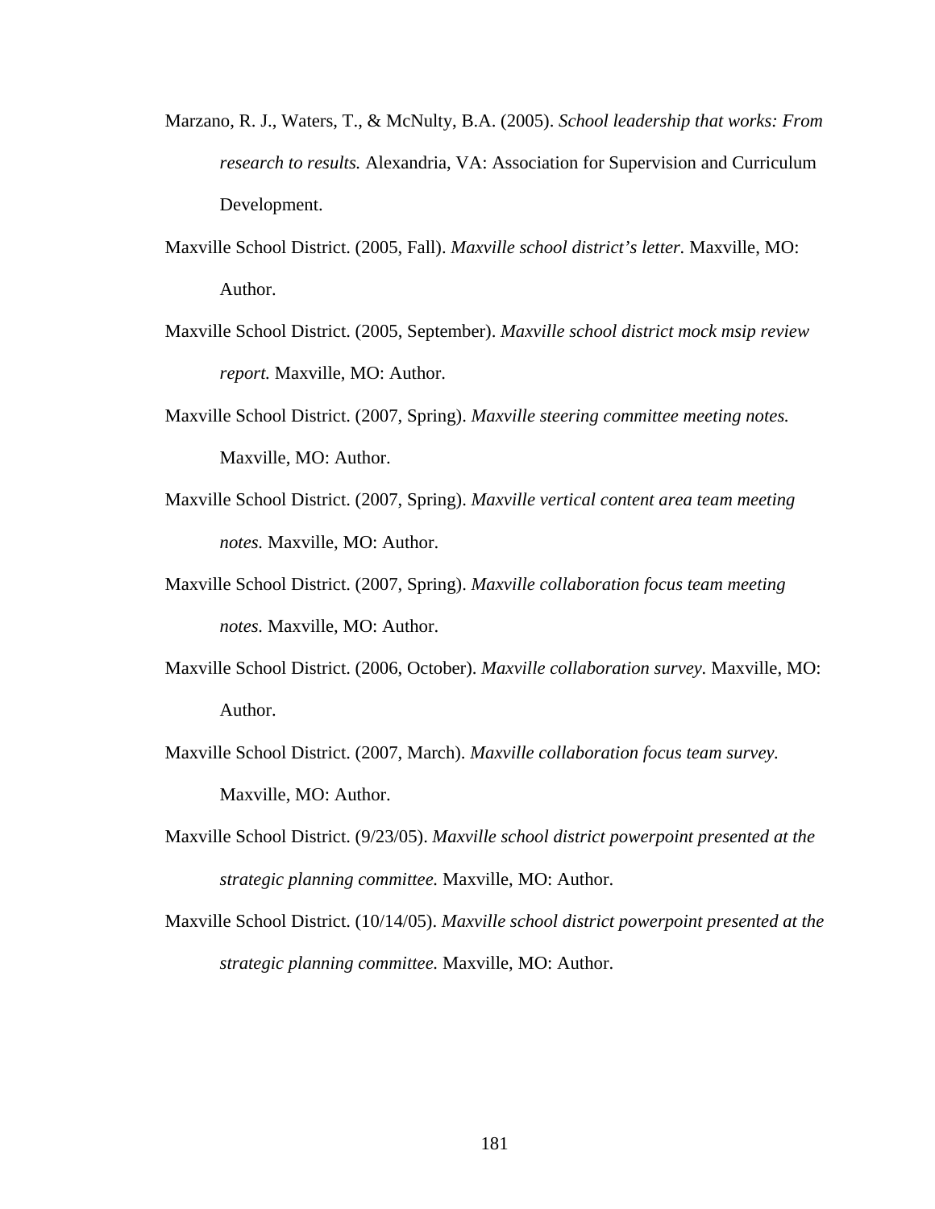Marzano, R. J., Waters, T., & McNulty, B.A. (2005). *School leadership that works: From research to results.* Alexandria, VA: Association for Supervision and Curriculum Development.

Maxville School District. (2005, Fall). *Maxville school district's letter.* Maxville, MO: Author.

Maxville School District. (2005, September). *Maxville school district mock msip review report.* Maxville, MO: Author.

Maxville School District. (2007, Spring). *Maxville steering committee meeting notes.* Maxville, MO: Author.

Maxville School District. (2007, Spring). *Maxville vertical content area team meeting notes.* Maxville, MO: Author.

Maxville School District. (2007, Spring). *Maxville collaboration focus team meeting notes.* Maxville, MO: Author.

Maxville School District. (2006, October). *Maxville collaboration survey.* Maxville, MO: Author.

Maxville School District. (2007, March). *Maxville collaboration focus team survey.* Maxville, MO: Author.

Maxville School District. (9/23/05). *Maxville school district powerpoint presented at the strategic planning committee.* Maxville, MO: Author.

Maxville School District. (10/14/05). *Maxville school district powerpoint presented at the strategic planning committee.* Maxville, MO: Author.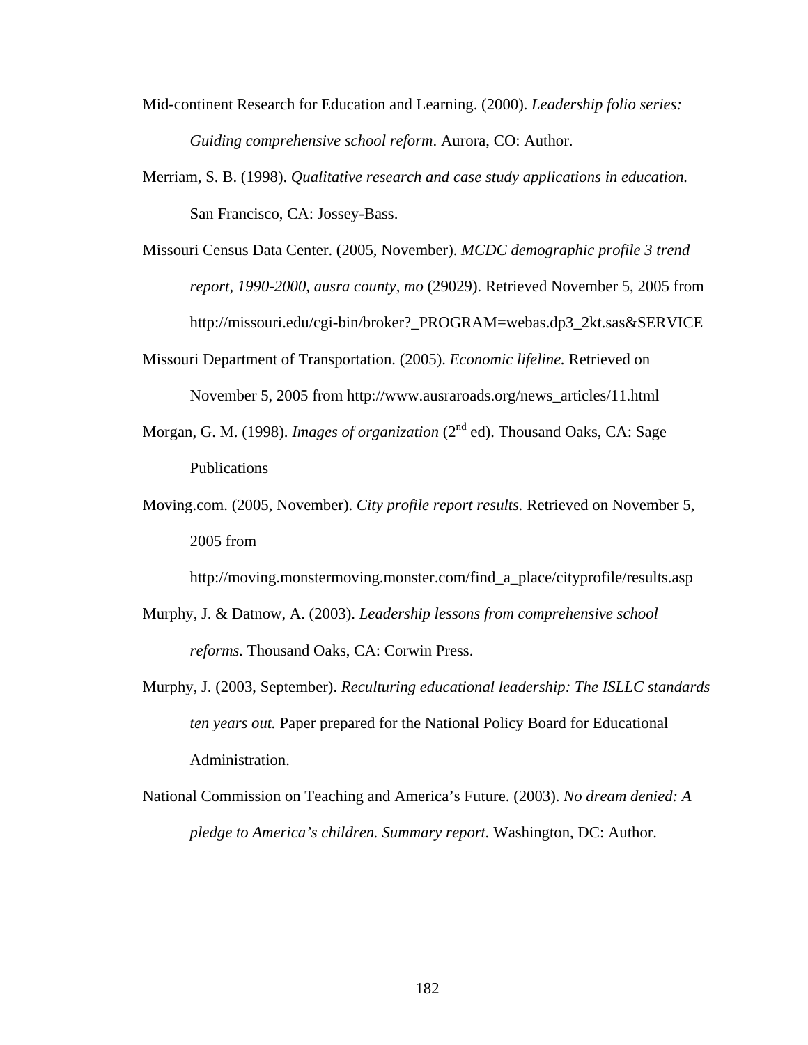Mid-continent Research for Education and Learning. (2000). *Leadership folio series: Guiding comprehensive school reform*. Aurora, CO: Author.

Merriam, S. B. (1998). *Qualitative research and case study applications in education.* San Francisco, CA: Jossey-Bass.

Missouri Census Data Center. (2005, November). *MCDC demographic profile 3 trend report, 1990-2000, ausra county, mo* (29029). Retrieved November 5, 2005 from http://missouri.edu/cgi-bin/broker?_PROGRAM=webas.dp3_2kt.sas&SERVICE

Missouri Department of Transportation. (2005). *Economic lifeline.* Retrieved on November 5, 2005 from http://www.ausraroads.org/news_articles/11.html

Morgan, G. M. (1998). *Images of organization* (2nd ed). Thousand Oaks, CA: Sage Publications

Moving.com. (2005, November). *City profile report results.* Retrieved on November 5, 2005 from http://moving.monstermoving.monster.com/find_a_place/cityprofile/results.asp

Murphy, J. & Datnow, A. (2003). *Leadership lessons from comprehensive school reforms.* Thousand Oaks, CA: Corwin Press.

Murphy, J. (2003, September). *Reculturing educational leadership: The ISLLC standards ten years out.* Paper prepared for the National Policy Board for Educational Administration.

National Commission on Teaching and America's Future. (2003). *No dream denied: A pledge to America's children. Summary report.* Washington, DC: Author.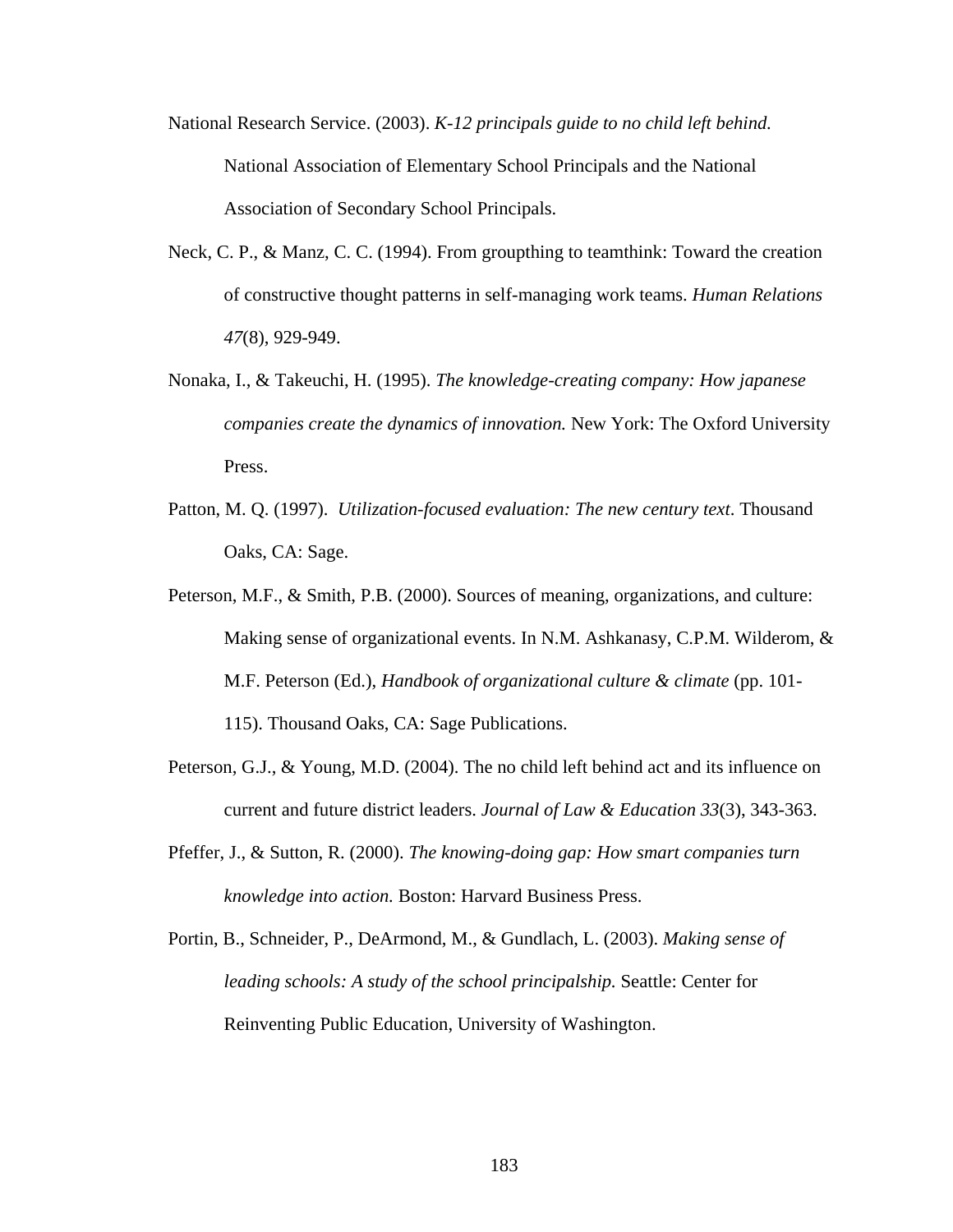National Research Service. (2003). *K-12 principals guide to no child left behind.* National Association of Elementary School Principals and the National Association of Secondary School Principals.

Neck, C. P., & Manz, C. C. (1994). From groupthing to teamthink: Toward the creation of constructive thought patterns in self-managing work teams. *Human Relations 47*(8), 929-949.

Nonaka, I., & Takeuchi, H. (1995). *The knowledge-creating company: How japanese companies create the dynamics of innovation.* New York: The Oxford University Press.

Patton, M. Q. (1997). *Utilization-focused evaluation: The new century text*. Thousand Oaks, CA: Sage.

Peterson, M.F., & Smith, P.B. (2000). Sources of meaning, organizations, and culture: Making sense of organizational events. In N.M. Ashkanasy, C.P.M. Wilderom, & M.F. Peterson (Ed.), *Handbook of organizational culture & climate* (pp. 101-115). Thousand Oaks, CA: Sage Publications.

Peterson, G.J., & Young, M.D. (2004). The no child left behind act and its influence on current and future district leaders. *Journal of Law & Education 33*(3), 343-363.

Pfeffer, J., & Sutton, R. (2000). *The knowing-doing gap: How smart companies turn knowledge into action.* Boston: Harvard Business Press.

Portin, B., Schneider, P., DeArmond, M., & Gundlach, L. (2003). *Making sense of leading schools: A study of the school principalship.* Seattle: Center for Reinventing Public Education, University of Washington.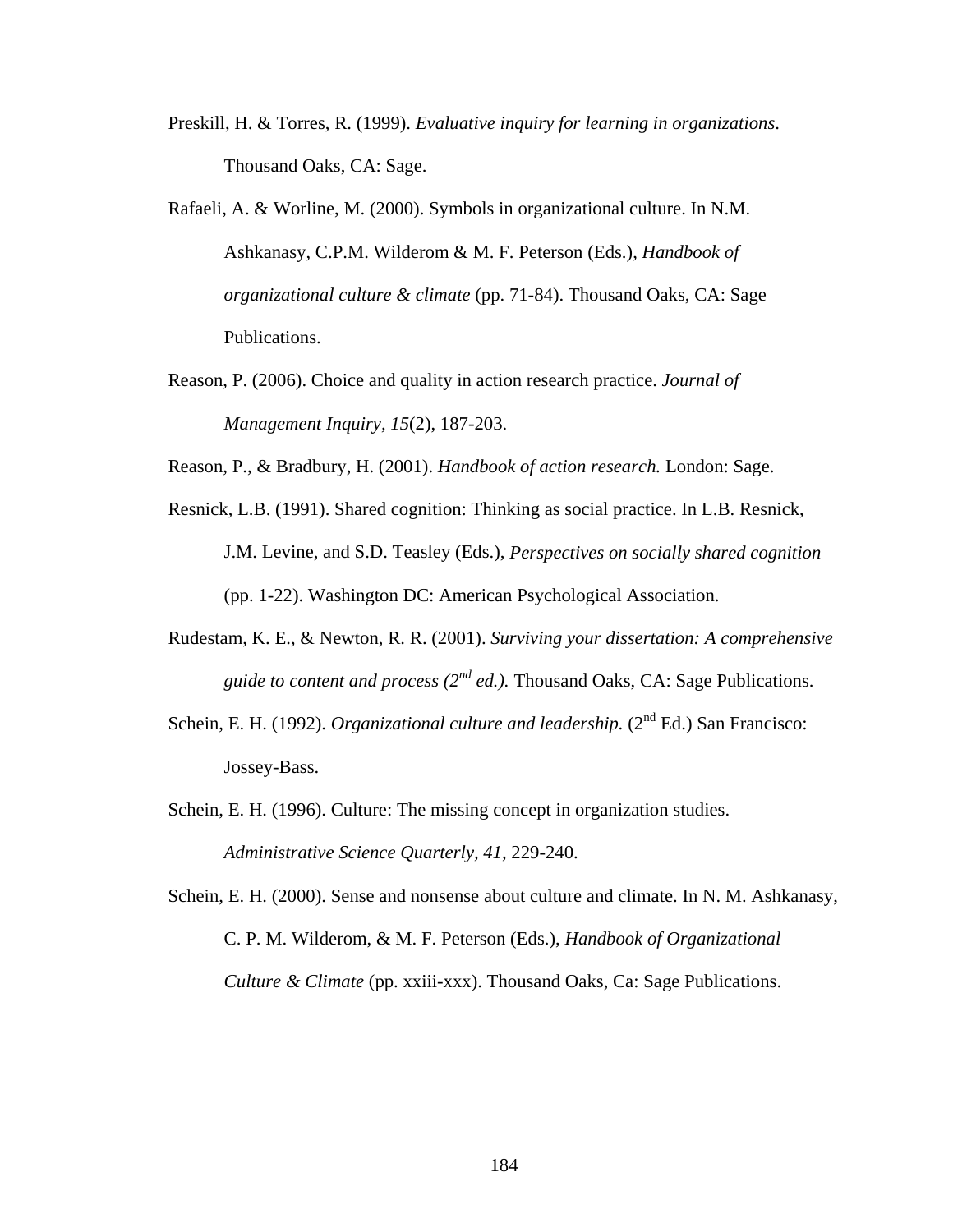Preskill, H. & Torres, R. (1999). *Evaluative inquiry for learning in organizations*. Thousand Oaks, CA: Sage.

Rafaeli, A. & Worline, M. (2000). Symbols in organizational culture. In N.M. Ashkanasy, C.P.M. Wilderom & M. F. Peterson (Eds.), *Handbook of organizational culture & climate* (pp. 71-84). Thousand Oaks, CA: Sage Publications.

Reason, P. (2006). Choice and quality in action research practice. *Journal of Management Inquiry, 15*(2), 187-203.

Reason, P., & Bradbury, H. (2001). *Handbook of action research.* London: Sage.

Resnick, L.B. (1991). Shared cognition: Thinking as social practice. In L.B. Resnick, J.M. Levine, and S.D. Teasley (Eds.), *Perspectives on socially shared cognition* (pp. 1-22). Washington DC: American Psychological Association.

Rudestam, K. E., & Newton, R. R. (2001). *Surviving your dissertation: A comprehensive guide to content and process (2nd ed.).* Thousand Oaks, CA: Sage Publications.

Schein, E. H. (1992). *Organizational culture and leadership.* (2nd Ed.) San Francisco: Jossey-Bass.

Schein, E. H. (1996). Culture: The missing concept in organization studies. *Administrative Science Quarterly, 41*, 229-240.

Schein, E. H. (2000). Sense and nonsense about culture and climate. In N. M. Ashkanasy, C. P. M. Wilderom, & M. F. Peterson (Eds.), *Handbook of Organizational Culture & Climate* (pp. xxiii-xxx). Thousand Oaks, Ca: Sage Publications.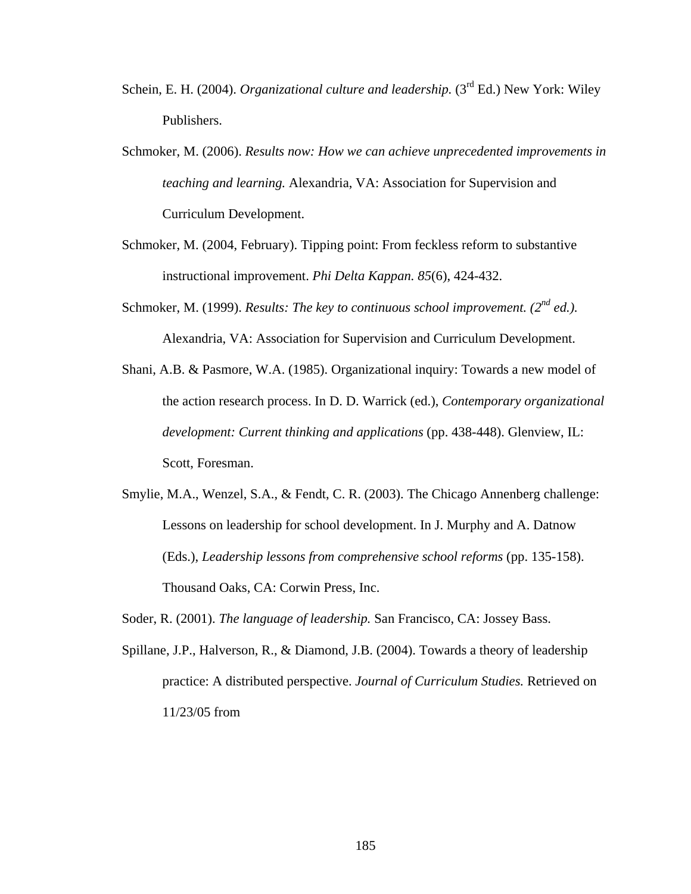Schein, E. H. (2004). *Organizational culture and leadership.* (3rd Ed.) New York: Wiley Publishers.

Schmoker, M. (2006). *Results now: How we can achieve unprecedented improvements in teaching and learning.* Alexandria, VA: Association for Supervision and Curriculum Development.

Schmoker, M. (2004, February). Tipping point: From feckless reform to substantive instructional improvement. *Phi Delta Kappan. 85*(6), 424-432.

Schmoker, M. (1999). *Results: The key to continuous school improvement. (2nd ed.).* Alexandria, VA: Association for Supervision and Curriculum Development.

Shani, A.B. & Pasmore, W.A. (1985). Organizational inquiry: Towards a new model of the action research process. In D. D. Warrick (ed.), *Contemporary organizational development: Current thinking and applications* (pp. 438-448). Glenview, IL: Scott, Foresman.

Smylie, M.A., Wenzel, S.A., & Fendt, C. R. (2003). The Chicago Annenberg challenge: Lessons on leadership for school development. In J. Murphy and A. Datnow (Eds.), *Leadership lessons from comprehensive school reforms* (pp. 135-158). Thousand Oaks, CA: Corwin Press, Inc.

Soder, R. (2001). *The language of leadership.* San Francisco, CA: Jossey Bass.

Spillane, J.P., Halverson, R., & Diamond, J.B. (2004). Towards a theory of leadership practice: A distributed perspective. *Journal of Curriculum Studies.* Retrieved on 11/23/05 from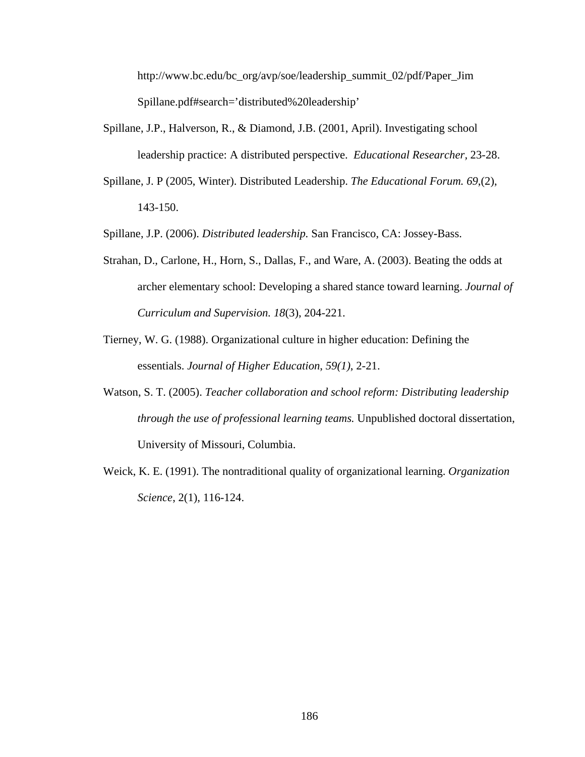http://www.bc.edu/bc_org/avp/soe/leadership_summit_02/pdf/Paper_Jim Spillane.pdf#search='distributed%20leadership'

Spillane, J.P., Halverson, R., & Diamond, J.B. (2001, April). Investigating school leadership practice: A distributed perspective. *Educational Researcher*, 23-28.

Spillane, J. P (2005, Winter). Distributed Leadership. *The Educational Forum. 69*,(2), 143-150.

Spillane, J.P. (2006). *Distributed leadership.* San Francisco, CA: Jossey-Bass.

Strahan, D., Carlone, H., Horn, S., Dallas, F., and Ware, A. (2003). Beating the odds at archer elementary school: Developing a shared stance toward learning. *Journal of Curriculum and Supervision. 18*(3), 204-221.

Tierney, W. G. (1988). Organizational culture in higher education: Defining the essentials. *Journal of Higher Education*, *59(1)*, 2-21.

Watson, S. T. (2005). *Teacher collaboration and school reform: Distributing leadership through the use of professional learning teams.* Unpublished doctoral dissertation, University of Missouri, Columbia.

Weick, K. E. (1991). The nontraditional quality of organizational learning. *Organization Science*, 2(1), 116-124.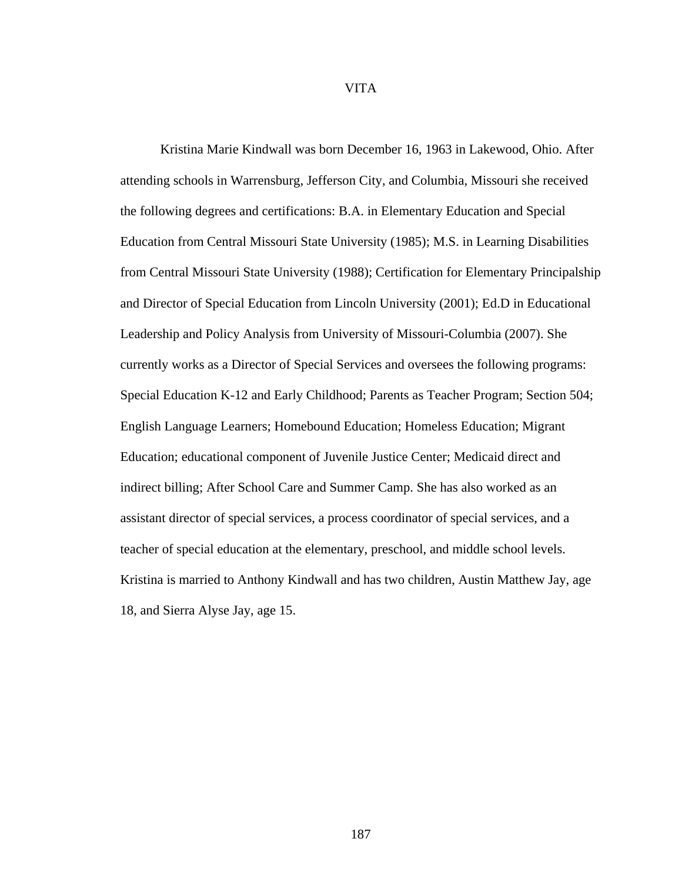# VITA

Kristina Marie Kindwall was born December 16, 1963 in Lakewood, Ohio. After attending schools in Warrensburg, Jefferson City, and Columbia, Missouri she received the following degrees and certifications: B.A. in Elementary Education and Special Education from Central Missouri State University (1985); M.S. in Learning Disabilities from Central Missouri State University (1988); Certification for Elementary Principalship and Director of Special Education from Lincoln University (2001); Ed.D in Educational Leadership and Policy Analysis from University of Missouri-Columbia (2007). She currently works as a Director of Special Services and oversees the following programs: Special Education K-12 and Early Childhood; Parents as Teacher Program; Section 504; English Language Learners; Homebound Education; Homeless Education; Migrant Education; educational component of Juvenile Justice Center; Medicaid direct and indirect billing; After School Care and Summer Camp. She has also worked as an assistant director of special services, a process coordinator of special services, and a teacher of special education at the elementary, preschool, and middle school levels. Kristina is married to Anthony Kindwall and has two children, Austin Matthew Jay, age 18, and Sierra Alyse Jay, age 15.